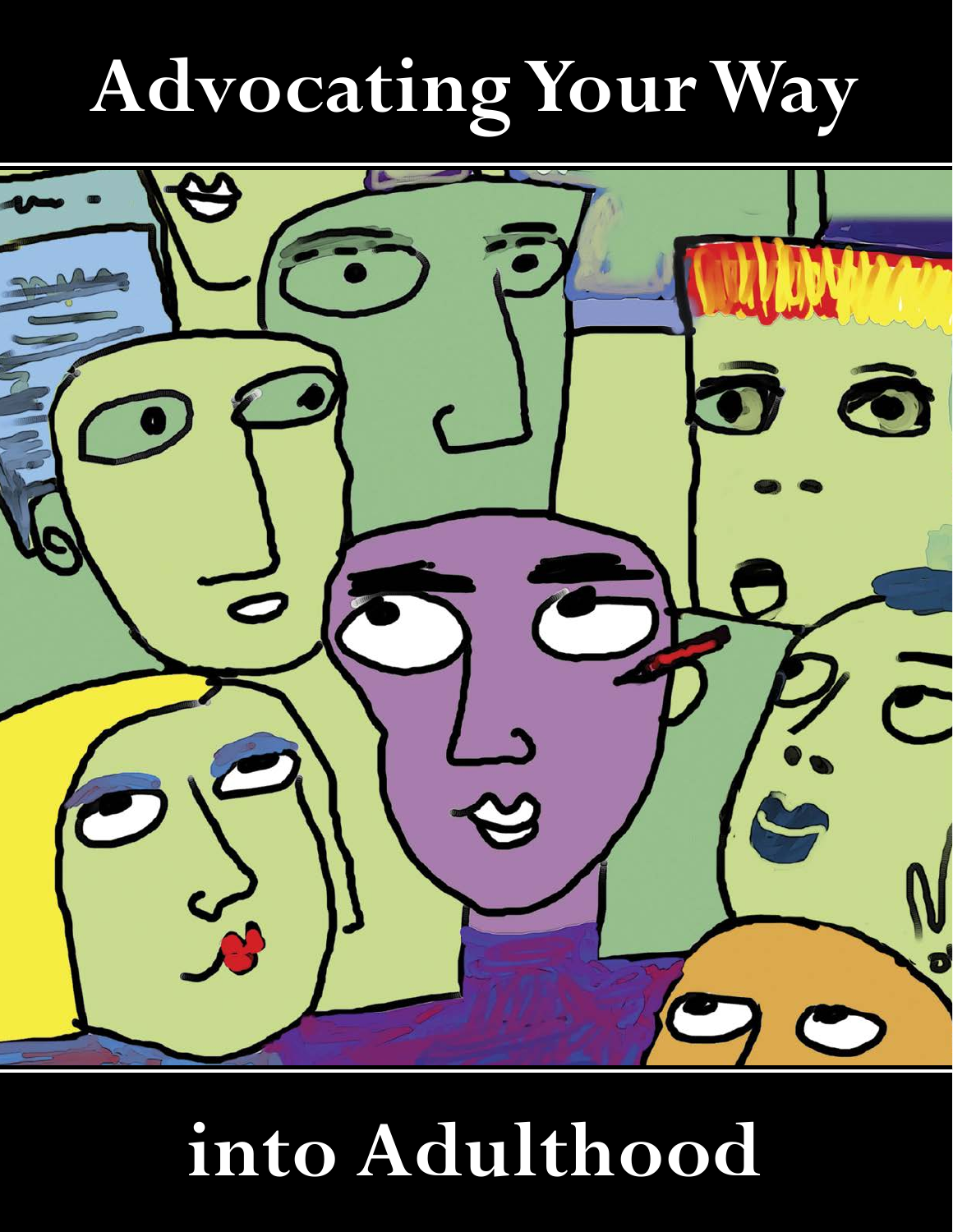# Advocating Your Way into Adulthood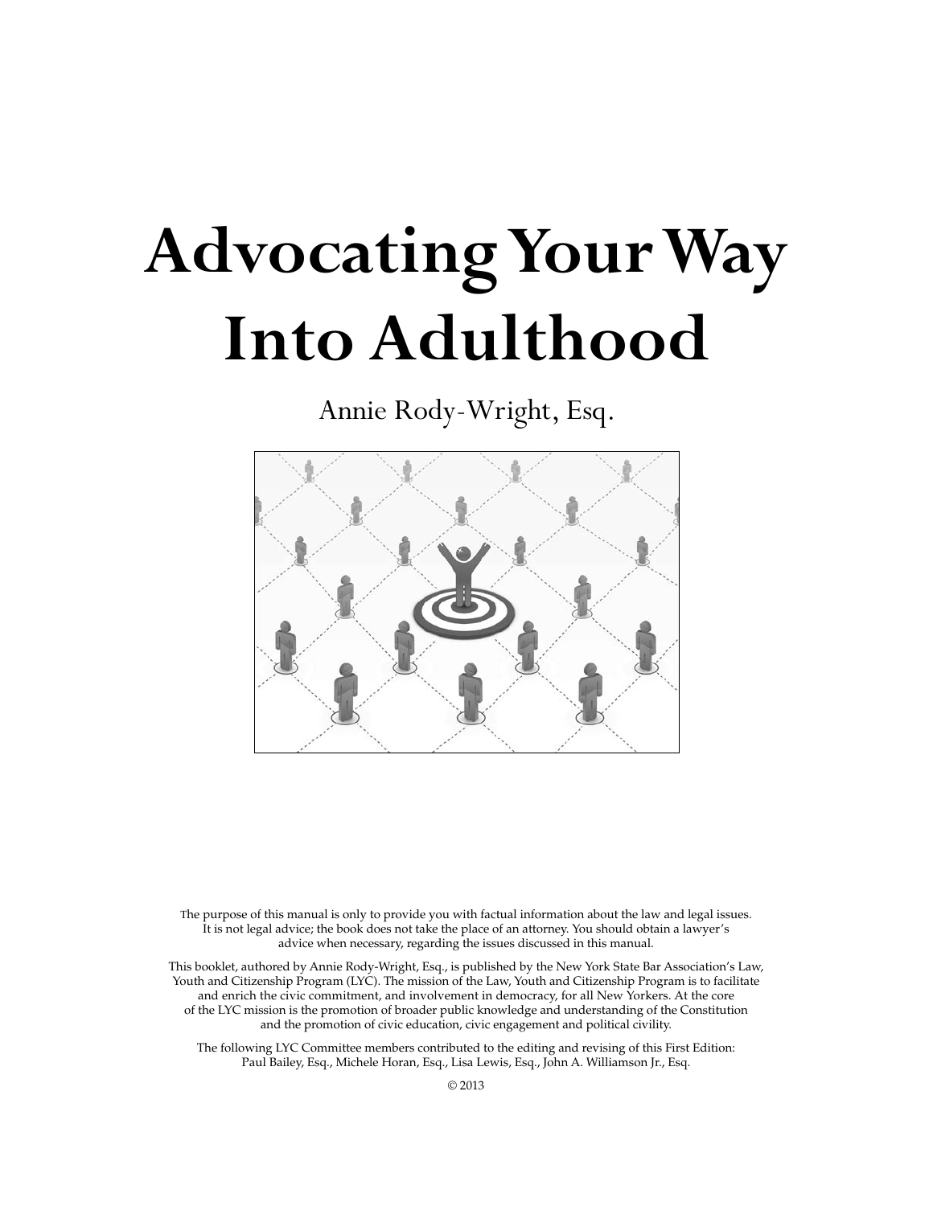# Advocating Your Way Into Adulthood

Annie Rody-Wright, Esq.

The purpose of this manual is only to provide you with factual information about the law and legal issues. It is not legal advice; the book does not take the place of an attorney. You should obtain a lawyer's advice when necessary, regarding the issues discussed in this manual.

This booklet, authored by Annie Rody-Wright, Esq., is published by the New York State Bar Association's Law, Youth and Citizenship Program (LYC). The mission of the Law, Youth and Citizenship Program is to facilitate and enrich the civic commitment, and involvement in democracy, for all New Yorkers. At the core of the LYC mission is the promotion of broader public knowledge and understanding of the Constitution and the promotion of civic education, civic engagement and political civility.

The following LYC Committee members contributed to the editing and revising of this First Edition: Paul Bailey, Esq., Michele Horan, Esq., Lisa Lewis, Esq., John A. Williamson Jr., Esq.

© 2013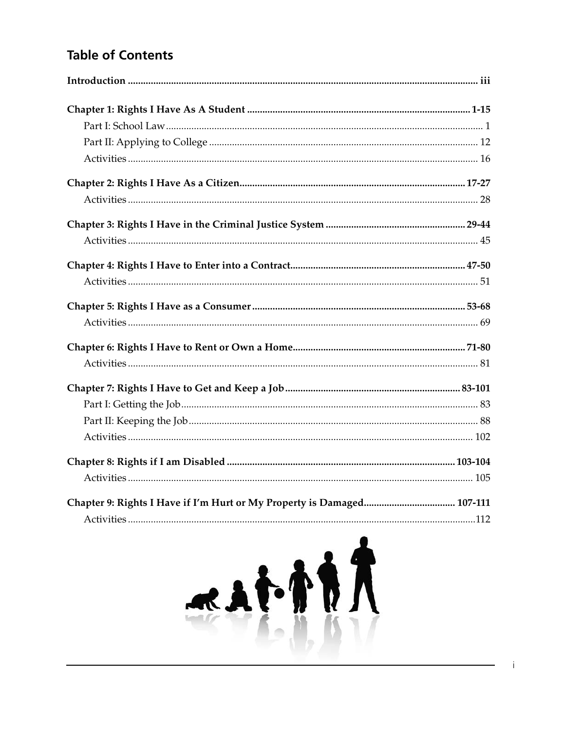## Table of Contents

**Introduction** ........ iii

**Chapter 1: Rights I Have As A Student** ........ 1-15

- Part I: School Law ........ 1
- Part II: Applying to College ........ 12
- Activities ........ 16

**Chapter 2: Rights I Have As a Citizen** ........ 17-27

- Activities ........ 28

**Chapter 3: Rights I Have in the Criminal Justice System** ........ 29-44

- Activities ........ 45

**Chapter 4: Rights I Have to Enter into a Contract** ........ 47-50

- Activities ........ 51

**Chapter 5: Rights I Have as a Consumer** ........ 53-68

- Activities ........ 69

**Chapter 6: Rights I Have to Rent or Own a Home** ........ 71-80

- Activities ........ 81

**Chapter 7: Rights I Have to Get and Keep a Job** ........ 83-101

- Part I: Getting the Job ........ 83
- Part II: Keeping the Job ........ 88
- Activities ........ 102

**Chapter 8: Rights if I am Disabled** ........ 103-104

- Activities ........ 105

**Chapter 9: Rights I Have if I'm Hurt or My Property is Damaged** ........ 107-111

- Activities ........ 112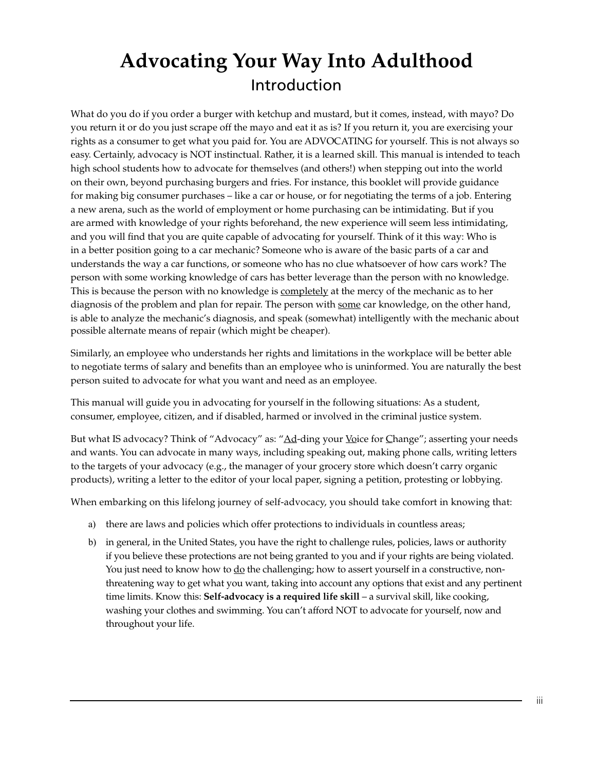# Advocating Your Way Into Adulthood

## Introduction

What do you do if you order a burger with ketchup and mustard, but it comes, instead, with mayo? Do you return it or do you just scrape off the mayo and eat it as is? If you return it, you are exercising your rights as a consumer to get what you paid for. You are ADVOCATING for yourself. This is not always so easy. Certainly, advocacy is NOT instinctual. Rather, it is a learned skill. This manual is intended to teach high school students how to advocate for themselves (and others!) when stepping out into the world on their own, beyond purchasing burgers and fries. For instance, this booklet will provide guidance for making big consumer purchases – like a car or house, or for negotiating the terms of a job. Entering a new arena, such as the world of employment or home purchasing can be intimidating. But if you are armed with knowledge of your rights beforehand, the new experience will seem less intimidating, and you will find that you are quite capable of advocating for yourself. Think of it this way: Who is in a better position going to a car mechanic? Someone who is aware of the basic parts of a car and understands the way a car functions, or someone who has no clue whatsoever of how cars work? The person with some working knowledge of cars has better leverage than the person with no knowledge. This is because the person with no knowledge is <u>completely</u> at the mercy of the mechanic as to her diagnosis of the problem and plan for repair. The person with <u>some</u> car knowledge, on the other hand, is able to analyze the mechanic's diagnosis, and speak (somewhat) intelligently with the mechanic about possible alternate means of repair (which might be cheaper).

Similarly, an employee who understands her rights and limitations in the workplace will be better able to negotiate terms of salary and benefits than an employee who is uninformed. You are naturally the best person suited to advocate for what you want and need as an employee.

This manual will guide you in advocating for yourself in the following situations: As a student, consumer, employee, citizen, and if disabled, harmed or involved in the criminal justice system.

But what IS advocacy? Think of "Advocacy" as: "<u>Ad</u>-ding your <u>Vo</u>ice for <u>C</u>hange"; asserting your needs and wants. You can advocate in many ways, including speaking out, making phone calls, writing letters to the targets of your advocacy (e.g., the manager of your grocery store which doesn't carry organic products), writing a letter to the editor of your local paper, signing a petition, protesting or lobbying.

When embarking on this lifelong journey of self-advocacy, you should take comfort in knowing that:

a) there are laws and policies which offer protections to individuals in countless areas;

b) in general, in the United States, you have the right to challenge rules, policies, laws or authority if you believe these protections are not being granted to you and if your rights are being violated. You just need to know how to <u>do</u> the challenging; how to assert yourself in a constructive, non-threatening way to get what you want, taking into account any options that exist and any pertinent time limits. Know this: **Self-advocacy is a required life skill** – a survival skill, like cooking, washing your clothes and swimming. You can't afford NOT to advocate for yourself, now and throughout your life.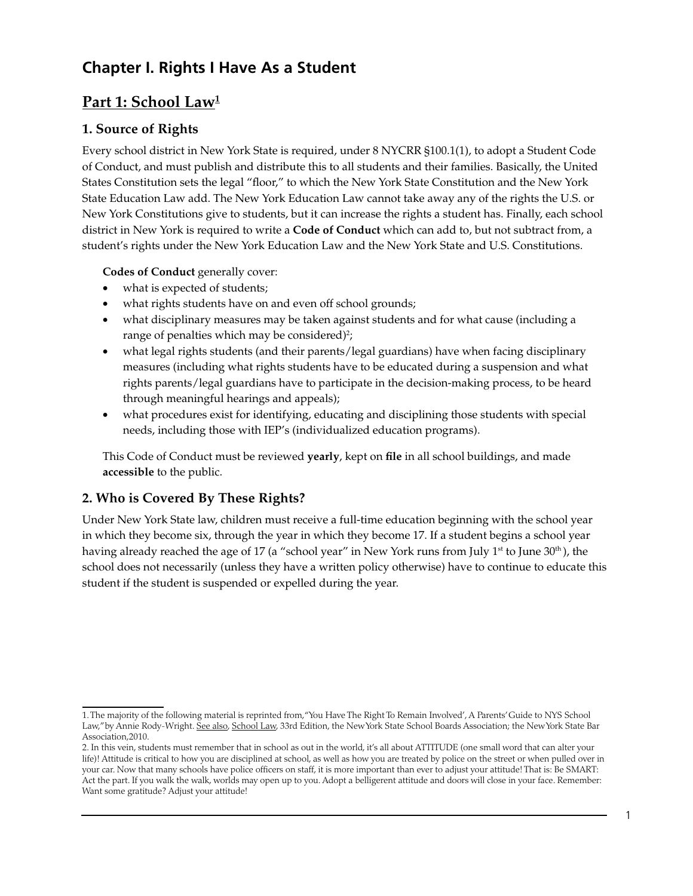## Chapter I. Rights I Have As a Student

### Part 1: School Law[1]

#### 1. Source of Rights

Every school district in New York State is required, under 8 NYCRR §100.1(1), to adopt a Student Code of Conduct, and must publish and distribute this to all students and their families. Basically, the United States Constitution sets the legal "floor," to which the New York State Constitution and the New York State Education Law add. The New York Education Law cannot take away any of the rights the U.S. or New York Constitutions give to students, but it can increase the rights a student has. Finally, each school district in New York is required to write a **Code of Conduct** which can add to, but not subtract from, a student's rights under the New York Education Law and the New York State and U.S. Constitutions.

**Codes of Conduct** generally cover:

- what is expected of students;
- what rights students have on and even off school grounds;
- what disciplinary measures may be taken against students and for what cause (including a range of penalties which may be considered)[2];
- what legal rights students (and their parents/legal guardians) have when facing disciplinary measures (including what rights students have to be educated during a suspension and what rights parents/legal guardians have to participate in the decision-making process, to be heard through meaningful hearings and appeals);
- what procedures exist for identifying, educating and disciplining those students with special needs, including those with IEP's (individualized education programs).

This Code of Conduct must be reviewed **yearly**, kept on **file** in all school buildings, and made **accessible** to the public.

#### 2. Who is Covered By These Rights?

Under New York State law, children must receive a full-time education beginning with the school year in which they become six, through the year in which they become 17. If a student begins a school year having already reached the age of 17 (a "school year" in New York runs from July 1st to June 30th), the school does not necessarily (unless they have a written policy otherwise) have to continue to educate this student if the student is suspended or expelled during the year.

---

1. The majority of the following material is reprinted from,"You Have The Right To Remain Involved', A Parents' Guide to NYS School Law," by Annie Rody-Wright. See also, School Law, 33rd Edition, the New York State School Boards Association; the New York State Bar Association, 2010.

2. In this vein, students must remember that in school as out in the world, it's all about ATTITUDE (one small word that can alter your life)! Attitude is critical to how you are disciplined at school, as well as how you are treated by police on the street or when pulled over in your car. Now that many schools have police officers on staff, it is more important than ever to adjust your attitude! That is: Be SMART: Act the part. If you walk the walk, worlds may open up to you. Adopt a belligerent attitude and doors will close in your face. Remember: Want some gratitude? Adjust your attitude!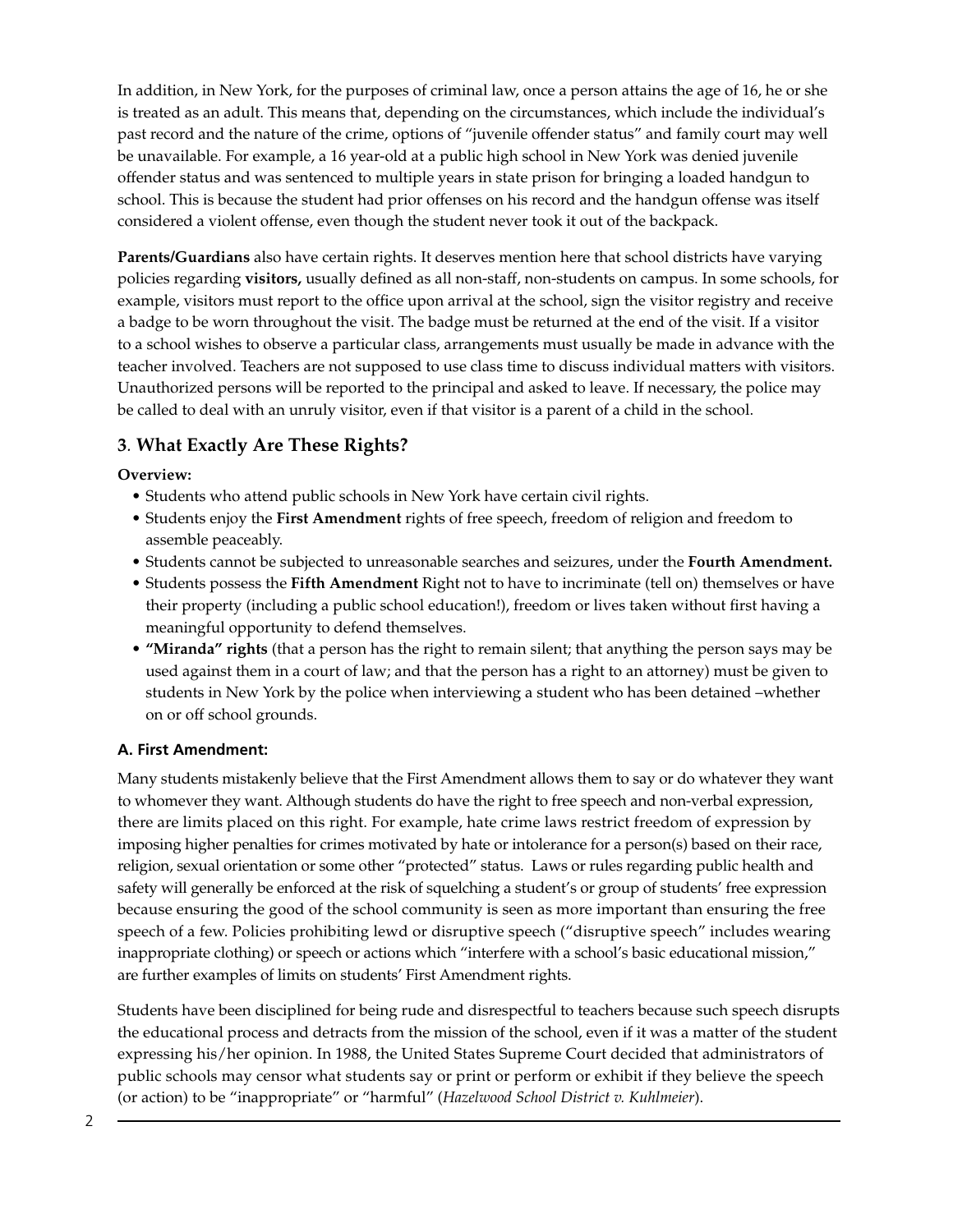In addition, in New York, for the purposes of criminal law, once a person attains the age of 16, he or she is treated as an adult. This means that, depending on the circumstances, which include the individual's past record and the nature of the crime, options of "juvenile offender status" and family court may well be unavailable. For example, a 16 year-old at a public high school in New York was denied juvenile offender status and was sentenced to multiple years in state prison for bringing a loaded handgun to school. This is because the student had prior offenses on his record and the handgun offense was itself considered a violent offense, even though the student never took it out of the backpack.

**Parents/Guardians** also have certain rights. It deserves mention here that school districts have varying policies regarding **visitors,** usually defined as all non-staff, non-students on campus. In some schools, for example, visitors must report to the office upon arrival at the school, sign the visitor registry and receive a badge to be worn throughout the visit. The badge must be returned at the end of the visit. If a visitor to a school wishes to observe a particular class, arrangements must usually be made in advance with the teacher involved. Teachers are not supposed to use class time to discuss individual matters with visitors. Unauthorized persons will be reported to the principal and asked to leave. If necessary, the police may be called to deal with an unruly visitor, even if that visitor is a parent of a child in the school.

## 3. What Exactly Are These Rights?

**Overview:**

- Students who attend public schools in New York have certain civil rights.
- Students enjoy the **First Amendment** rights of free speech, freedom of religion and freedom to assemble peaceably.
- Students cannot be subjected to unreasonable searches and seizures, under the **Fourth Amendment.**
- Students possess the **Fifth Amendment** Right not to have to incriminate (tell on) themselves or have their property (including a public school education!), freedom or lives taken without first having a meaningful opportunity to defend themselves.
- **"Miranda" rights** (that a person has the right to remain silent; that anything the person says may be used against them in a court of law; and that the person has a right to an attorney) must be given to students in New York by the police when interviewing a student who has been detained –whether on or off school grounds.

### A. First Amendment:

Many students mistakenly believe that the First Amendment allows them to say or do whatever they want to whomever they want. Although students do have the right to free speech and non-verbal expression, there are limits placed on this right. For example, hate crime laws restrict freedom of expression by imposing higher penalties for crimes motivated by hate or intolerance for a person(s) based on their race, religion, sexual orientation or some other "protected" status. Laws or rules regarding public health and safety will generally be enforced at the risk of squelching a student's or group of students' free expression because ensuring the good of the school community is seen as more important than ensuring the free speech of a few. Policies prohibiting lewd or disruptive speech ("disruptive speech" includes wearing inappropriate clothing) or speech or actions which "interfere with a school's basic educational mission," are further examples of limits on students' First Amendment rights.

Students have been disciplined for being rude and disrespectful to teachers because such speech disrupts the educational process and detracts from the mission of the school, even if it was a matter of the student expressing his/her opinion. In 1988, the United States Supreme Court decided that administrators of public schools may censor what students say or print or perform or exhibit if they believe the speech (or action) to be "inappropriate" or "harmful" (*Hazelwood School District v. Kuhlmeier*).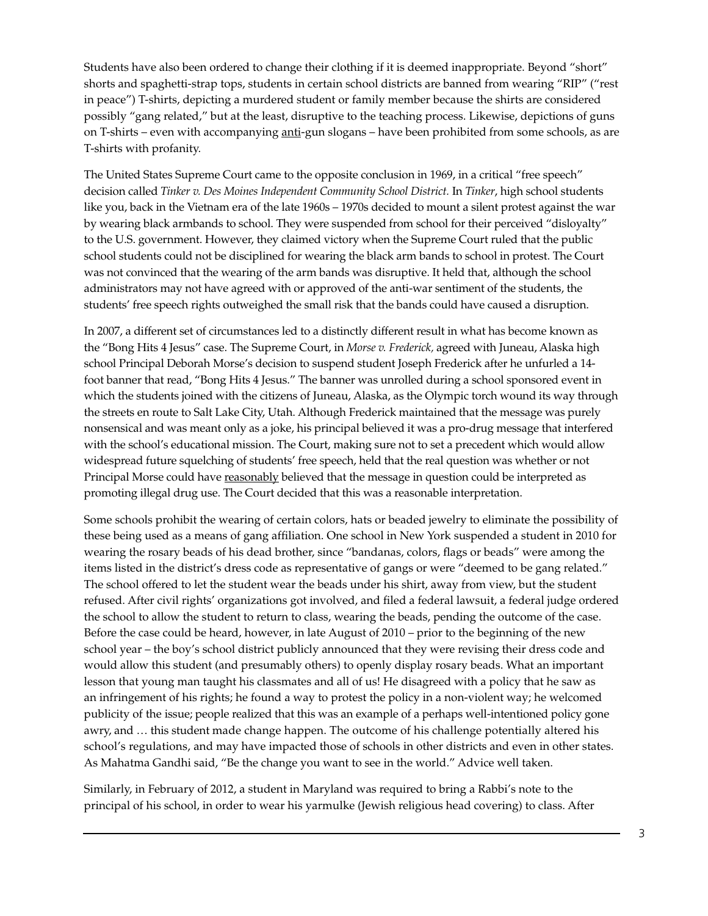Students have also been ordered to change their clothing if it is deemed inappropriate. Beyond "short" shorts and spaghetti-strap tops, students in certain school districts are banned from wearing "RIP" ("rest in peace") T-shirts, depicting a murdered student or family member because the shirts are considered possibly "gang related," but at the least, disruptive to the teaching process. Likewise, depictions of guns on T-shirts – even with accompanying <u>anti</u>-gun slogans – have been prohibited from some schools, as are T-shirts with profanity.

The United States Supreme Court came to the opposite conclusion in 1969, in a critical "free speech" decision called *Tinker v. Des Moines Independent Community School District.* In *Tinker*, high school students like you, back in the Vietnam era of the late 1960s – 1970s decided to mount a silent protest against the war by wearing black armbands to school. They were suspended from school for their perceived "disloyalty" to the U.S. government. However, they claimed victory when the Supreme Court ruled that the public school students could not be disciplined for wearing the black arm bands to school in protest. The Court was not convinced that the wearing of the arm bands was disruptive. It held that, although the school administrators may not have agreed with or approved of the anti-war sentiment of the students, the students' free speech rights outweighed the small risk that the bands could have caused a disruption.

In 2007, a different set of circumstances led to a distinctly different result in what has become known as the "Bong Hits 4 Jesus" case. The Supreme Court, in *Morse v. Frederick,* agreed with Juneau, Alaska high school Principal Deborah Morse's decision to suspend student Joseph Frederick after he unfurled a 14-foot banner that read, "Bong Hits 4 Jesus." The banner was unrolled during a school sponsored event in which the students joined with the citizens of Juneau, Alaska, as the Olympic torch wound its way through the streets en route to Salt Lake City, Utah. Although Frederick maintained that the message was purely nonsensical and was meant only as a joke, his principal believed it was a pro-drug message that interfered with the school's educational mission. The Court, making sure not to set a precedent which would allow widespread future squelching of students' free speech, held that the real question was whether or not Principal Morse could have <u>reasonably</u> believed that the message in question could be interpreted as promoting illegal drug use. The Court decided that this was a reasonable interpretation.

Some schools prohibit the wearing of certain colors, hats or beaded jewelry to eliminate the possibility of these being used as a means of gang affiliation. One school in New York suspended a student in 2010 for wearing the rosary beads of his dead brother, since "bandanas, colors, flags or beads" were among the items listed in the district's dress code as representative of gangs or were "deemed to be gang related." The school offered to let the student wear the beads under his shirt, away from view, but the student refused. After civil rights' organizations got involved, and filed a federal lawsuit, a federal judge ordered the school to allow the student to return to class, wearing the beads, pending the outcome of the case. Before the case could be heard, however, in late August of 2010 – prior to the beginning of the new school year – the boy's school district publicly announced that they were revising their dress code and would allow this student (and presumably others) to openly display rosary beads. What an important lesson that young man taught his classmates and all of us! He disagreed with a policy that he saw as an infringement of his rights; he found a way to protest the policy in a non-violent way; he welcomed publicity of the issue; people realized that this was an example of a perhaps well-intentioned policy gone awry, and … this student made change happen. The outcome of his challenge potentially altered his school's regulations, and may have impacted those of schools in other districts and even in other states. As Mahatma Gandhi said, "Be the change you want to see in the world." Advice well taken.

Similarly, in February of 2012, a student in Maryland was required to bring a Rabbi's note to the principal of his school, in order to wear his yarmulke (Jewish religious head covering) to class. After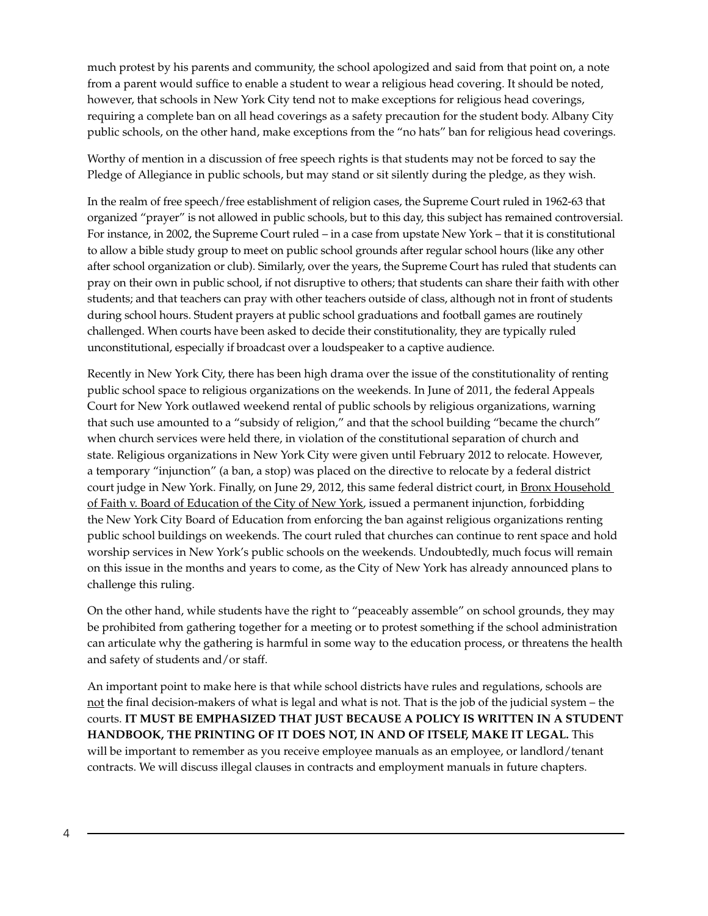much protest by his parents and community, the school apologized and said from that point on, a note from a parent would suffice to enable a student to wear a religious head covering. It should be noted, however, that schools in New York City tend not to make exceptions for religious head coverings, requiring a complete ban on all head coverings as a safety precaution for the student body. Albany City public schools, on the other hand, make exceptions from the "no hats" ban for religious head coverings.

Worthy of mention in a discussion of free speech rights is that students may not be forced to say the Pledge of Allegiance in public schools, but may stand or sit silently during the pledge, as they wish.

In the realm of free speech/free establishment of religion cases, the Supreme Court ruled in 1962-63 that organized "prayer" is not allowed in public schools, but to this day, this subject has remained controversial. For instance, in 2002, the Supreme Court ruled – in a case from upstate New York – that it is constitutional to allow a bible study group to meet on public school grounds after regular school hours (like any other after school organization or club). Similarly, over the years, the Supreme Court has ruled that students can pray on their own in public school, if not disruptive to others; that students can share their faith with other students; and that teachers can pray with other teachers outside of class, although not in front of students during school hours. Student prayers at public school graduations and football games are routinely challenged. When courts have been asked to decide their constitutionality, they are typically ruled unconstitutional, especially if broadcast over a loudspeaker to a captive audience.

Recently in New York City, there has been high drama over the issue of the constitutionality of renting public school space to religious organizations on the weekends. In June of 2011, the federal Appeals Court for New York outlawed weekend rental of public schools by religious organizations, warning that such use amounted to a "subsidy of religion," and that the school building "became the church" when church services were held there, in violation of the constitutional separation of church and state. Religious organizations in New York City were given until February 2012 to relocate. However, a temporary "injunction" (a ban, a stop) was placed on the directive to relocate by a federal district court judge in New York. Finally, on June 29, 2012, this same federal district court, in <u>Bronx Household of Faith v. Board of Education of the City of New York</u>, issued a permanent injunction, forbidding the New York City Board of Education from enforcing the ban against religious organizations renting public school buildings on weekends. The court ruled that churches can continue to rent space and hold worship services in New York's public schools on the weekends. Undoubtedly, much focus will remain on this issue in the months and years to come, as the City of New York has already announced plans to challenge this ruling.

On the other hand, while students have the right to "peaceably assemble" on school grounds, they may be prohibited from gathering together for a meeting or to protest something if the school administration can articulate why the gathering is harmful in some way to the education process, or threatens the health and safety of students and/or staff.

An important point to make here is that while school districts have rules and regulations, schools are <u>not</u> the final decision-makers of what is legal and what is not. That is the job of the judicial system – the courts. **IT MUST BE EMPHASIZED THAT JUST BECAUSE A POLICY IS WRITTEN IN A STUDENT HANDBOOK, THE PRINTING OF IT DOES NOT, IN AND OF ITSELF, MAKE IT LEGAL.** This will be important to remember as you receive employee manuals as an employee, or landlord/tenant contracts. We will discuss illegal clauses in contracts and employment manuals in future chapters.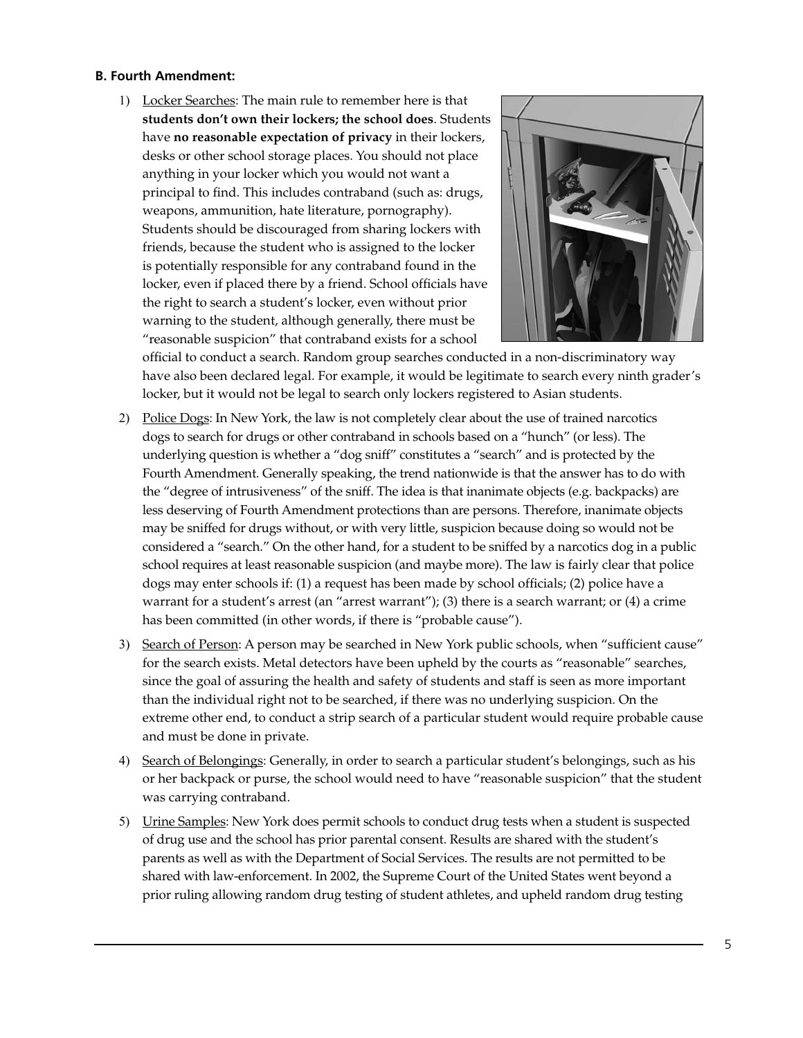**B. Fourth Amendment:**

1) Locker Searches: The main rule to remember here is that **students don't own their lockers; the school does**. Students have **no reasonable expectation of privacy** in their lockers, desks or other school storage places. You should not place anything in your locker which you would not want a principal to find. This includes contraband (such as: drugs, weapons, ammunition, hate literature, pornography). Students should be discouraged from sharing lockers with friends, because the student who is assigned to the locker is potentially responsible for any contraband found in the locker, even if placed there by a friend. School officials have the right to search a student's locker, even without prior warning to the student, although generally, there must be "reasonable suspicion" that contraband exists for a school official to conduct a search. Random group searches conducted in a non-discriminatory way have also been declared legal. For example, it would be legitimate to search every ninth grader's locker, but it would not be legal to search only lockers registered to Asian students.

2) Police Dogs: In New York, the law is not completely clear about the use of trained narcotics dogs to search for drugs or other contraband in schools based on a "hunch" (or less). The underlying question is whether a "dog sniff" constitutes a "search" and is protected by the Fourth Amendment. Generally speaking, the trend nationwide is that the answer has to do with the "degree of intrusiveness" of the sniff. The idea is that inanimate objects (e.g. backpacks) are less deserving of Fourth Amendment protections than are persons. Therefore, inanimate objects may be sniffed for drugs without, or with very little, suspicion because doing so would not be considered a "search." On the other hand, for a student to be sniffed by a narcotics dog in a public school requires at least reasonable suspicion (and maybe more). The law is fairly clear that police dogs may enter schools if: (1) a request has been made by school officials; (2) police have a warrant for a student's arrest (an "arrest warrant"); (3) there is a search warrant; or (4) a crime has been committed (in other words, if there is "probable cause").

3) Search of Person: A person may be searched in New York public schools, when "sufficient cause" for the search exists. Metal detectors have been upheld by the courts as "reasonable" searches, since the goal of assuring the health and safety of students and staff is seen as more important than the individual right not to be searched, if there was no underlying suspicion. On the extreme other end, to conduct a strip search of a particular student would require probable cause and must be done in private.

4) Search of Belongings: Generally, in order to search a particular student's belongings, such as his or her backpack or purse, the school would need to have "reasonable suspicion" that the student was carrying contraband.

5) Urine Samples: New York does permit schools to conduct drug tests when a student is suspected of drug use and the school has prior parental consent. Results are shared with the student's parents as well as with the Department of Social Services. The results are not permitted to be shared with law-enforcement. In 2002, the Supreme Court of the United States went beyond a prior ruling allowing random drug testing of student athletes, and upheld random drug testing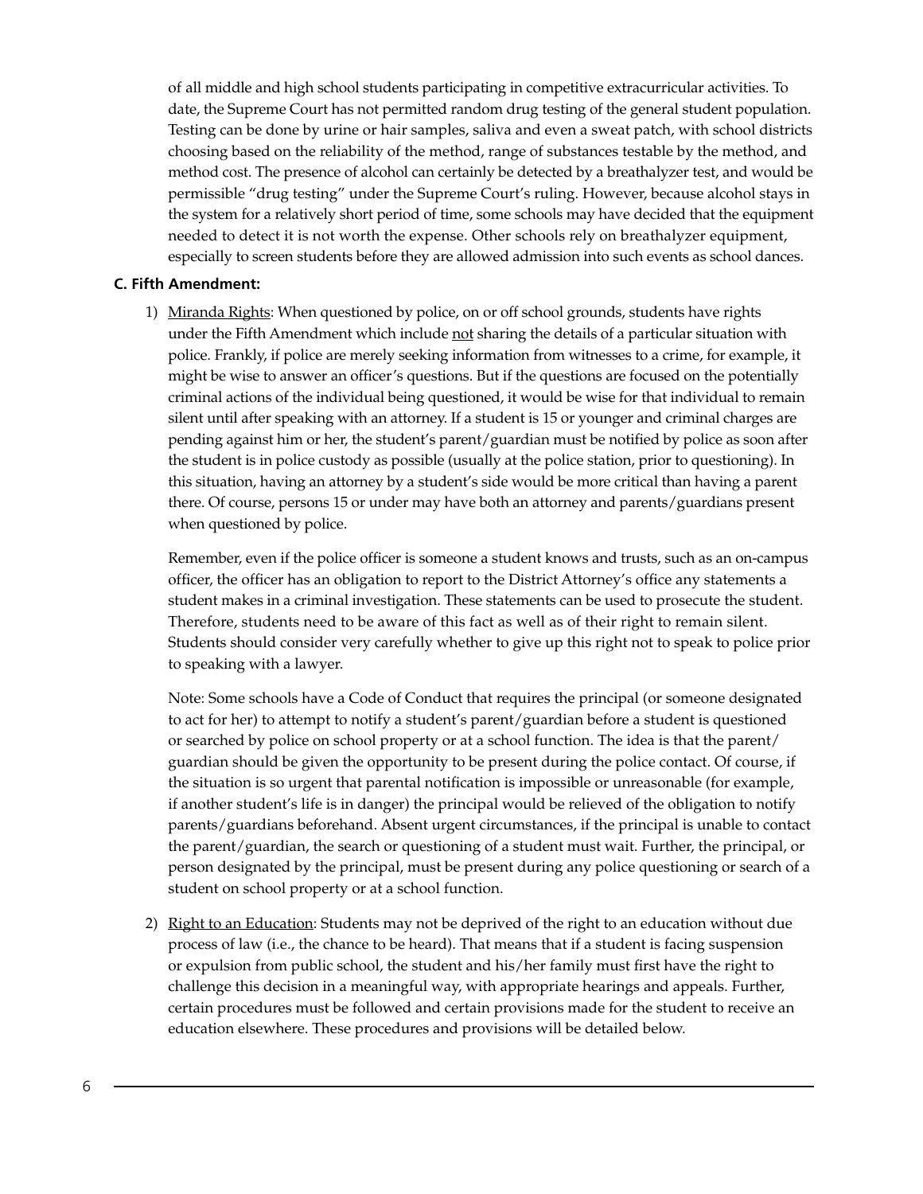of all middle and high school students participating in competitive extracurricular activities. To date, the Supreme Court has not permitted random drug testing of the general student population. Testing can be done by urine or hair samples, saliva and even a sweat patch, with school districts choosing based on the reliability of the method, range of substances testable by the method, and method cost. The presence of alcohol can certainly be detected by a breathalyzer test, and would be permissible "drug testing" under the Supreme Court's ruling. However, because alcohol stays in the system for a relatively short period of time, some schools may have decided that the equipment needed to detect it is not worth the expense. Other schools rely on breathalyzer equipment, especially to screen students before they are allowed admission into such events as school dances.

**C. Fifth Amendment:**

1) Miranda Rights: When questioned by police, on or off school grounds, students have rights under the Fifth Amendment which include not sharing the details of a particular situation with police. Frankly, if police are merely seeking information from witnesses to a crime, for example, it might be wise to answer an officer's questions. But if the questions are focused on the potentially criminal actions of the individual being questioned, it would be wise for that individual to remain silent until after speaking with an attorney. If a student is 15 or younger and criminal charges are pending against him or her, the student's parent/guardian must be notified by police as soon after the student is in police custody as possible (usually at the police station, prior to questioning). In this situation, having an attorney by a student's side would be more critical than having a parent there. Of course, persons 15 or under may have both an attorney and parents/guardians present when questioned by police.

   Remember, even if the police officer is someone a student knows and trusts, such as an on-campus officer, the officer has an obligation to report to the District Attorney's office any statements a student makes in a criminal investigation. These statements can be used to prosecute the student. Therefore, students need to be aware of this fact as well as of their right to remain silent. Students should consider very carefully whether to give up this right not to speak to police prior to speaking with a lawyer.

   Note: Some schools have a Code of Conduct that requires the principal (or someone designated to act for her) to attempt to notify a student's parent/guardian before a student is questioned or searched by police on school property or at a school function. The idea is that the parent/guardian should be given the opportunity to be present during the police contact. Of course, if the situation is so urgent that parental notification is impossible or unreasonable (for example, if another student's life is in danger) the principal would be relieved of the obligation to notify parents/guardians beforehand. Absent urgent circumstances, if the principal is unable to contact the parent/guardian, the search or questioning of a student must wait. Further, the principal, or person designated by the principal, must be present during any police questioning or search of a student on school property or at a school function.

2) Right to an Education: Students may not be deprived of the right to an education without due process of law (i.e., the chance to be heard). That means that if a student is facing suspension or expulsion from public school, the student and his/her family must first have the right to challenge this decision in a meaningful way, with appropriate hearings and appeals. Further, certain procedures must be followed and certain provisions made for the student to receive an education elsewhere. These procedures and provisions will be detailed below.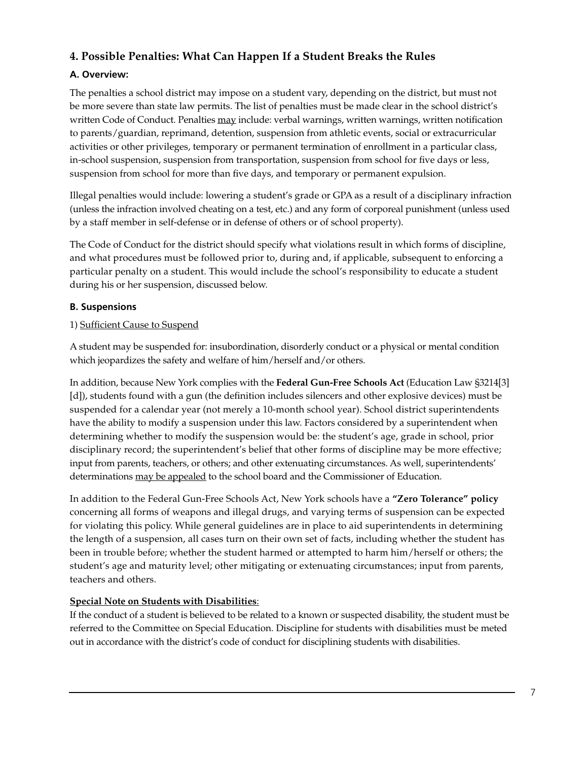## 4. Possible Penalties: What Can Happen If a Student Breaks the Rules

### A. Overview:

The penalties a school district may impose on a student vary, depending on the district, but must not be more severe than state law permits. The list of penalties must be made clear in the school district's written Code of Conduct. Penalties may include: verbal warnings, written warnings, written notification to parents/guardian, reprimand, detention, suspension from athletic events, social or extracurricular activities or other privileges, temporary or permanent termination of enrollment in a particular class, in-school suspension, suspension from transportation, suspension from school for five days or less, suspension from school for more than five days, and temporary or permanent expulsion.

Illegal penalties would include: lowering a student's grade or GPA as a result of a disciplinary infraction (unless the infraction involved cheating on a test, etc.) and any form of corporeal punishment (unless used by a staff member in self-defense or in defense of others or of school property).

The Code of Conduct for the district should specify what violations result in which forms of discipline, and what procedures must be followed prior to, during and, if applicable, subsequent to enforcing a particular penalty on a student. This would include the school's responsibility to educate a student during his or her suspension, discussed below.

### B. Suspensions

1) Sufficient Cause to Suspend

A student may be suspended for: insubordination, disorderly conduct or a physical or mental condition which jeopardizes the safety and welfare of him/herself and/or others.

In addition, because New York complies with the **Federal Gun-Free Schools Act** (Education Law §3214[3][d]), students found with a gun (the definition includes silencers and other explosive devices) must be suspended for a calendar year (not merely a 10-month school year). School district superintendents have the ability to modify a suspension under this law. Factors considered by a superintendent when determining whether to modify the suspension would be: the student's age, grade in school, prior disciplinary record; the superintendent's belief that other forms of discipline may be more effective; input from parents, teachers, or others; and other extenuating circumstances. As well, superintendents' determinations may be appealed to the school board and the Commissioner of Education.

In addition to the Federal Gun-Free Schools Act, New York schools have a **"Zero Tolerance" policy** concerning all forms of weapons and illegal drugs, and varying terms of suspension can be expected for violating this policy. While general guidelines are in place to aid superintendents in determining the length of a suspension, all cases turn on their own set of facts, including whether the student has been in trouble before; whether the student harmed or attempted to harm him/herself or others; the student's age and maturity level; other mitigating or extenuating circumstances; input from parents, teachers and others.

**Special Note on Students with Disabilities**:
If the conduct of a student is believed to be related to a known or suspected disability, the student must be referred to the Committee on Special Education. Discipline for students with disabilities must be meted out in accordance with the district's code of conduct for disciplining students with disabilities.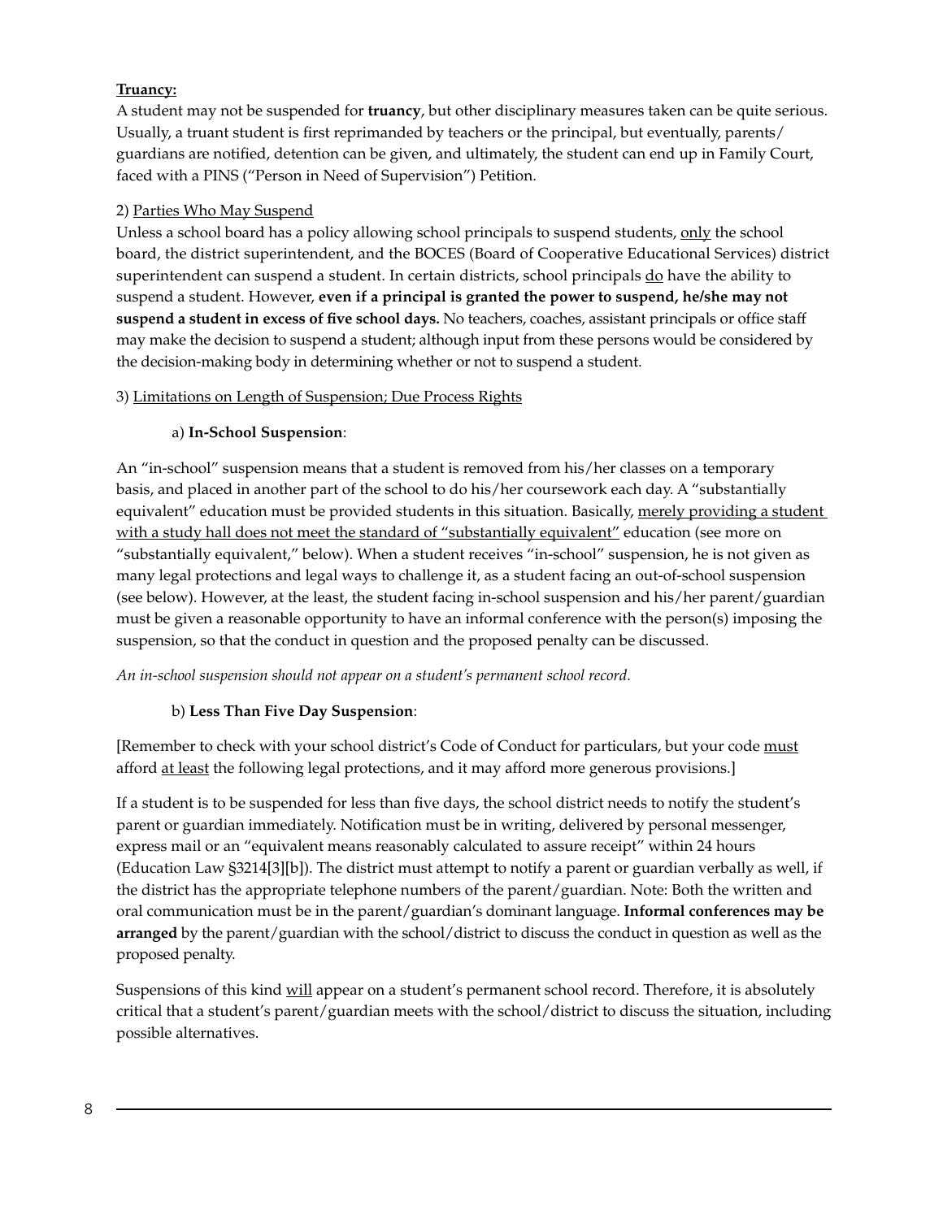**Truancy:**
A student may not be suspended for **truancy**, but other disciplinary measures taken can be quite serious. Usually, a truant student is first reprimanded by teachers or the principal, but eventually, parents/guardians are notified, detention can be given, and ultimately, the student can end up in Family Court, faced with a PINS ("Person in Need of Supervision") Petition.

2) <u>Parties Who May Suspend</u>

Unless a school board has a policy allowing school principals to suspend students, <u>only</u> the school board, the district superintendent, and the BOCES (Board of Cooperative Educational Services) district superintendent can suspend a student. In certain districts, school principals <u>do</u> have the ability to suspend a student. However, **even if a principal is granted the power to suspend, he/she may not suspend a student in excess of five school days.** No teachers, coaches, assistant principals or office staff may make the decision to suspend a student; although input from these persons would be considered by the decision-making body in determining whether or not to suspend a student.

3) <u>Limitations on Length of Suspension; Due Process Rights</u>

a) **In-School Suspension**:

An "in-school" suspension means that a student is removed from his/her classes on a temporary basis, and placed in another part of the school to do his/her coursework each day. A "substantially equivalent" education must be provided students in this situation. Basically, <u>merely providing a student with a study hall does not meet the standard of "substantially equivalent"</u> education (see more on "substantially equivalent," below). When a student receives "in-school" suspension, he is not given as many legal protections and legal ways to challenge it, as a student facing an out-of-school suspension (see below). However, at the least, the student facing in-school suspension and his/her parent/guardian must be given a reasonable opportunity to have an informal conference with the person(s) imposing the suspension, so that the conduct in question and the proposed penalty can be discussed.

*An in-school suspension should not appear on a student's permanent school record.*

b) **Less Than Five Day Suspension**:

[Remember to check with your school district's Code of Conduct for particulars, but your code <u>must</u> afford <u>at least</u> the following legal protections, and it may afford more generous provisions.]

If a student is to be suspended for less than five days, the school district needs to notify the student's parent or guardian immediately. Notification must be in writing, delivered by personal messenger, express mail or an "equivalent means reasonably calculated to assure receipt" within 24 hours (Education Law §3214[3][b]). The district must attempt to notify a parent or guardian verbally as well, if the district has the appropriate telephone numbers of the parent/guardian. Note: Both the written and oral communication must be in the parent/guardian's dominant language. **Informal conferences may be arranged** by the parent/guardian with the school/district to discuss the conduct in question as well as the proposed penalty.

Suspensions of this kind <u>will</u> appear on a student's permanent school record. Therefore, it is absolutely critical that a student's parent/guardian meets with the school/district to discuss the situation, including possible alternatives.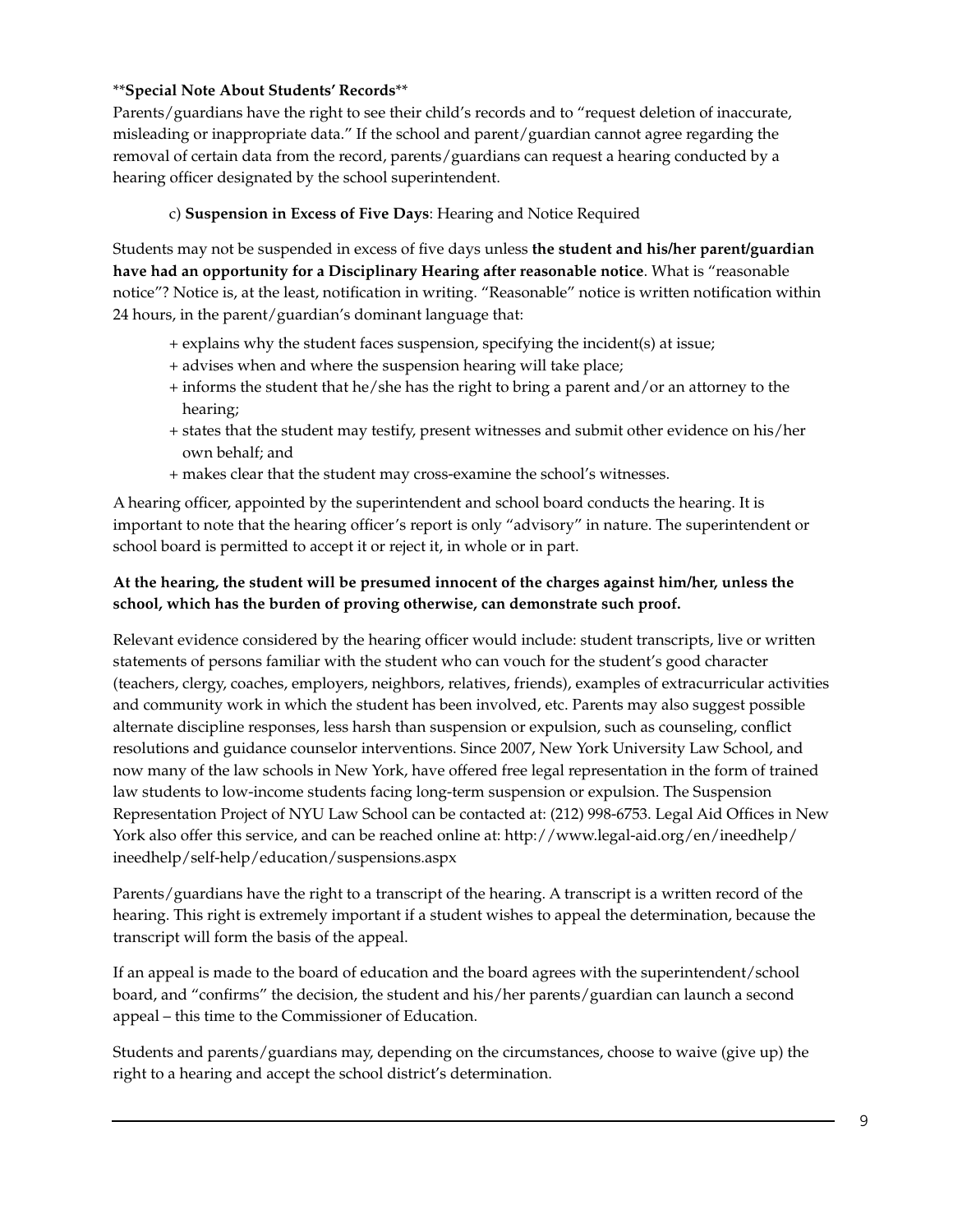****Special Note About Students' Records****

Parents/guardians have the right to see their child's records and to "request deletion of inaccurate, misleading or inappropriate data." If the school and parent/guardian cannot agree regarding the removal of certain data from the record, parents/guardians can request a hearing conducted by a hearing officer designated by the school superintendent.

c) **Suspension in Excess of Five Days**: Hearing and Notice Required

Students may not be suspended in excess of five days unless **the student and his/her parent/guardian have had an opportunity for a Disciplinary Hearing after reasonable notice**. What is "reasonable notice"? Notice is, at the least, notification in writing. "Reasonable" notice is written notification within 24 hours, in the parent/guardian's dominant language that:

+ explains why the student faces suspension, specifying the incident(s) at issue;
+ advises when and where the suspension hearing will take place;
+ informs the student that he/she has the right to bring a parent and/or an attorney to the hearing;
+ states that the student may testify, present witnesses and submit other evidence on his/her own behalf; and
+ makes clear that the student may cross-examine the school's witnesses.

A hearing officer, appointed by the superintendent and school board conducts the hearing. It is important to note that the hearing officer's report is only "advisory" in nature. The superintendent or school board is permitted to accept it or reject it, in whole or in part.

**At the hearing, the student will be presumed innocent of the charges against him/her, unless the school, which has the burden of proving otherwise, can demonstrate such proof.**

Relevant evidence considered by the hearing officer would include: student transcripts, live or written statements of persons familiar with the student who can vouch for the student's good character (teachers, clergy, coaches, employers, neighbors, relatives, friends), examples of extracurricular activities and community work in which the student has been involved, etc. Parents may also suggest possible alternate discipline responses, less harsh than suspension or expulsion, such as counseling, conflict resolutions and guidance counselor interventions. Since 2007, New York University Law School, and now many of the law schools in New York, have offered free legal representation in the form of trained law students to low-income students facing long-term suspension or expulsion. The Suspension Representation Project of NYU Law School can be contacted at: (212) 998-6753. Legal Aid Offices in New York also offer this service, and can be reached online at: http://www.legal-aid.org/en/ineedhelp/ineedhelp/self-help/education/suspensions.aspx

Parents/guardians have the right to a transcript of the hearing. A transcript is a written record of the hearing. This right is extremely important if a student wishes to appeal the determination, because the transcript will form the basis of the appeal.

If an appeal is made to the board of education and the board agrees with the superintendent/school board, and "confirms" the decision, the student and his/her parents/guardian can launch a second appeal – this time to the Commissioner of Education.

Students and parents/guardians may, depending on the circumstances, choose to waive (give up) the right to a hearing and accept the school district's determination.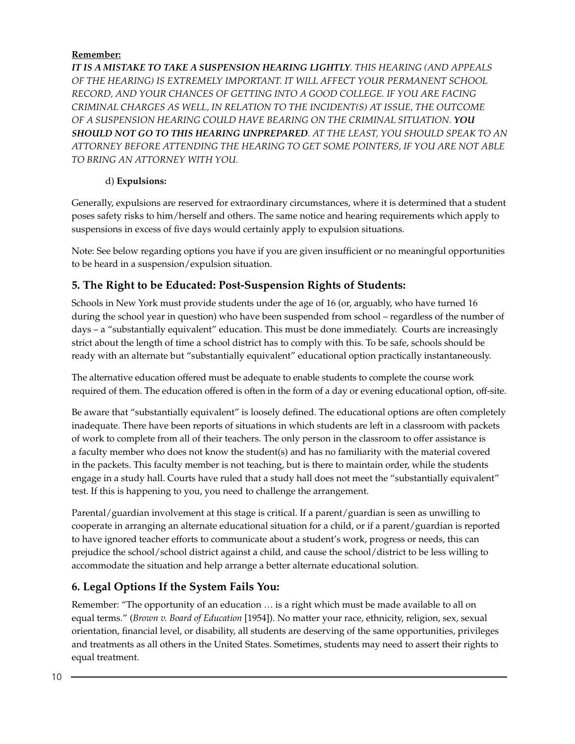**Remember:**

***IT IS A MISTAKE TO TAKE A SUSPENSION HEARING LIGHTLY**. THIS HEARING (AND APPEALS OF THE HEARING) IS EXTREMELY IMPORTANT. IT WILL AFFECT YOUR PERMANENT SCHOOL RECORD, AND YOUR CHANCES OF GETTING INTO A GOOD COLLEGE. IF YOU ARE FACING CRIMINAL CHARGES AS WELL, IN RELATION TO THE INCIDENT(S) AT ISSUE, THE OUTCOME OF A SUSPENSION HEARING COULD HAVE BEARING ON THE CRIMINAL SITUATION. **YOU SHOULD NOT GO TO THIS HEARING UNPREPARED**. AT THE LEAST, YOU SHOULD SPEAK TO AN ATTORNEY BEFORE ATTENDING THE HEARING TO GET SOME POINTERS, IF YOU ARE NOT ABLE TO BRING AN ATTORNEY WITH YOU.*

d) **Expulsions:**

Generally, expulsions are reserved for extraordinary circumstances, where it is determined that a student poses safety risks to him/herself and others. The same notice and hearing requirements which apply to suspensions in excess of five days would certainly apply to expulsion situations.

Note: See below regarding options you have if you are given insufficient or no meaningful opportunities to be heard in a suspension/expulsion situation.

## 5. The Right to be Educated: Post-Suspension Rights of Students:

Schools in New York must provide students under the age of 16 (or, arguably, who have turned 16 during the school year in question) who have been suspended from school – regardless of the number of days – a "substantially equivalent" education. This must be done immediately. Courts are increasingly strict about the length of time a school district has to comply with this. To be safe, schools should be ready with an alternate but "substantially equivalent" educational option practically instantaneously.

The alternative education offered must be adequate to enable students to complete the course work required of them. The education offered is often in the form of a day or evening educational option, off-site.

Be aware that "substantially equivalent" is loosely defined. The educational options are often completely inadequate. There have been reports of situations in which students are left in a classroom with packets of work to complete from all of their teachers. The only person in the classroom to offer assistance is a faculty member who does not know the student(s) and has no familiarity with the material covered in the packets. This faculty member is not teaching, but is there to maintain order, while the students engage in a study hall. Courts have ruled that a study hall does not meet the "substantially equivalent" test. If this is happening to you, you need to challenge the arrangement.

Parental/guardian involvement at this stage is critical. If a parent/guardian is seen as unwilling to cooperate in arranging an alternate educational situation for a child, or if a parent/guardian is reported to have ignored teacher efforts to communicate about a student's work, progress or needs, this can prejudice the school/school district against a child, and cause the school/district to be less willing to accommodate the situation and help arrange a better alternate educational solution.

## 6. Legal Options If the System Fails You:

Remember: "The opportunity of an education … is a right which must be made available to all on equal terms." (*Brown v. Board of Education* [1954]). No matter your race, ethnicity, religion, sex, sexual orientation, financial level, or disability, all students are deserving of the same opportunities, privileges and treatments as all others in the United States. Sometimes, students may need to assert their rights to equal treatment.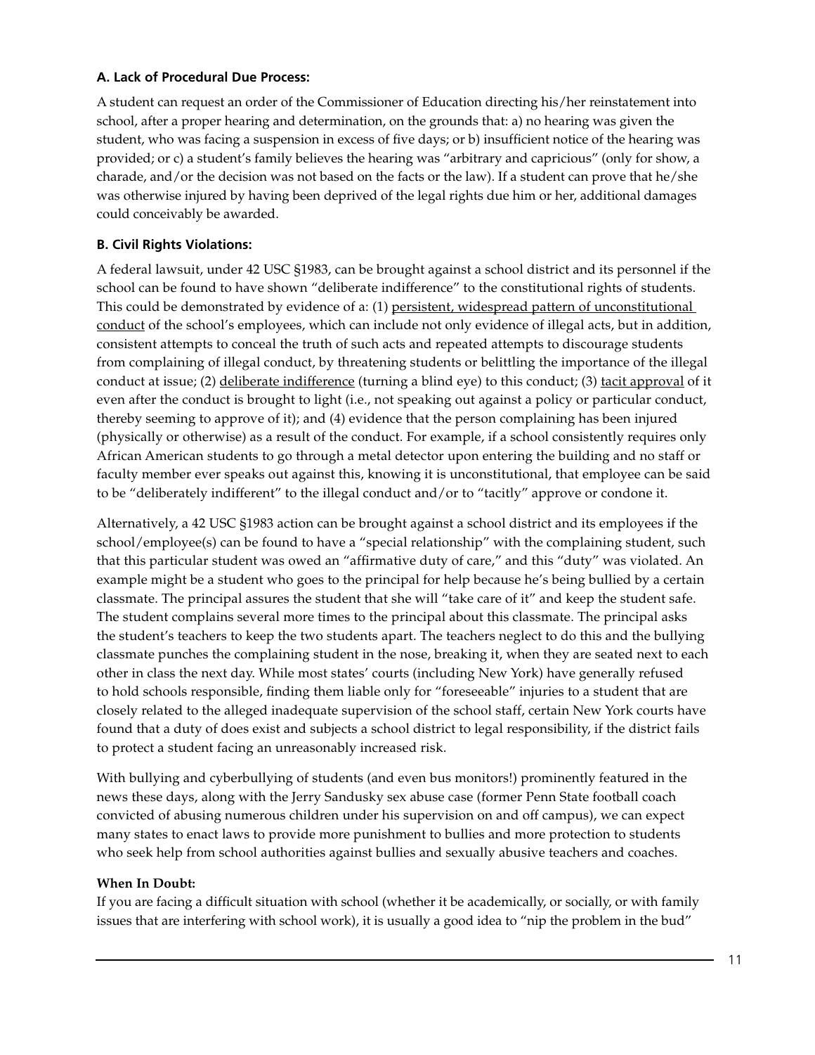### A. Lack of Procedural Due Process:

A student can request an order of the Commissioner of Education directing his/her reinstatement into school, after a proper hearing and determination, on the grounds that: a) no hearing was given the student, who was facing a suspension in excess of five days; or b) insufficient notice of the hearing was provided; or c) a student's family believes the hearing was "arbitrary and capricious" (only for show, a charade, and/or the decision was not based on the facts or the law). If a student can prove that he/she was otherwise injured by having been deprived of the legal rights due him or her, additional damages could conceivably be awarded.

### B. Civil Rights Violations:

A federal lawsuit, under 42 USC §1983, can be brought against a school district and its personnel if the school can be found to have shown "deliberate indifference" to the constitutional rights of students. This could be demonstrated by evidence of a: (1) <u>persistent, widespread pattern of unconstitutional conduct</u> of the school's employees, which can include not only evidence of illegal acts, but in addition, consistent attempts to conceal the truth of such acts and repeated attempts to discourage students from complaining of illegal conduct, by threatening students or belittling the importance of the illegal conduct at issue; (2) <u>deliberate indifference</u> (turning a blind eye) to this conduct; (3) <u>tacit approval</u> of it even after the conduct is brought to light (i.e., not speaking out against a policy or particular conduct, thereby seeming to approve of it); and (4) evidence that the person complaining has been injured (physically or otherwise) as a result of the conduct. For example, if a school consistently requires only African American students to go through a metal detector upon entering the building and no staff or faculty member ever speaks out against this, knowing it is unconstitutional, that employee can be said to be "deliberately indifferent" to the illegal conduct and/or to "tacitly" approve or condone it.

Alternatively, a 42 USC §1983 action can be brought against a school district and its employees if the school/employee(s) can be found to have a "special relationship" with the complaining student, such that this particular student was owed an "affirmative duty of care," and this "duty" was violated. An example might be a student who goes to the principal for help because he's being bullied by a certain classmate. The principal assures the student that she will "take care of it" and keep the student safe. The student complains several more times to the principal about this classmate. The principal asks the student's teachers to keep the two students apart. The teachers neglect to do this and the bullying classmate punches the complaining student in the nose, breaking it, when they are seated next to each other in class the next day. While most states' courts (including New York) have generally refused to hold schools responsible, finding them liable only for "foreseeable" injuries to a student that are closely related to the alleged inadequate supervision of the school staff, certain New York courts have found that a duty of does exist and subjects a school district to legal responsibility, if the district fails to protect a student facing an unreasonably increased risk.

With bullying and cyberbullying of students (and even bus monitors!) prominently featured in the news these days, along with the Jerry Sandusky sex abuse case (former Penn State football coach convicted of abusing numerous children under his supervision on and off campus), we can expect many states to enact laws to provide more punishment to bullies and more protection to students who seek help from school authorities against bullies and sexually abusive teachers and coaches.

**When In Doubt:**

If you are facing a difficult situation with school (whether it be academically, or socially, or with family issues that are interfering with school work), it is usually a good idea to "nip the problem in the bud"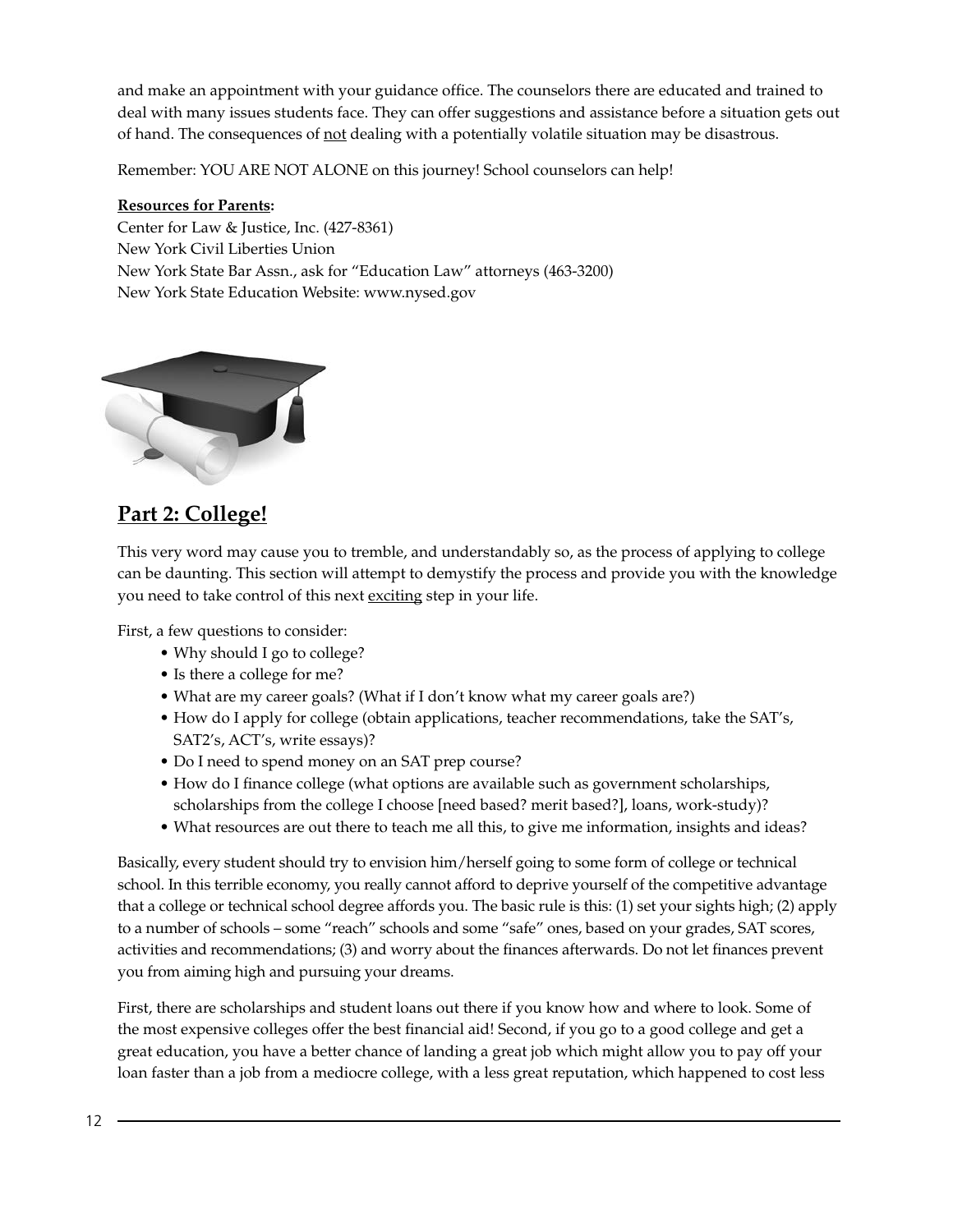and make an appointment with your guidance office. The counselors there are educated and trained to deal with many issues students face. They can offer suggestions and assistance before a situation gets out of hand. The consequences of not dealing with a potentially volatile situation may be disastrous.

Remember: YOU ARE NOT ALONE on this journey! School counselors can help!

**Resources for Parents:**
Center for Law & Justice, Inc. (427-8361)
New York Civil Liberties Union
New York State Bar Assn., ask for "Education Law" attorneys (463-3200)
New York State Education Website: www.nysed.gov

## Part 2: College!

This very word may cause you to tremble, and understandably so, as the process of applying to college can be daunting. This section will attempt to demystify the process and provide you with the knowledge you need to take control of this next exciting step in your life.

First, a few questions to consider:

- Why should I go to college?
- Is there a college for me?
- What are my career goals? (What if I don't know what my career goals are?)
- How do I apply for college (obtain applications, teacher recommendations, take the SAT's, SAT2's, ACT's, write essays)?
- Do I need to spend money on an SAT prep course?
- How do I finance college (what options are available such as government scholarships, scholarships from the college I choose [need based? merit based?], loans, work-study)?
- What resources are out there to teach me all this, to give me information, insights and ideas?

Basically, every student should try to envision him/herself going to some form of college or technical school. In this terrible economy, you really cannot afford to deprive yourself of the competitive advantage that a college or technical school degree affords you. The basic rule is this: (1) set your sights high; (2) apply to a number of schools – some "reach" schools and some "safe" ones, based on your grades, SAT scores, activities and recommendations; (3) and worry about the finances afterwards. Do not let finances prevent you from aiming high and pursuing your dreams.

First, there are scholarships and student loans out there if you know how and where to look. Some of the most expensive colleges offer the best financial aid! Second, if you go to a good college and get a great education, you have a better chance of landing a great job which might allow you to pay off your loan faster than a job from a mediocre college, with a less great reputation, which happened to cost less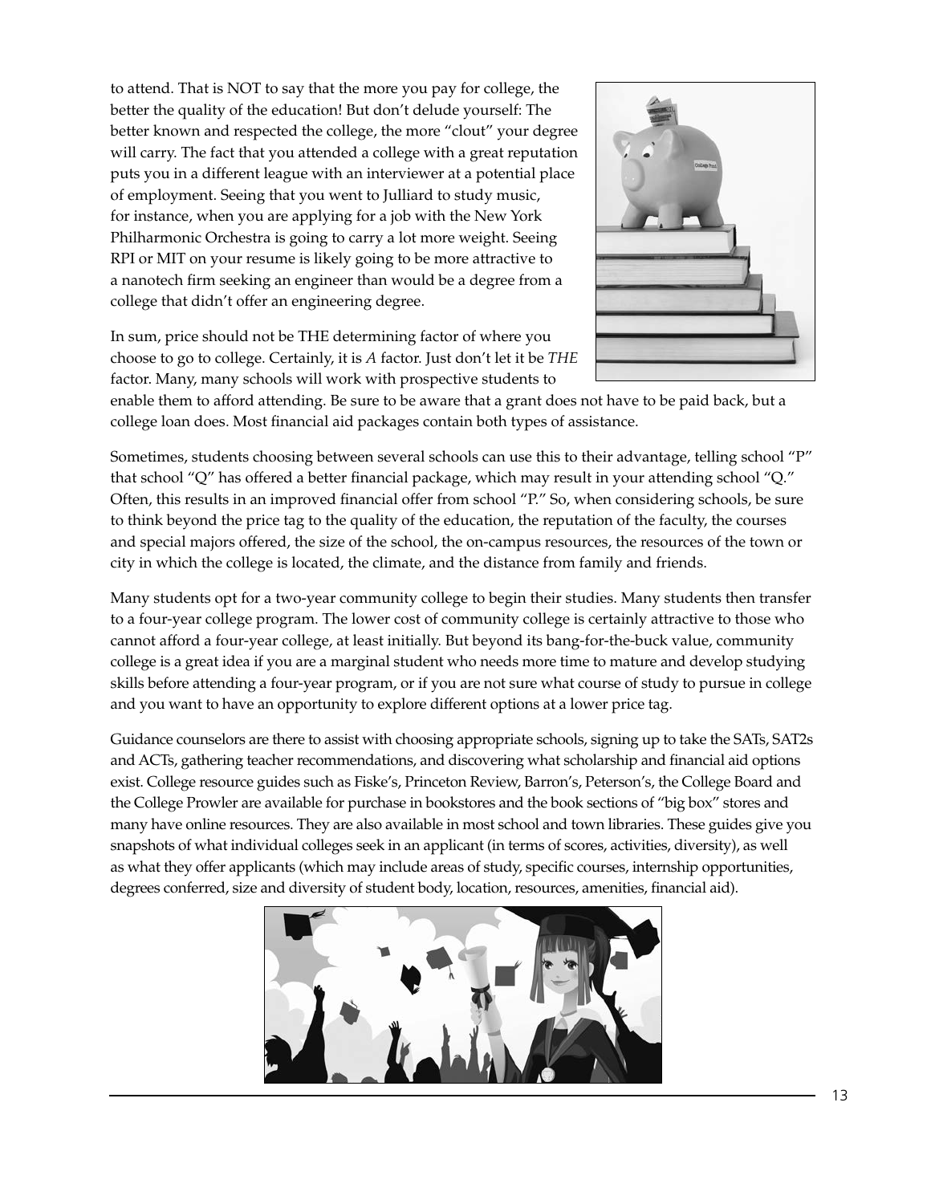to attend. That is NOT to say that the more you pay for college, the better the quality of the education! But don't delude yourself: The better known and respected the college, the more "clout" your degree will carry. The fact that you attended a college with a great reputation puts you in a different league with an interviewer at a potential place of employment. Seeing that you went to Julliard to study music, for instance, when you are applying for a job with the New York Philharmonic Orchestra is going to carry a lot more weight. Seeing RPI or MIT on your resume is likely going to be more attractive to a nanotech firm seeking an engineer than would be a degree from a college that didn't offer an engineering degree.

In sum, price should not be THE determining factor of where you choose to go to college. Certainly, it is *A* factor. Just don't let it be *THE* factor. Many, many schools will work with prospective students to enable them to afford attending. Be sure to be aware that a grant does not have to be paid back, but a college loan does. Most financial aid packages contain both types of assistance.

Sometimes, students choosing between several schools can use this to their advantage, telling school "P" that school "Q" has offered a better financial package, which may result in your attending school "Q." Often, this results in an improved financial offer from school "P." So, when considering schools, be sure to think beyond the price tag to the quality of the education, the reputation of the faculty, the courses and special majors offered, the size of the school, the on-campus resources, the resources of the town or city in which the college is located, the climate, and the distance from family and friends.

Many students opt for a two-year community college to begin their studies. Many students then transfer to a four-year college program. The lower cost of community college is certainly attractive to those who cannot afford a four-year college, at least initially. But beyond its bang-for-the-buck value, community college is a great idea if you are a marginal student who needs more time to mature and develop studying skills before attending a four-year program, or if you are not sure what course of study to pursue in college and you want to have an opportunity to explore different options at a lower price tag.

Guidance counselors are there to assist with choosing appropriate schools, signing up to take the SATs, SAT2s and ACTs, gathering teacher recommendations, and discovering what scholarship and financial aid options exist. College resource guides such as Fiske's, Princeton Review, Barron's, Peterson's, the College Board and the College Prowler are available for purchase in bookstores and the book sections of "big box" stores and many have online resources. They are also available in most school and town libraries. These guides give you snapshots of what individual colleges seek in an applicant (in terms of scores, activities, diversity), as well as what they offer applicants (which may include areas of study, specific courses, internship opportunities, degrees conferred, size and diversity of student body, location, resources, amenities, financial aid).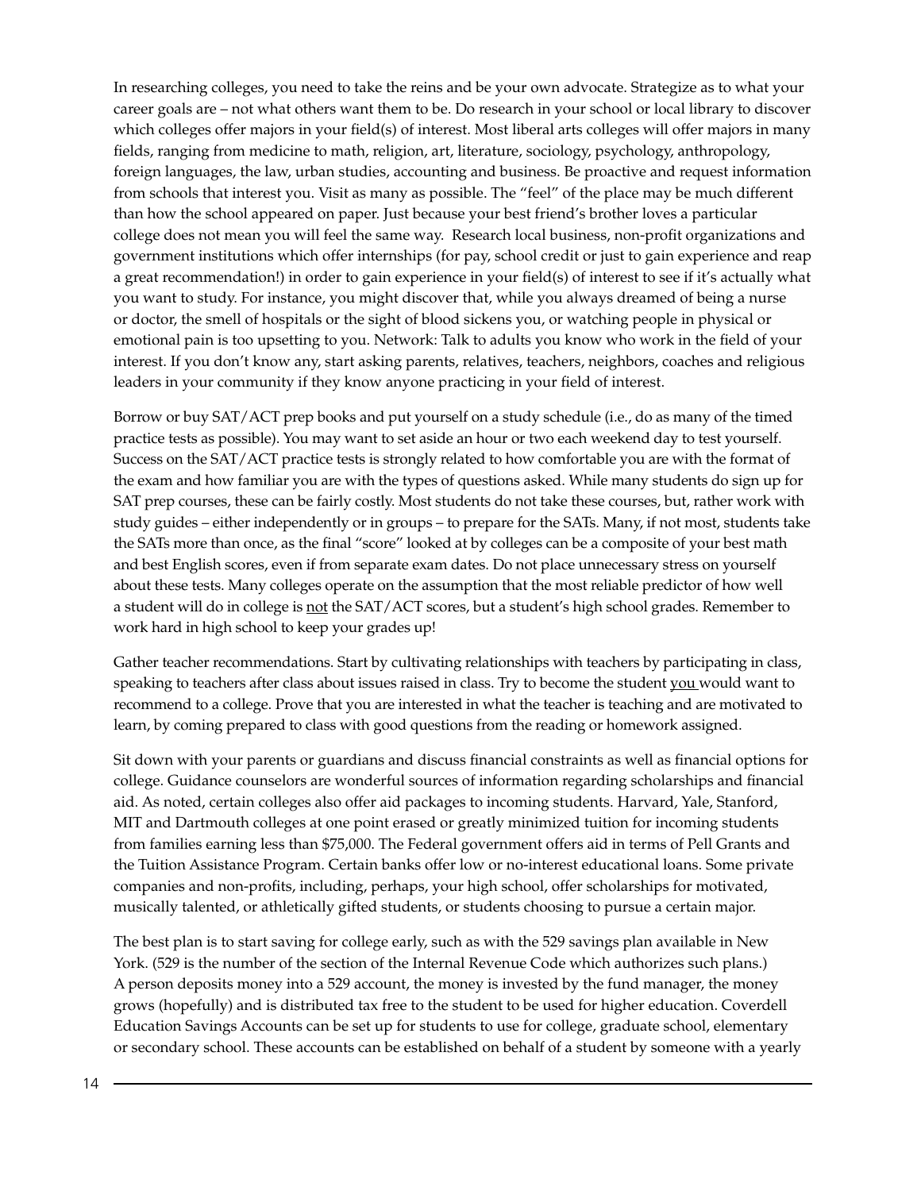In researching colleges, you need to take the reins and be your own advocate. Strategize as to what your career goals are – not what others want them to be. Do research in your school or local library to discover which colleges offer majors in your field(s) of interest. Most liberal arts colleges will offer majors in many fields, ranging from medicine to math, religion, art, literature, sociology, psychology, anthropology, foreign languages, the law, urban studies, accounting and business. Be proactive and request information from schools that interest you. Visit as many as possible. The "feel" of the place may be much different than how the school appeared on paper. Just because your best friend's brother loves a particular college does not mean you will feel the same way. Research local business, non-profit organizations and government institutions which offer internships (for pay, school credit or just to gain experience and reap a great recommendation!) in order to gain experience in your field(s) of interest to see if it's actually what you want to study. For instance, you might discover that, while you always dreamed of being a nurse or doctor, the smell of hospitals or the sight of blood sickens you, or watching people in physical or emotional pain is too upsetting to you. Network: Talk to adults you know who work in the field of your interest. If you don't know any, start asking parents, relatives, teachers, neighbors, coaches and religious leaders in your community if they know anyone practicing in your field of interest.

Borrow or buy SAT/ACT prep books and put yourself on a study schedule (i.e., do as many of the timed practice tests as possible). You may want to set aside an hour or two each weekend day to test yourself. Success on the SAT/ACT practice tests is strongly related to how comfortable you are with the format of the exam and how familiar you are with the types of questions asked. While many students do sign up for SAT prep courses, these can be fairly costly. Most students do not take these courses, but, rather work with study guides – either independently or in groups – to prepare for the SATs. Many, if not most, students take the SATs more than once, as the final "score" looked at by colleges can be a composite of your best math and best English scores, even if from separate exam dates. Do not place unnecessary stress on yourself about these tests. Many colleges operate on the assumption that the most reliable predictor of how well a student will do in college is <u>not</u> the SAT/ACT scores, but a student's high school grades. Remember to work hard in high school to keep your grades up!

Gather teacher recommendations. Start by cultivating relationships with teachers by participating in class, speaking to teachers after class about issues raised in class. Try to become the student <u>you</u> would want to recommend to a college. Prove that you are interested in what the teacher is teaching and are motivated to learn, by coming prepared to class with good questions from the reading or homework assigned.

Sit down with your parents or guardians and discuss financial constraints as well as financial options for college. Guidance counselors are wonderful sources of information regarding scholarships and financial aid. As noted, certain colleges also offer aid packages to incoming students. Harvard, Yale, Stanford, MIT and Dartmouth colleges at one point erased or greatly minimized tuition for incoming students from families earning less than $75,000. The Federal government offers aid in terms of Pell Grants and the Tuition Assistance Program. Certain banks offer low or no-interest educational loans. Some private companies and non-profits, including, perhaps, your high school, offer scholarships for motivated, musically talented, or athletically gifted students, or students choosing to pursue a certain major.

The best plan is to start saving for college early, such as with the 529 savings plan available in New York. (529 is the number of the section of the Internal Revenue Code which authorizes such plans.) A person deposits money into a 529 account, the money is invested by the fund manager, the money grows (hopefully) and is distributed tax free to the student to be used for higher education. Coverdell Education Savings Accounts can be set up for students to use for college, graduate school, elementary or secondary school. These accounts can be established on behalf of a student by someone with a yearly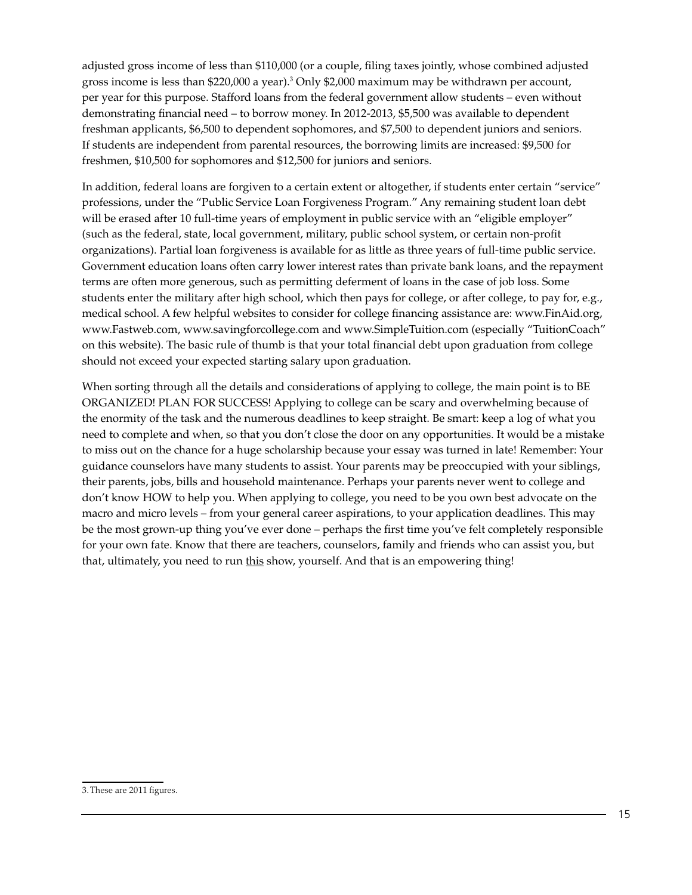adjusted gross income of less than $110,000 (or a couple, filing taxes jointly, whose combined adjusted gross income is less than $220,000 a year).[3] Only $2,000 maximum may be withdrawn per account, per year for this purpose. Stafford loans from the federal government allow students – even without demonstrating financial need – to borrow money. In 2012-2013, $5,500 was available to dependent freshman applicants, $6,500 to dependent sophomores, and $7,500 to dependent juniors and seniors. If students are independent from parental resources, the borrowing limits are increased: $9,500 for freshmen, $10,500 for sophomores and $12,500 for juniors and seniors.

In addition, federal loans are forgiven to a certain extent or altogether, if students enter certain "service" professions, under the "Public Service Loan Forgiveness Program." Any remaining student loan debt will be erased after 10 full-time years of employment in public service with an "eligible employer" (such as the federal, state, local government, military, public school system, or certain non-profit organizations). Partial loan forgiveness is available for as little as three years of full-time public service. Government education loans often carry lower interest rates than private bank loans, and the repayment terms are often more generous, such as permitting deferment of loans in the case of job loss. Some students enter the military after high school, which then pays for college, or after college, to pay for, e.g., medical school. A few helpful websites to consider for college financing assistance are: www.FinAid.org, www.Fastweb.com, www.savingforcollege.com and www.SimpleTuition.com (especially "TuitionCoach" on this website). The basic rule of thumb is that your total financial debt upon graduation from college should not exceed your expected starting salary upon graduation.

When sorting through all the details and considerations of applying to college, the main point is to BE ORGANIZED! PLAN FOR SUCCESS! Applying to college can be scary and overwhelming because of the enormity of the task and the numerous deadlines to keep straight. Be smart: keep a log of what you need to complete and when, so that you don't close the door on any opportunities. It would be a mistake to miss out on the chance for a huge scholarship because your essay was turned in late! Remember: Your guidance counselors have many students to assist. Your parents may be preoccupied with your siblings, their parents, jobs, bills and household maintenance. Perhaps your parents never went to college and don't know HOW to help you. When applying to college, you need to be you own best advocate on the macro and micro levels – from your general career aspirations, to your application deadlines. This may be the most grown-up thing you've ever done – perhaps the first time you've felt completely responsible for your own fate. Know that there are teachers, counselors, family and friends who can assist you, but that, ultimately, you need to run <u>this</u> show, yourself. And that is an empowering thing!

---

3. These are 2011 figures.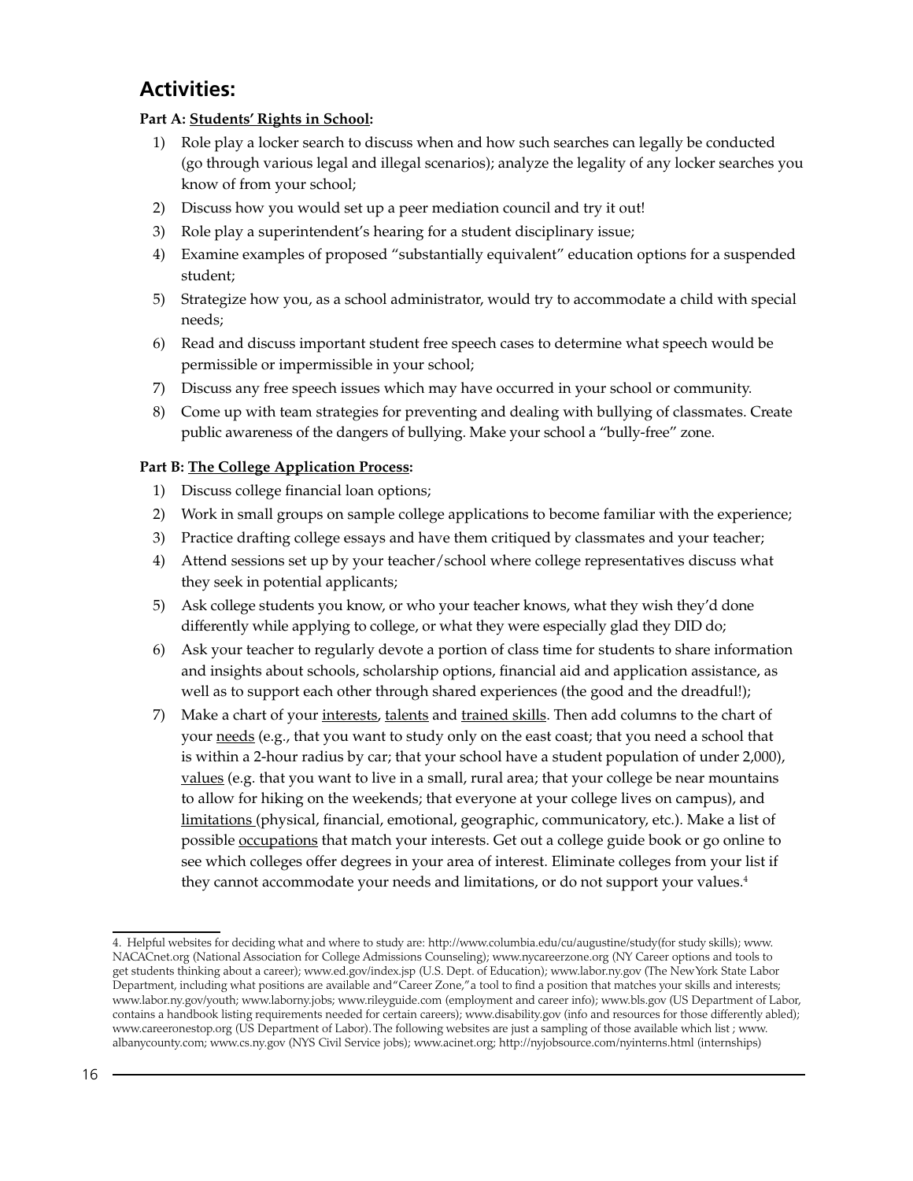## Activities:

**Part A: <u>Students' Rights in School</u>:**

1) Role play a locker search to discuss when and how such searches can legally be conducted (go through various legal and illegal scenarios); analyze the legality of any locker searches you know of from your school;
2) Discuss how you would set up a peer mediation council and try it out!
3) Role play a superintendent's hearing for a student disciplinary issue;
4) Examine examples of proposed "substantially equivalent" education options for a suspended student;
5) Strategize how you, as a school administrator, would try to accommodate a child with special needs;
6) Read and discuss important student free speech cases to determine what speech would be permissible or impermissible in your school;
7) Discuss any free speech issues which may have occurred in your school or community.
8) Come up with team strategies for preventing and dealing with bullying of classmates. Create public awareness of the dangers of bullying. Make your school a "bully-free" zone.

**Part B: <u>The College Application Process</u>:**

1) Discuss college financial loan options;
2) Work in small groups on sample college applications to become familiar with the experience;
3) Practice drafting college essays and have them critiqued by classmates and your teacher;
4) Attend sessions set up by your teacher/school where college representatives discuss what they seek in potential applicants;
5) Ask college students you know, or who your teacher knows, what they wish they'd done differently while applying to college, or what they were especially glad they DID do;
6) Ask your teacher to regularly devote a portion of class time for students to share information and insights about schools, scholarship options, financial aid and application assistance, as well as to support each other through shared experiences (the good and the dreadful!);
7) Make a chart of your <u>interests</u>, <u>talents</u> and <u>trained skills</u>. Then add columns to the chart of your <u>needs</u> (e.g., that you want to study only on the east coast; that you need a school that is within a 2-hour radius by car; that your school have a student population of under 2,000), <u>values</u> (e.g. that you want to live in a small, rural area; that your college be near mountains to allow for hiking on the weekends; that everyone at your college lives on campus), and <u>limitations</u> (physical, financial, emotional, geographic, communicatory, etc.). Make a list of possible <u>occupations</u> that match your interests. Get out a college guide book or go online to see which colleges offer degrees in your area of interest. Eliminate colleges from your list if they cannot accommodate your needs and limitations, or do not support your values.[4]

---

4. Helpful websites for deciding what and where to study are: http://www.columbia.edu/cu/augustine/study(for study skills); www.NACACnet.org (National Association for College Admissions Counseling); www.nycareerzone.org (NY Career options and tools to get students thinking about a career); www.ed.gov/index.jsp (U.S. Dept. of Education); www.labor.ny.gov (The NewYork State Labor Department, including what positions are available and "Career Zone," a tool to find a position that matches your skills and interests; www.labor.ny.gov/youth; www.laborny.jobs; www.rileyguide.com (employment and career info); www.bls.gov (US Department of Labor, contains a handbook listing requirements needed for certain careers); www.disability.gov (info and resources for those differently abled); www.careeronestop.org (US Department of Labor). The following websites are just a sampling of those available which list ; www.albanycounty.com; www.cs.ny.gov (NYS Civil Service jobs); www.acinet.org; http://nyjobsource.com/nyinterns.html (internships)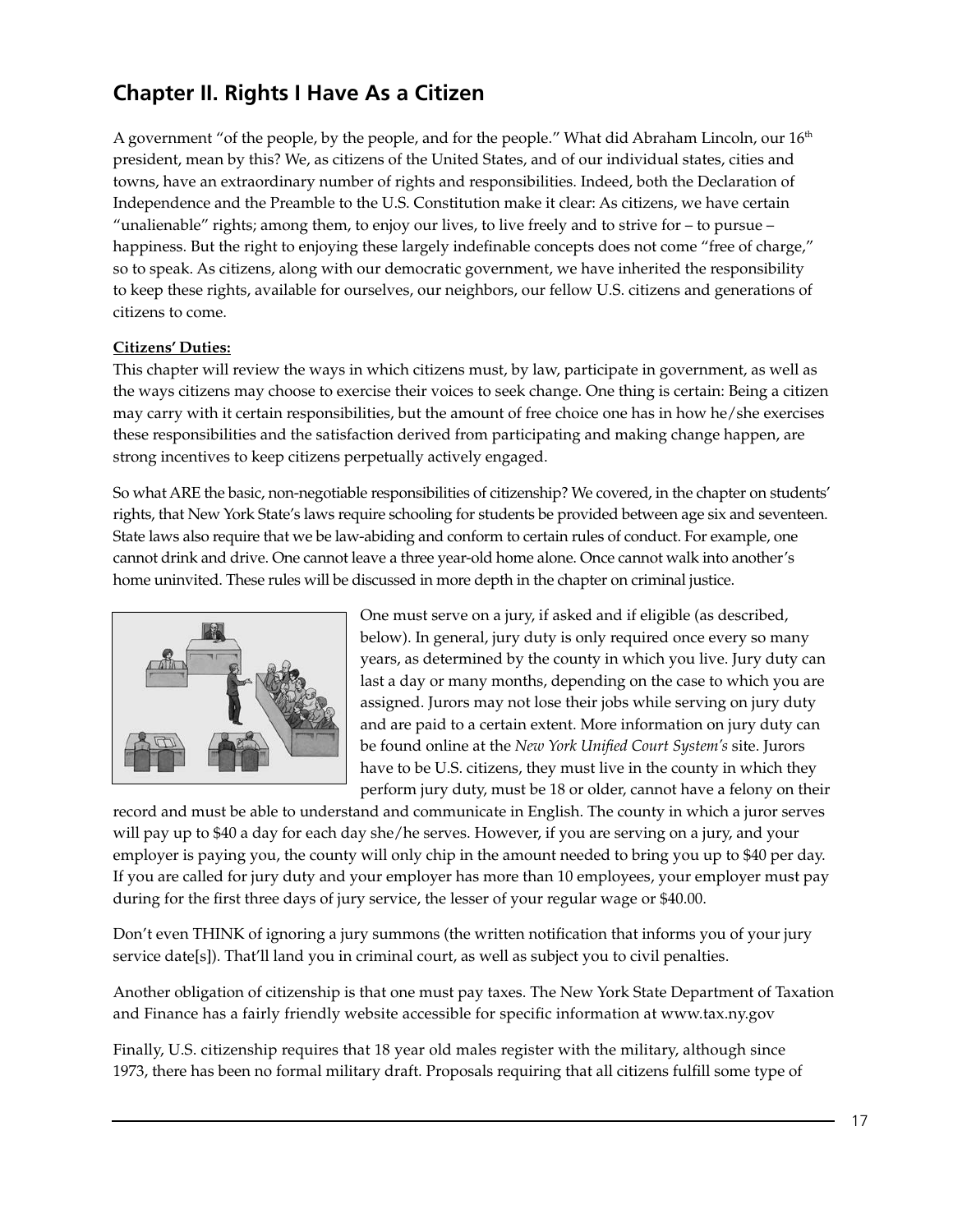## Chapter II. Rights I Have As a Citizen

A government "of the people, by the people, and for the people." What did Abraham Lincoln, our 16th president, mean by this? We, as citizens of the United States, and of our individual states, cities and towns, have an extraordinary number of rights and responsibilities. Indeed, both the Declaration of Independence and the Preamble to the U.S. Constitution make it clear: As citizens, we have certain "unalienable" rights; among them, to enjoy our lives, to live freely and to strive for – to pursue – happiness. But the right to enjoying these largely indefinable concepts does not come "free of charge," so to speak. As citizens, along with our democratic government, we have inherited the responsibility to keep these rights, available for ourselves, our neighbors, our fellow U.S. citizens and generations of citizens to come.

**Citizens' Duties:**

This chapter will review the ways in which citizens must, by law, participate in government, as well as the ways citizens may choose to exercise their voices to seek change. One thing is certain: Being a citizen may carry with it certain responsibilities, but the amount of free choice one has in how he/she exercises these responsibilities and the satisfaction derived from participating and making change happen, are strong incentives to keep citizens perpetually actively engaged.

So what ARE the basic, non-negotiable responsibilities of citizenship? We covered, in the chapter on students' rights, that New York State's laws require schooling for students be provided between age six and seventeen. State laws also require that we be law-abiding and conform to certain rules of conduct. For example, one cannot drink and drive. One cannot leave a three year-old home alone. Once cannot walk into another's home uninvited. These rules will be discussed in more depth in the chapter on criminal justice.

One must serve on a jury, if asked and if eligible (as described, below). In general, jury duty is only required once every so many years, as determined by the county in which you live. Jury duty can last a day or many months, depending on the case to which you are assigned. Jurors may not lose their jobs while serving on jury duty and are paid to a certain extent. More information on jury duty can be found online at the *New York Unified Court System's* site. Jurors have to be U.S. citizens, they must live in the county in which they perform jury duty, must be 18 or older, cannot have a felony on their record and must be able to understand and communicate in English. The county in which a juror serves will pay up to $40 a day for each day she/he serves. However, if you are serving on a jury, and your employer is paying you, the county will only chip in the amount needed to bring you up to $40 per day. If you are called for jury duty and your employer has more than 10 employees, your employer must pay during for the first three days of jury service, the lesser of your regular wage or $40.00.

Don't even THINK of ignoring a jury summons (the written notification that informs you of your jury service date[s]). That'll land you in criminal court, as well as subject you to civil penalties.

Another obligation of citizenship is that one must pay taxes. The New York State Department of Taxation and Finance has a fairly friendly website accessible for specific information at www.tax.ny.gov

Finally, U.S. citizenship requires that 18 year old males register with the military, although since 1973, there has been no formal military draft. Proposals requiring that all citizens fulfill some type of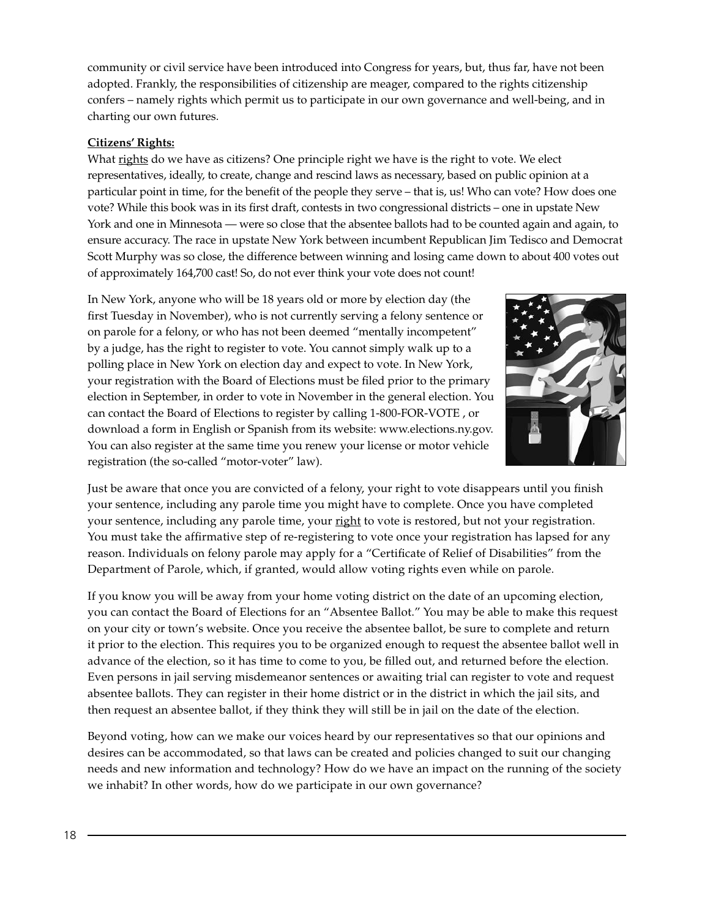community or civil service have been introduced into Congress for years, but, thus far, have not been adopted. Frankly, the responsibilities of citizenship are meager, compared to the rights citizenship confers – namely rights which permit us to participate in our own governance and well-being, and in charting our own futures.

**Citizens' Rights:**

What rights do we have as citizens? One principle right we have is the right to vote. We elect representatives, ideally, to create, change and rescind laws as necessary, based on public opinion at a particular point in time, for the benefit of the people they serve – that is, us! Who can vote? How does one vote? While this book was in its first draft, contests in two congressional districts – one in upstate New York and one in Minnesota — were so close that the absentee ballots had to be counted again and again, to ensure accuracy. The race in upstate New York between incumbent Republican Jim Tedisco and Democrat Scott Murphy was so close, the difference between winning and losing came down to about 400 votes out of approximately 164,700 cast! So, do not ever think your vote does not count!

In New York, anyone who will be 18 years old or more by election day (the first Tuesday in November), who is not currently serving a felony sentence or on parole for a felony, or who has not been deemed "mentally incompetent" by a judge, has the right to register to vote. You cannot simply walk up to a polling place in New York on election day and expect to vote. In New York, your registration with the Board of Elections must be filed prior to the primary election in September, in order to vote in November in the general election. You can contact the Board of Elections to register by calling 1-800-FOR-VOTE , or download a form in English or Spanish from its website: www.elections.ny.gov. You can also register at the same time you renew your license or motor vehicle registration (the so-called "motor-voter" law).

Just be aware that once you are convicted of a felony, your right to vote disappears until you finish your sentence, including any parole time you might have to complete. Once you have completed your sentence, including any parole time, your right to vote is restored, but not your registration. You must take the affirmative step of re-registering to vote once your registration has lapsed for any reason. Individuals on felony parole may apply for a "Certificate of Relief of Disabilities" from the Department of Parole, which, if granted, would allow voting rights even while on parole.

If you know you will be away from your home voting district on the date of an upcoming election, you can contact the Board of Elections for an "Absentee Ballot." You may be able to make this request on your city or town's website. Once you receive the absentee ballot, be sure to complete and return it prior to the election. This requires you to be organized enough to request the absentee ballot well in advance of the election, so it has time to come to you, be filled out, and returned before the election. Even persons in jail serving misdemeanor sentences or awaiting trial can register to vote and request absentee ballots. They can register in their home district or in the district in which the jail sits, and then request an absentee ballot, if they think they will still be in jail on the date of the election.

Beyond voting, how can we make our voices heard by our representatives so that our opinions and desires can be accommodated, so that laws can be created and policies changed to suit our changing needs and new information and technology? How do we have an impact on the running of the society we inhabit? In other words, how do we participate in our own governance?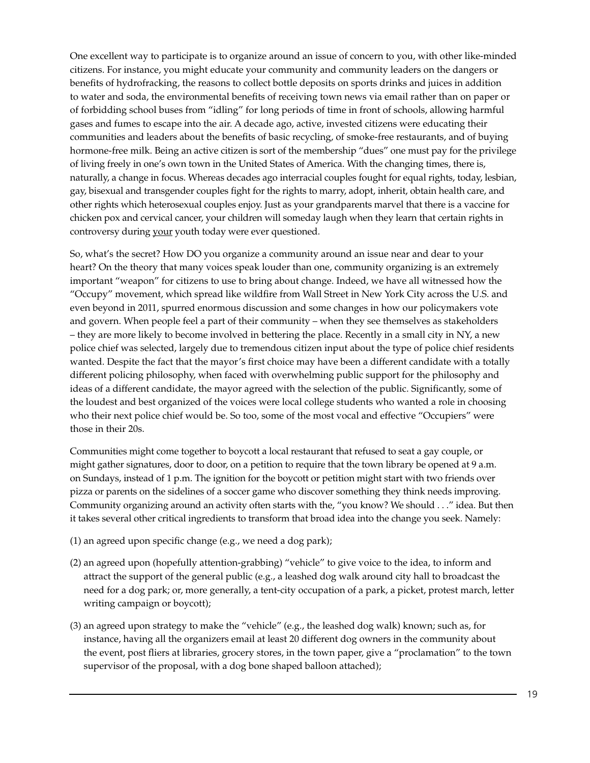One excellent way to participate is to organize around an issue of concern to you, with other like-minded citizens. For instance, you might educate your community and community leaders on the dangers or benefits of hydrofracking, the reasons to collect bottle deposits on sports drinks and juices in addition to water and soda, the environmental benefits of receiving town news via email rather than on paper or of forbidding school buses from "idling" for long periods of time in front of schools, allowing harmful gases and fumes to escape into the air. A decade ago, active, invested citizens were educating their communities and leaders about the benefits of basic recycling, of smoke-free restaurants, and of buying hormone-free milk. Being an active citizen is sort of the membership "dues" one must pay for the privilege of living freely in one's own town in the United States of America. With the changing times, there is, naturally, a change in focus. Whereas decades ago interracial couples fought for equal rights, today, lesbian, gay, bisexual and transgender couples fight for the rights to marry, adopt, inherit, obtain health care, and other rights which heterosexual couples enjoy. Just as your grandparents marvel that there is a vaccine for chicken pox and cervical cancer, your children will someday laugh when they learn that certain rights in controversy during <u>your</u> youth today were ever questioned.

So, what's the secret? How DO you organize a community around an issue near and dear to your heart? On the theory that many voices speak louder than one, community organizing is an extremely important "weapon" for citizens to use to bring about change. Indeed, we have all witnessed how the "Occupy" movement, which spread like wildfire from Wall Street in New York City across the U.S. and even beyond in 2011, spurred enormous discussion and some changes in how our policymakers vote and govern. When people feel a part of their community – when they see themselves as stakeholders – they are more likely to become involved in bettering the place. Recently in a small city in NY, a new police chief was selected, largely due to tremendous citizen input about the type of police chief residents wanted. Despite the fact that the mayor's first choice may have been a different candidate with a totally different policing philosophy, when faced with overwhelming public support for the philosophy and ideas of a different candidate, the mayor agreed with the selection of the public. Significantly, some of the loudest and best organized of the voices were local college students who wanted a role in choosing who their next police chief would be. So too, some of the most vocal and effective "Occupiers" were those in their 20s.

Communities might come together to boycott a local restaurant that refused to seat a gay couple, or might gather signatures, door to door, on a petition to require that the town library be opened at 9 a.m. on Sundays, instead of 1 p.m. The ignition for the boycott or petition might start with two friends over pizza or parents on the sidelines of a soccer game who discover something they think needs improving. Community organizing around an activity often starts with the, "you know? We should . . ." idea. But then it takes several other critical ingredients to transform that broad idea into the change you seek. Namely:

(1) an agreed upon specific change (e.g., we need a dog park);

(2) an agreed upon (hopefully attention-grabbing) "vehicle" to give voice to the idea, to inform and attract the support of the general public (e.g., a leashed dog walk around city hall to broadcast the need for a dog park; or, more generally, a tent-city occupation of a park, a picket, protest march, letter writing campaign or boycott);

(3) an agreed upon strategy to make the "vehicle" (e.g., the leashed dog walk) known; such as, for instance, having all the organizers email at least 20 different dog owners in the community about the event, post fliers at libraries, grocery stores, in the town paper, give a "proclamation" to the town supervisor of the proposal, with a dog bone shaped balloon attached);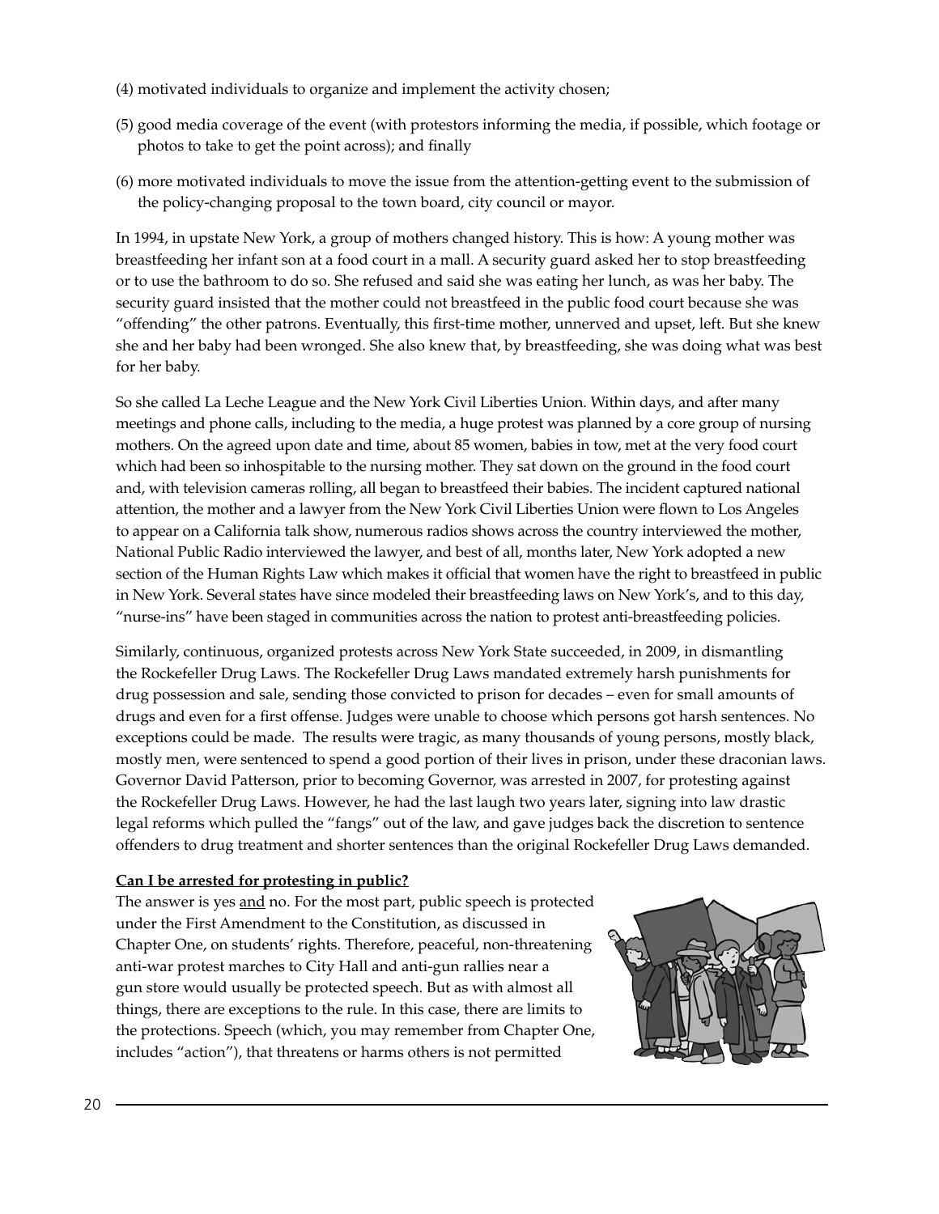(4) motivated individuals to organize and implement the activity chosen;

(5) good media coverage of the event (with protestors informing the media, if possible, which footage or photos to take to get the point across); and finally

(6) more motivated individuals to move the issue from the attention-getting event to the submission of the policy-changing proposal to the town board, city council or mayor.

In 1994, in upstate New York, a group of mothers changed history. This is how: A young mother was breastfeeding her infant son at a food court in a mall. A security guard asked her to stop breastfeeding or to use the bathroom to do so. She refused and said she was eating her lunch, as was her baby. The security guard insisted that the mother could not breastfeed in the public food court because she was "offending" the other patrons. Eventually, this first-time mother, unnerved and upset, left. But she knew she and her baby had been wronged. She also knew that, by breastfeeding, she was doing what was best for her baby.

So she called La Leche League and the New York Civil Liberties Union. Within days, and after many meetings and phone calls, including to the media, a huge protest was planned by a core group of nursing mothers. On the agreed upon date and time, about 85 women, babies in tow, met at the very food court which had been so inhospitable to the nursing mother. They sat down on the ground in the food court and, with television cameras rolling, all began to breastfeed their babies. The incident captured national attention, the mother and a lawyer from the New York Civil Liberties Union were flown to Los Angeles to appear on a California talk show, numerous radios shows across the country interviewed the mother, National Public Radio interviewed the lawyer, and best of all, months later, New York adopted a new section of the Human Rights Law which makes it official that women have the right to breastfeed in public in New York. Several states have since modeled their breastfeeding laws on New York's, and to this day, "nurse-ins" have been staged in communities across the nation to protest anti-breastfeeding policies.

Similarly, continuous, organized protests across New York State succeeded, in 2009, in dismantling the Rockefeller Drug Laws. The Rockefeller Drug Laws mandated extremely harsh punishments for drug possession and sale, sending those convicted to prison for decades – even for small amounts of drugs and even for a first offense. Judges were unable to choose which persons got harsh sentences. No exceptions could be made. The results were tragic, as many thousands of young persons, mostly black, mostly men, were sentenced to spend a good portion of their lives in prison, under these draconian laws. Governor David Patterson, prior to becoming Governor, was arrested in 2007, for protesting against the Rockefeller Drug Laws. However, he had the last laugh two years later, signing into law drastic legal reforms which pulled the "fangs" out of the law, and gave judges back the discretion to sentence offenders to drug treatment and shorter sentences than the original Rockefeller Drug Laws demanded.

**Can I be arrested for protesting in public?**

The answer is yes and no. For the most part, public speech is protected under the First Amendment to the Constitution, as discussed in Chapter One, on students' rights. Therefore, peaceful, non-threatening anti-war protest marches to City Hall and anti-gun rallies near a gun store would usually be protected speech. But as with almost all things, there are exceptions to the rule. In this case, there are limits to the protections. Speech (which, you may remember from Chapter One, includes "action"), that threatens or harms others is not permitted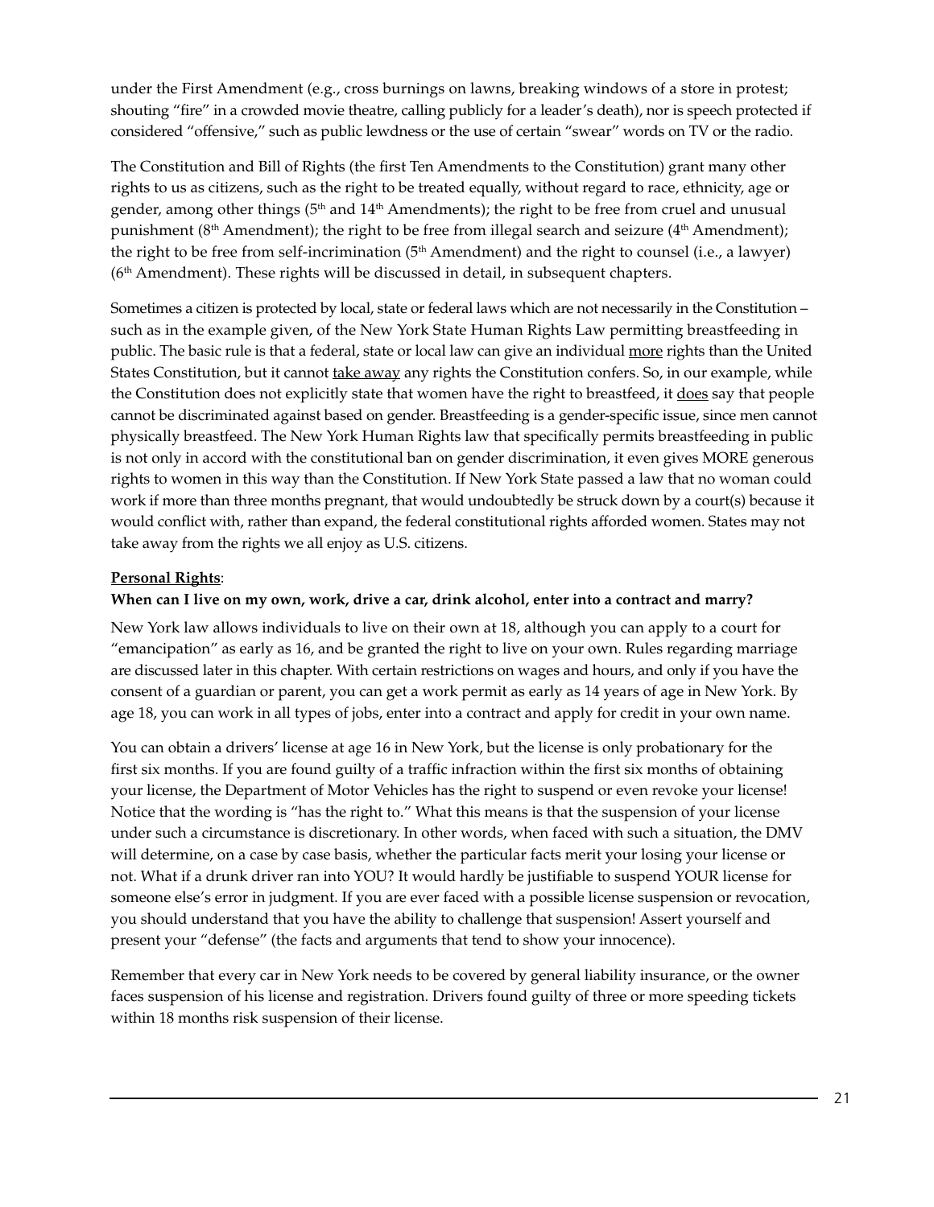under the First Amendment (e.g., cross burnings on lawns, breaking windows of a store in protest; shouting "fire" in a crowded movie theatre, calling publicly for a leader's death), nor is speech protected if considered "offensive," such as public lewdness or the use of certain "swear" words on TV or the radio.

The Constitution and Bill of Rights (the first Ten Amendments to the Constitution) grant many other rights to us as citizens, such as the right to be treated equally, without regard to race, ethnicity, age or gender, among other things (5th and 14th Amendments); the right to be free from cruel and unusual punishment (8th Amendment); the right to be free from illegal search and seizure (4th Amendment); the right to be free from self-incrimination (5th Amendment) and the right to counsel (i.e., a lawyer) (6th Amendment). These rights will be discussed in detail, in subsequent chapters.

Sometimes a citizen is protected by local, state or federal laws which are not necessarily in the Constitution – such as in the example given, of the New York State Human Rights Law permitting breastfeeding in public. The basic rule is that a federal, state or local law can give an individual <u>more</u> rights than the United States Constitution, but it cannot <u>take away</u> any rights the Constitution confers. So, in our example, while the Constitution does not explicitly state that women have the right to breastfeed, it <u>does</u> say that people cannot be discriminated against based on gender. Breastfeeding is a gender-specific issue, since men cannot physically breastfeed. The New York Human Rights law that specifically permits breastfeeding in public is not only in accord with the constitutional ban on gender discrimination, it even gives MORE generous rights to women in this way than the Constitution. If New York State passed a law that no woman could work if more than three months pregnant, that would undoubtedly be struck down by a court(s) because it would conflict with, rather than expand, the federal constitutional rights afforded women. States may not take away from the rights we all enjoy as U.S. citizens.

**<u>Personal Rights</u>**:

**When can I live on my own, work, drive a car, drink alcohol, enter into a contract and marry?**

New York law allows individuals to live on their own at 18, although you can apply to a court for "emancipation" as early as 16, and be granted the right to live on your own. Rules regarding marriage are discussed later in this chapter. With certain restrictions on wages and hours, and only if you have the consent of a guardian or parent, you can get a work permit as early as 14 years of age in New York. By age 18, you can work in all types of jobs, enter into a contract and apply for credit in your own name.

You can obtain a drivers' license at age 16 in New York, but the license is only probationary for the first six months. If you are found guilty of a traffic infraction within the first six months of obtaining your license, the Department of Motor Vehicles has the right to suspend or even revoke your license! Notice that the wording is "has the right to." What this means is that the suspension of your license under such a circumstance is discretionary. In other words, when faced with such a situation, the DMV will determine, on a case by case basis, whether the particular facts merit your losing your license or not. What if a drunk driver ran into YOU? It would hardly be justifiable to suspend YOUR license for someone else's error in judgment. If you are ever faced with a possible license suspension or revocation, you should understand that you have the ability to challenge that suspension! Assert yourself and present your "defense" (the facts and arguments that tend to show your innocence).

Remember that every car in New York needs to be covered by general liability insurance, or the owner faces suspension of his license and registration. Drivers found guilty of three or more speeding tickets within 18 months risk suspension of their license.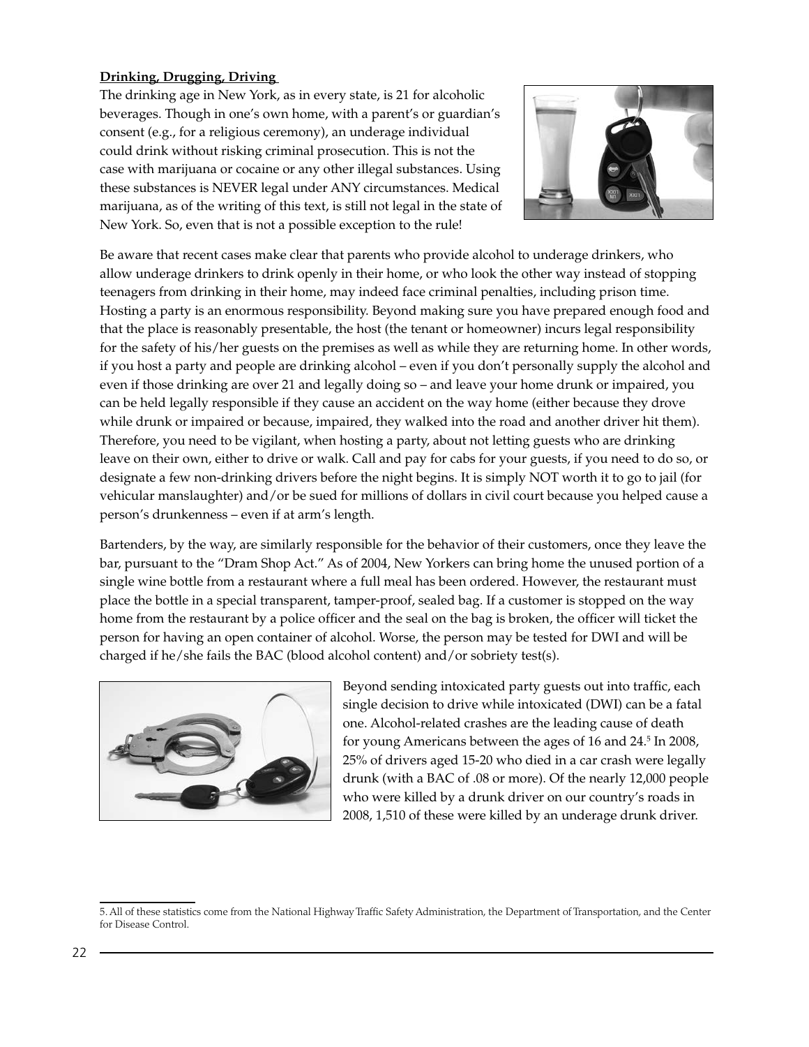**Drinking, Drugging, Driving**

The drinking age in New York, as in every state, is 21 for alcoholic beverages. Though in one's own home, with a parent's or guardian's consent (e.g., for a religious ceremony), an underage individual could drink without risking criminal prosecution. This is not the case with marijuana or cocaine or any other illegal substances. Using these substances is NEVER legal under ANY circumstances. Medical marijuana, as of the writing of this text, is still not legal in the state of New York. So, even that is not a possible exception to the rule!

Be aware that recent cases make clear that parents who provide alcohol to underage drinkers, who allow underage drinkers to drink openly in their home, or who look the other way instead of stopping teenagers from drinking in their home, may indeed face criminal penalties, including prison time. Hosting a party is an enormous responsibility. Beyond making sure you have prepared enough food and that the place is reasonably presentable, the host (the tenant or homeowner) incurs legal responsibility for the safety of his/her guests on the premises as well as while they are returning home. In other words, if you host a party and people are drinking alcohol – even if you don't personally supply the alcohol and even if those drinking are over 21 and legally doing so – and leave your home drunk or impaired, you can be held legally responsible if they cause an accident on the way home (either because they drove while drunk or impaired or because, impaired, they walked into the road and another driver hit them). Therefore, you need to be vigilant, when hosting a party, about not letting guests who are drinking leave on their own, either to drive or walk. Call and pay for cabs for your guests, if you need to do so, or designate a few non-drinking drivers before the night begins. It is simply NOT worth it to go to jail (for vehicular manslaughter) and/or be sued for millions of dollars in civil court because you helped cause a person's drunkenness – even if at arm's length.

Bartenders, by the way, are similarly responsible for the behavior of their customers, once they leave the bar, pursuant to the "Dram Shop Act." As of 2004, New Yorkers can bring home the unused portion of a single wine bottle from a restaurant where a full meal has been ordered. However, the restaurant must place the bottle in a special transparent, tamper-proof, sealed bag. If a customer is stopped on the way home from the restaurant by a police officer and the seal on the bag is broken, the officer will ticket the person for having an open container of alcohol. Worse, the person may be tested for DWI and will be charged if he/she fails the BAC (blood alcohol content) and/or sobriety test(s).

Beyond sending intoxicated party guests out into traffic, each single decision to drive while intoxicated (DWI) can be a fatal one. Alcohol-related crashes are the leading cause of death for young Americans between the ages of 16 and 24.[5] In 2008, 25% of drivers aged 15-20 who died in a car crash were legally drunk (with a BAC of .08 or more). Of the nearly 12,000 people who were killed by a drunk driver on our country's roads in 2008, 1,510 of these were killed by an underage drunk driver.

5. All of these statistics come from the National Highway Traffic Safety Administration, the Department of Transportation, and the Center for Disease Control.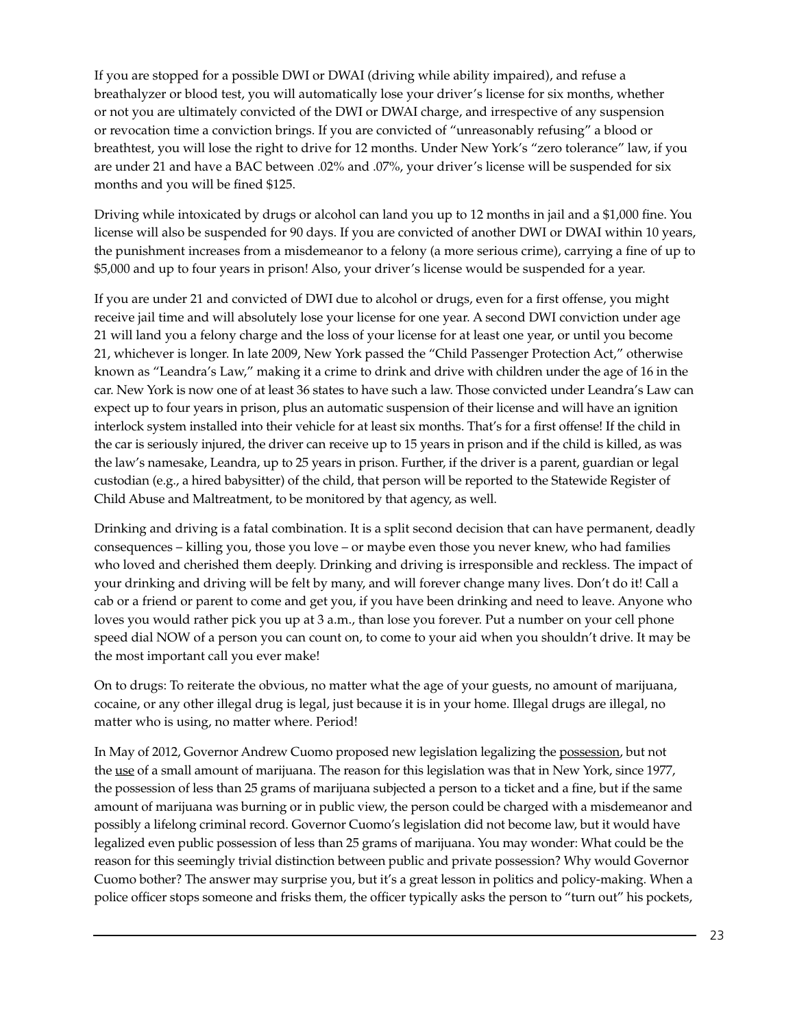If you are stopped for a possible DWI or DWAI (driving while ability impaired), and refuse a breathalyzer or blood test, you will automatically lose your driver's license for six months, whether or not you are ultimately convicted of the DWI or DWAI charge, and irrespective of any suspension or revocation time a conviction brings. If you are convicted of "unreasonably refusing" a blood or breathtest, you will lose the right to drive for 12 months. Under New York's "zero tolerance" law, if you are under 21 and have a BAC between .02% and .07%, your driver's license will be suspended for six months and you will be fined $125.

Driving while intoxicated by drugs or alcohol can land you up to 12 months in jail and a $1,000 fine. You license will also be suspended for 90 days. If you are convicted of another DWI or DWAI within 10 years, the punishment increases from a misdemeanor to a felony (a more serious crime), carrying a fine of up to $5,000 and up to four years in prison! Also, your driver's license would be suspended for a year.

If you are under 21 and convicted of DWI due to alcohol or drugs, even for a first offense, you might receive jail time and will absolutely lose your license for one year. A second DWI conviction under age 21 will land you a felony charge and the loss of your license for at least one year, or until you become 21, whichever is longer. In late 2009, New York passed the "Child Passenger Protection Act," otherwise known as "Leandra's Law," making it a crime to drink and drive with children under the age of 16 in the car. New York is now one of at least 36 states to have such a law. Those convicted under Leandra's Law can expect up to four years in prison, plus an automatic suspension of their license and will have an ignition interlock system installed into their vehicle for at least six months. That's for a first offense! If the child in the car is seriously injured, the driver can receive up to 15 years in prison and if the child is killed, as was the law's namesake, Leandra, up to 25 years in prison. Further, if the driver is a parent, guardian or legal custodian (e.g., a hired babysitter) of the child, that person will be reported to the Statewide Register of Child Abuse and Maltreatment, to be monitored by that agency, as well.

Drinking and driving is a fatal combination. It is a split second decision that can have permanent, deadly consequences – killing you, those you love – or maybe even those you never knew, who had families who loved and cherished them deeply. Drinking and driving is irresponsible and reckless. The impact of your drinking and driving will be felt by many, and will forever change many lives. Don't do it! Call a cab or a friend or parent to come and get you, if you have been drinking and need to leave. Anyone who loves you would rather pick you up at 3 a.m., than lose you forever. Put a number on your cell phone speed dial NOW of a person you can count on, to come to your aid when you shouldn't drive. It may be the most important call you ever make!

On to drugs: To reiterate the obvious, no matter what the age of your guests, no amount of marijuana, cocaine, or any other illegal drug is legal, just because it is in your home. Illegal drugs are illegal, no matter who is using, no matter where. Period!

In May of 2012, Governor Andrew Cuomo proposed new legislation legalizing the <u>possession</u>, but not the <u>use</u> of a small amount of marijuana. The reason for this legislation was that in New York, since 1977, the possession of less than 25 grams of marijuana subjected a person to a ticket and a fine, but if the same amount of marijuana was burning or in public view, the person could be charged with a misdemeanor and possibly a lifelong criminal record. Governor Cuomo's legislation did not become law, but it would have legalized even public possession of less than 25 grams of marijuana. You may wonder: What could be the reason for this seemingly trivial distinction between public and private possession? Why would Governor Cuomo bother? The answer may surprise you, but it's a great lesson in politics and policy-making. When a police officer stops someone and frisks them, the officer typically asks the person to "turn out" his pockets,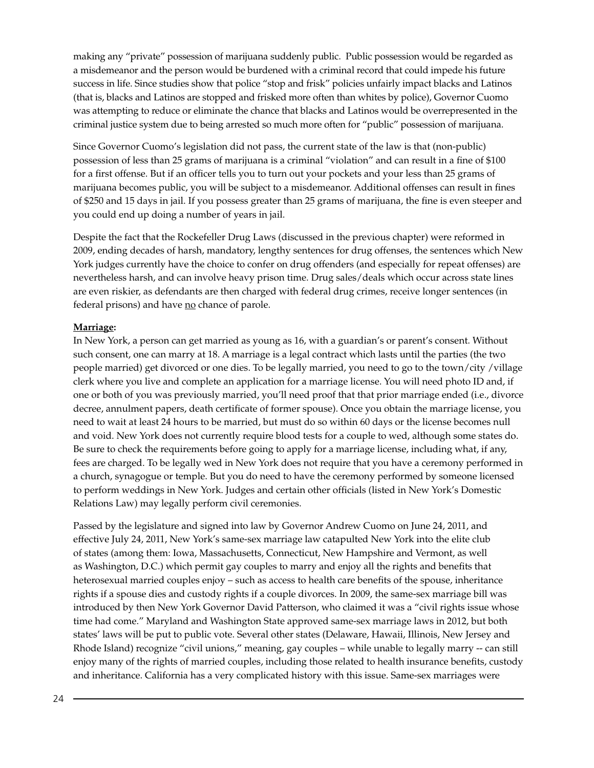making any "private" possession of marijuana suddenly public. Public possession would be regarded as a misdemeanor and the person would be burdened with a criminal record that could impede his future success in life. Since studies show that police "stop and frisk" policies unfairly impact blacks and Latinos (that is, blacks and Latinos are stopped and frisked more often than whites by police), Governor Cuomo was attempting to reduce or eliminate the chance that blacks and Latinos would be overrepresented in the criminal justice system due to being arrested so much more often for "public" possession of marijuana.

Since Governor Cuomo's legislation did not pass, the current state of the law is that (non-public) possession of less than 25 grams of marijuana is a criminal "violation" and can result in a fine of $100 for a first offense. But if an officer tells you to turn out your pockets and your less than 25 grams of marijuana becomes public, you will be subject to a misdemeanor. Additional offenses can result in fines of $250 and 15 days in jail. If you possess greater than 25 grams of marijuana, the fine is even steeper and you could end up doing a number of years in jail.

Despite the fact that the Rockefeller Drug Laws (discussed in the previous chapter) were reformed in 2009, ending decades of harsh, mandatory, lengthy sentences for drug offenses, the sentences which New York judges currently have the choice to confer on drug offenders (and especially for repeat offenses) are nevertheless harsh, and can involve heavy prison time. Drug sales/deals which occur across state lines are even riskier, as defendants are then charged with federal drug crimes, receive longer sentences (in federal prisons) and have <u>no</u> chance of parole.

**<u>Marriage</u>:**
In New York, a person can get married as young as 16, with a guardian's or parent's consent. Without such consent, one can marry at 18. A marriage is a legal contract which lasts until the parties (the two people married) get divorced or one dies. To be legally married, you need to go to the town/city /village clerk where you live and complete an application for a marriage license. You will need photo ID and, if one or both of you was previously married, you'll need proof that that prior marriage ended (i.e., divorce decree, annulment papers, death certificate of former spouse). Once you obtain the marriage license, you need to wait at least 24 hours to be married, but must do so within 60 days or the license becomes null and void. New York does not currently require blood tests for a couple to wed, although some states do. Be sure to check the requirements before going to apply for a marriage license, including what, if any, fees are charged. To be legally wed in New York does not require that you have a ceremony performed in a church, synagogue or temple. But you do need to have the ceremony performed by someone licensed to perform weddings in New York. Judges and certain other officials (listed in New York's Domestic Relations Law) may legally perform civil ceremonies.

Passed by the legislature and signed into law by Governor Andrew Cuomo on June 24, 2011, and effective July 24, 2011, New York's same-sex marriage law catapulted New York into the elite club of states (among them: Iowa, Massachusetts, Connecticut, New Hampshire and Vermont, as well as Washington, D.C.) which permit gay couples to marry and enjoy all the rights and benefits that heterosexual married couples enjoy – such as access to health care benefits of the spouse, inheritance rights if a spouse dies and custody rights if a couple divorces. In 2009, the same-sex marriage bill was introduced by then New York Governor David Patterson, who claimed it was a "civil rights issue whose time had come." Maryland and Washington State approved same-sex marriage laws in 2012, but both states' laws will be put to public vote. Several other states (Delaware, Hawaii, Illinois, New Jersey and Rhode Island) recognize "civil unions," meaning, gay couples – while unable to legally marry -- can still enjoy many of the rights of married couples, including those related to health insurance benefits, custody and inheritance. California has a very complicated history with this issue. Same-sex marriages were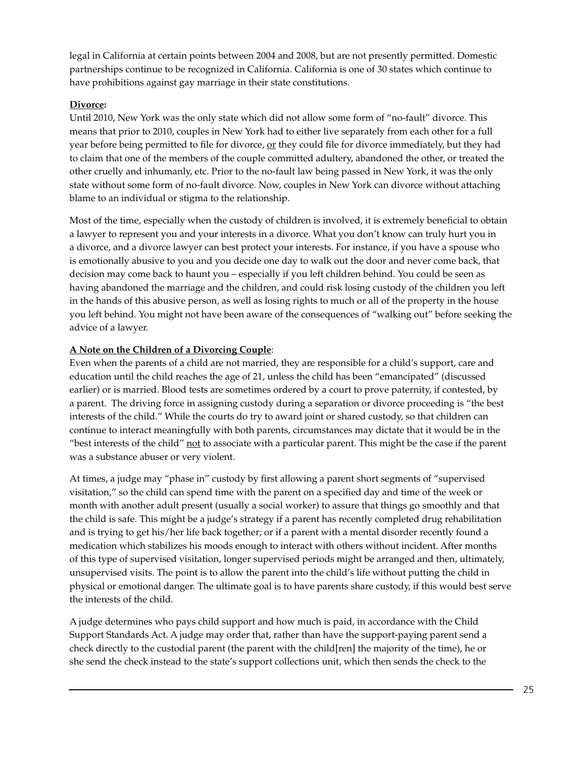legal in California at certain points between 2004 and 2008, but are not presently permitted. Domestic partnerships continue to be recognized in California. California is one of 30 states which continue to have prohibitions against gay marriage in their state constitutions.

**Divorce:**

Until 2010, New York was the only state which did not allow some form of "no-fault" divorce. This means that prior to 2010, couples in New York had to either live separately from each other for a full year before being permitted to file for divorce, or they could file for divorce immediately, but they had to claim that one of the members of the couple committed adultery, abandoned the other, or treated the other cruelly and inhumanly, etc. Prior to the no-fault law being passed in New York, it was the only state without some form of no-fault divorce. Now, couples in New York can divorce without attaching blame to an individual or stigma to the relationship.

Most of the time, especially when the custody of children is involved, it is extremely beneficial to obtain a lawyer to represent you and your interests in a divorce. What you don't know can truly hurt you in a divorce, and a divorce lawyer can best protect your interests. For instance, if you have a spouse who is emotionally abusive to you and you decide one day to walk out the door and never come back, that decision may come back to haunt you – especially if you left children behind. You could be seen as having abandoned the marriage and the children, and could risk losing custody of the children you left in the hands of this abusive person, as well as losing rights to much or all of the property in the house you left behind. You might not have been aware of the consequences of "walking out" before seeking the advice of a lawyer.

**A Note on the Children of a Divorcing Couple**:

Even when the parents of a child are not married, they are responsible for a child's support, care and education until the child reaches the age of 21, unless the child has been "emancipated" (discussed earlier) or is married. Blood tests are sometimes ordered by a court to prove paternity, if contested, by a parent. The driving force in assigning custody during a separation or divorce proceeding is "the best interests of the child." While the courts do try to award joint or shared custody, so that children can continue to interact meaningfully with both parents, circumstances may dictate that it would be in the "best interests of the child" not to associate with a particular parent. This might be the case if the parent was a substance abuser or very violent.

At times, a judge may "phase in" custody by first allowing a parent short segments of "supervised visitation," so the child can spend time with the parent on a specified day and time of the week or month with another adult present (usually a social worker) to assure that things go smoothly and that the child is safe. This might be a judge's strategy if a parent has recently completed drug rehabilitation and is trying to get his/her life back together; or if a parent with a mental disorder recently found a medication which stabilizes his moods enough to interact with others without incident. After months of this type of supervised visitation, longer supervised periods might be arranged and then, ultimately, unsupervised visits. The point is to allow the parent into the child's life without putting the child in physical or emotional danger. The ultimate goal is to have parents share custody, if this would best serve the interests of the child.

A judge determines who pays child support and how much is paid, in accordance with the Child Support Standards Act. A judge may order that, rather than have the support-paying parent send a check directly to the custodial parent (the parent with the child[ren] the majority of the time), he or she send the check instead to the state's support collections unit, which then sends the check to the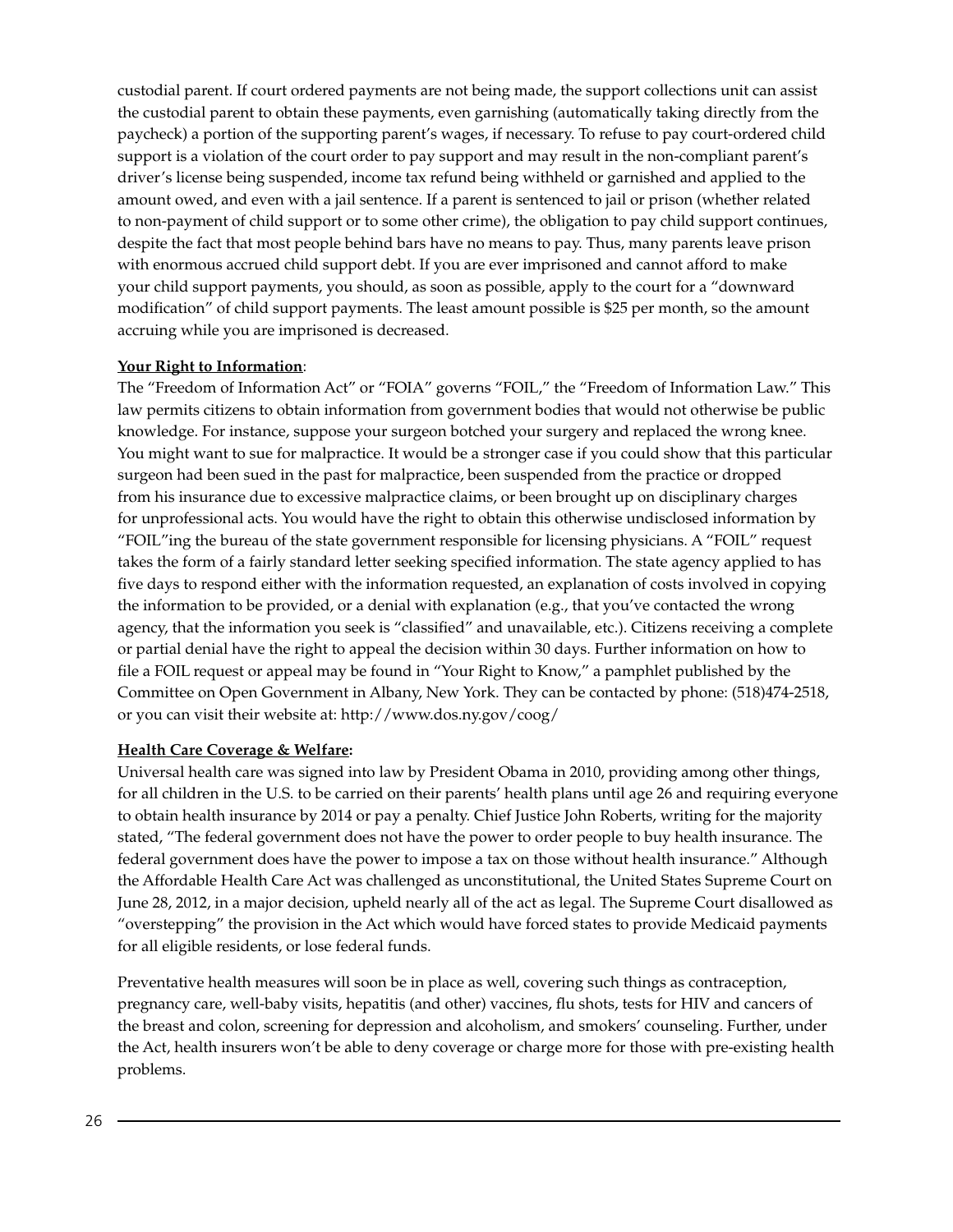custodial parent. If court ordered payments are not being made, the support collections unit can assist the custodial parent to obtain these payments, even garnishing (automatically taking directly from the paycheck) a portion of the supporting parent's wages, if necessary. To refuse to pay court-ordered child support is a violation of the court order to pay support and may result in the non-compliant parent's driver's license being suspended, income tax refund being withheld or garnished and applied to the amount owed, and even with a jail sentence. If a parent is sentenced to jail or prison (whether related to non-payment of child support or to some other crime), the obligation to pay child support continues, despite the fact that most people behind bars have no means to pay. Thus, many parents leave prison with enormous accrued child support debt. If you are ever imprisoned and cannot afford to make your child support payments, you should, as soon as possible, apply to the court for a "downward modification" of child support payments. The least amount possible is $25 per month, so the amount accruing while you are imprisoned is decreased.

**Your Right to Information**:

The "Freedom of Information Act" or "FOIA" governs "FOIL," the "Freedom of Information Law." This law permits citizens to obtain information from government bodies that would not otherwise be public knowledge. For instance, suppose your surgeon botched your surgery and replaced the wrong knee. You might want to sue for malpractice. It would be a stronger case if you could show that this particular surgeon had been sued in the past for malpractice, been suspended from the practice or dropped from his insurance due to excessive malpractice claims, or been brought up on disciplinary charges for unprofessional acts. You would have the right to obtain this otherwise undisclosed information by "FOIL"ing the bureau of the state government responsible for licensing physicians. A "FOIL" request takes the form of a fairly standard letter seeking specified information. The state agency applied to has five days to respond either with the information requested, an explanation of costs involved in copying the information to be provided, or a denial with explanation (e.g., that you've contacted the wrong agency, that the information you seek is "classified" and unavailable, etc.). Citizens receiving a complete or partial denial have the right to appeal the decision within 30 days. Further information on how to file a FOIL request or appeal may be found in "Your Right to Know," a pamphlet published by the Committee on Open Government in Albany, New York. They can be contacted by phone: (518)474-2518, or you can visit their website at: http://www.dos.ny.gov/coog/

**Health Care Coverage & Welfare:**

Universal health care was signed into law by President Obama in 2010, providing among other things, for all children in the U.S. to be carried on their parents' health plans until age 26 and requiring everyone to obtain health insurance by 2014 or pay a penalty. Chief Justice John Roberts, writing for the majority stated, "The federal government does not have the power to order people to buy health insurance. The federal government does have the power to impose a tax on those without health insurance." Although the Affordable Health Care Act was challenged as unconstitutional, the United States Supreme Court on June 28, 2012, in a major decision, upheld nearly all of the act as legal. The Supreme Court disallowed as "overstepping" the provision in the Act which would have forced states to provide Medicaid payments for all eligible residents, or lose federal funds.

Preventative health measures will soon be in place as well, covering such things as contraception, pregnancy care, well-baby visits, hepatitis (and other) vaccines, flu shots, tests for HIV and cancers of the breast and colon, screening for depression and alcoholism, and smokers' counseling. Further, under the Act, health insurers won't be able to deny coverage or charge more for those with pre-existing health problems.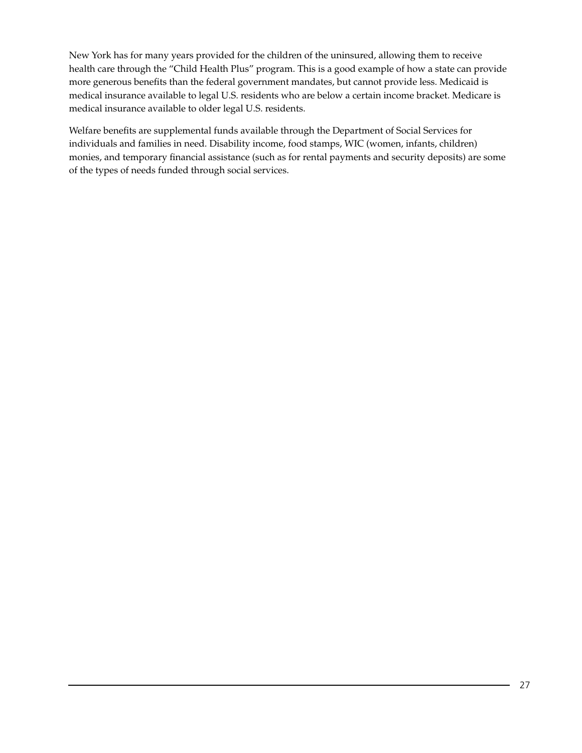New York has for many years provided for the children of the uninsured, allowing them to receive health care through the "Child Health Plus" program. This is a good example of how a state can provide more generous benefits than the federal government mandates, but cannot provide less. Medicaid is medical insurance available to legal U.S. residents who are below a certain income bracket. Medicare is medical insurance available to older legal U.S. residents.

Welfare benefits are supplemental funds available through the Department of Social Services for individuals and families in need. Disability income, food stamps, WIC (women, infants, children) monies, and temporary financial assistance (such as for rental payments and security deposits) are some of the types of needs funded through social services.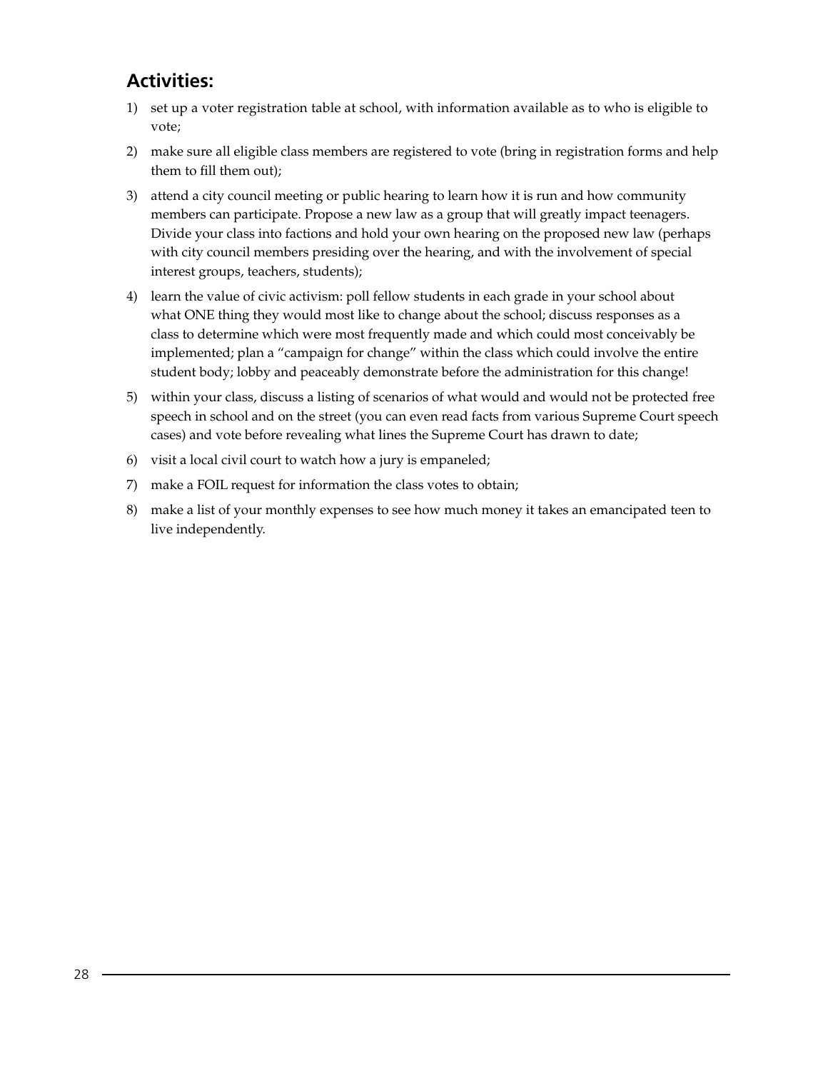## Activities:

1) set up a voter registration table at school, with information available as to who is eligible to vote;
2) make sure all eligible class members are registered to vote (bring in registration forms and help them to fill them out);
3) attend a city council meeting or public hearing to learn how it is run and how community members can participate. Propose a new law as a group that will greatly impact teenagers. Divide your class into factions and hold your own hearing on the proposed new law (perhaps with city council members presiding over the hearing, and with the involvement of special interest groups, teachers, students);
4) learn the value of civic activism: poll fellow students in each grade in your school about what ONE thing they would most like to change about the school; discuss responses as a class to determine which were most frequently made and which could most conceivably be implemented; plan a "campaign for change" within the class which could involve the entire student body; lobby and peaceably demonstrate before the administration for this change!
5) within your class, discuss a listing of scenarios of what would and would not be protected free speech in school and on the street (you can even read facts from various Supreme Court speech cases) and vote before revealing what lines the Supreme Court has drawn to date;
6) visit a local civil court to watch how a jury is empaneled;
7) make a FOIL request for information the class votes to obtain;
8) make a list of your monthly expenses to see how much money it takes an emancipated teen to live independently.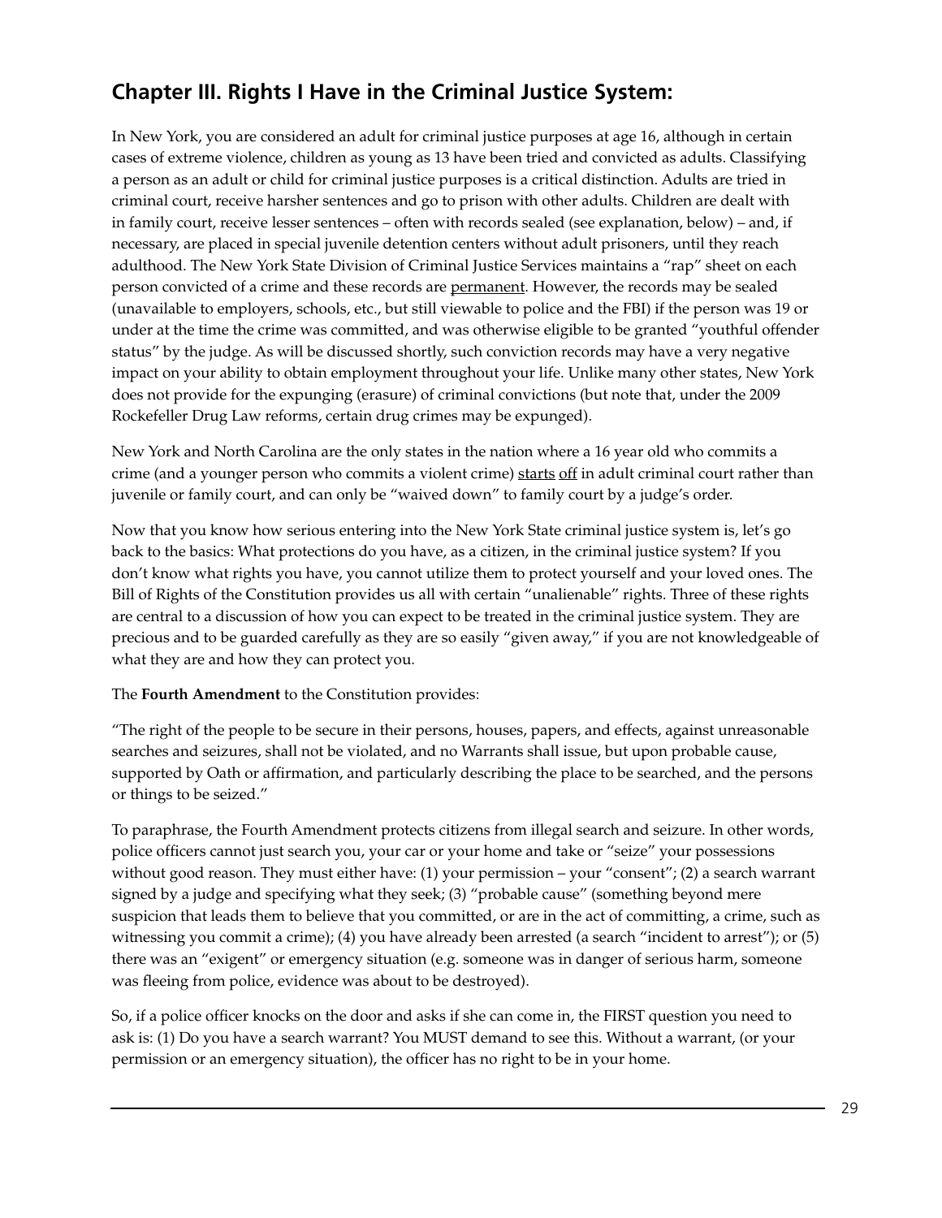## Chapter III. Rights I Have in the Criminal Justice System:

In New York, you are considered an adult for criminal justice purposes at age 16, although in certain cases of extreme violence, children as young as 13 have been tried and convicted as adults. Classifying a person as an adult or child for criminal justice purposes is a critical distinction. Adults are tried in criminal court, receive harsher sentences and go to prison with other adults. Children are dealt with in family court, receive lesser sentences – often with records sealed (see explanation, below) – and, if necessary, are placed in special juvenile detention centers without adult prisoners, until they reach adulthood. The New York State Division of Criminal Justice Services maintains a "rap" sheet on each person convicted of a crime and these records are <u>permanent</u>. However, the records may be sealed (unavailable to employers, schools, etc., but still viewable to police and the FBI) if the person was 19 or under at the time the crime was committed, and was otherwise eligible to be granted "youthful offender status" by the judge. As will be discussed shortly, such conviction records may have a very negative impact on your ability to obtain employment throughout your life. Unlike many other states, New York does not provide for the expunging (erasure) of criminal convictions (but note that, under the 2009 Rockefeller Drug Law reforms, certain drug crimes may be expunged).

New York and North Carolina are the only states in the nation where a 16 year old who commits a crime (and a younger person who commits a violent crime) <u>starts</u> <u>off</u> in adult criminal court rather than juvenile or family court, and can only be "waived down" to family court by a judge's order.

Now that you know how serious entering into the New York State criminal justice system is, let's go back to the basics: What protections do you have, as a citizen, in the criminal justice system? If you don't know what rights you have, you cannot utilize them to protect yourself and your loved ones. The Bill of Rights of the Constitution provides us all with certain "unalienable" rights. Three of these rights are central to a discussion of how you can expect to be treated in the criminal justice system. They are precious and to be guarded carefully as they are so easily "given away," if you are not knowledgeable of what they are and how they can protect you.

The **Fourth Amendment** to the Constitution provides:

"The right of the people to be secure in their persons, houses, papers, and effects, against unreasonable searches and seizures, shall not be violated, and no Warrants shall issue, but upon probable cause, supported by Oath or affirmation, and particularly describing the place to be searched, and the persons or things to be seized."

To paraphrase, the Fourth Amendment protects citizens from illegal search and seizure. In other words, police officers cannot just search you, your car or your home and take or "seize" your possessions without good reason. They must either have: (1) your permission – your "consent"; (2) a search warrant signed by a judge and specifying what they seek; (3) "probable cause" (something beyond mere suspicion that leads them to believe that you committed, or are in the act of committing, a crime, such as witnessing you commit a crime); (4) you have already been arrested (a search "incident to arrest"); or (5) there was an "exigent" or emergency situation (e.g. someone was in danger of serious harm, someone was fleeing from police, evidence was about to be destroyed).

So, if a police officer knocks on the door and asks if she can come in, the FIRST question you need to ask is: (1) Do you have a search warrant? You MUST demand to see this. Without a warrant, (or your permission or an emergency situation), the officer has no right to be in your home.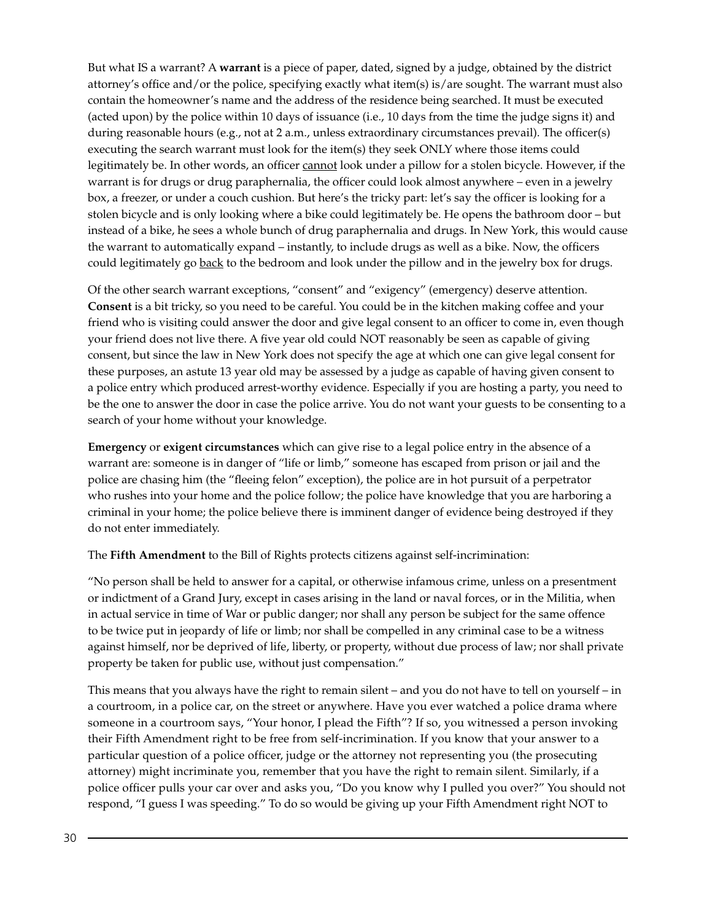But what IS a warrant? A **warrant** is a piece of paper, dated, signed by a judge, obtained by the district attorney's office and/or the police, specifying exactly what item(s) is/are sought. The warrant must also contain the homeowner's name and the address of the residence being searched. It must be executed (acted upon) by the police within 10 days of issuance (i.e., 10 days from the time the judge signs it) and during reasonable hours (e.g., not at 2 a.m., unless extraordinary circumstances prevail). The officer(s) executing the search warrant must look for the item(s) they seek ONLY where those items could legitimately be. In other words, an officer <u>cannot</u> look under a pillow for a stolen bicycle. However, if the warrant is for drugs or drug paraphernalia, the officer could look almost anywhere – even in a jewelry box, a freezer, or under a couch cushion. But here's the tricky part: let's say the officer is looking for a stolen bicycle and is only looking where a bike could legitimately be. He opens the bathroom door – but instead of a bike, he sees a whole bunch of drug paraphernalia and drugs. In New York, this would cause the warrant to automatically expand – instantly, to include drugs as well as a bike. Now, the officers could legitimately go <u>back</u> to the bedroom and look under the pillow and in the jewelry box for drugs.

Of the other search warrant exceptions, "consent" and "exigency" (emergency) deserve attention. **Consent** is a bit tricky, so you need to be careful. You could be in the kitchen making coffee and your friend who is visiting could answer the door and give legal consent to an officer to come in, even though your friend does not live there. A five year old could NOT reasonably be seen as capable of giving consent, but since the law in New York does not specify the age at which one can give legal consent for these purposes, an astute 13 year old may be assessed by a judge as capable of having given consent to a police entry which produced arrest-worthy evidence. Especially if you are hosting a party, you need to be the one to answer the door in case the police arrive. You do not want your guests to be consenting to a search of your home without your knowledge.

**Emergency** or **exigent circumstances** which can give rise to a legal police entry in the absence of a warrant are: someone is in danger of "life or limb," someone has escaped from prison or jail and the police are chasing him (the "fleeing felon" exception), the police are in hot pursuit of a perpetrator who rushes into your home and the police follow; the police have knowledge that you are harboring a criminal in your home; the police believe there is imminent danger of evidence being destroyed if they do not enter immediately.

The **Fifth Amendment** to the Bill of Rights protects citizens against self-incrimination:

"No person shall be held to answer for a capital, or otherwise infamous crime, unless on a presentment or indictment of a Grand Jury, except in cases arising in the land or naval forces, or in the Militia, when in actual service in time of War or public danger; nor shall any person be subject for the same offence to be twice put in jeopardy of life or limb; nor shall be compelled in any criminal case to be a witness against himself, nor be deprived of life, liberty, or property, without due process of law; nor shall private property be taken for public use, without just compensation."

This means that you always have the right to remain silent – and you do not have to tell on yourself – in a courtroom, in a police car, on the street or anywhere. Have you ever watched a police drama where someone in a courtroom says, "Your honor, I plead the Fifth"? If so, you witnessed a person invoking their Fifth Amendment right to be free from self-incrimination. If you know that your answer to a particular question of a police officer, judge or the attorney not representing you (the prosecuting attorney) might incriminate you, remember that you have the right to remain silent. Similarly, if a police officer pulls your car over and asks you, "Do you know why I pulled you over?" You should not respond, "I guess I was speeding." To do so would be giving up your Fifth Amendment right NOT to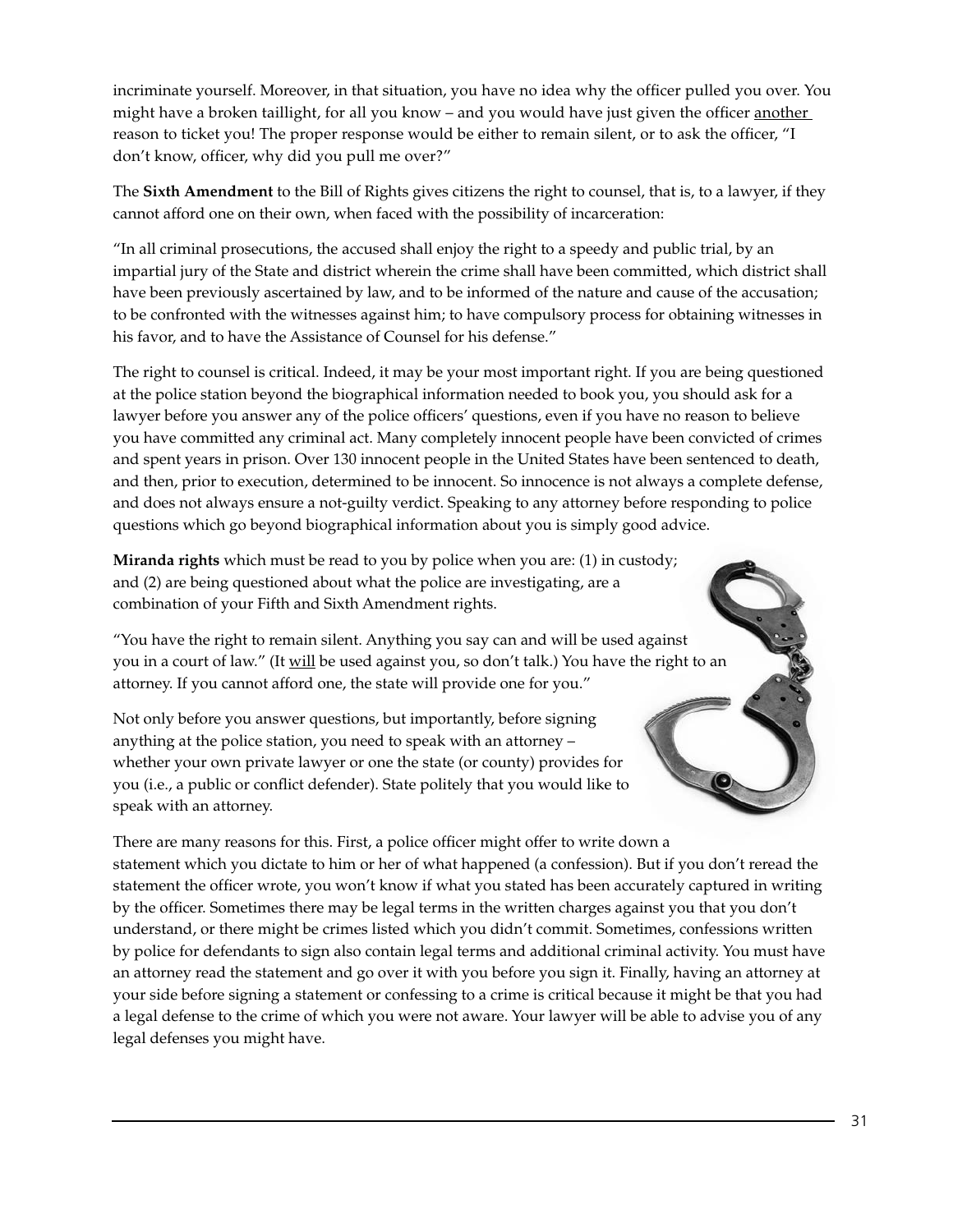incriminate yourself. Moreover, in that situation, you have no idea why the officer pulled you over. You might have a broken taillight, for all you know – and you would have just given the officer another reason to ticket you! The proper response would be either to remain silent, or to ask the officer, "I don't know, officer, why did you pull me over?"

The **Sixth Amendment** to the Bill of Rights gives citizens the right to counsel, that is, to a lawyer, if they cannot afford one on their own, when faced with the possibility of incarceration:

"In all criminal prosecutions, the accused shall enjoy the right to a speedy and public trial, by an impartial jury of the State and district wherein the crime shall have been committed, which district shall have been previously ascertained by law, and to be informed of the nature and cause of the accusation; to be confronted with the witnesses against him; to have compulsory process for obtaining witnesses in his favor, and to have the Assistance of Counsel for his defense."

The right to counsel is critical. Indeed, it may be your most important right. If you are being questioned at the police station beyond the biographical information needed to book you, you should ask for a lawyer before you answer any of the police officers' questions, even if you have no reason to believe you have committed any criminal act. Many completely innocent people have been convicted of crimes and spent years in prison. Over 130 innocent people in the United States have been sentenced to death, and then, prior to execution, determined to be innocent. So innocence is not always a complete defense, and does not always ensure a not-guilty verdict. Speaking to any attorney before responding to police questions which go beyond biographical information about you is simply good advice.

**Miranda rights** which must be read to you by police when you are: (1) in custody; and (2) are being questioned about what the police are investigating, are a combination of your Fifth and Sixth Amendment rights.

"You have the right to remain silent. Anything you say can and will be used against you in a court of law." (It will be used against you, so don't talk.) You have the right to an attorney. If you cannot afford one, the state will provide one for you."

Not only before you answer questions, but importantly, before signing anything at the police station, you need to speak with an attorney – whether your own private lawyer or one the state (or county) provides for you (i.e., a public or conflict defender). State politely that you would like to speak with an attorney.

There are many reasons for this. First, a police officer might offer to write down a statement which you dictate to him or her of what happened (a confession). But if you don't reread the statement the officer wrote, you won't know if what you stated has been accurately captured in writing by the officer. Sometimes there may be legal terms in the written charges against you that you don't understand, or there might be crimes listed which you didn't commit. Sometimes, confessions written by police for defendants to sign also contain legal terms and additional criminal activity. You must have an attorney read the statement and go over it with you before you sign it. Finally, having an attorney at your side before signing a statement or confessing to a crime is critical because it might be that you had a legal defense to the crime of which you were not aware. Your lawyer will be able to advise you of any legal defenses you might have.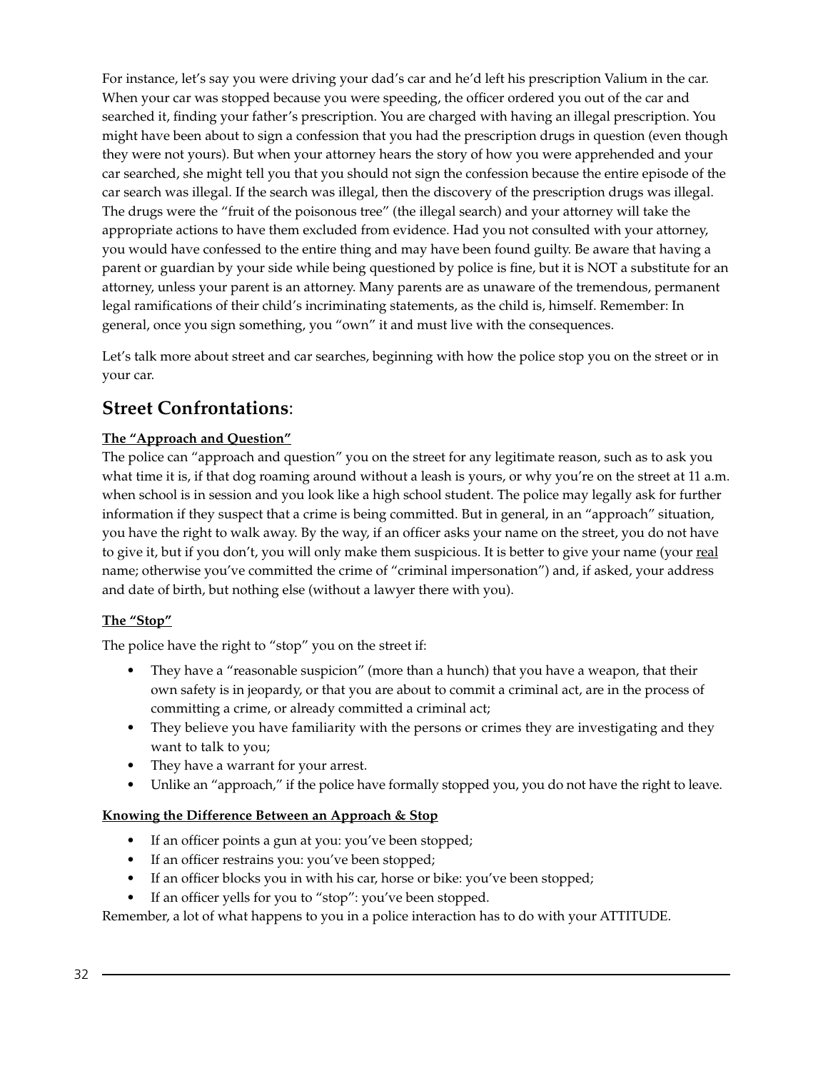For instance, let's say you were driving your dad's car and he'd left his prescription Valium in the car. When your car was stopped because you were speeding, the officer ordered you out of the car and searched it, finding your father's prescription. You are charged with having an illegal prescription. You might have been about to sign a confession that you had the prescription drugs in question (even though they were not yours). But when your attorney hears the story of how you were apprehended and your car searched, she might tell you that you should not sign the confession because the entire episode of the car search was illegal. If the search was illegal, then the discovery of the prescription drugs was illegal. The drugs were the "fruit of the poisonous tree" (the illegal search) and your attorney will take the appropriate actions to have them excluded from evidence. Had you not consulted with your attorney, you would have confessed to the entire thing and may have been found guilty. Be aware that having a parent or guardian by your side while being questioned by police is fine, but it is NOT a substitute for an attorney, unless your parent is an attorney. Many parents are as unaware of the tremendous, permanent legal ramifications of their child's incriminating statements, as the child is, himself. Remember: In general, once you sign something, you "own" it and must live with the consequences.

Let's talk more about street and car searches, beginning with how the police stop you on the street or in your car.

## **Street Confrontations**:

**The "Approach and Question"**

The police can "approach and question" you on the street for any legitimate reason, such as to ask you what time it is, if that dog roaming around without a leash is yours, or why you're on the street at 11 a.m. when school is in session and you look like a high school student. The police may legally ask for further information if they suspect that a crime is being committed. But in general, in an "approach" situation, you have the right to walk away. By the way, if an officer asks your name on the street, you do not have to give it, but if you don't, you will only make them suspicious. It is better to give your name (your real name; otherwise you've committed the crime of "criminal impersonation") and, if asked, your address and date of birth, but nothing else (without a lawyer there with you).

**The "Stop"**

The police have the right to "stop" you on the street if:

- They have a "reasonable suspicion" (more than a hunch) that you have a weapon, that their own safety is in jeopardy, or that you are about to commit a criminal act, are in the process of committing a crime, or already committed a criminal act;
- They believe you have familiarity with the persons or crimes they are investigating and they want to talk to you;
- They have a warrant for your arrest.
- Unlike an "approach," if the police have formally stopped you, you do not have the right to leave.

**Knowing the Difference Between an Approach & Stop**

- If an officer points a gun at you: you've been stopped;
- If an officer restrains you: you've been stopped;
- If an officer blocks you in with his car, horse or bike: you've been stopped;
- If an officer yells for you to "stop": you've been stopped.

Remember, a lot of what happens to you in a police interaction has to do with your ATTITUDE.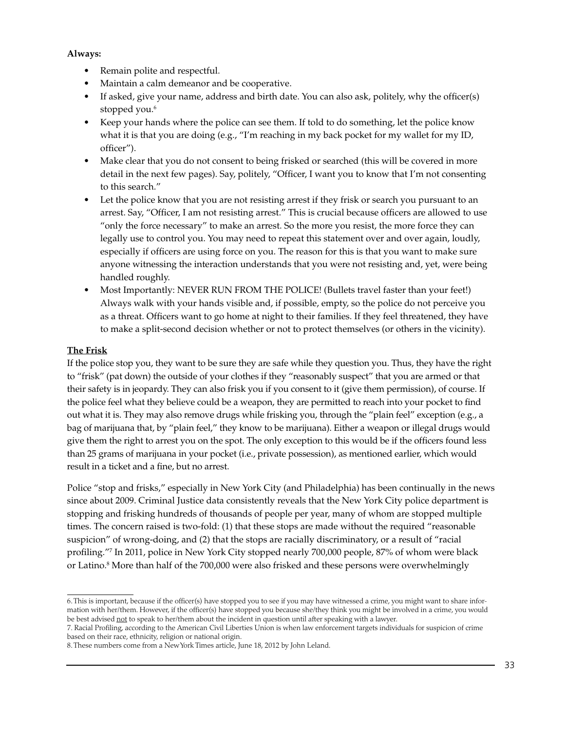**Always:**

- Remain polite and respectful.
- Maintain a calm demeanor and be cooperative.
- If asked, give your name, address and birth date. You can also ask, politely, why the officer(s) stopped you.[6]
- Keep your hands where the police can see them. If told to do something, let the police know what it is that you are doing (e.g., "I'm reaching in my back pocket for my wallet for my ID, officer").
- Make clear that you do not consent to being frisked or searched (this will be covered in more detail in the next few pages). Say, politely, "Officer, I want you to know that I'm not consenting to this search."
- Let the police know that you are not resisting arrest if they frisk or search you pursuant to an arrest. Say, "Officer, I am not resisting arrest." This is crucial because officers are allowed to use "only the force necessary" to make an arrest. So the more you resist, the more force they can legally use to control you. You may need to repeat this statement over and over again, loudly, especially if officers are using force on you. The reason for this is that you want to make sure anyone witnessing the interaction understands that you were not resisting and, yet, were being handled roughly.
- Most Importantly: NEVER RUN FROM THE POLICE! (Bullets travel faster than your feet!) Always walk with your hands visible and, if possible, empty, so the police do not perceive you as a threat. Officers want to go home at night to their families. If they feel threatened, they have to make a split-second decision whether or not to protect themselves (or others in the vicinity).

**<u>The Frisk</u>**

If the police stop you, they want to be sure they are safe while they question you. Thus, they have the right to "frisk" (pat down) the outside of your clothes if they "reasonably suspect" that you are armed or that their safety is in jeopardy. They can also frisk you if you consent to it (give them permission), of course. If the police feel what they believe could be a weapon, they are permitted to reach into your pocket to find out what it is. They may also remove drugs while frisking you, through the "plain feel" exception (e.g., a bag of marijuana that, by "plain feel," they know to be marijuana). Either a weapon or illegal drugs would give them the right to arrest you on the spot. The only exception to this would be if the officers found less than 25 grams of marijuana in your pocket (i.e., private possession), as mentioned earlier, which would result in a ticket and a fine, but no arrest.

Police "stop and frisks," especially in New York City (and Philadelphia) has been continually in the news since about 2009. Criminal Justice data consistently reveals that the New York City police department is stopping and frisking hundreds of thousands of people per year, many of whom are stopped multiple times. The concern raised is two-fold: (1) that these stops are made without the required "reasonable suspicion" of wrong-doing, and (2) that the stops are racially discriminatory, or a result of "racial profiling."[7] In 2011, police in New York City stopped nearly 700,000 people, 87% of whom were black or Latino.[8] More than half of the 700,000 were also frisked and these persons were overwhelmingly

---

6. This is important, because if the officer(s) have stopped you to see if you may have witnessed a crime, you might want to share information with her/them. However, if the officer(s) have stopped you because she/they think you might be involved in a crime, you would be best advised <u>not</u> to speak to her/them about the incident in question until after speaking with a lawyer.

7. Racial Profiling, according to the American Civil Liberties Union is when law enforcement targets individuals for suspicion of crime based on their race, ethnicity, religion or national origin.

8. These numbers come from a New York Times article, June 18, 2012 by John Leland.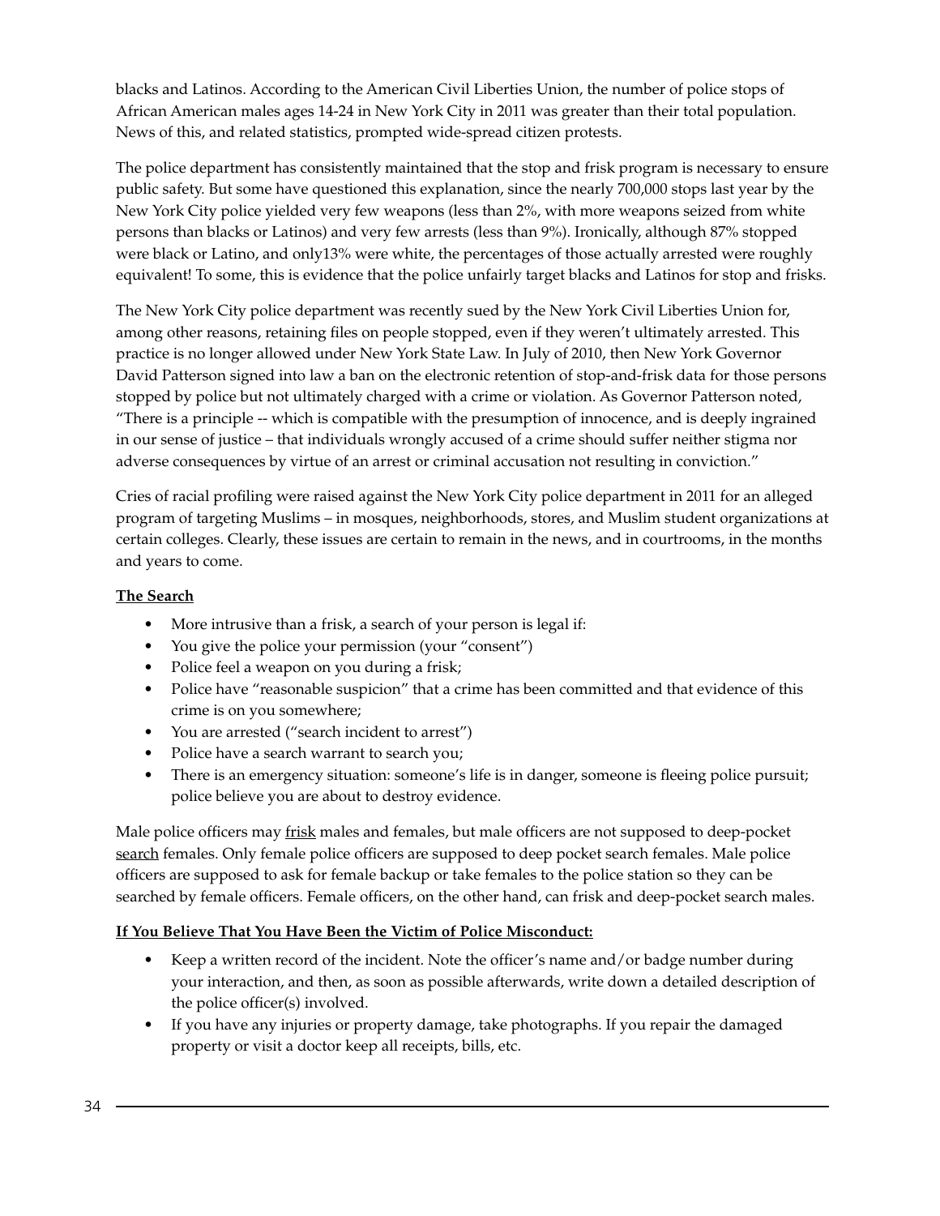blacks and Latinos. According to the American Civil Liberties Union, the number of police stops of African American males ages 14-24 in New York City in 2011 was greater than their total population. News of this, and related statistics, prompted wide-spread citizen protests.

The police department has consistently maintained that the stop and frisk program is necessary to ensure public safety. But some have questioned this explanation, since the nearly 700,000 stops last year by the New York City police yielded very few weapons (less than 2%, with more weapons seized from white persons than blacks or Latinos) and very few arrests (less than 9%). Ironically, although 87% stopped were black or Latino, and only13% were white, the percentages of those actually arrested were roughly equivalent! To some, this is evidence that the police unfairly target blacks and Latinos for stop and frisks.

The New York City police department was recently sued by the New York Civil Liberties Union for, among other reasons, retaining files on people stopped, even if they weren't ultimately arrested. This practice is no longer allowed under New York State Law. In July of 2010, then New York Governor David Patterson signed into law a ban on the electronic retention of stop-and-frisk data for those persons stopped by police but not ultimately charged with a crime or violation. As Governor Patterson noted, "There is a principle -- which is compatible with the presumption of innocence, and is deeply ingrained in our sense of justice – that individuals wrongly accused of a crime should suffer neither stigma nor adverse consequences by virtue of an arrest or criminal accusation not resulting in conviction."

Cries of racial profiling were raised against the New York City police department in 2011 for an alleged program of targeting Muslims – in mosques, neighborhoods, stores, and Muslim student organizations at certain colleges. Clearly, these issues are certain to remain in the news, and in courtrooms, in the months and years to come.

**The Search**

- More intrusive than a frisk, a search of your person is legal if:
- You give the police your permission (your "consent")
- Police feel a weapon on you during a frisk;
- Police have "reasonable suspicion" that a crime has been committed and that evidence of this crime is on you somewhere;
- You are arrested ("search incident to arrest")
- Police have a search warrant to search you;
- There is an emergency situation: someone's life is in danger, someone is fleeing police pursuit; police believe you are about to destroy evidence.

Male police officers may frisk males and females, but male officers are not supposed to deep-pocket search females. Only female police officers are supposed to deep pocket search females. Male police officers are supposed to ask for female backup or take females to the police station so they can be searched by female officers. Female officers, on the other hand, can frisk and deep-pocket search males.

**If You Believe That You Have Been the Victim of Police Misconduct:**

- Keep a written record of the incident. Note the officer's name and/or badge number during your interaction, and then, as soon as possible afterwards, write down a detailed description of the police officer(s) involved.
- If you have any injuries or property damage, take photographs. If you repair the damaged property or visit a doctor keep all receipts, bills, etc.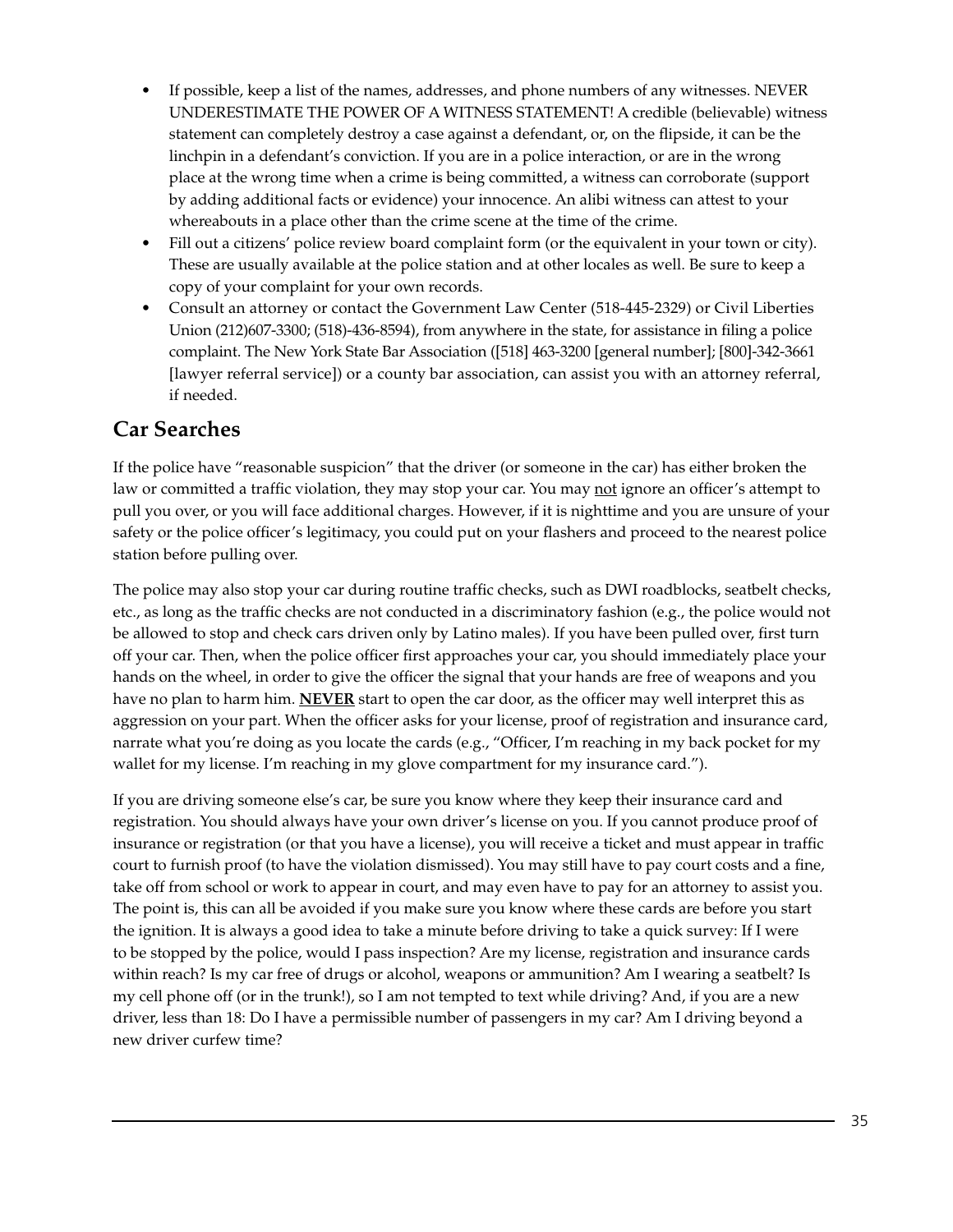- If possible, keep a list of the names, addresses, and phone numbers of any witnesses. NEVER UNDERESTIMATE THE POWER OF A WITNESS STATEMENT! A credible (believable) witness statement can completely destroy a case against a defendant, or, on the flipside, it can be the linchpin in a defendant's conviction. If you are in a police interaction, or are in the wrong place at the wrong time when a crime is being committed, a witness can corroborate (support by adding additional facts or evidence) your innocence. An alibi witness can attest to your whereabouts in a place other than the crime scene at the time of the crime.
- Fill out a citizens' police review board complaint form (or the equivalent in your town or city). These are usually available at the police station and at other locales as well. Be sure to keep a copy of your complaint for your own records.
- Consult an attorney or contact the Government Law Center (518-445-2329) or Civil Liberties Union (212)607-3300; (518)-436-8594), from anywhere in the state, for assistance in filing a police complaint. The New York State Bar Association ([518] 463-3200 [general number]; [800]-342-3661 [lawyer referral service]) or a county bar association, can assist you with an attorney referral, if needed.

## Car Searches

If the police have "reasonable suspicion" that the driver (or someone in the car) has either broken the law or committed a traffic violation, they may stop your car. You may not ignore an officer's attempt to pull you over, or you will face additional charges. However, if it is nighttime and you are unsure of your safety or the police officer's legitimacy, you could put on your flashers and proceed to the nearest police station before pulling over.

The police may also stop your car during routine traffic checks, such as DWI roadblocks, seatbelt checks, etc., as long as the traffic checks are not conducted in a discriminatory fashion (e.g., the police would not be allowed to stop and check cars driven only by Latino males). If you have been pulled over, first turn off your car. Then, when the police officer first approaches your car, you should immediately place your hands on the wheel, in order to give the officer the signal that your hands are free of weapons and you have no plan to harm him. **NEVER** start to open the car door, as the officer may well interpret this as aggression on your part. When the officer asks for your license, proof of registration and insurance card, narrate what you're doing as you locate the cards (e.g., "Officer, I'm reaching in my back pocket for my wallet for my license. I'm reaching in my glove compartment for my insurance card.").

If you are driving someone else's car, be sure you know where they keep their insurance card and registration. You should always have your own driver's license on you. If you cannot produce proof of insurance or registration (or that you have a license), you will receive a ticket and must appear in traffic court to furnish proof (to have the violation dismissed). You may still have to pay court costs and a fine, take off from school or work to appear in court, and may even have to pay for an attorney to assist you. The point is, this can all be avoided if you make sure you know where these cards are before you start the ignition. It is always a good idea to take a minute before driving to take a quick survey: If I were to be stopped by the police, would I pass inspection? Are my license, registration and insurance cards within reach? Is my car free of drugs or alcohol, weapons or ammunition? Am I wearing a seatbelt? Is my cell phone off (or in the trunk!), so I am not tempted to text while driving? And, if you are a new driver, less than 18: Do I have a permissible number of passengers in my car? Am I driving beyond a new driver curfew time?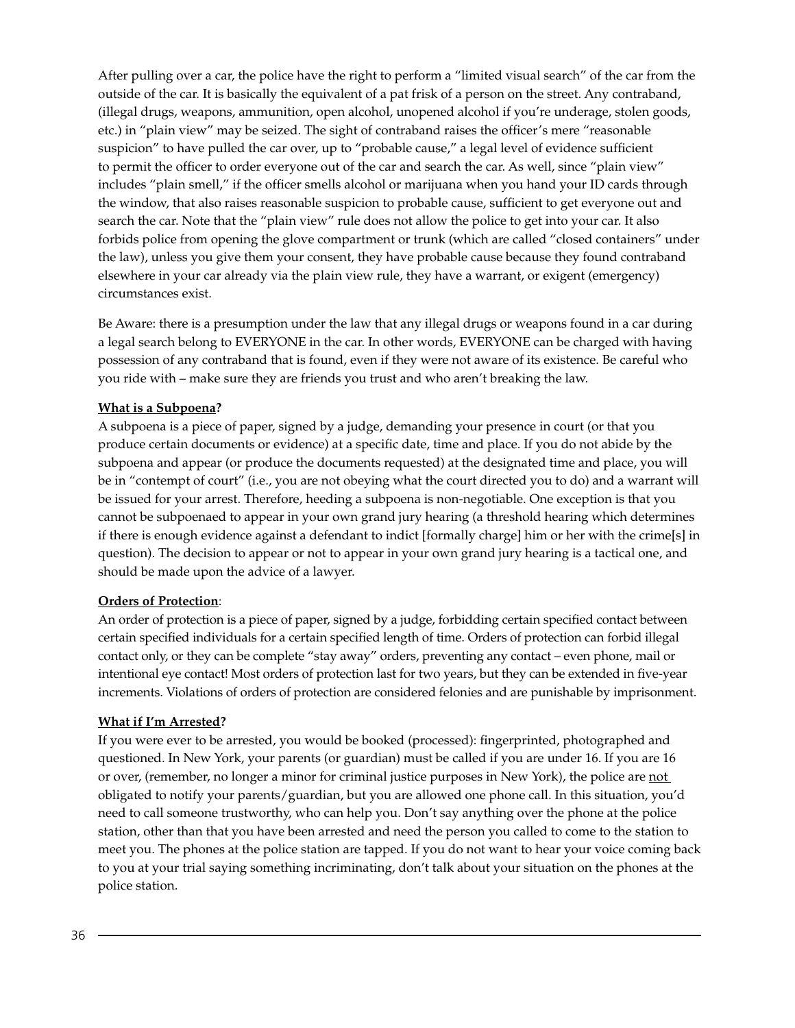After pulling over a car, the police have the right to perform a "limited visual search" of the car from the outside of the car. It is basically the equivalent of a pat frisk of a person on the street. Any contraband, (illegal drugs, weapons, ammunition, open alcohol, unopened alcohol if you're underage, stolen goods, etc.) in "plain view" may be seized. The sight of contraband raises the officer's mere "reasonable suspicion" to have pulled the car over, up to "probable cause," a legal level of evidence sufficient to permit the officer to order everyone out of the car and search the car. As well, since "plain view" includes "plain smell," if the officer smells alcohol or marijuana when you hand your ID cards through the window, that also raises reasonable suspicion to probable cause, sufficient to get everyone out and search the car. Note that the "plain view" rule does not allow the police to get into your car. It also forbids police from opening the glove compartment or trunk (which are called "closed containers" under the law), unless you give them your consent, they have probable cause because they found contraband elsewhere in your car already via the plain view rule, they have a warrant, or exigent (emergency) circumstances exist.

Be Aware: there is a presumption under the law that any illegal drugs or weapons found in a car during a legal search belong to EVERYONE in the car. In other words, EVERYONE can be charged with having possession of any contraband that is found, even if they were not aware of its existence. Be careful who you ride with – make sure they are friends you trust and who aren't breaking the law.

**What is a Subpoena?**

A subpoena is a piece of paper, signed by a judge, demanding your presence in court (or that you produce certain documents or evidence) at a specific date, time and place. If you do not abide by the subpoena and appear (or produce the documents requested) at the designated time and place, you will be in "contempt of court" (i.e., you are not obeying what the court directed you to do) and a warrant will be issued for your arrest. Therefore, heeding a subpoena is non-negotiable. One exception is that you cannot be subpoenaed to appear in your own grand jury hearing (a threshold hearing which determines if there is enough evidence against a defendant to indict [formally charge] him or her with the crime[s] in question). The decision to appear or not to appear in your own grand jury hearing is a tactical one, and should be made upon the advice of a lawyer.

**Orders of Protection**:

An order of protection is a piece of paper, signed by a judge, forbidding certain specified contact between certain specified individuals for a certain specified length of time. Orders of protection can forbid illegal contact only, or they can be complete "stay away" orders, preventing any contact – even phone, mail or intentional eye contact! Most orders of protection last for two years, but they can be extended in five-year increments. Violations of orders of protection are considered felonies and are punishable by imprisonment.

**What if I'm Arrested?**

If you were ever to be arrested, you would be booked (processed): fingerprinted, photographed and questioned. In New York, your parents (or guardian) must be called if you are under 16. If you are 16 or over, (remember, no longer a minor for criminal justice purposes in New York), the police are <u>not</u> obligated to notify your parents/guardian, but you are allowed one phone call. In this situation, you'd need to call someone trustworthy, who can help you. Don't say anything over the phone at the police station, other than that you have been arrested and need the person you called to come to the station to meet you. The phones at the police station are tapped. If you do not want to hear your voice coming back to you at your trial saying something incriminating, don't talk about your situation on the phones at the police station.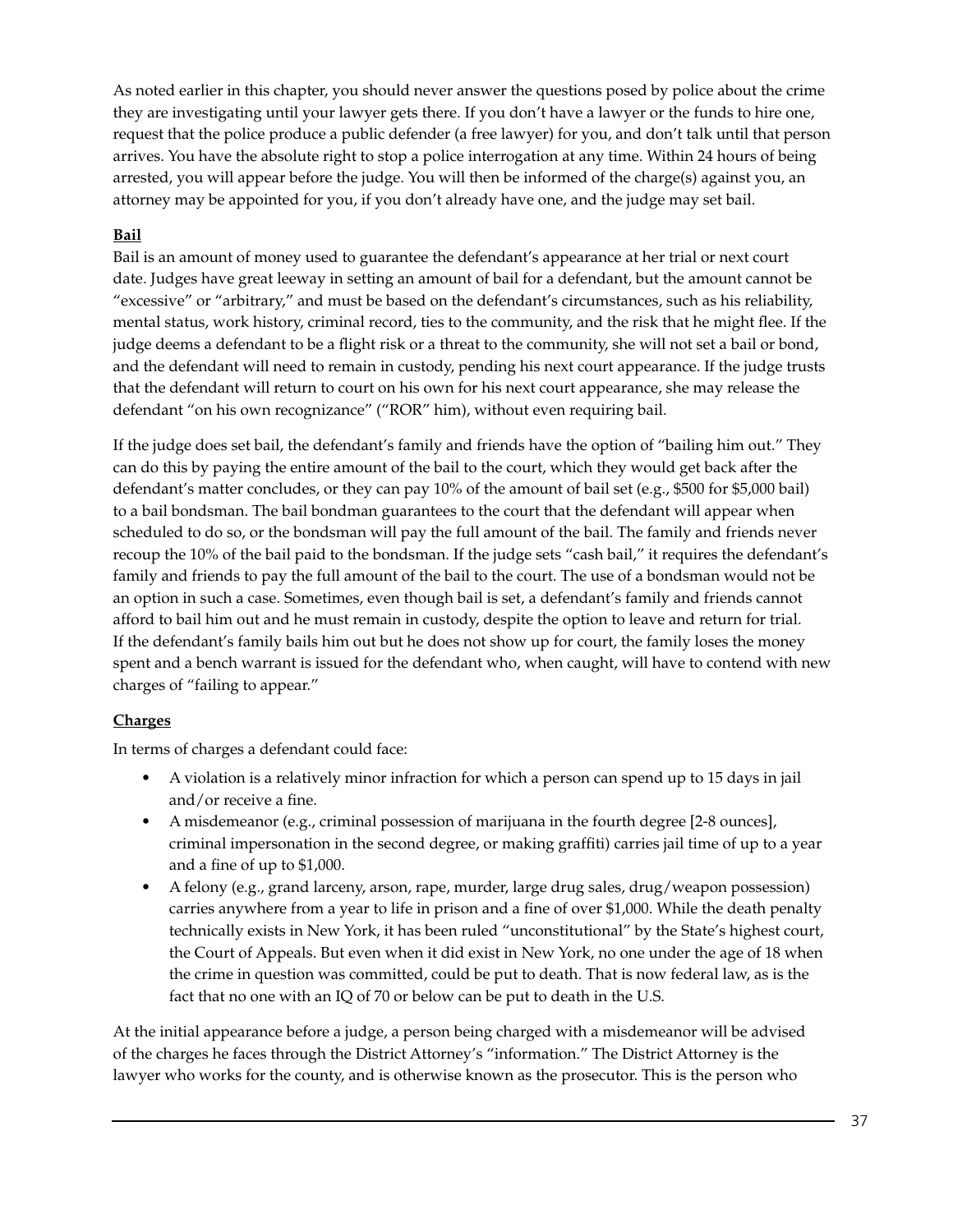As noted earlier in this chapter, you should never answer the questions posed by police about the crime they are investigating until your lawyer gets there. If you don't have a lawyer or the funds to hire one, request that the police produce a public defender (a free lawyer) for you, and don't talk until that person arrives. You have the absolute right to stop a police interrogation at any time. Within 24 hours of being arrested, you will appear before the judge. You will then be informed of the charge(s) against you, an attorney may be appointed for you, if you don't already have one, and the judge may set bail.

**Bail**

Bail is an amount of money used to guarantee the defendant's appearance at her trial or next court date. Judges have great leeway in setting an amount of bail for a defendant, but the amount cannot be "excessive" or "arbitrary," and must be based on the defendant's circumstances, such as his reliability, mental status, work history, criminal record, ties to the community, and the risk that he might flee. If the judge deems a defendant to be a flight risk or a threat to the community, she will not set a bail or bond, and the defendant will need to remain in custody, pending his next court appearance. If the judge trusts that the defendant will return to court on his own for his next court appearance, she may release the defendant "on his own recognizance" ("ROR" him), without even requiring bail.

If the judge does set bail, the defendant's family and friends have the option of "bailing him out." They can do this by paying the entire amount of the bail to the court, which they would get back after the defendant's matter concludes, or they can pay 10% of the amount of bail set (e.g., $500 for $5,000 bail) to a bail bondsman. The bail bondman guarantees to the court that the defendant will appear when scheduled to do so, or the bondsman will pay the full amount of the bail. The family and friends never recoup the 10% of the bail paid to the bondsman. If the judge sets "cash bail," it requires the defendant's family and friends to pay the full amount of the bail to the court. The use of a bondsman would not be an option in such a case. Sometimes, even though bail is set, a defendant's family and friends cannot afford to bail him out and he must remain in custody, despite the option to leave and return for trial. If the defendant's family bails him out but he does not show up for court, the family loses the money spent and a bench warrant is issued for the defendant who, when caught, will have to contend with new charges of "failing to appear."

**Charges**

In terms of charges a defendant could face:

- A violation is a relatively minor infraction for which a person can spend up to 15 days in jail and/or receive a fine.
- A misdemeanor (e.g., criminal possession of marijuana in the fourth degree [2-8 ounces], criminal impersonation in the second degree, or making graffiti) carries jail time of up to a year and a fine of up to $1,000.
- A felony (e.g., grand larceny, arson, rape, murder, large drug sales, drug/weapon possession) carries anywhere from a year to life in prison and a fine of over $1,000. While the death penalty technically exists in New York, it has been ruled "unconstitutional" by the State's highest court, the Court of Appeals. But even when it did exist in New York, no one under the age of 18 when the crime in question was committed, could be put to death. That is now federal law, as is the fact that no one with an IQ of 70 or below can be put to death in the U.S.

At the initial appearance before a judge, a person being charged with a misdemeanor will be advised of the charges he faces through the District Attorney's "information." The District Attorney is the lawyer who works for the county, and is otherwise known as the prosecutor. This is the person who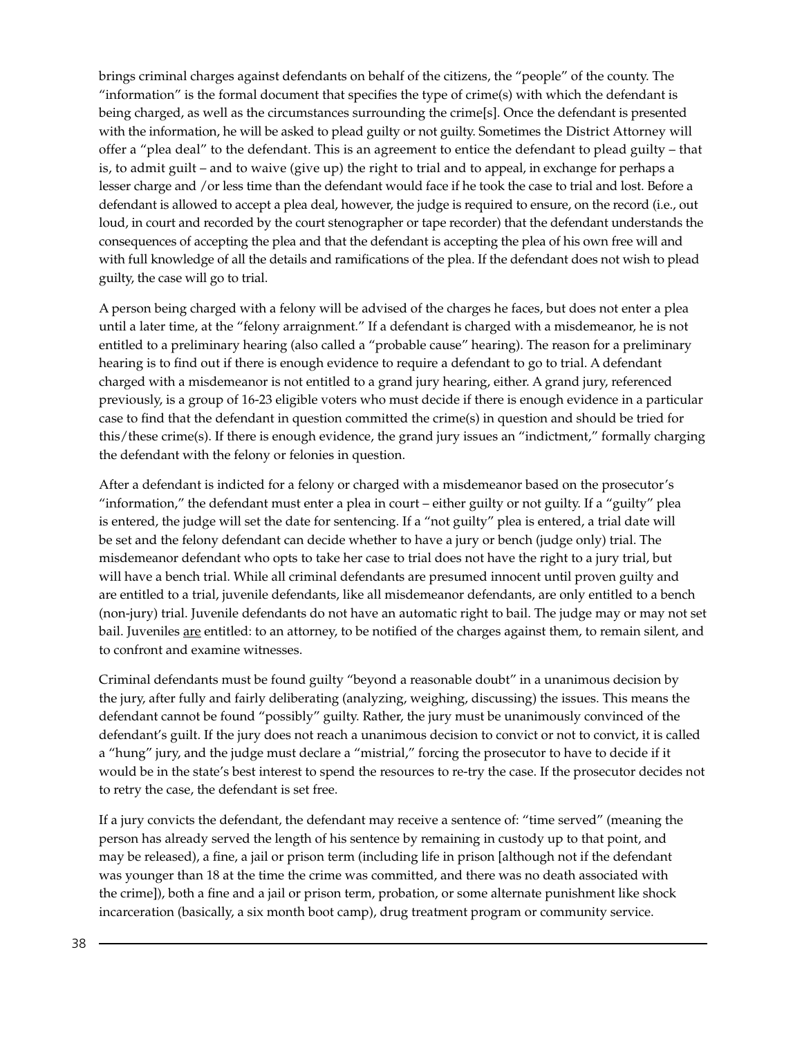brings criminal charges against defendants on behalf of the citizens, the "people" of the county. The "information" is the formal document that specifies the type of crime(s) with which the defendant is being charged, as well as the circumstances surrounding the crime[s]. Once the defendant is presented with the information, he will be asked to plead guilty or not guilty. Sometimes the District Attorney will offer a "plea deal" to the defendant. This is an agreement to entice the defendant to plead guilty – that is, to admit guilt – and to waive (give up) the right to trial and to appeal, in exchange for perhaps a lesser charge and /or less time than the defendant would face if he took the case to trial and lost. Before a defendant is allowed to accept a plea deal, however, the judge is required to ensure, on the record (i.e., out loud, in court and recorded by the court stenographer or tape recorder) that the defendant understands the consequences of accepting the plea and that the defendant is accepting the plea of his own free will and with full knowledge of all the details and ramifications of the plea. If the defendant does not wish to plead guilty, the case will go to trial.

A person being charged with a felony will be advised of the charges he faces, but does not enter a plea until a later time, at the "felony arraignment." If a defendant is charged with a misdemeanor, he is not entitled to a preliminary hearing (also called a "probable cause" hearing). The reason for a preliminary hearing is to find out if there is enough evidence to require a defendant to go to trial. A defendant charged with a misdemeanor is not entitled to a grand jury hearing, either. A grand jury, referenced previously, is a group of 16-23 eligible voters who must decide if there is enough evidence in a particular case to find that the defendant in question committed the crime(s) in question and should be tried for this/these crime(s). If there is enough evidence, the grand jury issues an "indictment," formally charging the defendant with the felony or felonies in question.

After a defendant is indicted for a felony or charged with a misdemeanor based on the prosecutor's "information," the defendant must enter a plea in court – either guilty or not guilty. If a "guilty" plea is entered, the judge will set the date for sentencing. If a "not guilty" plea is entered, a trial date will be set and the felony defendant can decide whether to have a jury or bench (judge only) trial. The misdemeanor defendant who opts to take her case to trial does not have the right to a jury trial, but will have a bench trial. While all criminal defendants are presumed innocent until proven guilty and are entitled to a trial, juvenile defendants, like all misdemeanor defendants, are only entitled to a bench (non-jury) trial. Juvenile defendants do not have an automatic right to bail. The judge may or may not set bail. Juveniles <u>are</u> entitled: to an attorney, to be notified of the charges against them, to remain silent, and to confront and examine witnesses.

Criminal defendants must be found guilty "beyond a reasonable doubt" in a unanimous decision by the jury, after fully and fairly deliberating (analyzing, weighing, discussing) the issues. This means the defendant cannot be found "possibly" guilty. Rather, the jury must be unanimously convinced of the defendant's guilt. If the jury does not reach a unanimous decision to convict or not to convict, it is called a "hung" jury, and the judge must declare a "mistrial," forcing the prosecutor to have to decide if it would be in the state's best interest to spend the resources to re-try the case. If the prosecutor decides not to retry the case, the defendant is set free.

If a jury convicts the defendant, the defendant may receive a sentence of: "time served" (meaning the person has already served the length of his sentence by remaining in custody up to that point, and may be released), a fine, a jail or prison term (including life in prison [although not if the defendant was younger than 18 at the time the crime was committed, and there was no death associated with the crime]), both a fine and a jail or prison term, probation, or some alternate punishment like shock incarceration (basically, a six month boot camp), drug treatment program or community service.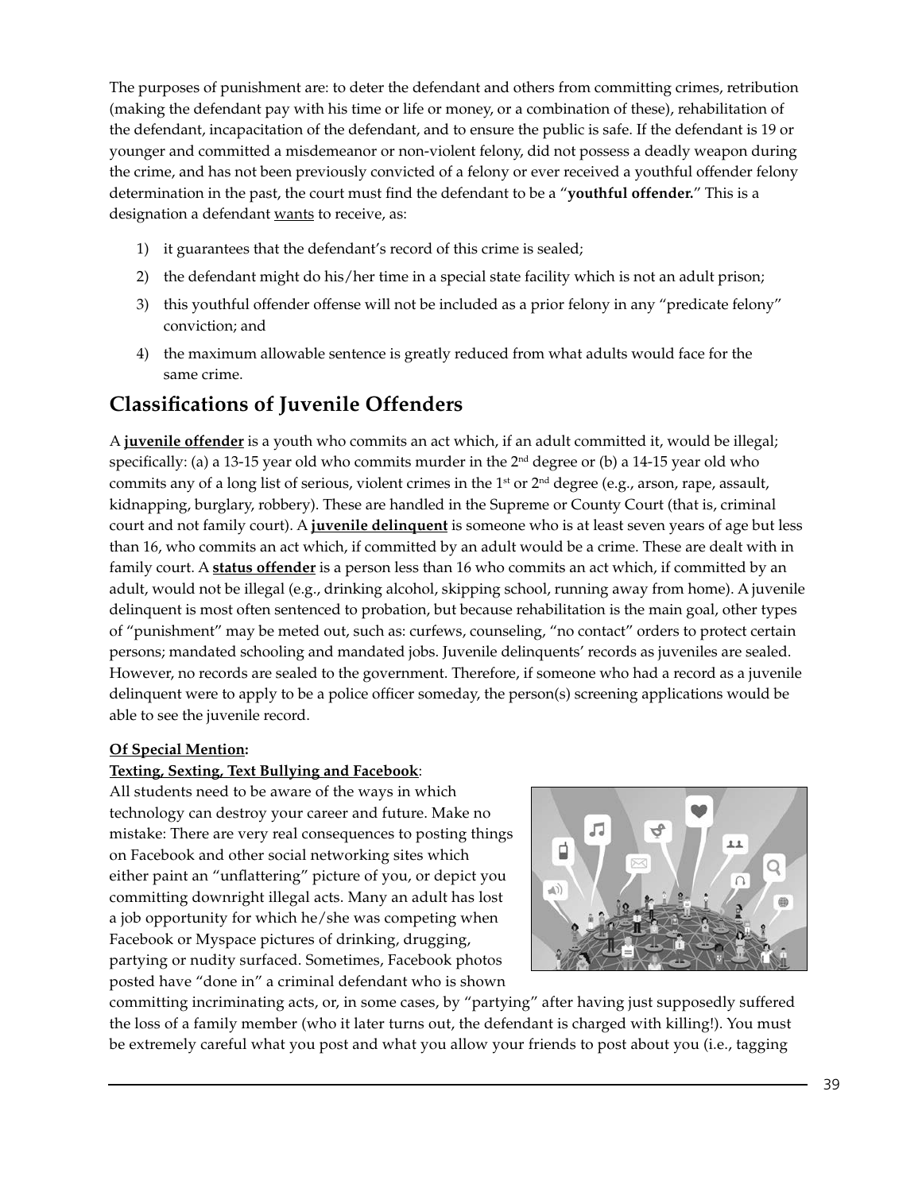The purposes of punishment are: to deter the defendant and others from committing crimes, retribution (making the defendant pay with his time or life or money, or a combination of these), rehabilitation of the defendant, incapacitation of the defendant, and to ensure the public is safe. If the defendant is 19 or younger and committed a misdemeanor or non-violent felony, did not possess a deadly weapon during the crime, and has not been previously convicted of a felony or ever received a youthful offender felony determination in the past, the court must find the defendant to be a "**youthful offender.**" This is a designation a defendant <u>wants</u> to receive, as:

1) it guarantees that the defendant's record of this crime is sealed;
2) the defendant might do his/her time in a special state facility which is not an adult prison;
3) this youthful offender offense will not be included as a prior felony in any "predicate felony" conviction; and
4) the maximum allowable sentence is greatly reduced from what adults would face for the same crime.

## Classifications of Juvenile Offenders

A **<u>juvenile offender</u>** is a youth who commits an act which, if an adult committed it, would be illegal; specifically: (a) a 13-15 year old who commits murder in the 2nd degree or (b) a 14-15 year old who commits any of a long list of serious, violent crimes in the 1st or 2nd degree (e.g., arson, rape, assault, kidnapping, burglary, robbery). These are handled in the Supreme or County Court (that is, criminal court and not family court). A **<u>juvenile delinquent</u>** is someone who is at least seven years of age but less than 16, who commits an act which, if committed by an adult would be a crime. These are dealt with in family court. A **<u>status offender</u>** is a person less than 16 who commits an act which, if committed by an adult, would not be illegal (e.g., drinking alcohol, skipping school, running away from home). A juvenile delinquent is most often sentenced to probation, but because rehabilitation is the main goal, other types of "punishment" may be meted out, such as: curfews, counseling, "no contact" orders to protect certain persons; mandated schooling and mandated jobs. Juvenile delinquents' records as juveniles are sealed. However, no records are sealed to the government. Therefore, if someone who had a record as a juvenile delinquent were to apply to be a police officer someday, the person(s) screening applications would be able to see the juvenile record.

**<u>Of Special Mention</u>:**

**<u>Texting, Sexting, Text Bullying and Facebook</u>**:

All students need to be aware of the ways in which technology can destroy your career and future. Make no mistake: There are very real consequences to posting things on Facebook and other social networking sites which either paint an "unflattering" picture of you, or depict you committing downright illegal acts. Many an adult has lost a job opportunity for which he/she was competing when Facebook or Myspace pictures of drinking, drugging, partying or nudity surfaced. Sometimes, Facebook photos posted have "done in" a criminal defendant who is shown committing incriminating acts, or, in some cases, by "partying" after having just supposedly suffered the loss of a family member (who it later turns out, the defendant is charged with killing!). You must be extremely careful what you post and what you allow your friends to post about you (i.e., tagging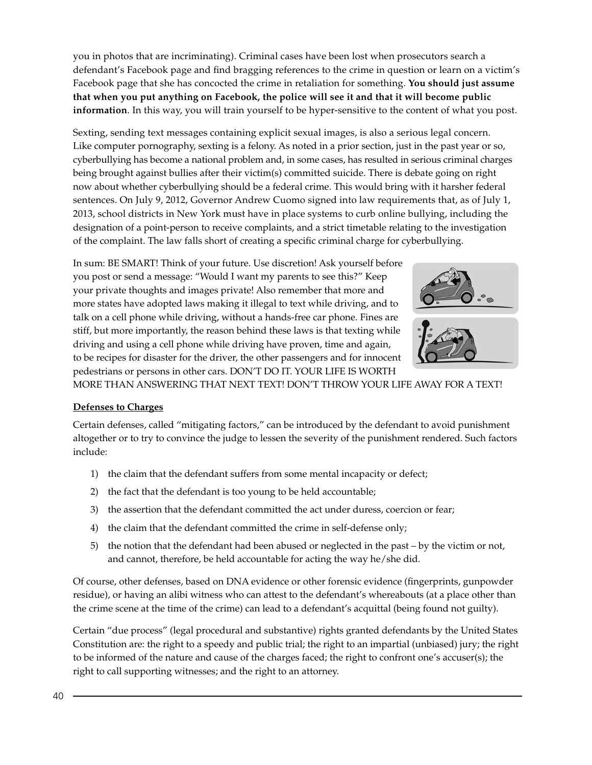you in photos that are incriminating). Criminal cases have been lost when prosecutors search a defendant's Facebook page and find bragging references to the crime in question or learn on a victim's Facebook page that she has concocted the crime in retaliation for something. **You should just assume that when you put anything on Facebook, the police will see it and that it will become public information**. In this way, you will train yourself to be hyper-sensitive to the content of what you post.

Sexting, sending text messages containing explicit sexual images, is also a serious legal concern. Like computer pornography, sexting is a felony. As noted in a prior section, just in the past year or so, cyberbullying has become a national problem and, in some cases, has resulted in serious criminal charges being brought against bullies after their victim(s) committed suicide. There is debate going on right now about whether cyberbullying should be a federal crime. This would bring with it harsher federal sentences. On July 9, 2012, Governor Andrew Cuomo signed into law requirements that, as of July 1, 2013, school districts in New York must have in place systems to curb online bullying, including the designation of a point-person to receive complaints, and a strict timetable relating to the investigation of the complaint. The law falls short of creating a specific criminal charge for cyberbullying.

In sum: BE SMART! Think of your future. Use discretion! Ask yourself before you post or send a message: "Would I want my parents to see this?" Keep your private thoughts and images private! Also remember that more and more states have adopted laws making it illegal to text while driving, and to talk on a cell phone while driving, without a hands-free car phone. Fines are stiff, but more importantly, the reason behind these laws is that texting while driving and using a cell phone while driving have proven, time and again, to be recipes for disaster for the driver, the other passengers and for innocent pedestrians or persons in other cars. DON'T DO IT. YOUR LIFE IS WORTH MORE THAN ANSWERING THAT NEXT TEXT! DON'T THROW YOUR LIFE AWAY FOR A TEXT!

**Defenses to Charges**

Certain defenses, called "mitigating factors," can be introduced by the defendant to avoid punishment altogether or to try to convince the judge to lessen the severity of the punishment rendered. Such factors include:

1) the claim that the defendant suffers from some mental incapacity or defect;
2) the fact that the defendant is too young to be held accountable;
3) the assertion that the defendant committed the act under duress, coercion or fear;
4) the claim that the defendant committed the crime in self-defense only;
5) the notion that the defendant had been abused or neglected in the past – by the victim or not, and cannot, therefore, be held accountable for acting the way he/she did.

Of course, other defenses, based on DNA evidence or other forensic evidence (fingerprints, gunpowder residue), or having an alibi witness who can attest to the defendant's whereabouts (at a place other than the crime scene at the time of the crime) can lead to a defendant's acquittal (being found not guilty).

Certain "due process" (legal procedural and substantive) rights granted defendants by the United States Constitution are: the right to a speedy and public trial; the right to an impartial (unbiased) jury; the right to be informed of the nature and cause of the charges faced; the right to confront one's accuser(s); the right to call supporting witnesses; and the right to an attorney.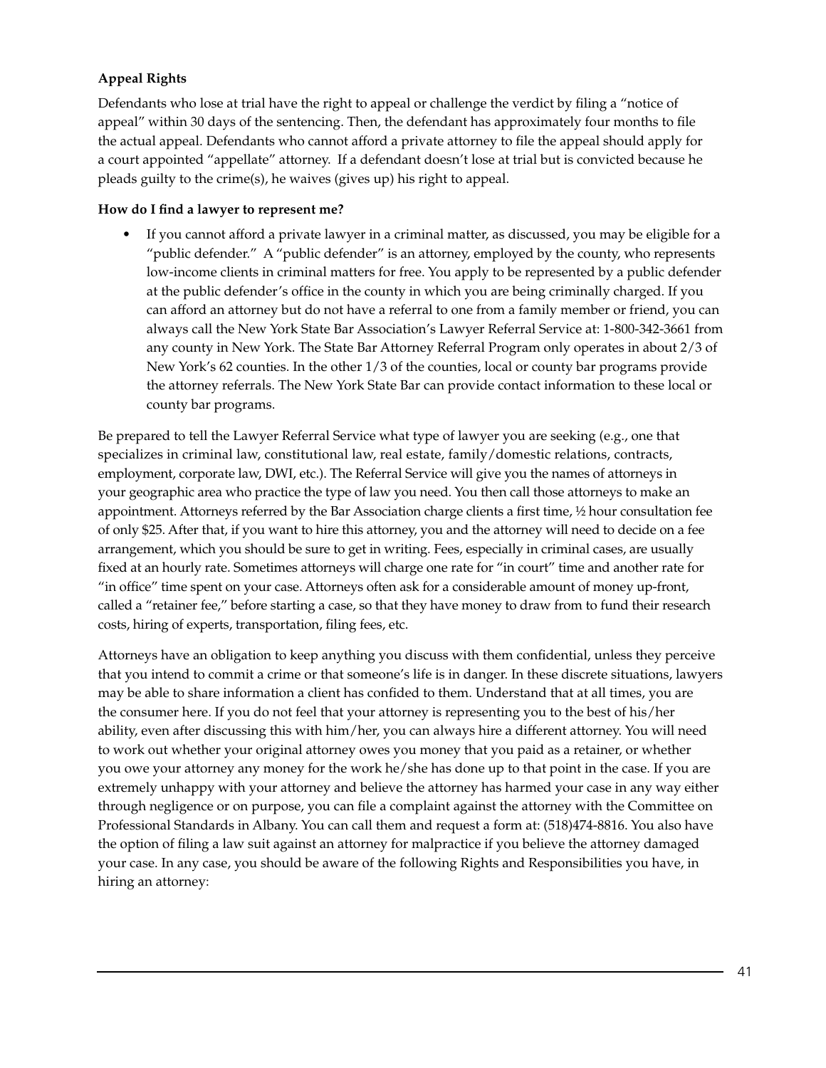**Appeal Rights**

Defendants who lose at trial have the right to appeal or challenge the verdict by filing a "notice of appeal" within 30 days of the sentencing. Then, the defendant has approximately four months to file the actual appeal. Defendants who cannot afford a private attorney to file the appeal should apply for a court appointed "appellate" attorney. If a defendant doesn't lose at trial but is convicted because he pleads guilty to the crime(s), he waives (gives up) his right to appeal.

**How do I find a lawyer to represent me?**

- If you cannot afford a private lawyer in a criminal matter, as discussed, you may be eligible for a "public defender." A "public defender" is an attorney, employed by the county, who represents low-income clients in criminal matters for free. You apply to be represented by a public defender at the public defender's office in the county in which you are being criminally charged. If you can afford an attorney but do not have a referral to one from a family member or friend, you can always call the New York State Bar Association's Lawyer Referral Service at: 1-800-342-3661 from any county in New York. The State Bar Attorney Referral Program only operates in about 2/3 of New York's 62 counties. In the other 1/3 of the counties, local or county bar programs provide the attorney referrals. The New York State Bar can provide contact information to these local or county bar programs.

Be prepared to tell the Lawyer Referral Service what type of lawyer you are seeking (e.g., one that specializes in criminal law, constitutional law, real estate, family/domestic relations, contracts, employment, corporate law, DWI, etc.). The Referral Service will give you the names of attorneys in your geographic area who practice the type of law you need. You then call those attorneys to make an appointment. Attorneys referred by the Bar Association charge clients a first time, ½ hour consultation fee of only $25. After that, if you want to hire this attorney, you and the attorney will need to decide on a fee arrangement, which you should be sure to get in writing. Fees, especially in criminal cases, are usually fixed at an hourly rate. Sometimes attorneys will charge one rate for "in court" time and another rate for "in office" time spent on your case. Attorneys often ask for a considerable amount of money up-front, called a "retainer fee," before starting a case, so that they have money to draw from to fund their research costs, hiring of experts, transportation, filing fees, etc.

Attorneys have an obligation to keep anything you discuss with them confidential, unless they perceive that you intend to commit a crime or that someone's life is in danger. In these discrete situations, lawyers may be able to share information a client has confided to them. Understand that at all times, you are the consumer here. If you do not feel that your attorney is representing you to the best of his/her ability, even after discussing this with him/her, you can always hire a different attorney. You will need to work out whether your original attorney owes you money that you paid as a retainer, or whether you owe your attorney any money for the work he/she has done up to that point in the case. If you are extremely unhappy with your attorney and believe the attorney has harmed your case in any way either through negligence or on purpose, you can file a complaint against the attorney with the Committee on Professional Standards in Albany. You can call them and request a form at: (518)474-8816. You also have the option of filing a law suit against an attorney for malpractice if you believe the attorney damaged your case. In any case, you should be aware of the following Rights and Responsibilities you have, in hiring an attorney: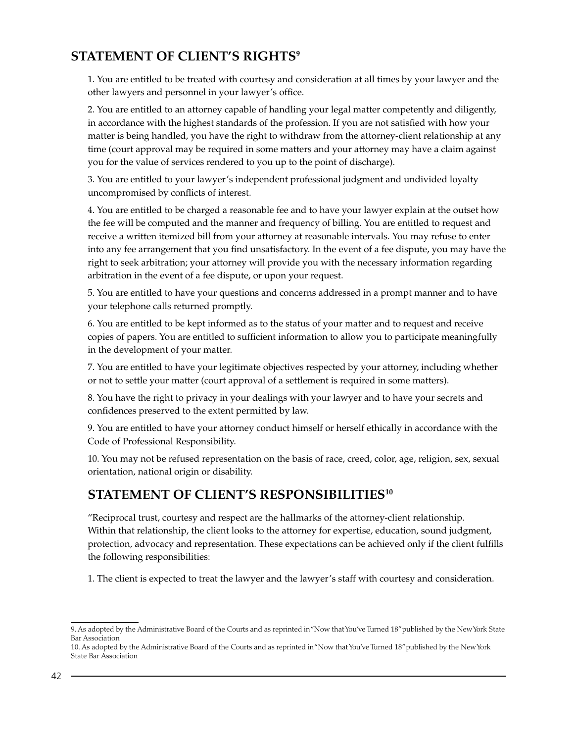## STATEMENT OF CLIENT'S RIGHTS[9]

1. You are entitled to be treated with courtesy and consideration at all times by your lawyer and the other lawyers and personnel in your lawyer's office.

2. You are entitled to an attorney capable of handling your legal matter competently and diligently, in accordance with the highest standards of the profession. If you are not satisfied with how your matter is being handled, you have the right to withdraw from the attorney-client relationship at any time (court approval may be required in some matters and your attorney may have a claim against you for the value of services rendered to you up to the point of discharge).

3. You are entitled to your lawyer's independent professional judgment and undivided loyalty uncompromised by conflicts of interest.

4. You are entitled to be charged a reasonable fee and to have your lawyer explain at the outset how the fee will be computed and the manner and frequency of billing. You are entitled to request and receive a written itemized bill from your attorney at reasonable intervals. You may refuse to enter into any fee arrangement that you find unsatisfactory. In the event of a fee dispute, you may have the right to seek arbitration; your attorney will provide you with the necessary information regarding arbitration in the event of a fee dispute, or upon your request.

5. You are entitled to have your questions and concerns addressed in a prompt manner and to have your telephone calls returned promptly.

6. You are entitled to be kept informed as to the status of your matter and to request and receive copies of papers. You are entitled to sufficient information to allow you to participate meaningfully in the development of your matter.

7. You are entitled to have your legitimate objectives respected by your attorney, including whether or not to settle your matter (court approval of a settlement is required in some matters).

8. You have the right to privacy in your dealings with your lawyer and to have your secrets and confidences preserved to the extent permitted by law.

9. You are entitled to have your attorney conduct himself or herself ethically in accordance with the Code of Professional Responsibility.

10. You may not be refused representation on the basis of race, creed, color, age, religion, sex, sexual orientation, national origin or disability.

## STATEMENT OF CLIENT'S RESPONSIBILITIES[10]

"Reciprocal trust, courtesy and respect are the hallmarks of the attorney-client relationship. Within that relationship, the client looks to the attorney for expertise, education, sound judgment, protection, advocacy and representation. These expectations can be achieved only if the client fulfills the following responsibilities:

1. The client is expected to treat the lawyer and the lawyer's staff with courtesy and consideration.

---

9. As adopted by the Administrative Board of the Courts and as reprinted in "Now that You've Turned 18" published by the New York State Bar Association

10. As adopted by the Administrative Board of the Courts and as reprinted in "Now that You've Turned 18" published by the New York State Bar Association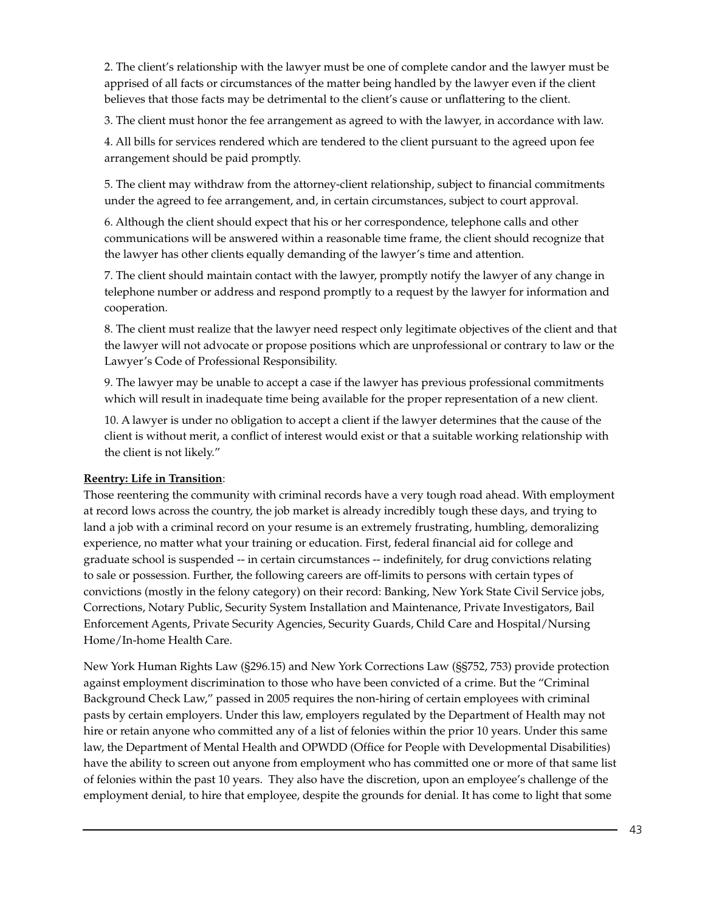2. The client's relationship with the lawyer must be one of complete candor and the lawyer must be apprised of all facts or circumstances of the matter being handled by the lawyer even if the client believes that those facts may be detrimental to the client's cause or unflattering to the client.

3. The client must honor the fee arrangement as agreed to with the lawyer, in accordance with law.

4. All bills for services rendered which are tendered to the client pursuant to the agreed upon fee arrangement should be paid promptly.

5. The client may withdraw from the attorney-client relationship, subject to financial commitments under the agreed to fee arrangement, and, in certain circumstances, subject to court approval.

6. Although the client should expect that his or her correspondence, telephone calls and other communications will be answered within a reasonable time frame, the client should recognize that the lawyer has other clients equally demanding of the lawyer's time and attention.

7. The client should maintain contact with the lawyer, promptly notify the lawyer of any change in telephone number or address and respond promptly to a request by the lawyer for information and cooperation.

8. The client must realize that the lawyer need respect only legitimate objectives of the client and that the lawyer will not advocate or propose positions which are unprofessional or contrary to law or the Lawyer's Code of Professional Responsibility.

9. The lawyer may be unable to accept a case if the lawyer has previous professional commitments which will result in inadequate time being available for the proper representation of a new client.

10. A lawyer is under no obligation to accept a client if the lawyer determines that the cause of the client is without merit, a conflict of interest would exist or that a suitable working relationship with the client is not likely."

**Reentry: Life in Transition**:
Those reentering the community with criminal records have a very tough road ahead. With employment at record lows across the country, the job market is already incredibly tough these days, and trying to land a job with a criminal record on your resume is an extremely frustrating, humbling, demoralizing experience, no matter what your training or education. First, federal financial aid for college and graduate school is suspended -- in certain circumstances -- indefinitely, for drug convictions relating to sale or possession. Further, the following careers are off-limits to persons with certain types of convictions (mostly in the felony category) on their record: Banking, New York State Civil Service jobs, Corrections, Notary Public, Security System Installation and Maintenance, Private Investigators, Bail Enforcement Agents, Private Security Agencies, Security Guards, Child Care and Hospital/Nursing Home/In-home Health Care.

New York Human Rights Law (§296.15) and New York Corrections Law (§§752, 753) provide protection against employment discrimination to those who have been convicted of a crime. But the "Criminal Background Check Law," passed in 2005 requires the non-hiring of certain employees with criminal pasts by certain employers. Under this law, employers regulated by the Department of Health may not hire or retain anyone who committed any of a list of felonies within the prior 10 years. Under this same law, the Department of Mental Health and OPWDD (Office for People with Developmental Disabilities) have the ability to screen out anyone from employment who has committed one or more of that same list of felonies within the past 10 years. They also have the discretion, upon an employee's challenge of the employment denial, to hire that employee, despite the grounds for denial. It has come to light that some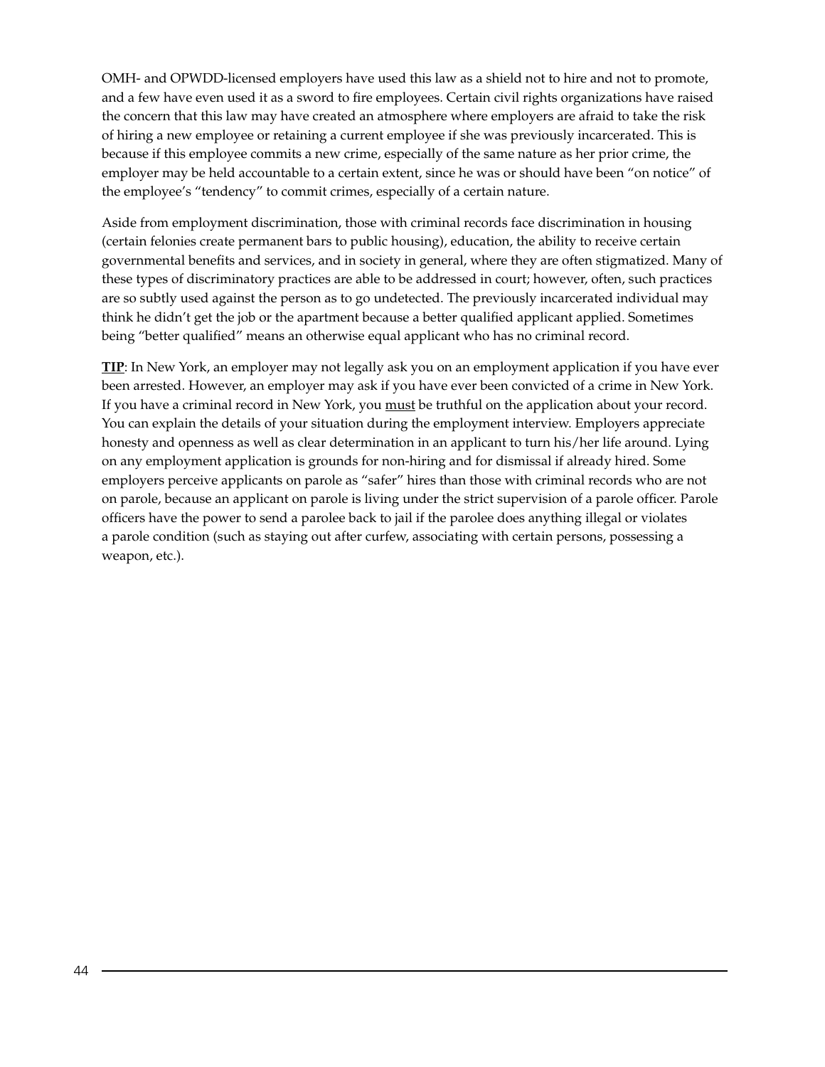OMH- and OPWDD-licensed employers have used this law as a shield not to hire and not to promote, and a few have even used it as a sword to fire employees. Certain civil rights organizations have raised the concern that this law may have created an atmosphere where employers are afraid to take the risk of hiring a new employee or retaining a current employee if she was previously incarcerated. This is because if this employee commits a new crime, especially of the same nature as her prior crime, the employer may be held accountable to a certain extent, since he was or should have been "on notice" of the employee's "tendency" to commit crimes, especially of a certain nature.

Aside from employment discrimination, those with criminal records face discrimination in housing (certain felonies create permanent bars to public housing), education, the ability to receive certain governmental benefits and services, and in society in general, where they are often stigmatized. Many of these types of discriminatory practices are able to be addressed in court; however, often, such practices are so subtly used against the person as to go undetected. The previously incarcerated individual may think he didn't get the job or the apartment because a better qualified applicant applied. Sometimes being "better qualified" means an otherwise equal applicant who has no criminal record.

**TIP**: In New York, an employer may not legally ask you on an employment application if you have ever been arrested. However, an employer may ask if you have ever been convicted of a crime in New York. If you have a criminal record in New York, you must be truthful on the application about your record. You can explain the details of your situation during the employment interview. Employers appreciate honesty and openness as well as clear determination in an applicant to turn his/her life around. Lying on any employment application is grounds for non-hiring and for dismissal if already hired. Some employers perceive applicants on parole as "safer" hires than those with criminal records who are not on parole, because an applicant on parole is living under the strict supervision of a parole officer. Parole officers have the power to send a parolee back to jail if the parolee does anything illegal or violates a parole condition (such as staying out after curfew, associating with certain persons, possessing a weapon, etc.).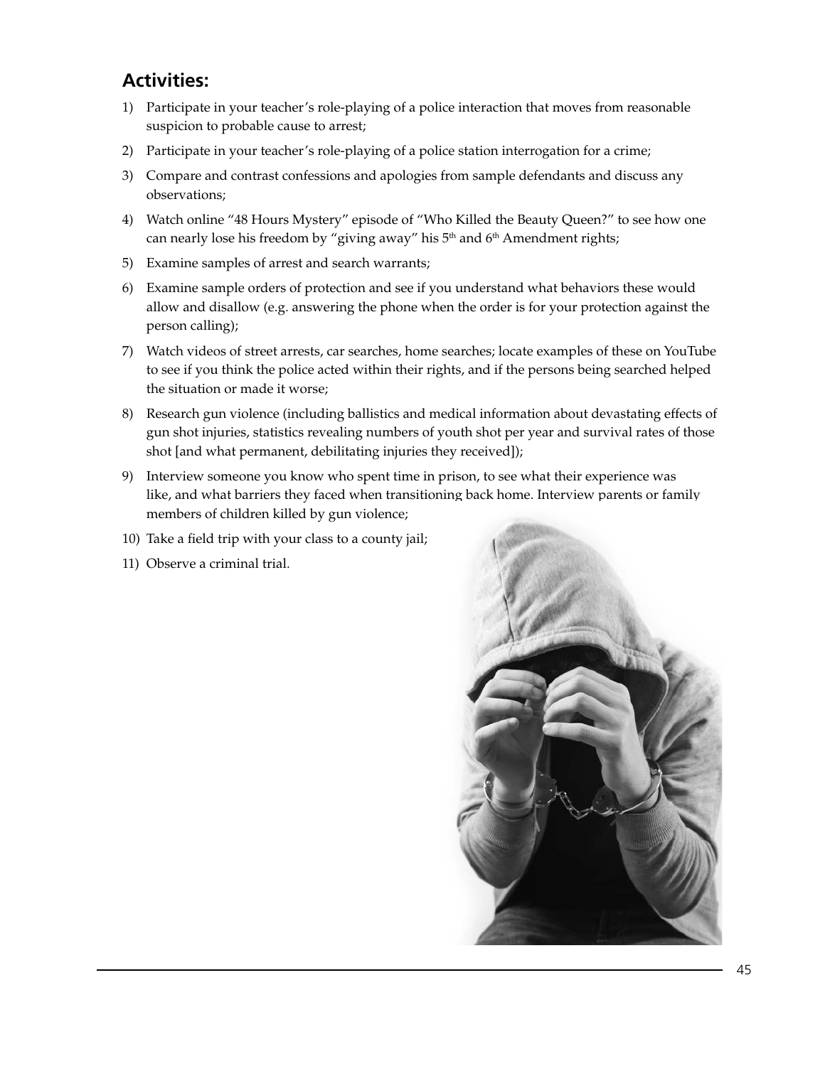## Activities:

1) Participate in your teacher's role-playing of a police interaction that moves from reasonable suspicion to probable cause to arrest;
2) Participate in your teacher's role-playing of a police station interrogation for a crime;
3) Compare and contrast confessions and apologies from sample defendants and discuss any observations;
4) Watch online "48 Hours Mystery" episode of "Who Killed the Beauty Queen?" to see how one can nearly lose his freedom by "giving away" his 5th and 6th Amendment rights;
5) Examine samples of arrest and search warrants;
6) Examine sample orders of protection and see if you understand what behaviors these would allow and disallow (e.g. answering the phone when the order is for your protection against the person calling);
7) Watch videos of street arrests, car searches, home searches; locate examples of these on YouTube to see if you think the police acted within their rights, and if the persons being searched helped the situation or made it worse;
8) Research gun violence (including ballistics and medical information about devastating effects of gun shot injuries, statistics revealing numbers of youth shot per year and survival rates of those shot [and what permanent, debilitating injuries they received]);
9) Interview someone you know who spent time in prison, to see what their experience was like, and what barriers they faced when transitioning back home. Interview parents or family members of children killed by gun violence;
10) Take a field trip with your class to a county jail;
11) Observe a criminal trial.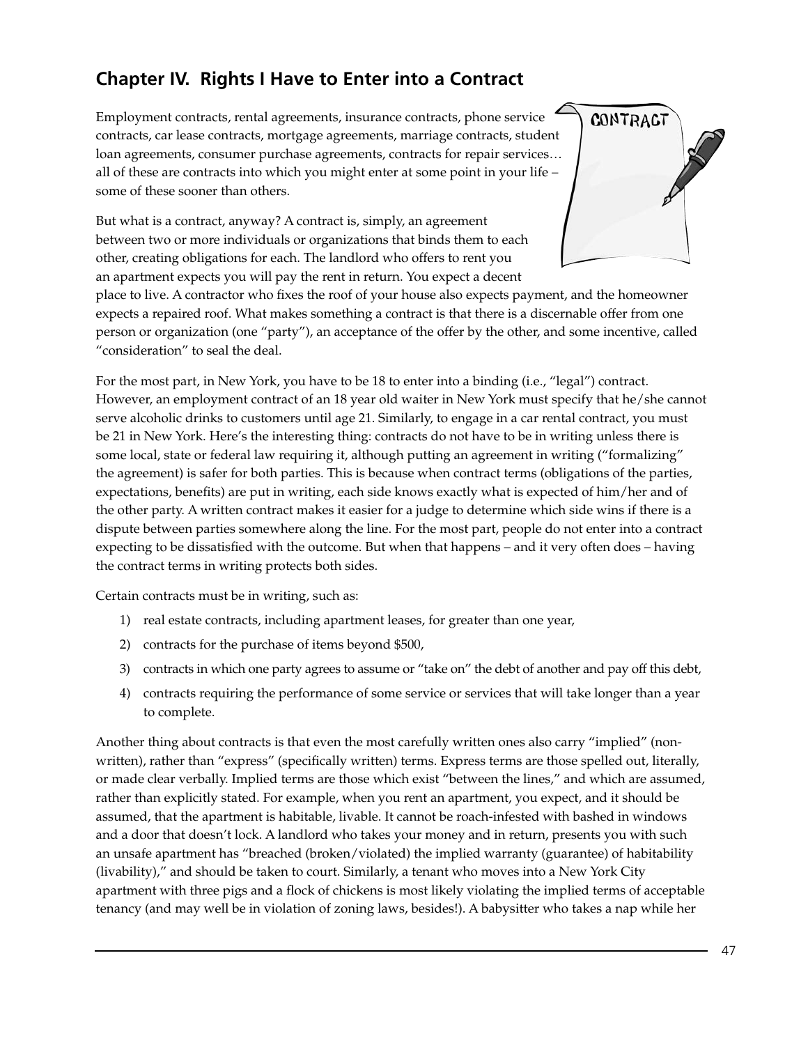## Chapter IV. Rights I Have to Enter into a Contract

Employment contracts, rental agreements, insurance contracts, phone service contracts, car lease contracts, mortgage agreements, marriage contracts, student loan agreements, consumer purchase agreements, contracts for repair services… all of these are contracts into which you might enter at some point in your life – some of these sooner than others.

But what is a contract, anyway? A contract is, simply, an agreement between two or more individuals or organizations that binds them to each other, creating obligations for each. The landlord who offers to rent you an apartment expects you will pay the rent in return. You expect a decent place to live. A contractor who fixes the roof of your house also expects payment, and the homeowner expects a repaired roof. What makes something a contract is that there is a discernable offer from one person or organization (one "party"), an acceptance of the offer by the other, and some incentive, called "consideration" to seal the deal.

For the most part, in New York, you have to be 18 to enter into a binding (i.e., "legal") contract. However, an employment contract of an 18 year old waiter in New York must specify that he/she cannot serve alcoholic drinks to customers until age 21. Similarly, to engage in a car rental contract, you must be 21 in New York. Here's the interesting thing: contracts do not have to be in writing unless there is some local, state or federal law requiring it, although putting an agreement in writing ("formalizing" the agreement) is safer for both parties. This is because when contract terms (obligations of the parties, expectations, benefits) are put in writing, each side knows exactly what is expected of him/her and of the other party. A written contract makes it easier for a judge to determine which side wins if there is a dispute between parties somewhere along the line. For the most part, people do not enter into a contract expecting to be dissatisfied with the outcome. But when that happens – and it very often does – having the contract terms in writing protects both sides.

Certain contracts must be in writing, such as:

1) real estate contracts, including apartment leases, for greater than one year,
2) contracts for the purchase of items beyond $500,
3) contracts in which one party agrees to assume or "take on" the debt of another and pay off this debt,
4) contracts requiring the performance of some service or services that will take longer than a year to complete.

Another thing about contracts is that even the most carefully written ones also carry "implied" (non-written), rather than "express" (specifically written) terms. Express terms are those spelled out, literally, or made clear verbally. Implied terms are those which exist "between the lines," and which are assumed, rather than explicitly stated. For example, when you rent an apartment, you expect, and it should be assumed, that the apartment is habitable, livable. It cannot be roach-infested with bashed in windows and a door that doesn't lock. A landlord who takes your money and in return, presents you with such an unsafe apartment has "breached (broken/violated) the implied warranty (guarantee) of habitability (livability)," and should be taken to court. Similarly, a tenant who moves into a New York City apartment with three pigs and a flock of chickens is most likely violating the implied terms of acceptable tenancy (and may well be in violation of zoning laws, besides!). A babysitter who takes a nap while her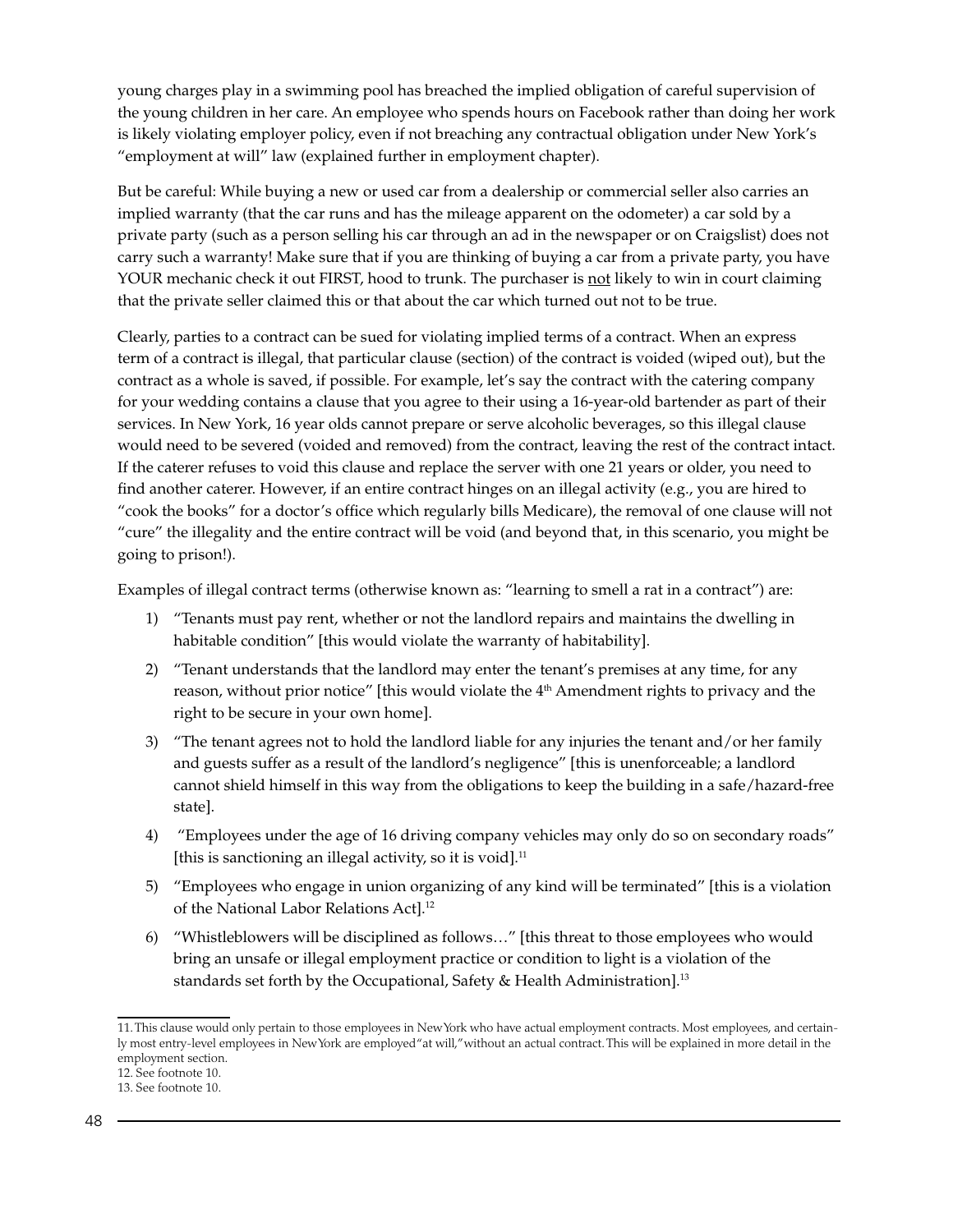young charges play in a swimming pool has breached the implied obligation of careful supervision of the young children in her care. An employee who spends hours on Facebook rather than doing her work is likely violating employer policy, even if not breaching any contractual obligation under New York's "employment at will" law (explained further in employment chapter).

But be careful: While buying a new or used car from a dealership or commercial seller also carries an implied warranty (that the car runs and has the mileage apparent on the odometer) a car sold by a private party (such as a person selling his car through an ad in the newspaper or on Craigslist) does not carry such a warranty! Make sure that if you are thinking of buying a car from a private party, you have YOUR mechanic check it out FIRST, hood to trunk. The purchaser is <u>not</u> likely to win in court claiming that the private seller claimed this or that about the car which turned out not to be true.

Clearly, parties to a contract can be sued for violating implied terms of a contract. When an express term of a contract is illegal, that particular clause (section) of the contract is voided (wiped out), but the contract as a whole is saved, if possible. For example, let's say the contract with the catering company for your wedding contains a clause that you agree to their using a 16-year-old bartender as part of their services. In New York, 16 year olds cannot prepare or serve alcoholic beverages, so this illegal clause would need to be severed (voided and removed) from the contract, leaving the rest of the contract intact. If the caterer refuses to void this clause and replace the server with one 21 years or older, you need to find another caterer. However, if an entire contract hinges on an illegal activity (e.g., you are hired to "cook the books" for a doctor's office which regularly bills Medicare), the removal of one clause will not "cure" the illegality and the entire contract will be void (and beyond that, in this scenario, you might be going to prison!).

Examples of illegal contract terms (otherwise known as: "learning to smell a rat in a contract") are:

1) "Tenants must pay rent, whether or not the landlord repairs and maintains the dwelling in habitable condition" [this would violate the warranty of habitability].
2) "Tenant understands that the landlord may enter the tenant's premises at any time, for any reason, without prior notice" [this would violate the 4th Amendment rights to privacy and the right to be secure in your own home].
3) "The tenant agrees not to hold the landlord liable for any injuries the tenant and/or her family and guests suffer as a result of the landlord's negligence" [this is unenforceable; a landlord cannot shield himself in this way from the obligations to keep the building in a safe/hazard-free state].
4) "Employees under the age of 16 driving company vehicles may only do so on secondary roads" [this is sanctioning an illegal activity, so it is void].[11]
5) "Employees who engage in union organizing of any kind will be terminated" [this is a violation of the National Labor Relations Act].[12]
6) "Whistleblowers will be disciplined as follows…" [this threat to those employees who would bring an unsafe or illegal employment practice or condition to light is a violation of the standards set forth by the Occupational, Safety & Health Administration].[13]

---

11. This clause would only pertain to those employees in New York who have actual employment contracts. Most employees, and certainly most entry-level employees in New York are employed "at will," without an actual contract. This will be explained in more detail in the employment section.

12. See footnote 10.

13. See footnote 10.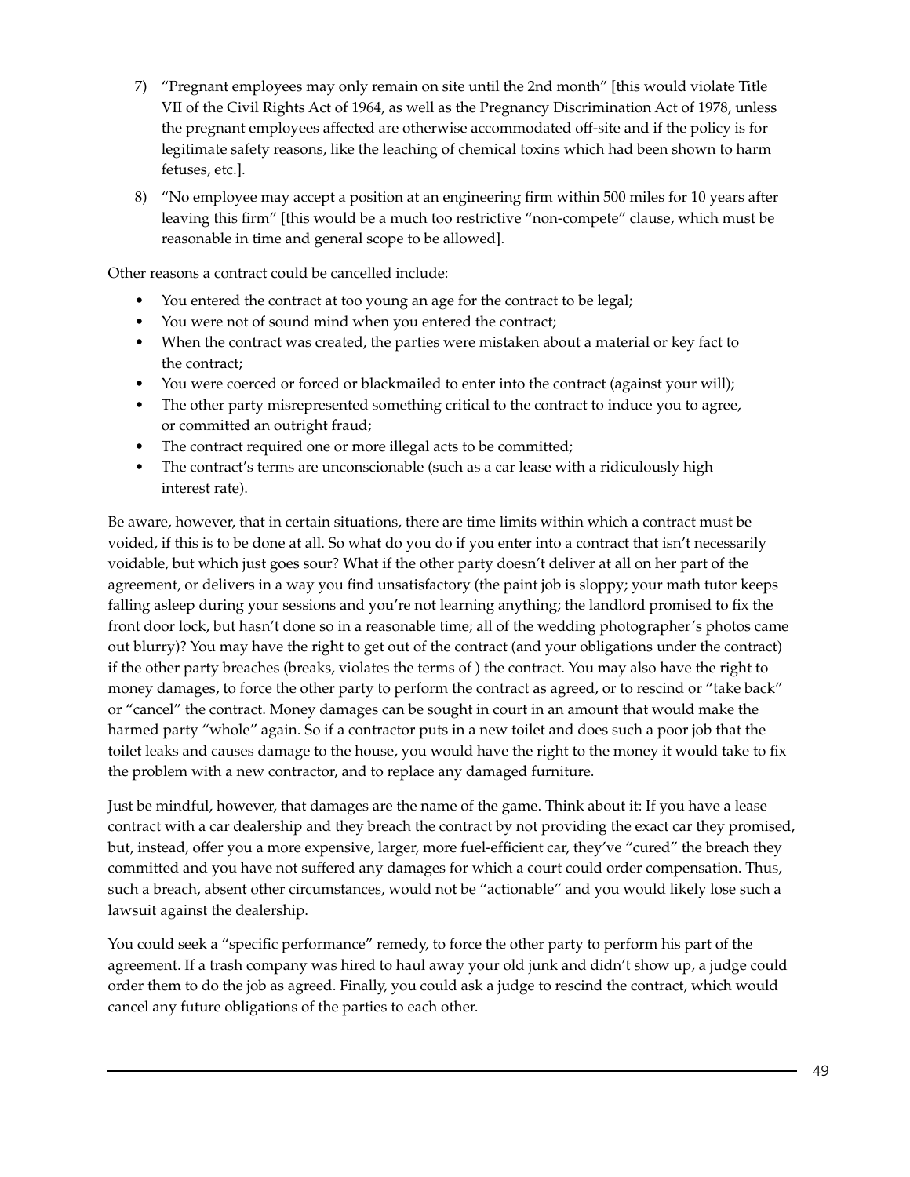7) "Pregnant employees may only remain on site until the 2nd month" [this would violate Title VII of the Civil Rights Act of 1964, as well as the Pregnancy Discrimination Act of 1978, unless the pregnant employees affected are otherwise accommodated off-site and if the policy is for legitimate safety reasons, like the leaching of chemical toxins which had been shown to harm fetuses, etc.].

8) "No employee may accept a position at an engineering firm within 500 miles for 10 years after leaving this firm" [this would be a much too restrictive "non-compete" clause, which must be reasonable in time and general scope to be allowed].

Other reasons a contract could be cancelled include:

- You entered the contract at too young an age for the contract to be legal;
- You were not of sound mind when you entered the contract;
- When the contract was created, the parties were mistaken about a material or key fact to the contract;
- You were coerced or forced or blackmailed to enter into the contract (against your will);
- The other party misrepresented something critical to the contract to induce you to agree, or committed an outright fraud;
- The contract required one or more illegal acts to be committed;
- The contract's terms are unconscionable (such as a car lease with a ridiculously high interest rate).

Be aware, however, that in certain situations, there are time limits within which a contract must be voided, if this is to be done at all. So what do you do if you enter into a contract that isn't necessarily voidable, but which just goes sour? What if the other party doesn't deliver at all on her part of the agreement, or delivers in a way you find unsatisfactory (the paint job is sloppy; your math tutor keeps falling asleep during your sessions and you're not learning anything; the landlord promised to fix the front door lock, but hasn't done so in a reasonable time; all of the wedding photographer's photos came out blurry)? You may have the right to get out of the contract (and your obligations under the contract) if the other party breaches (breaks, violates the terms of ) the contract. You may also have the right to money damages, to force the other party to perform the contract as agreed, or to rescind or "take back" or "cancel" the contract. Money damages can be sought in court in an amount that would make the harmed party "whole" again. So if a contractor puts in a new toilet and does such a poor job that the toilet leaks and causes damage to the house, you would have the right to the money it would take to fix the problem with a new contractor, and to replace any damaged furniture.

Just be mindful, however, that damages are the name of the game. Think about it: If you have a lease contract with a car dealership and they breach the contract by not providing the exact car they promised, but, instead, offer you a more expensive, larger, more fuel-efficient car, they've "cured" the breach they committed and you have not suffered any damages for which a court could order compensation. Thus, such a breach, absent other circumstances, would not be "actionable" and you would likely lose such a lawsuit against the dealership.

You could seek a "specific performance" remedy, to force the other party to perform his part of the agreement. If a trash company was hired to haul away your old junk and didn't show up, a judge could order them to do the job as agreed. Finally, you could ask a judge to rescind the contract, which would cancel any future obligations of the parties to each other.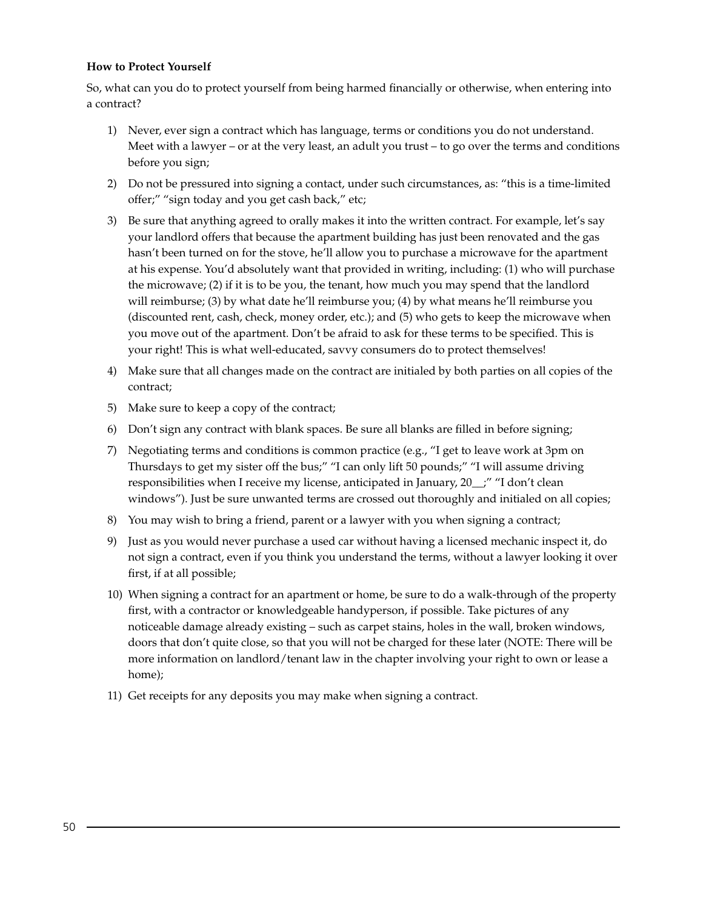**How to Protect Yourself**

So, what can you do to protect yourself from being harmed financially or otherwise, when entering into a contract?

1) Never, ever sign a contract which has language, terms or conditions you do not understand. Meet with a lawyer – or at the very least, an adult you trust – to go over the terms and conditions before you sign;
2) Do not be pressured into signing a contact, under such circumstances, as: "this is a time-limited offer;" "sign today and you get cash back," etc;
3) Be sure that anything agreed to orally makes it into the written contract. For example, let's say your landlord offers that because the apartment building has just been renovated and the gas hasn't been turned on for the stove, he'll allow you to purchase a microwave for the apartment at his expense. You'd absolutely want that provided in writing, including: (1) who will purchase the microwave; (2) if it is to be you, the tenant, how much you may spend that the landlord will reimburse; (3) by what date he'll reimburse you; (4) by what means he'll reimburse you (discounted rent, cash, check, money order, etc.); and (5) who gets to keep the microwave when you move out of the apartment. Don't be afraid to ask for these terms to be specified. This is your right! This is what well-educated, savvy consumers do to protect themselves!
4) Make sure that all changes made on the contract are initialed by both parties on all copies of the contract;
5) Make sure to keep a copy of the contract;
6) Don't sign any contract with blank spaces. Be sure all blanks are filled in before signing;
7) Negotiating terms and conditions is common practice (e.g., "I get to leave work at 3pm on Thursdays to get my sister off the bus;" "I can only lift 50 pounds;" "I will assume driving responsibilities when I receive my license, anticipated in January, 20__;" "I don't clean windows"). Just be sure unwanted terms are crossed out thoroughly and initialed on all copies;
8) You may wish to bring a friend, parent or a lawyer with you when signing a contract;
9) Just as you would never purchase a used car without having a licensed mechanic inspect it, do not sign a contract, even if you think you understand the terms, without a lawyer looking it over first, if at all possible;
10) When signing a contract for an apartment or home, be sure to do a walk-through of the property first, with a contractor or knowledgeable handyperson, if possible. Take pictures of any noticeable damage already existing – such as carpet stains, holes in the wall, broken windows, doors that don't quite close, so that you will not be charged for these later (NOTE: There will be more information on landlord/tenant law in the chapter involving your right to own or lease a home);
11) Get receipts for any deposits you may make when signing a contract.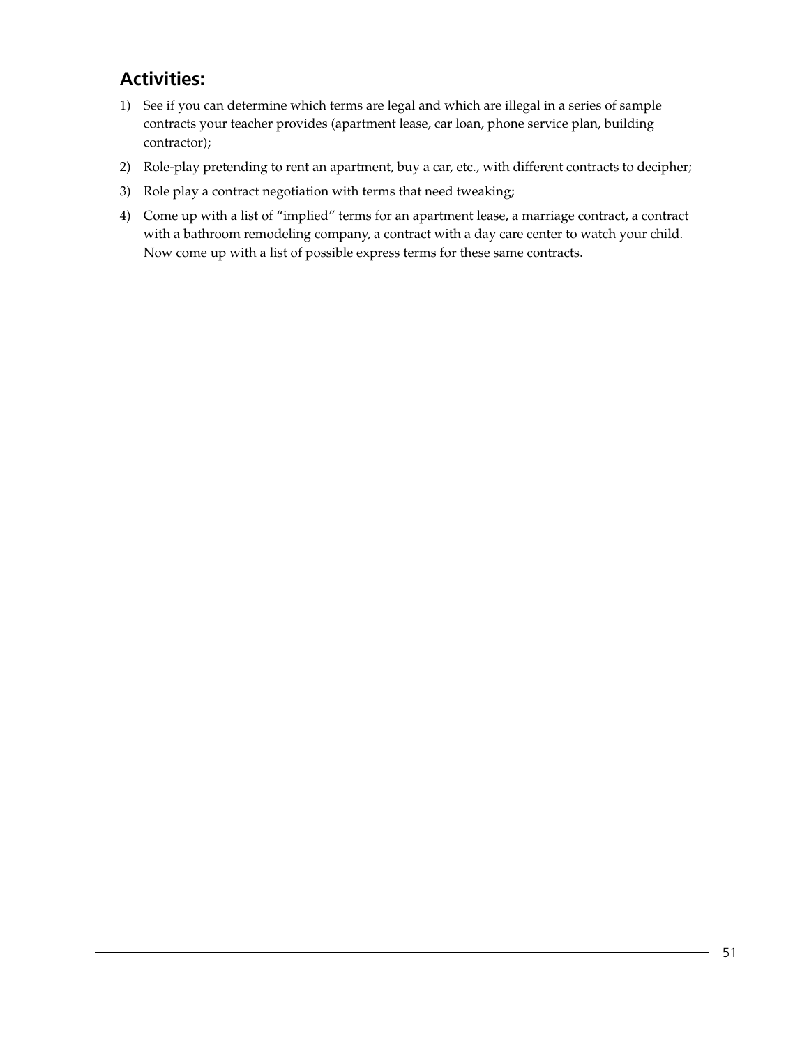## Activities:

1) See if you can determine which terms are legal and which are illegal in a series of sample contracts your teacher provides (apartment lease, car loan, phone service plan, building contractor);
2) Role-play pretending to rent an apartment, buy a car, etc., with different contracts to decipher;
3) Role play a contract negotiation with terms that need tweaking;
4) Come up with a list of "implied" terms for an apartment lease, a marriage contract, a contract with a bathroom remodeling company, a contract with a day care center to watch your child. Now come up with a list of possible express terms for these same contracts.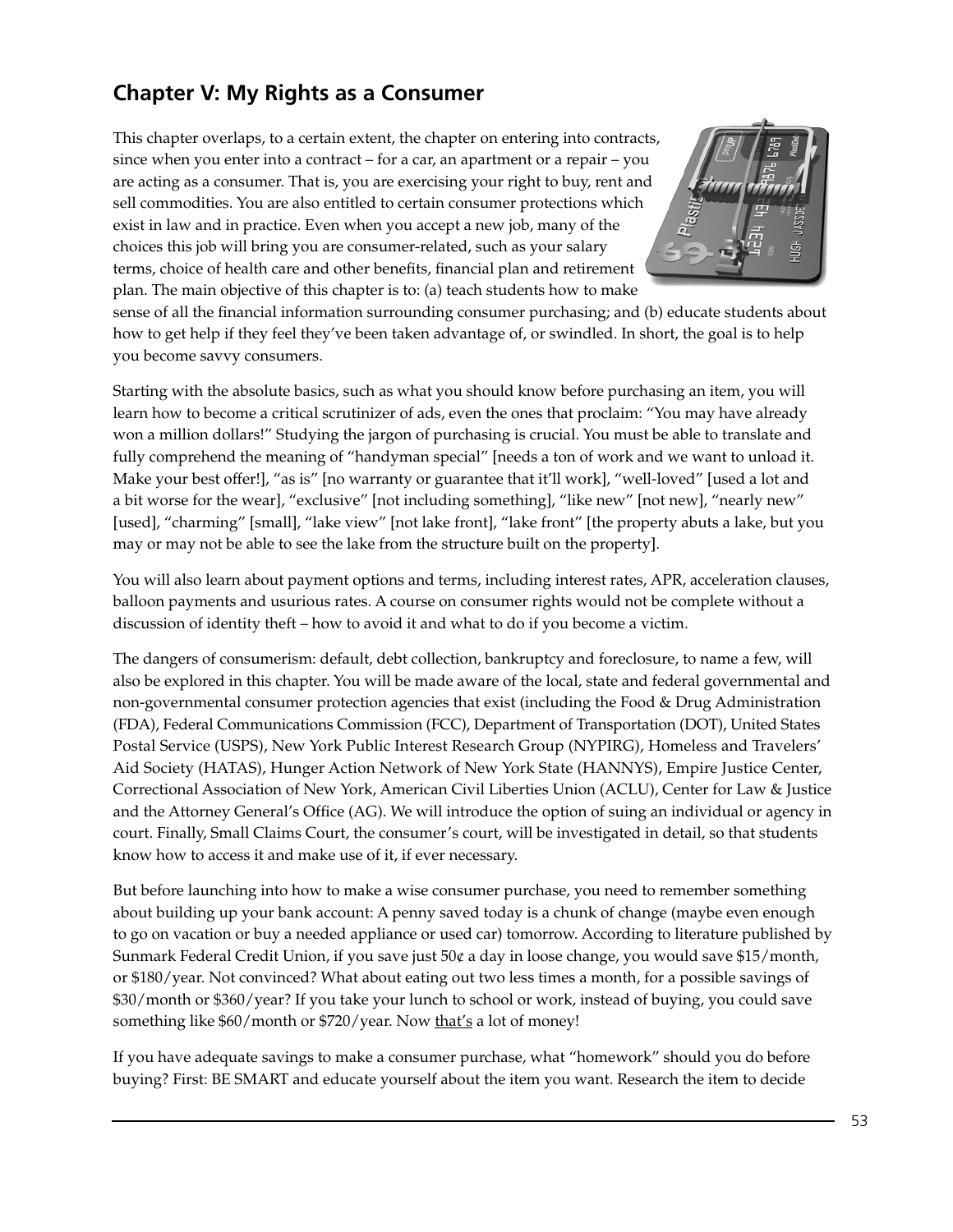## Chapter V: My Rights as a Consumer

This chapter overlaps, to a certain extent, the chapter on entering into contracts, since when you enter into a contract – for a car, an apartment or a repair – you are acting as a consumer. That is, you are exercising your right to buy, rent and sell commodities. You are also entitled to certain consumer protections which exist in law and in practice. Even when you accept a new job, many of the choices this job will bring you are consumer-related, such as your salary terms, choice of health care and other benefits, financial plan and retirement plan. The main objective of this chapter is to: (a) teach students how to make sense of all the financial information surrounding consumer purchasing; and (b) educate students about how to get help if they feel they've been taken advantage of, or swindled. In short, the goal is to help you become savvy consumers.

Starting with the absolute basics, such as what you should know before purchasing an item, you will learn how to become a critical scrutinizer of ads, even the ones that proclaim: "You may have already won a million dollars!" Studying the jargon of purchasing is crucial. You must be able to translate and fully comprehend the meaning of "handyman special" [needs a ton of work and we want to unload it. Make your best offer!], "as is" [no warranty or guarantee that it'll work], "well-loved" [used a lot and a bit worse for the wear], "exclusive" [not including something], "like new" [not new], "nearly new" [used], "charming" [small], "lake view" [not lake front], "lake front" [the property abuts a lake, but you may or may not be able to see the lake from the structure built on the property].

You will also learn about payment options and terms, including interest rates, APR, acceleration clauses, balloon payments and usurious rates. A course on consumer rights would not be complete without a discussion of identity theft – how to avoid it and what to do if you become a victim.

The dangers of consumerism: default, debt collection, bankruptcy and foreclosure, to name a few, will also be explored in this chapter. You will be made aware of the local, state and federal governmental and non-governmental consumer protection agencies that exist (including the Food & Drug Administration (FDA), Federal Communications Commission (FCC), Department of Transportation (DOT), United States Postal Service (USPS), New York Public Interest Research Group (NYPIRG), Homeless and Travelers' Aid Society (HATAS), Hunger Action Network of New York State (HANNYS), Empire Justice Center, Correctional Association of New York, American Civil Liberties Union (ACLU), Center for Law & Justice and the Attorney General's Office (AG). We will introduce the option of suing an individual or agency in court. Finally, Small Claims Court, the consumer's court, will be investigated in detail, so that students know how to access it and make use of it, if ever necessary.

But before launching into how to make a wise consumer purchase, you need to remember something about building up your bank account: A penny saved today is a chunk of change (maybe even enough to go on vacation or buy a needed appliance or used car) tomorrow. According to literature published by Sunmark Federal Credit Union, if you save just 50¢ a day in loose change, you would save $15/month, or $180/year. Not convinced? What about eating out two less times a month, for a possible savings of $30/month or $360/year? If you take your lunch to school or work, instead of buying, you could save something like $60/month or $720/year. Now that's a lot of money!

If you have adequate savings to make a consumer purchase, what "homework" should you do before buying? First: BE SMART and educate yourself about the item you want. Research the item to decide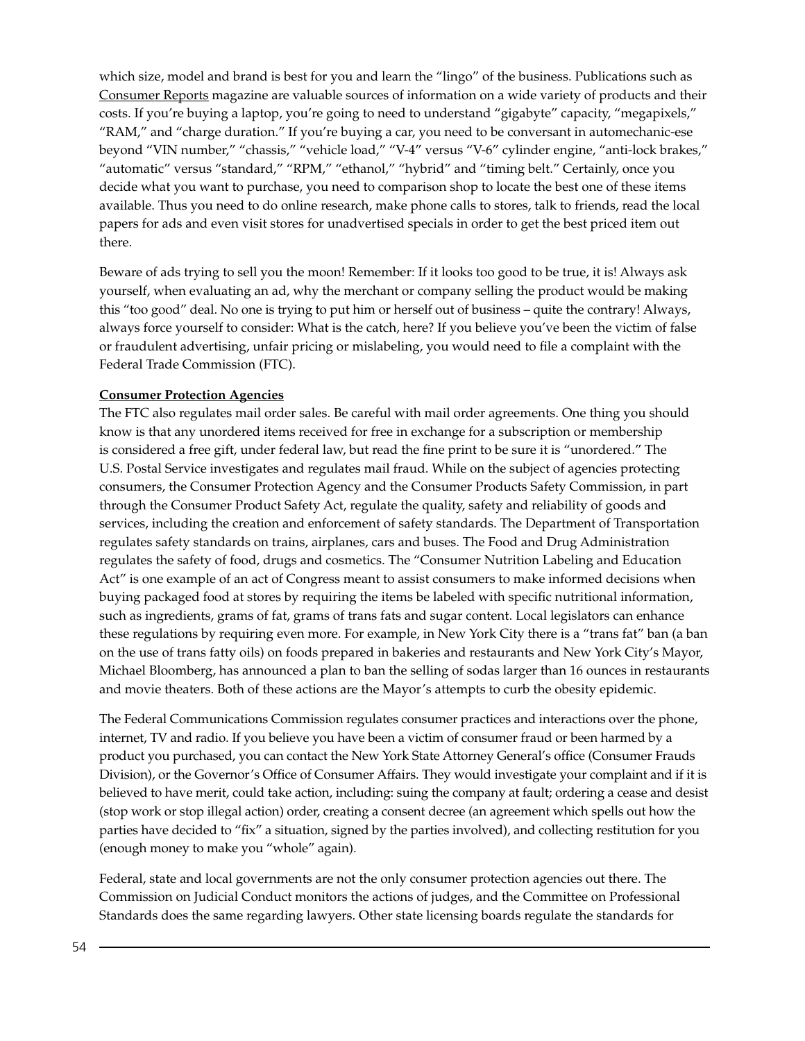which size, model and brand is best for you and learn the "lingo" of the business. Publications such as Consumer Reports magazine are valuable sources of information on a wide variety of products and their costs. If you're buying a laptop, you're going to need to understand "gigabyte" capacity, "megapixels," "RAM," and "charge duration." If you're buying a car, you need to be conversant in automechanic-ese beyond "VIN number," "chassis," "vehicle load," "V-4" versus "V-6" cylinder engine, "anti-lock brakes," "automatic" versus "standard," "RPM," "ethanol," "hybrid" and "timing belt." Certainly, once you decide what you want to purchase, you need to comparison shop to locate the best one of these items available. Thus you need to do online research, make phone calls to stores, talk to friends, read the local papers for ads and even visit stores for unadvertised specials in order to get the best priced item out there.

Beware of ads trying to sell you the moon! Remember: If it looks too good to be true, it is! Always ask yourself, when evaluating an ad, why the merchant or company selling the product would be making this "too good" deal. No one is trying to put him or herself out of business – quite the contrary! Always, always force yourself to consider: What is the catch, here? If you believe you've been the victim of false or fraudulent advertising, unfair pricing or mislabeling, you would need to file a complaint with the Federal Trade Commission (FTC).

**Consumer Protection Agencies**

The FTC also regulates mail order sales. Be careful with mail order agreements. One thing you should know is that any unordered items received for free in exchange for a subscription or membership is considered a free gift, under federal law, but read the fine print to be sure it is "unordered." The U.S. Postal Service investigates and regulates mail fraud. While on the subject of agencies protecting consumers, the Consumer Protection Agency and the Consumer Products Safety Commission, in part through the Consumer Product Safety Act, regulate the quality, safety and reliability of goods and services, including the creation and enforcement of safety standards. The Department of Transportation regulates safety standards on trains, airplanes, cars and buses. The Food and Drug Administration regulates the safety of food, drugs and cosmetics. The "Consumer Nutrition Labeling and Education Act" is one example of an act of Congress meant to assist consumers to make informed decisions when buying packaged food at stores by requiring the items be labeled with specific nutritional information, such as ingredients, grams of fat, grams of trans fats and sugar content. Local legislators can enhance these regulations by requiring even more. For example, in New York City there is a "trans fat" ban (a ban on the use of trans fatty oils) on foods prepared in bakeries and restaurants and New York City's Mayor, Michael Bloomberg, has announced a plan to ban the selling of sodas larger than 16 ounces in restaurants and movie theaters. Both of these actions are the Mayor's attempts to curb the obesity epidemic.

The Federal Communications Commission regulates consumer practices and interactions over the phone, internet, TV and radio. If you believe you have been a victim of consumer fraud or been harmed by a product you purchased, you can contact the New York State Attorney General's office (Consumer Frauds Division), or the Governor's Office of Consumer Affairs. They would investigate your complaint and if it is believed to have merit, could take action, including: suing the company at fault; ordering a cease and desist (stop work or stop illegal action) order, creating a consent decree (an agreement which spells out how the parties have decided to "fix" a situation, signed by the parties involved), and collecting restitution for you (enough money to make you "whole" again).

Federal, state and local governments are not the only consumer protection agencies out there. The Commission on Judicial Conduct monitors the actions of judges, and the Committee on Professional Standards does the same regarding lawyers. Other state licensing boards regulate the standards for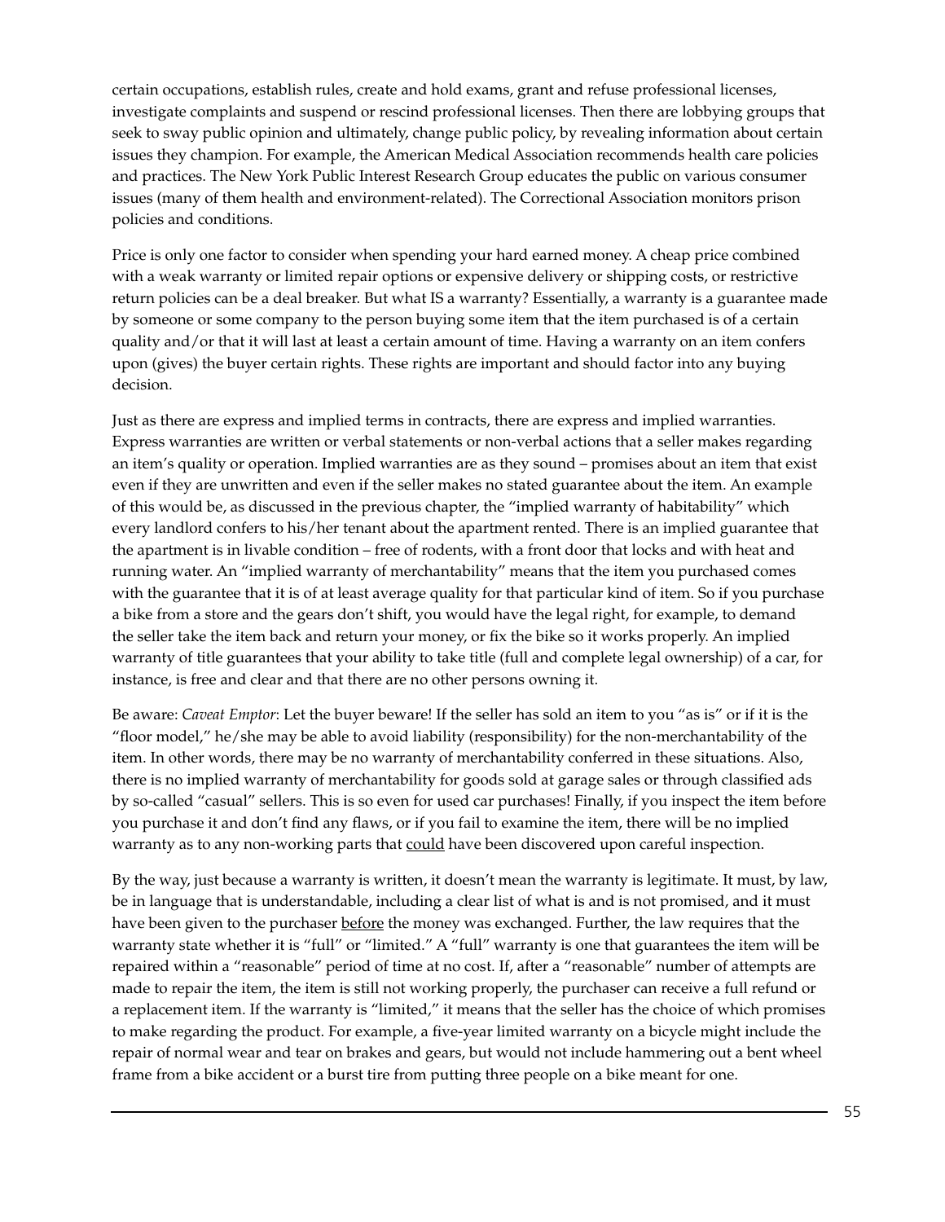certain occupations, establish rules, create and hold exams, grant and refuse professional licenses, investigate complaints and suspend or rescind professional licenses. Then there are lobbying groups that seek to sway public opinion and ultimately, change public policy, by revealing information about certain issues they champion. For example, the American Medical Association recommends health care policies and practices. The New York Public Interest Research Group educates the public on various consumer issues (many of them health and environment-related). The Correctional Association monitors prison policies and conditions.

Price is only one factor to consider when spending your hard earned money. A cheap price combined with a weak warranty or limited repair options or expensive delivery or shipping costs, or restrictive return policies can be a deal breaker. But what IS a warranty? Essentially, a warranty is a guarantee made by someone or some company to the person buying some item that the item purchased is of a certain quality and/or that it will last at least a certain amount of time. Having a warranty on an item confers upon (gives) the buyer certain rights. These rights are important and should factor into any buying decision.

Just as there are express and implied terms in contracts, there are express and implied warranties. Express warranties are written or verbal statements or non-verbal actions that a seller makes regarding an item's quality or operation. Implied warranties are as they sound – promises about an item that exist even if they are unwritten and even if the seller makes no stated guarantee about the item. An example of this would be, as discussed in the previous chapter, the "implied warranty of habitability" which every landlord confers to his/her tenant about the apartment rented. There is an implied guarantee that the apartment is in livable condition – free of rodents, with a front door that locks and with heat and running water. An "implied warranty of merchantability" means that the item you purchased comes with the guarantee that it is of at least average quality for that particular kind of item. So if you purchase a bike from a store and the gears don't shift, you would have the legal right, for example, to demand the seller take the item back and return your money, or fix the bike so it works properly. An implied warranty of title guarantees that your ability to take title (full and complete legal ownership) of a car, for instance, is free and clear and that there are no other persons owning it.

Be aware: *Caveat Emptor*: Let the buyer beware! If the seller has sold an item to you "as is" or if it is the "floor model," he/she may be able to avoid liability (responsibility) for the non-merchantability of the item. In other words, there may be no warranty of merchantability conferred in these situations. Also, there is no implied warranty of merchantability for goods sold at garage sales or through classified ads by so-called "casual" sellers. This is so even for used car purchases! Finally, if you inspect the item before you purchase it and don't find any flaws, or if you fail to examine the item, there will be no implied warranty as to any non-working parts that <u>could</u> have been discovered upon careful inspection.

By the way, just because a warranty is written, it doesn't mean the warranty is legitimate. It must, by law, be in language that is understandable, including a clear list of what is and is not promised, and it must have been given to the purchaser <u>before</u> the money was exchanged. Further, the law requires that the warranty state whether it is "full" or "limited." A "full" warranty is one that guarantees the item will be repaired within a "reasonable" period of time at no cost. If, after a "reasonable" number of attempts are made to repair the item, the item is still not working properly, the purchaser can receive a full refund or a replacement item. If the warranty is "limited," it means that the seller has the choice of which promises to make regarding the product. For example, a five-year limited warranty on a bicycle might include the repair of normal wear and tear on brakes and gears, but would not include hammering out a bent wheel frame from a bike accident or a burst tire from putting three people on a bike meant for one.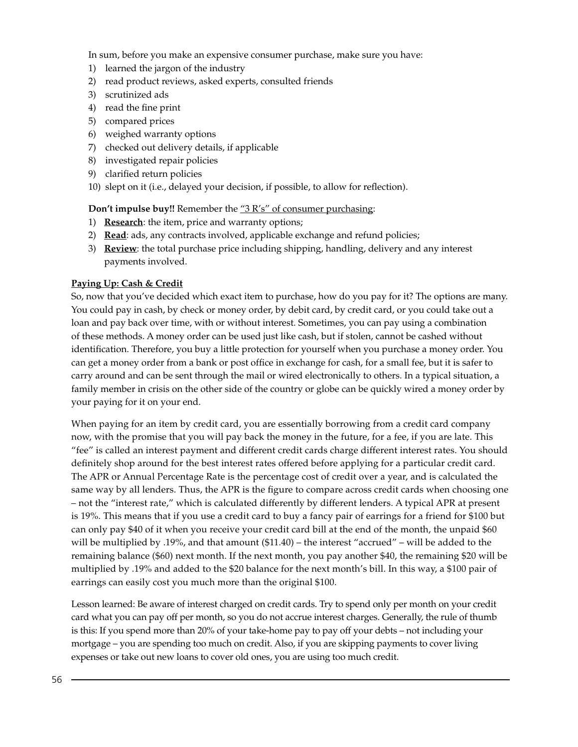In sum, before you make an expensive consumer purchase, make sure you have:

1) learned the jargon of the industry
2) read product reviews, asked experts, consulted friends
3) scrutinized ads
4) read the fine print
5) compared prices
6) weighed warranty options
7) checked out delivery details, if applicable
8) investigated repair policies
9) clarified return policies
10) slept on it (i.e., delayed your decision, if possible, to allow for reflection).

**Don't impulse buy!!** Remember the "3 R's" of consumer purchasing:

1) **Research**: the item, price and warranty options;
2) **Read**: ads, any contracts involved, applicable exchange and refund policies;
3) **Review**: the total purchase price including shipping, handling, delivery and any interest payments involved.

**Paying Up: Cash & Credit**

So, now that you've decided which exact item to purchase, how do you pay for it? The options are many. You could pay in cash, by check or money order, by debit card, by credit card, or you could take out a loan and pay back over time, with or without interest. Sometimes, you can pay using a combination of these methods. A money order can be used just like cash, but if stolen, cannot be cashed without identification. Therefore, you buy a little protection for yourself when you purchase a money order. You can get a money order from a bank or post office in exchange for cash, for a small fee, but it is safer to carry around and can be sent through the mail or wired electronically to others. In a typical situation, a family member in crisis on the other side of the country or globe can be quickly wired a money order by your paying for it on your end.

When paying for an item by credit card, you are essentially borrowing from a credit card company now, with the promise that you will pay back the money in the future, for a fee, if you are late. This "fee" is called an interest payment and different credit cards charge different interest rates. You should definitely shop around for the best interest rates offered before applying for a particular credit card. The APR or Annual Percentage Rate is the percentage cost of credit over a year, and is calculated the same way by all lenders. Thus, the APR is the figure to compare across credit cards when choosing one – not the "interest rate," which is calculated differently by different lenders. A typical APR at present is 19%. This means that if you use a credit card to buy a fancy pair of earrings for a friend for $100 but can only pay $40 of it when you receive your credit card bill at the end of the month, the unpaid $60 will be multiplied by .19%, and that amount ($11.40) – the interest "accrued" – will be added to the remaining balance ($60) next month. If the next month, you pay another $40, the remaining $20 will be multiplied by .19% and added to the $20 balance for the next month's bill. In this way, a $100 pair of earrings can easily cost you much more than the original $100.

Lesson learned: Be aware of interest charged on credit cards. Try to spend only per month on your credit card what you can pay off per month, so you do not accrue interest charges. Generally, the rule of thumb is this: If you spend more than 20% of your take-home pay to pay off your debts – not including your mortgage – you are spending too much on credit. Also, if you are skipping payments to cover living expenses or take out new loans to cover old ones, you are using too much credit.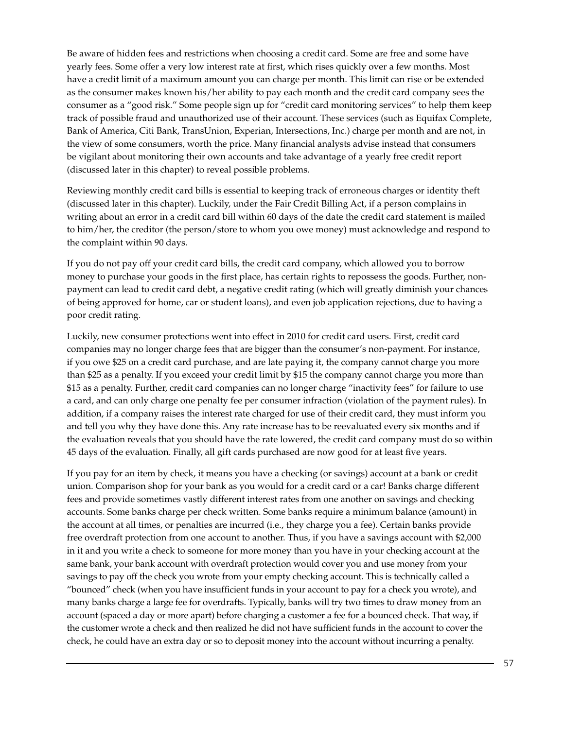Be aware of hidden fees and restrictions when choosing a credit card. Some are free and some have yearly fees. Some offer a very low interest rate at first, which rises quickly over a few months. Most have a credit limit of a maximum amount you can charge per month. This limit can rise or be extended as the consumer makes known his/her ability to pay each month and the credit card company sees the consumer as a "good risk." Some people sign up for "credit card monitoring services" to help them keep track of possible fraud and unauthorized use of their account. These services (such as Equifax Complete, Bank of America, Citi Bank, TransUnion, Experian, Intersections, Inc.) charge per month and are not, in the view of some consumers, worth the price. Many financial analysts advise instead that consumers be vigilant about monitoring their own accounts and take advantage of a yearly free credit report (discussed later in this chapter) to reveal possible problems.

Reviewing monthly credit card bills is essential to keeping track of erroneous charges or identity theft (discussed later in this chapter). Luckily, under the Fair Credit Billing Act, if a person complains in writing about an error in a credit card bill within 60 days of the date the credit card statement is mailed to him/her, the creditor (the person/store to whom you owe money) must acknowledge and respond to the complaint within 90 days.

If you do not pay off your credit card bills, the credit card company, which allowed you to borrow money to purchase your goods in the first place, has certain rights to repossess the goods. Further, non-payment can lead to credit card debt, a negative credit rating (which will greatly diminish your chances of being approved for home, car or student loans), and even job application rejections, due to having a poor credit rating.

Luckily, new consumer protections went into effect in 2010 for credit card users. First, credit card companies may no longer charge fees that are bigger than the consumer's non-payment. For instance, if you owe $25 on a credit card purchase, and are late paying it, the company cannot charge you more than $25 as a penalty. If you exceed your credit limit by $15 the company cannot charge you more than $15 as a penalty. Further, credit card companies can no longer charge "inactivity fees" for failure to use a card, and can only charge one penalty fee per consumer infraction (violation of the payment rules). In addition, if a company raises the interest rate charged for use of their credit card, they must inform you and tell you why they have done this. Any rate increase has to be reevaluated every six months and if the evaluation reveals that you should have the rate lowered, the credit card company must do so within 45 days of the evaluation. Finally, all gift cards purchased are now good for at least five years.

If you pay for an item by check, it means you have a checking (or savings) account at a bank or credit union. Comparison shop for your bank as you would for a credit card or a car! Banks charge different fees and provide sometimes vastly different interest rates from one another on savings and checking accounts. Some banks charge per check written. Some banks require a minimum balance (amount) in the account at all times, or penalties are incurred (i.e., they charge you a fee). Certain banks provide free overdraft protection from one account to another. Thus, if you have a savings account with $2,000 in it and you write a check to someone for more money than you have in your checking account at the same bank, your bank account with overdraft protection would cover you and use money from your savings to pay off the check you wrote from your empty checking account. This is technically called a "bounced" check (when you have insufficient funds in your account to pay for a check you wrote), and many banks charge a large fee for overdrafts. Typically, banks will try two times to draw money from an account (spaced a day or more apart) before charging a customer a fee for a bounced check. That way, if the customer wrote a check and then realized he did not have sufficient funds in the account to cover the check, he could have an extra day or so to deposit money into the account without incurring a penalty.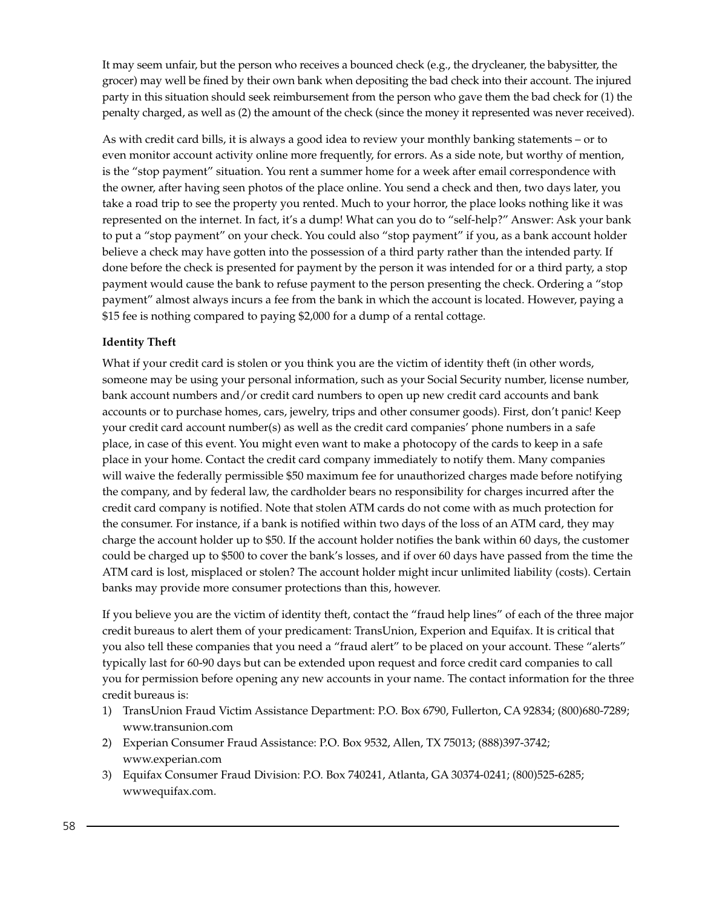It may seem unfair, but the person who receives a bounced check (e.g., the drycleaner, the babysitter, the grocer) may well be fined by their own bank when depositing the bad check into their account. The injured party in this situation should seek reimbursement from the person who gave them the bad check for (1) the penalty charged, as well as (2) the amount of the check (since the money it represented was never received).

As with credit card bills, it is always a good idea to review your monthly banking statements – or to even monitor account activity online more frequently, for errors. As a side note, but worthy of mention, is the "stop payment" situation. You rent a summer home for a week after email correspondence with the owner, after having seen photos of the place online. You send a check and then, two days later, you take a road trip to see the property you rented. Much to your horror, the place looks nothing like it was represented on the internet. In fact, it's a dump! What can you do to "self-help?" Answer: Ask your bank to put a "stop payment" on your check. You could also "stop payment" if you, as a bank account holder believe a check may have gotten into the possession of a third party rather than the intended party. If done before the check is presented for payment by the person it was intended for or a third party, a stop payment would cause the bank to refuse payment to the person presenting the check. Ordering a "stop payment" almost always incurs a fee from the bank in which the account is located. However, paying a $15 fee is nothing compared to paying $2,000 for a dump of a rental cottage.

**Identity Theft**

What if your credit card is stolen or you think you are the victim of identity theft (in other words, someone may be using your personal information, such as your Social Security number, license number, bank account numbers and/or credit card numbers to open up new credit card accounts and bank accounts or to purchase homes, cars, jewelry, trips and other consumer goods). First, don't panic! Keep your credit card account number(s) as well as the credit card companies' phone numbers in a safe place, in case of this event. You might even want to make a photocopy of the cards to keep in a safe place in your home. Contact the credit card company immediately to notify them. Many companies will waive the federally permissible $50 maximum fee for unauthorized charges made before notifying the company, and by federal law, the cardholder bears no responsibility for charges incurred after the credit card company is notified. Note that stolen ATM cards do not come with as much protection for the consumer. For instance, if a bank is notified within two days of the loss of an ATM card, they may charge the account holder up to $50. If the account holder notifies the bank within 60 days, the customer could be charged up to $500 to cover the bank's losses, and if over 60 days have passed from the time the ATM card is lost, misplaced or stolen? The account holder might incur unlimited liability (costs). Certain banks may provide more consumer protections than this, however.

If you believe you are the victim of identity theft, contact the "fraud help lines" of each of the three major credit bureaus to alert them of your predicament: TransUnion, Experion and Equifax. It is critical that you also tell these companies that you need a "fraud alert" to be placed on your account. These "alerts" typically last for 60-90 days but can be extended upon request and force credit card companies to call you for permission before opening any new accounts in your name. The contact information for the three credit bureaus is:

1) TransUnion Fraud Victim Assistance Department: P.O. Box 6790, Fullerton, CA 92834; (800)680-7289; www.transunion.com
2) Experian Consumer Fraud Assistance: P.O. Box 9532, Allen, TX 75013; (888)397-3742; www.experian.com
3) Equifax Consumer Fraud Division: P.O. Box 740241, Atlanta, GA 30374-0241; (800)525-6285; wwwequifax.com.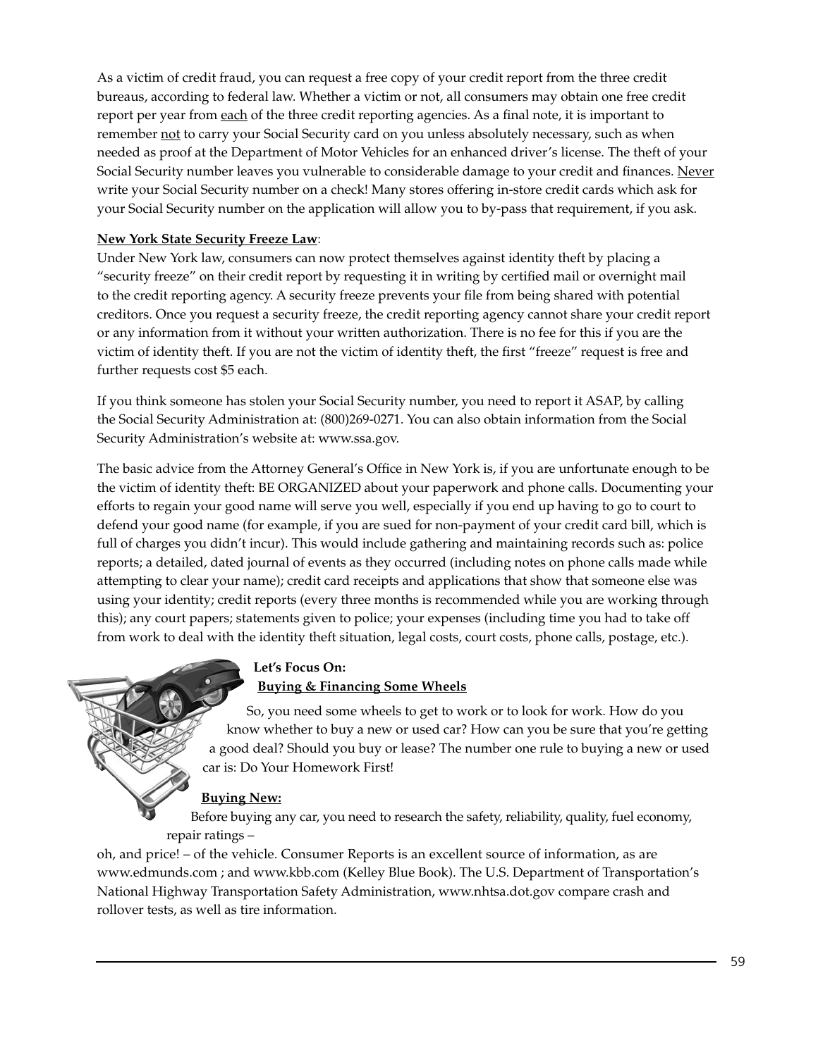As a victim of credit fraud, you can request a free copy of your credit report from the three credit bureaus, according to federal law. Whether a victim or not, all consumers may obtain one free credit report per year from <u>each</u> of the three credit reporting agencies. As a final note, it is important to remember <u>not</u> to carry your Social Security card on you unless absolutely necessary, such as when needed as proof at the Department of Motor Vehicles for an enhanced driver's license. The theft of your Social Security number leaves you vulnerable to considerable damage to your credit and finances. <u>Never</u> write your Social Security number on a check! Many stores offering in-store credit cards which ask for your Social Security number on the application will allow you to by-pass that requirement, if you ask.

**<u>New York State Security Freeze Law</u>**:

Under New York law, consumers can now protect themselves against identity theft by placing a "security freeze" on their credit report by requesting it in writing by certified mail or overnight mail to the credit reporting agency. A security freeze prevents your file from being shared with potential creditors. Once you request a security freeze, the credit reporting agency cannot share your credit report or any information from it without your written authorization. There is no fee for this if you are the victim of identity theft. If you are not the victim of identity theft, the first "freeze" request is free and further requests cost $5 each.

If you think someone has stolen your Social Security number, you need to report it ASAP, by calling the Social Security Administration at: (800)269-0271. You can also obtain information from the Social Security Administration's website at: www.ssa.gov.

The basic advice from the Attorney General's Office in New York is, if you are unfortunate enough to be the victim of identity theft: BE ORGANIZED about your paperwork and phone calls. Documenting your efforts to regain your good name will serve you well, especially if you end up having to go to court to defend your good name (for example, if you are sued for non-payment of your credit card bill, which is full of charges you didn't incur). This would include gathering and maintaining records such as: police reports; a detailed, dated journal of events as they occurred (including notes on phone calls made while attempting to clear your name); credit card receipts and applications that show that someone else was using your identity; credit reports (every three months is recommended while you are working through this); any court papers; statements given to police; your expenses (including time you had to take off from work to deal with the identity theft situation, legal costs, court costs, phone calls, postage, etc.).

**Let's Focus On:**
**<u>Buying & Financing Some Wheels</u>**

So, you need some wheels to get to work or to look for work. How do you know whether to buy a new or used car? How can you be sure that you're getting a good deal? Should you buy or lease? The number one rule to buying a new or used car is: Do Your Homework First!

**<u>Buying New:</u>**

Before buying any car, you need to research the safety, reliability, quality, fuel economy, repair ratings – oh, and price! – of the vehicle. Consumer Reports is an excellent source of information, as are www.edmunds.com ; and www.kbb.com (Kelley Blue Book). The U.S. Department of Transportation's National Highway Transportation Safety Administration, www.nhtsa.dot.gov compare crash and rollover tests, as well as tire information.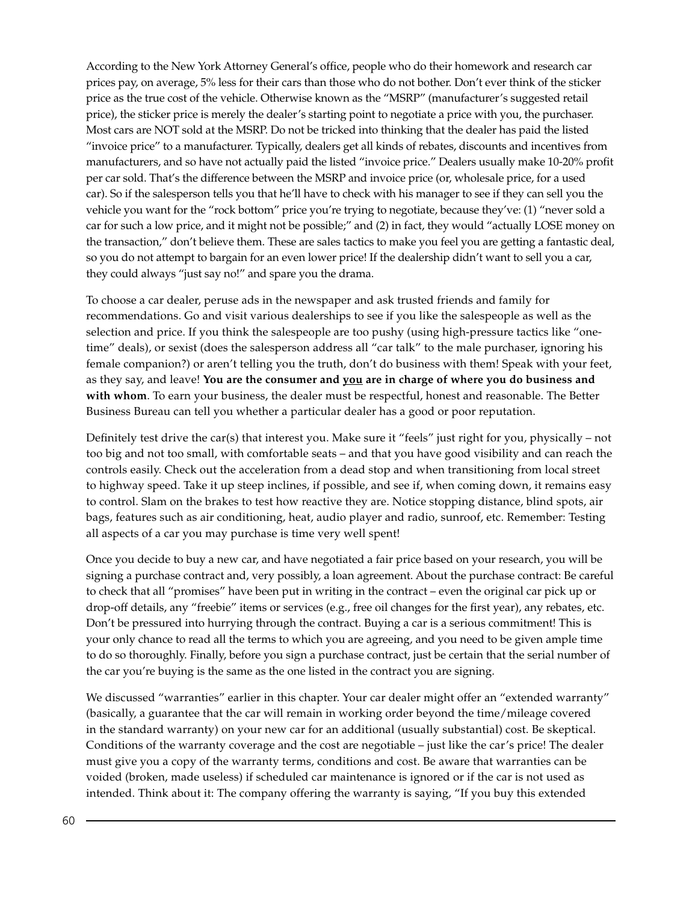According to the New York Attorney General's office, people who do their homework and research car prices pay, on average, 5% less for their cars than those who do not bother. Don't ever think of the sticker price as the true cost of the vehicle. Otherwise known as the "MSRP" (manufacturer's suggested retail price), the sticker price is merely the dealer's starting point to negotiate a price with you, the purchaser. Most cars are NOT sold at the MSRP. Do not be tricked into thinking that the dealer has paid the listed "invoice price" to a manufacturer. Typically, dealers get all kinds of rebates, discounts and incentives from manufacturers, and so have not actually paid the listed "invoice price." Dealers usually make 10-20% profit per car sold. That's the difference between the MSRP and invoice price (or, wholesale price, for a used car). So if the salesperson tells you that he'll have to check with his manager to see if they can sell you the vehicle you want for the "rock bottom" price you're trying to negotiate, because they've: (1) "never sold a car for such a low price, and it might not be possible;" and (2) in fact, they would "actually LOSE money on the transaction," don't believe them. These are sales tactics to make you feel you are getting a fantastic deal, so you do not attempt to bargain for an even lower price! If the dealership didn't want to sell you a car, they could always "just say no!" and spare you the drama.

To choose a car dealer, peruse ads in the newspaper and ask trusted friends and family for recommendations. Go and visit various dealerships to see if you like the salespeople as well as the selection and price. If you think the salespeople are too pushy (using high-pressure tactics like "one-time" deals), or sexist (does the salesperson address all "car talk" to the male purchaser, ignoring his female companion?) or aren't telling you the truth, don't do business with them! Speak with your feet, as they say, and leave! **You are the consumer and <u>you</u> are in charge of where you do business and with whom**. To earn your business, the dealer must be respectful, honest and reasonable. The Better Business Bureau can tell you whether a particular dealer has a good or poor reputation.

Definitely test drive the car(s) that interest you. Make sure it "feels" just right for you, physically – not too big and not too small, with comfortable seats – and that you have good visibility and can reach the controls easily. Check out the acceleration from a dead stop and when transitioning from local street to highway speed. Take it up steep inclines, if possible, and see if, when coming down, it remains easy to control. Slam on the brakes to test how reactive they are. Notice stopping distance, blind spots, air bags, features such as air conditioning, heat, audio player and radio, sunroof, etc. Remember: Testing all aspects of a car you may purchase is time very well spent!

Once you decide to buy a new car, and have negotiated a fair price based on your research, you will be signing a purchase contract and, very possibly, a loan agreement. About the purchase contract: Be careful to check that all "promises" have been put in writing in the contract – even the original car pick up or drop-off details, any "freebie" items or services (e.g., free oil changes for the first year), any rebates, etc. Don't be pressured into hurrying through the contract. Buying a car is a serious commitment! This is your only chance to read all the terms to which you are agreeing, and you need to be given ample time to do so thoroughly. Finally, before you sign a purchase contract, just be certain that the serial number of the car you're buying is the same as the one listed in the contract you are signing.

We discussed "warranties" earlier in this chapter. Your car dealer might offer an "extended warranty" (basically, a guarantee that the car will remain in working order beyond the time/mileage covered in the standard warranty) on your new car for an additional (usually substantial) cost. Be skeptical. Conditions of the warranty coverage and the cost are negotiable – just like the car's price! The dealer must give you a copy of the warranty terms, conditions and cost. Be aware that warranties can be voided (broken, made useless) if scheduled car maintenance is ignored or if the car is not used as intended. Think about it: The company offering the warranty is saying, "If you buy this extended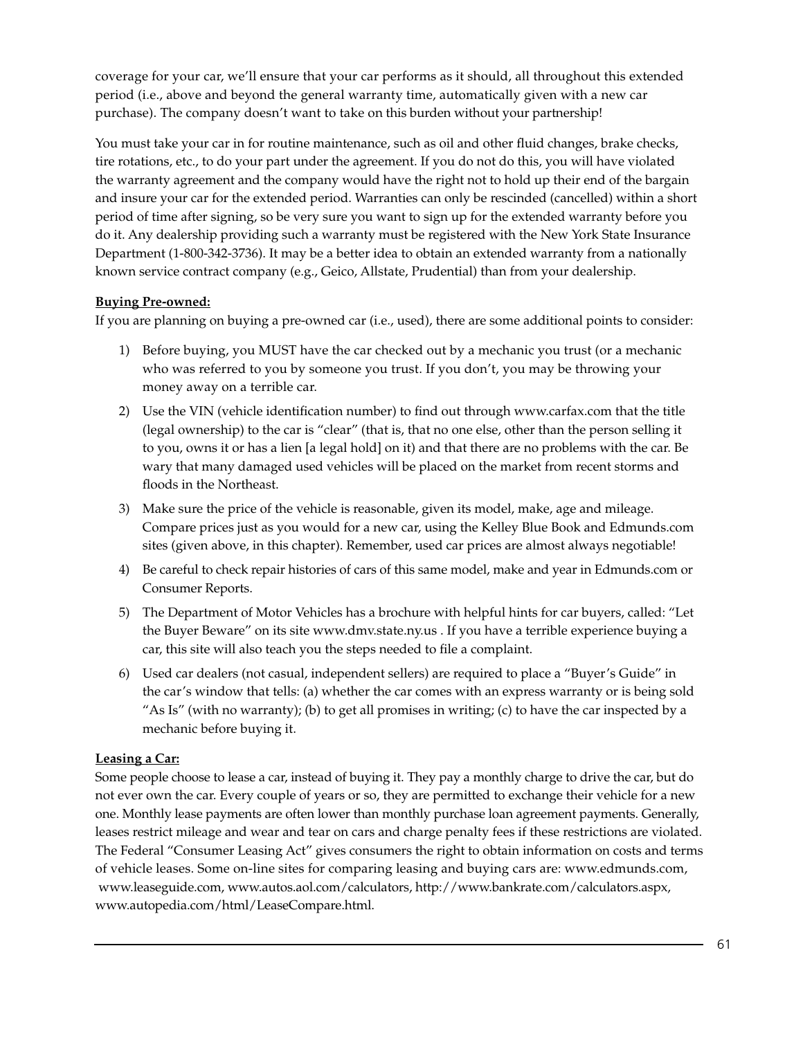coverage for your car, we'll ensure that your car performs as it should, all throughout this extended period (i.e., above and beyond the general warranty time, automatically given with a new car purchase). The company doesn't want to take on this burden without your partnership!

You must take your car in for routine maintenance, such as oil and other fluid changes, brake checks, tire rotations, etc., to do your part under the agreement. If you do not do this, you will have violated the warranty agreement and the company would have the right not to hold up their end of the bargain and insure your car for the extended period. Warranties can only be rescinded (cancelled) within a short period of time after signing, so be very sure you want to sign up for the extended warranty before you do it. Any dealership providing such a warranty must be registered with the New York State Insurance Department (1-800-342-3736). It may be a better idea to obtain an extended warranty from a nationally known service contract company (e.g., Geico, Allstate, Prudential) than from your dealership.

**Buying Pre-owned:**

If you are planning on buying a pre-owned car (i.e., used), there are some additional points to consider:

1) Before buying, you MUST have the car checked out by a mechanic you trust (or a mechanic who was referred to you by someone you trust. If you don't, you may be throwing your money away on a terrible car.
2) Use the VIN (vehicle identification number) to find out through www.carfax.com that the title (legal ownership) to the car is "clear" (that is, that no one else, other than the person selling it to you, owns it or has a lien [a legal hold] on it) and that there are no problems with the car. Be wary that many damaged used vehicles will be placed on the market from recent storms and floods in the Northeast.
3) Make sure the price of the vehicle is reasonable, given its model, make, age and mileage. Compare prices just as you would for a new car, using the Kelley Blue Book and Edmunds.com sites (given above, in this chapter). Remember, used car prices are almost always negotiable!
4) Be careful to check repair histories of cars of this same model, make and year in Edmunds.com or Consumer Reports.
5) The Department of Motor Vehicles has a brochure with helpful hints for car buyers, called: "Let the Buyer Beware" on its site www.dmv.state.ny.us . If you have a terrible experience buying a car, this site will also teach you the steps needed to file a complaint.
6) Used car dealers (not casual, independent sellers) are required to place a "Buyer's Guide" in the car's window that tells: (a) whether the car comes with an express warranty or is being sold "As Is" (with no warranty); (b) to get all promises in writing; (c) to have the car inspected by a mechanic before buying it.

**Leasing a Car:**

Some people choose to lease a car, instead of buying it. They pay a monthly charge to drive the car, but do not ever own the car. Every couple of years or so, they are permitted to exchange their vehicle for a new one. Monthly lease payments are often lower than monthly purchase loan agreement payments. Generally, leases restrict mileage and wear and tear on cars and charge penalty fees if these restrictions are violated. The Federal "Consumer Leasing Act" gives consumers the right to obtain information on costs and terms of vehicle leases. Some on-line sites for comparing leasing and buying cars are: www.edmunds.com, www.leaseguide.com, www.autos.aol.com/calculators, http://www.bankrate.com/calculators.aspx, www.autopedia.com/html/LeaseCompare.html.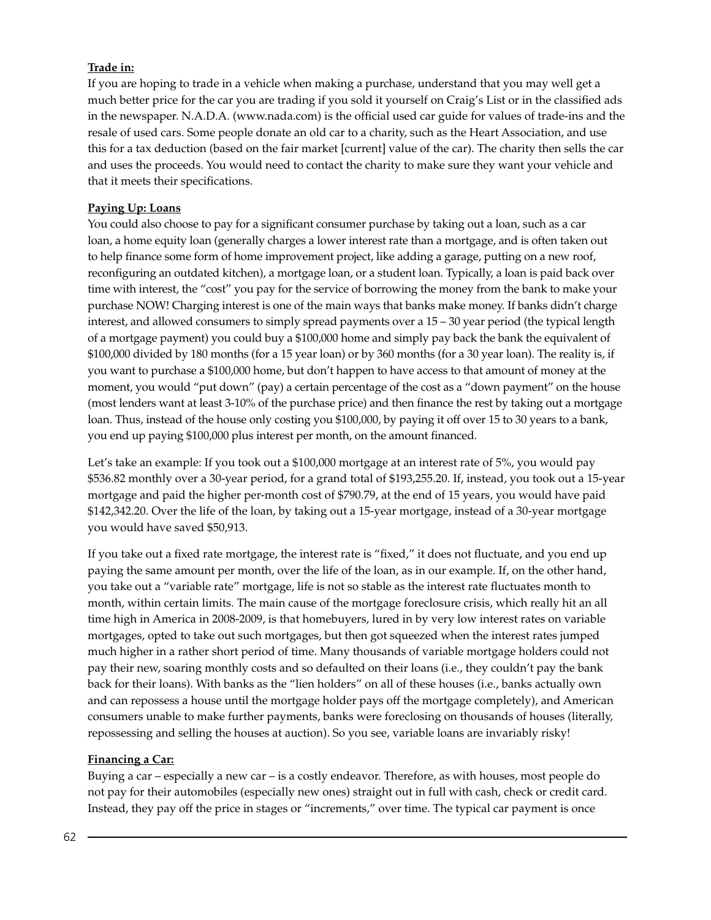**Trade in:**

If you are hoping to trade in a vehicle when making a purchase, understand that you may well get a much better price for the car you are trading if you sold it yourself on Craig's List or in the classified ads in the newspaper. N.A.D.A. (www.nada.com) is the official used car guide for values of trade-ins and the resale of used cars. Some people donate an old car to a charity, such as the Heart Association, and use this for a tax deduction (based on the fair market [current] value of the car). The charity then sells the car and uses the proceeds. You would need to contact the charity to make sure they want your vehicle and that it meets their specifications.

**Paying Up: Loans**

You could also choose to pay for a significant consumer purchase by taking out a loan, such as a car loan, a home equity loan (generally charges a lower interest rate than a mortgage, and is often taken out to help finance some form of home improvement project, like adding a garage, putting on a new roof, reconfiguring an outdated kitchen), a mortgage loan, or a student loan. Typically, a loan is paid back over time with interest, the "cost" you pay for the service of borrowing the money from the bank to make your purchase NOW! Charging interest is one of the main ways that banks make money. If banks didn't charge interest, and allowed consumers to simply spread payments over a 15 – 30 year period (the typical length of a mortgage payment) you could buy a $100,000 home and simply pay back the bank the equivalent of $100,000 divided by 180 months (for a 15 year loan) or by 360 months (for a 30 year loan). The reality is, if you want to purchase a $100,000 home, but don't happen to have access to that amount of money at the moment, you would "put down" (pay) a certain percentage of the cost as a "down payment" on the house (most lenders want at least 3-10% of the purchase price) and then finance the rest by taking out a mortgage loan. Thus, instead of the house only costing you $100,000, by paying it off over 15 to 30 years to a bank, you end up paying $100,000 plus interest per month, on the amount financed.

Let's take an example: If you took out a $100,000 mortgage at an interest rate of 5%, you would pay $536.82 monthly over a 30-year period, for a grand total of $193,255.20. If, instead, you took out a 15-year mortgage and paid the higher per-month cost of $790.79, at the end of 15 years, you would have paid $142,342.20. Over the life of the loan, by taking out a 15-year mortgage, instead of a 30-year mortgage you would have saved $50,913.

If you take out a fixed rate mortgage, the interest rate is "fixed," it does not fluctuate, and you end up paying the same amount per month, over the life of the loan, as in our example. If, on the other hand, you take out a "variable rate" mortgage, life is not so stable as the interest rate fluctuates month to month, within certain limits. The main cause of the mortgage foreclosure crisis, which really hit an all time high in America in 2008-2009, is that homebuyers, lured in by very low interest rates on variable mortgages, opted to take out such mortgages, but then got squeezed when the interest rates jumped much higher in a rather short period of time. Many thousands of variable mortgage holders could not pay their new, soaring monthly costs and so defaulted on their loans (i.e., they couldn't pay the bank back for their loans). With banks as the "lien holders" on all of these houses (i.e., banks actually own and can repossess a house until the mortgage holder pays off the mortgage completely), and American consumers unable to make further payments, banks were foreclosing on thousands of houses (literally, repossessing and selling the houses at auction). So you see, variable loans are invariably risky!

**Financing a Car:**

Buying a car – especially a new car – is a costly endeavor. Therefore, as with houses, most people do not pay for their automobiles (especially new ones) straight out in full with cash, check or credit card. Instead, they pay off the price in stages or "increments," over time. The typical car payment is once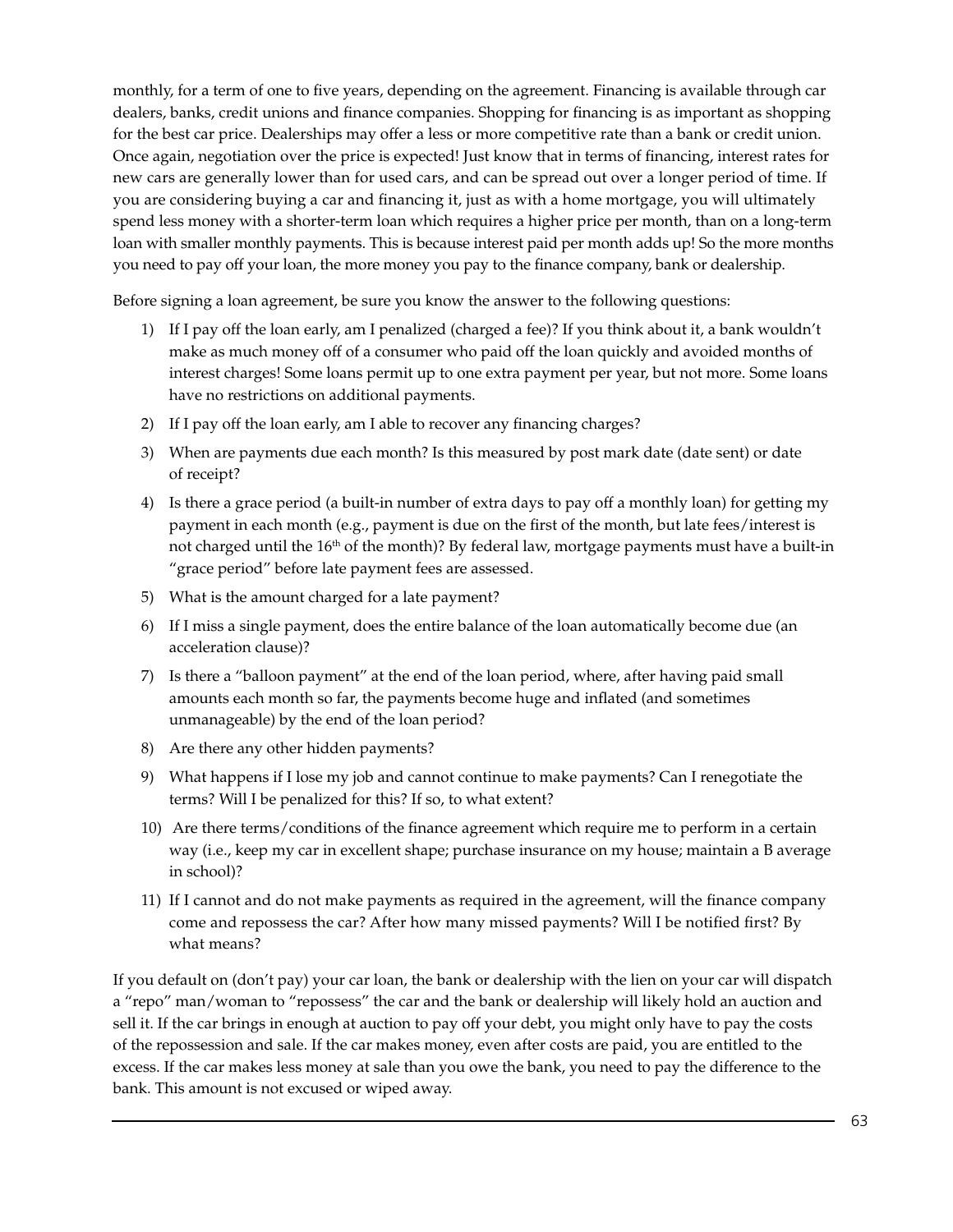monthly, for a term of one to five years, depending on the agreement. Financing is available through car dealers, banks, credit unions and finance companies. Shopping for financing is as important as shopping for the best car price. Dealerships may offer a less or more competitive rate than a bank or credit union. Once again, negotiation over the price is expected! Just know that in terms of financing, interest rates for new cars are generally lower than for used cars, and can be spread out over a longer period of time. If you are considering buying a car and financing it, just as with a home mortgage, you will ultimately spend less money with a shorter-term loan which requires a higher price per month, than on a long-term loan with smaller monthly payments. This is because interest paid per month adds up! So the more months you need to pay off your loan, the more money you pay to the finance company, bank or dealership.

Before signing a loan agreement, be sure you know the answer to the following questions:

1) If I pay off the loan early, am I penalized (charged a fee)? If you think about it, a bank wouldn't make as much money off of a consumer who paid off the loan quickly and avoided months of interest charges! Some loans permit up to one extra payment per year, but not more. Some loans have no restrictions on additional payments.
2) If I pay off the loan early, am I able to recover any financing charges?
3) When are payments due each month? Is this measured by post mark date (date sent) or date of receipt?
4) Is there a grace period (a built-in number of extra days to pay off a monthly loan) for getting my payment in each month (e.g., payment is due on the first of the month, but late fees/interest is not charged until the 16th of the month)? By federal law, mortgage payments must have a built-in "grace period" before late payment fees are assessed.
5) What is the amount charged for a late payment?
6) If I miss a single payment, does the entire balance of the loan automatically become due (an acceleration clause)?
7) Is there a "balloon payment" at the end of the loan period, where, after having paid small amounts each month so far, the payments become huge and inflated (and sometimes unmanageable) by the end of the loan period?
8) Are there any other hidden payments?
9) What happens if I lose my job and cannot continue to make payments? Can I renegotiate the terms? Will I be penalized for this? If so, to what extent?
10) Are there terms/conditions of the finance agreement which require me to perform in a certain way (i.e., keep my car in excellent shape; purchase insurance on my house; maintain a B average in school)?
11) If I cannot and do not make payments as required in the agreement, will the finance company come and repossess the car? After how many missed payments? Will I be notified first? By what means?

If you default on (don't pay) your car loan, the bank or dealership with the lien on your car will dispatch a "repo" man/woman to "repossess" the car and the bank or dealership will likely hold an auction and sell it. If the car brings in enough at auction to pay off your debt, you might only have to pay the costs of the repossession and sale. If the car makes money, even after costs are paid, you are entitled to the excess. If the car makes less money at sale than you owe the bank, you need to pay the difference to the bank. This amount is not excused or wiped away.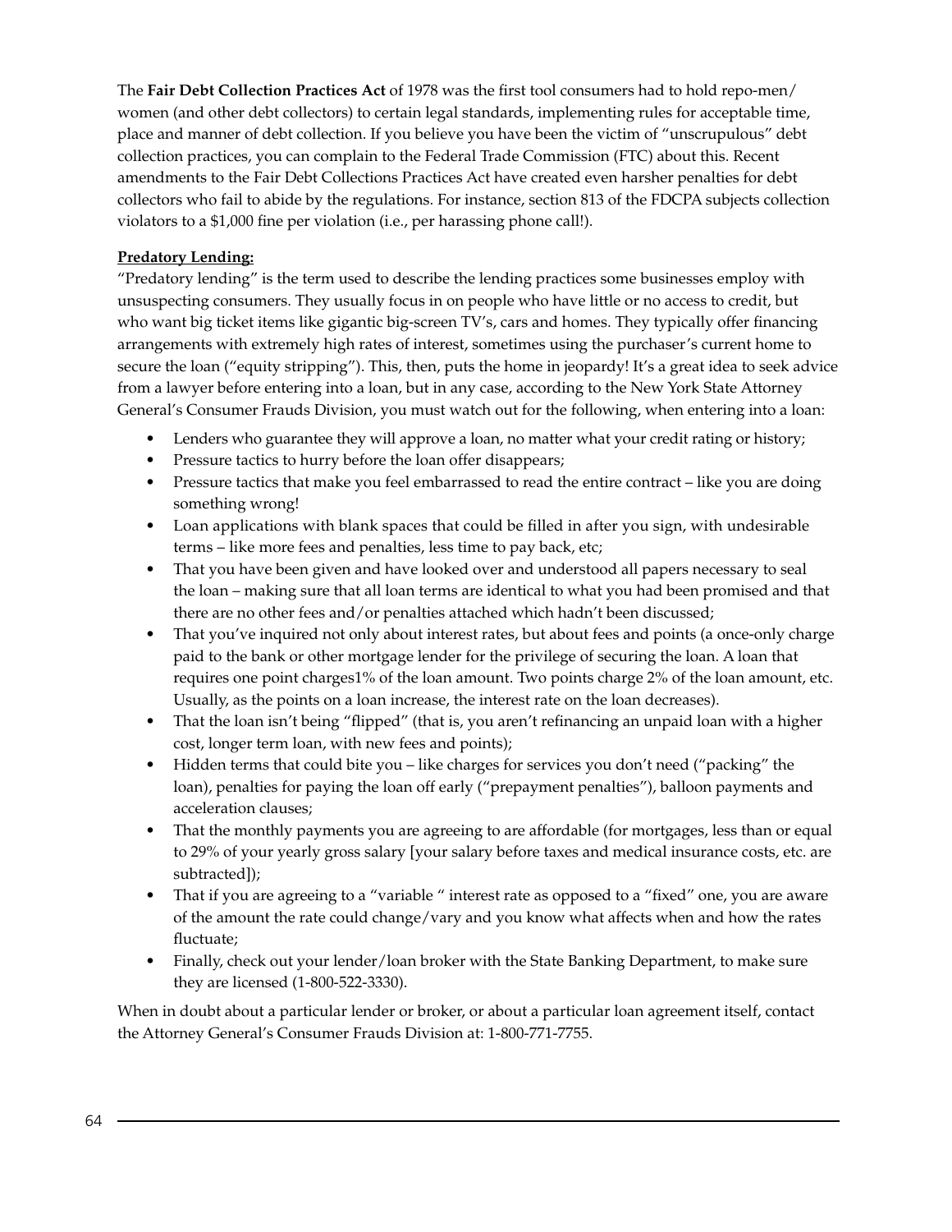The **Fair Debt Collection Practices Act** of 1978 was the first tool consumers had to hold repo-men/women (and other debt collectors) to certain legal standards, implementing rules for acceptable time, place and manner of debt collection. If you believe you have been the victim of "unscrupulous" debt collection practices, you can complain to the Federal Trade Commission (FTC) about this. Recent amendments to the Fair Debt Collections Practices Act have created even harsher penalties for debt collectors who fail to abide by the regulations. For instance, section 813 of the FDCPA subjects collection violators to a $1,000 fine per violation (i.e., per harassing phone call!).

**Predatory Lending:**

"Predatory lending" is the term used to describe the lending practices some businesses employ with unsuspecting consumers. They usually focus in on people who have little or no access to credit, but who want big ticket items like gigantic big-screen TV's, cars and homes. They typically offer financing arrangements with extremely high rates of interest, sometimes using the purchaser's current home to secure the loan ("equity stripping"). This, then, puts the home in jeopardy! It's a great idea to seek advice from a lawyer before entering into a loan, but in any case, according to the New York State Attorney General's Consumer Frauds Division, you must watch out for the following, when entering into a loan:

- Lenders who guarantee they will approve a loan, no matter what your credit rating or history;
- Pressure tactics to hurry before the loan offer disappears;
- Pressure tactics that make you feel embarrassed to read the entire contract – like you are doing something wrong!
- Loan applications with blank spaces that could be filled in after you sign, with undesirable terms – like more fees and penalties, less time to pay back, etc;
- That you have been given and have looked over and understood all papers necessary to seal the loan – making sure that all loan terms are identical to what you had been promised and that there are no other fees and/or penalties attached which hadn't been discussed;
- That you've inquired not only about interest rates, but about fees and points (a once-only charge paid to the bank or other mortgage lender for the privilege of securing the loan. A loan that requires one point charges1% of the loan amount. Two points charge 2% of the loan amount, etc. Usually, as the points on a loan increase, the interest rate on the loan decreases).
- That the loan isn't being "flipped" (that is, you aren't refinancing an unpaid loan with a higher cost, longer term loan, with new fees and points);
- Hidden terms that could bite you – like charges for services you don't need ("packing" the loan), penalties for paying the loan off early ("prepayment penalties"), balloon payments and acceleration clauses;
- That the monthly payments you are agreeing to are affordable (for mortgages, less than or equal to 29% of your yearly gross salary [your salary before taxes and medical insurance costs, etc. are subtracted]);
- That if you are agreeing to a "variable " interest rate as opposed to a "fixed" one, you are aware of the amount the rate could change/vary and you know what affects when and how the rates fluctuate;
- Finally, check out your lender/loan broker with the State Banking Department, to make sure they are licensed (1-800-522-3330).

When in doubt about a particular lender or broker, or about a particular loan agreement itself, contact the Attorney General's Consumer Frauds Division at: 1-800-771-7755.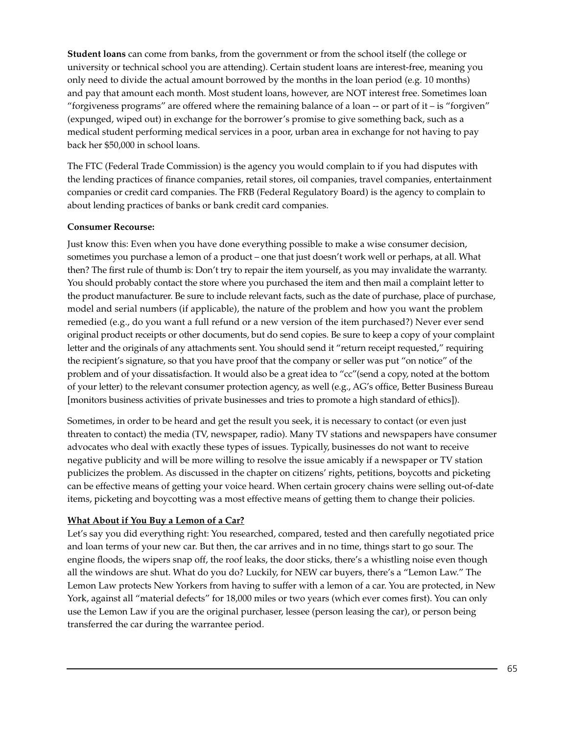**Student loans** can come from banks, from the government or from the school itself (the college or university or technical school you are attending). Certain student loans are interest-free, meaning you only need to divide the actual amount borrowed by the months in the loan period (e.g. 10 months) and pay that amount each month. Most student loans, however, are NOT interest free. Sometimes loan "forgiveness programs" are offered where the remaining balance of a loan -- or part of it – is "forgiven" (expunged, wiped out) in exchange for the borrower's promise to give something back, such as a medical student performing medical services in a poor, urban area in exchange for not having to pay back her $50,000 in school loans.

The FTC (Federal Trade Commission) is the agency you would complain to if you had disputes with the lending practices of finance companies, retail stores, oil companies, travel companies, entertainment companies or credit card companies. The FRB (Federal Regulatory Board) is the agency to complain to about lending practices of banks or bank credit card companies.

**Consumer Recourse:**

Just know this: Even when you have done everything possible to make a wise consumer decision, sometimes you purchase a lemon of a product – one that just doesn't work well or perhaps, at all. What then? The first rule of thumb is: Don't try to repair the item yourself, as you may invalidate the warranty. You should probably contact the store where you purchased the item and then mail a complaint letter to the product manufacturer. Be sure to include relevant facts, such as the date of purchase, place of purchase, model and serial numbers (if applicable), the nature of the problem and how you want the problem remedied (e.g., do you want a full refund or a new version of the item purchased?) Never ever send original product receipts or other documents, but do send copies. Be sure to keep a copy of your complaint letter and the originals of any attachments sent. You should send it "return receipt requested," requiring the recipient's signature, so that you have proof that the company or seller was put "on notice" of the problem and of your dissatisfaction. It would also be a great idea to "cc"(send a copy, noted at the bottom of your letter) to the relevant consumer protection agency, as well (e.g., AG's office, Better Business Bureau [monitors business activities of private businesses and tries to promote a high standard of ethics]).

Sometimes, in order to be heard and get the result you seek, it is necessary to contact (or even just threaten to contact) the media (TV, newspaper, radio). Many TV stations and newspapers have consumer advocates who deal with exactly these types of issues. Typically, businesses do not want to receive negative publicity and will be more willing to resolve the issue amicably if a newspaper or TV station publicizes the problem. As discussed in the chapter on citizens' rights, petitions, boycotts and picketing can be effective means of getting your voice heard. When certain grocery chains were selling out-of-date items, picketing and boycotting was a most effective means of getting them to change their policies.

**<u>What About if You Buy a Lemon of a Car?</u>**

Let's say you did everything right: You researched, compared, tested and then carefully negotiated price and loan terms of your new car. But then, the car arrives and in no time, things start to go sour. The engine floods, the wipers snap off, the roof leaks, the door sticks, there's a whistling noise even though all the windows are shut. What do you do? Luckily, for NEW car buyers, there's a "Lemon Law." The Lemon Law protects New Yorkers from having to suffer with a lemon of a car. You are protected, in New York, against all "material defects" for 18,000 miles or two years (which ever comes first). You can only use the Lemon Law if you are the original purchaser, lessee (person leasing the car), or person being transferred the car during the warrantee period.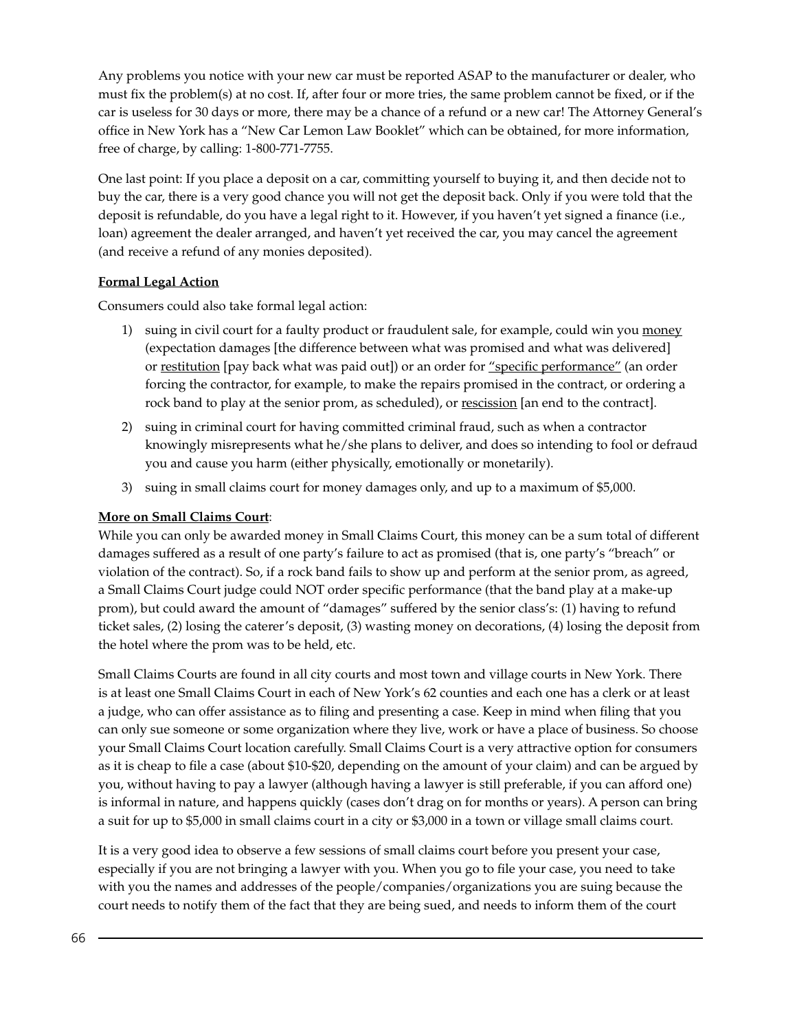Any problems you notice with your new car must be reported ASAP to the manufacturer or dealer, who must fix the problem(s) at no cost. If, after four or more tries, the same problem cannot be fixed, or if the car is useless for 30 days or more, there may be a chance of a refund or a new car! The Attorney General's office in New York has a "New Car Lemon Law Booklet" which can be obtained, for more information, free of charge, by calling: 1-800-771-7755.

One last point: If you place a deposit on a car, committing yourself to buying it, and then decide not to buy the car, there is a very good chance you will not get the deposit back. Only if you were told that the deposit is refundable, do you have a legal right to it. However, if you haven't yet signed a finance (i.e., loan) agreement the dealer arranged, and haven't yet received the car, you may cancel the agreement (and receive a refund of any monies deposited).

**<u>Formal Legal Action</u>**

Consumers could also take formal legal action:

1) suing in civil court for a faulty product or fraudulent sale, for example, could win you <u>money</u> (expectation damages [the difference between what was promised and what was delivered] or <u>restitution</u> [pay back what was paid out]) or an order for <u>"specific performance"</u> (an order forcing the contractor, for example, to make the repairs promised in the contract, or ordering a rock band to play at the senior prom, as scheduled), or <u>rescission</u> [an end to the contract].
2) suing in criminal court for having committed criminal fraud, such as when a contractor knowingly misrepresents what he/she plans to deliver, and does so intending to fool or defraud you and cause you harm (either physically, emotionally or monetarily).
3) suing in small claims court for money damages only, and up to a maximum of $5,000.

**<u>More on Small Claims Court</u>**:
While you can only be awarded money in Small Claims Court, this money can be a sum total of different damages suffered as a result of one party's failure to act as promised (that is, one party's "breach" or violation of the contract). So, if a rock band fails to show up and perform at the senior prom, as agreed, a Small Claims Court judge could NOT order specific performance (that the band play at a make-up prom), but could award the amount of "damages" suffered by the senior class's: (1) having to refund ticket sales, (2) losing the caterer's deposit, (3) wasting money on decorations, (4) losing the deposit from the hotel where the prom was to be held, etc.

Small Claims Courts are found in all city courts and most town and village courts in New York. There is at least one Small Claims Court in each of New York's 62 counties and each one has a clerk or at least a judge, who can offer assistance as to filing and presenting a case. Keep in mind when filing that you can only sue someone or some organization where they live, work or have a place of business. So choose your Small Claims Court location carefully. Small Claims Court is a very attractive option for consumers as it is cheap to file a case (about $10-$20, depending on the amount of your claim) and can be argued by you, without having to pay a lawyer (although having a lawyer is still preferable, if you can afford one) is informal in nature, and happens quickly (cases don't drag on for months or years). A person can bring a suit for up to $5,000 in small claims court in a city or $3,000 in a town or village small claims court.

It is a very good idea to observe a few sessions of small claims court before you present your case, especially if you are not bringing a lawyer with you. When you go to file your case, you need to take with you the names and addresses of the people/companies/organizations you are suing because the court needs to notify them of the fact that they are being sued, and needs to inform them of the court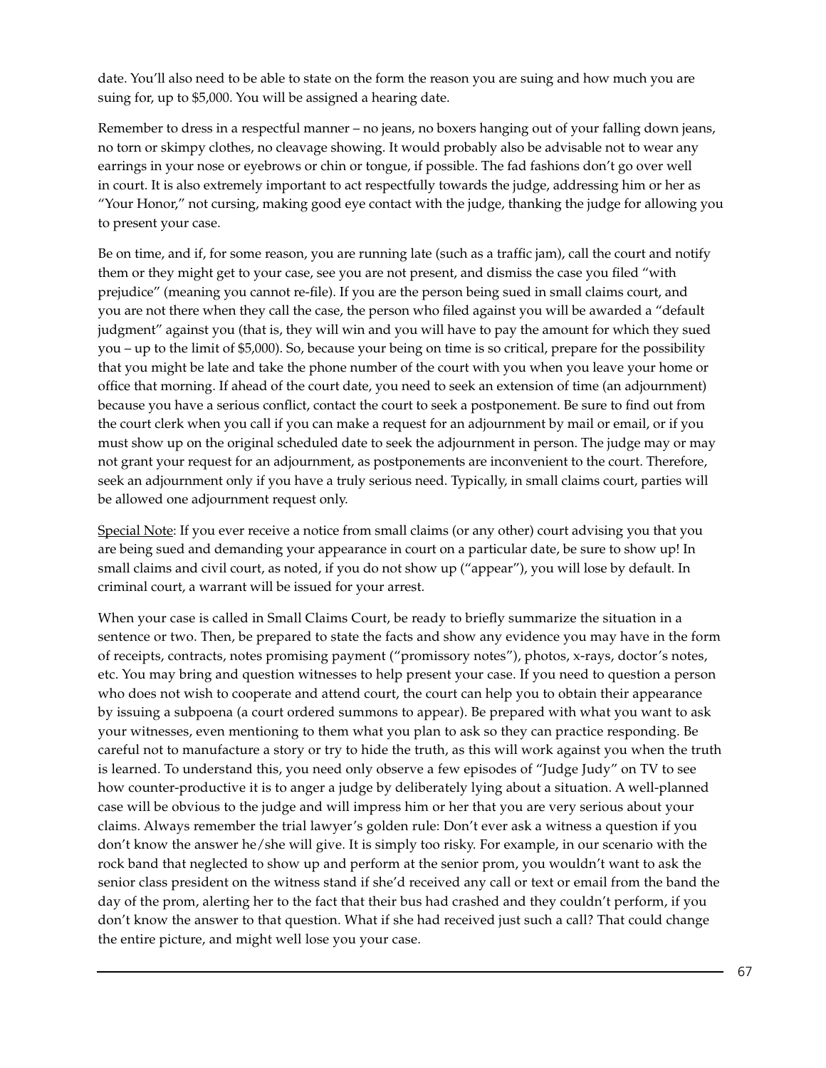date. You'll also need to be able to state on the form the reason you are suing and how much you are suing for, up to $5,000. You will be assigned a hearing date.

Remember to dress in a respectful manner – no jeans, no boxers hanging out of your falling down jeans, no torn or skimpy clothes, no cleavage showing. It would probably also be advisable not to wear any earrings in your nose or eyebrows or chin or tongue, if possible. The fad fashions don't go over well in court. It is also extremely important to act respectfully towards the judge, addressing him or her as "Your Honor," not cursing, making good eye contact with the judge, thanking the judge for allowing you to present your case.

Be on time, and if, for some reason, you are running late (such as a traffic jam), call the court and notify them or they might get to your case, see you are not present, and dismiss the case you filed "with prejudice" (meaning you cannot re-file). If you are the person being sued in small claims court, and you are not there when they call the case, the person who filed against you will be awarded a "default judgment" against you (that is, they will win and you will have to pay the amount for which they sued you – up to the limit of $5,000). So, because your being on time is so critical, prepare for the possibility that you might be late and take the phone number of the court with you when you leave your home or office that morning. If ahead of the court date, you need to seek an extension of time (an adjournment) because you have a serious conflict, contact the court to seek a postponement. Be sure to find out from the court clerk when you call if you can make a request for an adjournment by mail or email, or if you must show up on the original scheduled date to seek the adjournment in person. The judge may or may not grant your request for an adjournment, as postponements are inconvenient to the court. Therefore, seek an adjournment only if you have a truly serious need. Typically, in small claims court, parties will be allowed one adjournment request only.

<u>Special Note</u>: If you ever receive a notice from small claims (or any other) court advising you that you are being sued and demanding your appearance in court on a particular date, be sure to show up! In small claims and civil court, as noted, if you do not show up ("appear"), you will lose by default. In criminal court, a warrant will be issued for your arrest.

When your case is called in Small Claims Court, be ready to briefly summarize the situation in a sentence or two. Then, be prepared to state the facts and show any evidence you may have in the form of receipts, contracts, notes promising payment ("promissory notes"), photos, x-rays, doctor's notes, etc. You may bring and question witnesses to help present your case. If you need to question a person who does not wish to cooperate and attend court, the court can help you to obtain their appearance by issuing a subpoena (a court ordered summons to appear). Be prepared with what you want to ask your witnesses, even mentioning to them what you plan to ask so they can practice responding. Be careful not to manufacture a story or try to hide the truth, as this will work against you when the truth is learned. To understand this, you need only observe a few episodes of "Judge Judy" on TV to see how counter-productive it is to anger a judge by deliberately lying about a situation. A well-planned case will be obvious to the judge and will impress him or her that you are very serious about your claims. Always remember the trial lawyer's golden rule: Don't ever ask a witness a question if you don't know the answer he/she will give. It is simply too risky. For example, in our scenario with the rock band that neglected to show up and perform at the senior prom, you wouldn't want to ask the senior class president on the witness stand if she'd received any call or text or email from the band the day of the prom, alerting her to the fact that their bus had crashed and they couldn't perform, if you don't know the answer to that question. What if she had received just such a call? That could change the entire picture, and might well lose you your case.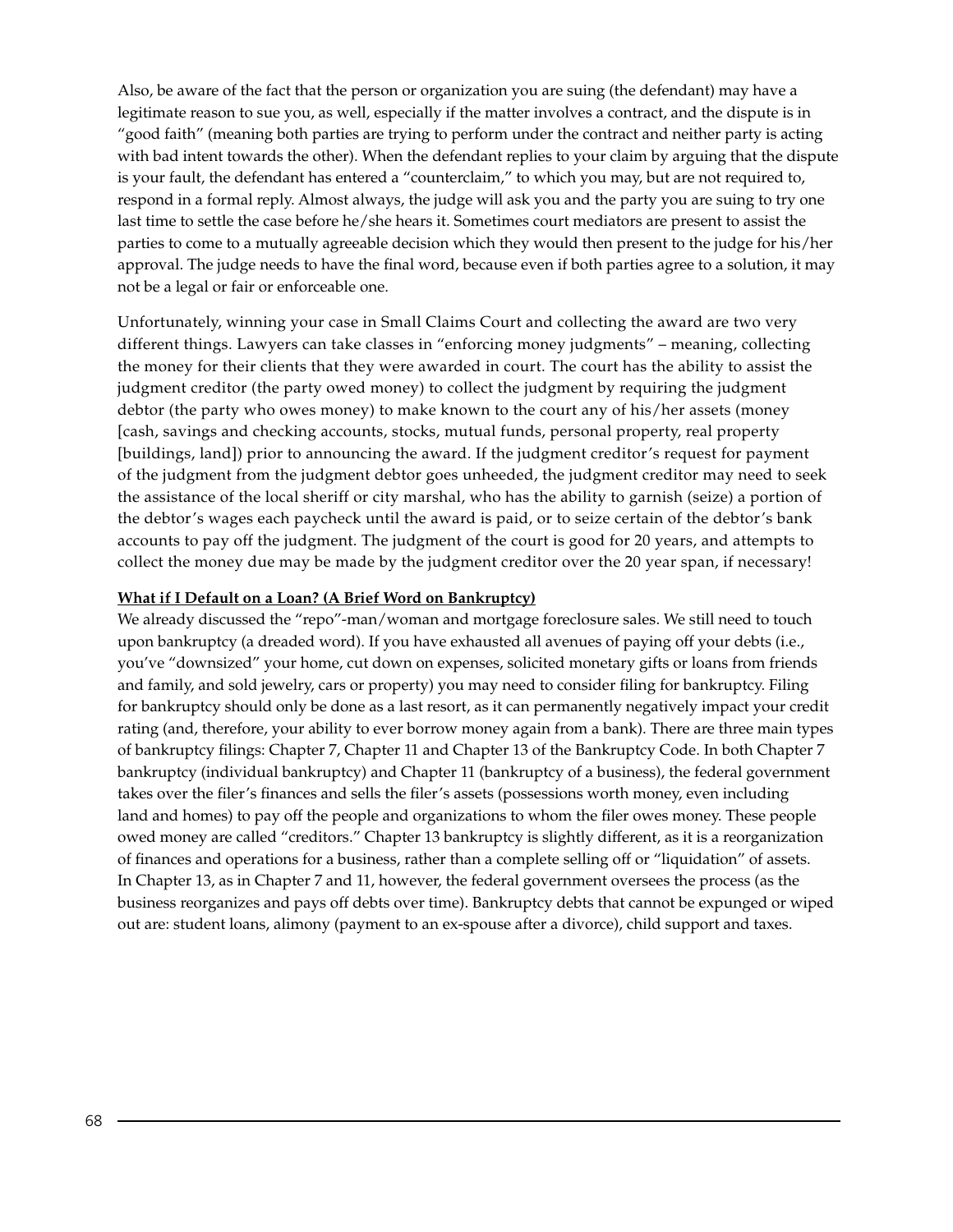Also, be aware of the fact that the person or organization you are suing (the defendant) may have a legitimate reason to sue you, as well, especially if the matter involves a contract, and the dispute is in "good faith" (meaning both parties are trying to perform under the contract and neither party is acting with bad intent towards the other). When the defendant replies to your claim by arguing that the dispute is your fault, the defendant has entered a "counterclaim," to which you may, but are not required to, respond in a formal reply. Almost always, the judge will ask you and the party you are suing to try one last time to settle the case before he/she hears it. Sometimes court mediators are present to assist the parties to come to a mutually agreeable decision which they would then present to the judge for his/her approval. The judge needs to have the final word, because even if both parties agree to a solution, it may not be a legal or fair or enforceable one.

Unfortunately, winning your case in Small Claims Court and collecting the award are two very different things. Lawyers can take classes in "enforcing money judgments" – meaning, collecting the money for their clients that they were awarded in court. The court has the ability to assist the judgment creditor (the party owed money) to collect the judgment by requiring the judgment debtor (the party who owes money) to make known to the court any of his/her assets (money [cash, savings and checking accounts, stocks, mutual funds, personal property, real property [buildings, land]) prior to announcing the award. If the judgment creditor's request for payment of the judgment from the judgment debtor goes unheeded, the judgment creditor may need to seek the assistance of the local sheriff or city marshal, who has the ability to garnish (seize) a portion of the debtor's wages each paycheck until the award is paid, or to seize certain of the debtor's bank accounts to pay off the judgment. The judgment of the court is good for 20 years, and attempts to collect the money due may be made by the judgment creditor over the 20 year span, if necessary!

**What if I Default on a Loan? (A Brief Word on Bankruptcy)**

We already discussed the "repo"-man/woman and mortgage foreclosure sales. We still need to touch upon bankruptcy (a dreaded word). If you have exhausted all avenues of paying off your debts (i.e., you've "downsized" your home, cut down on expenses, solicited monetary gifts or loans from friends and family, and sold jewelry, cars or property) you may need to consider filing for bankruptcy. Filing for bankruptcy should only be done as a last resort, as it can permanently negatively impact your credit rating (and, therefore, your ability to ever borrow money again from a bank). There are three main types of bankruptcy filings: Chapter 7, Chapter 11 and Chapter 13 of the Bankruptcy Code. In both Chapter 7 bankruptcy (individual bankruptcy) and Chapter 11 (bankruptcy of a business), the federal government takes over the filer's finances and sells the filer's assets (possessions worth money, even including land and homes) to pay off the people and organizations to whom the filer owes money. These people owed money are called "creditors." Chapter 13 bankruptcy is slightly different, as it is a reorganization of finances and operations for a business, rather than a complete selling off or "liquidation" of assets. In Chapter 13, as in Chapter 7 and 11, however, the federal government oversees the process (as the business reorganizes and pays off debts over time). Bankruptcy debts that cannot be expunged or wiped out are: student loans, alimony (payment to an ex-spouse after a divorce), child support and taxes.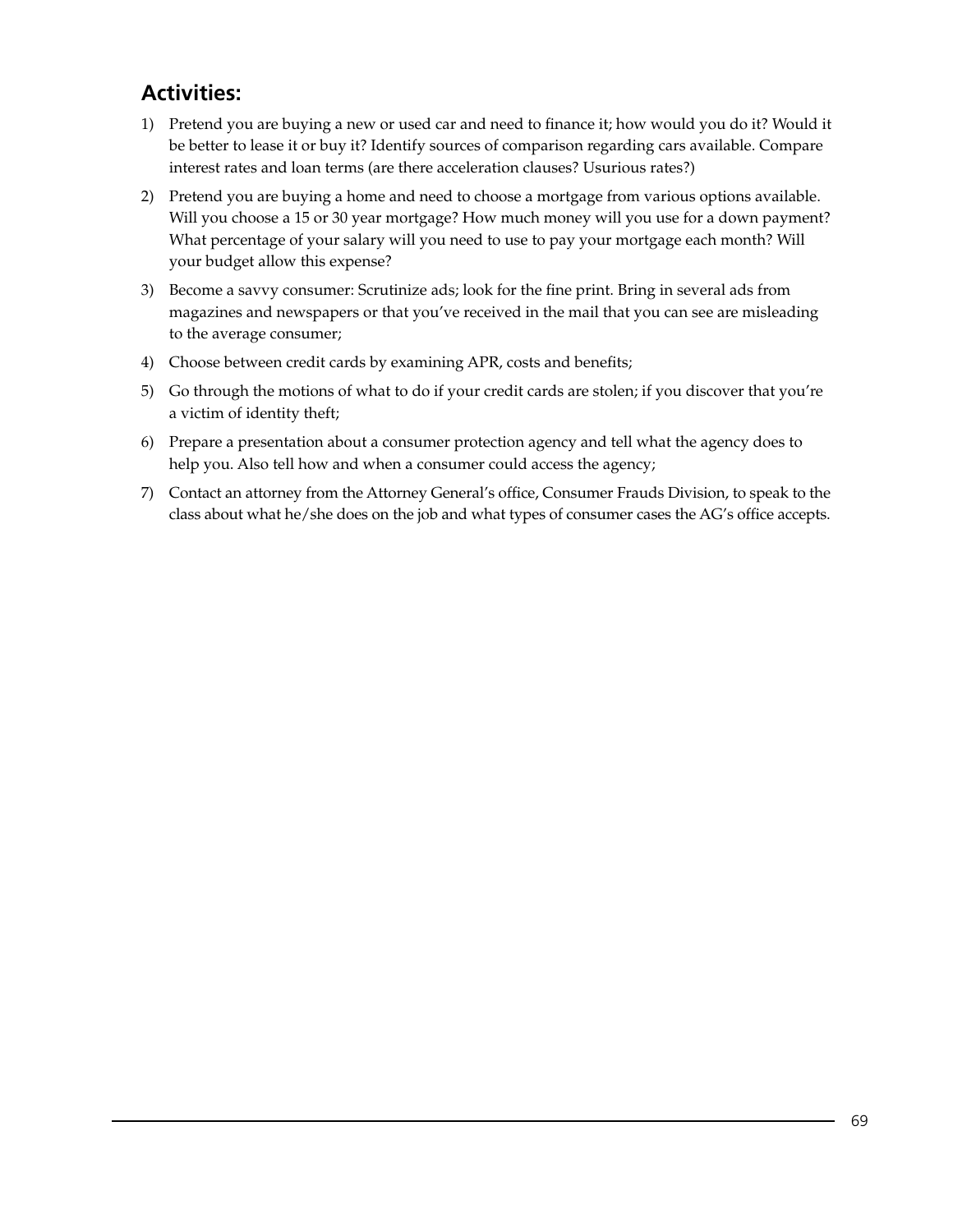## Activities:

1) Pretend you are buying a new or used car and need to finance it; how would you do it? Would it be better to lease it or buy it? Identify sources of comparison regarding cars available. Compare interest rates and loan terms (are there acceleration clauses? Usurious rates?)
2) Pretend you are buying a home and need to choose a mortgage from various options available. Will you choose a 15 or 30 year mortgage? How much money will you use for a down payment? What percentage of your salary will you need to use to pay your mortgage each month? Will your budget allow this expense?
3) Become a savvy consumer: Scrutinize ads; look for the fine print. Bring in several ads from magazines and newspapers or that you've received in the mail that you can see are misleading to the average consumer;
4) Choose between credit cards by examining APR, costs and benefits;
5) Go through the motions of what to do if your credit cards are stolen; if you discover that you're a victim of identity theft;
6) Prepare a presentation about a consumer protection agency and tell what the agency does to help you. Also tell how and when a consumer could access the agency;
7) Contact an attorney from the Attorney General's office, Consumer Frauds Division, to speak to the class about what he/she does on the job and what types of consumer cases the AG's office accepts.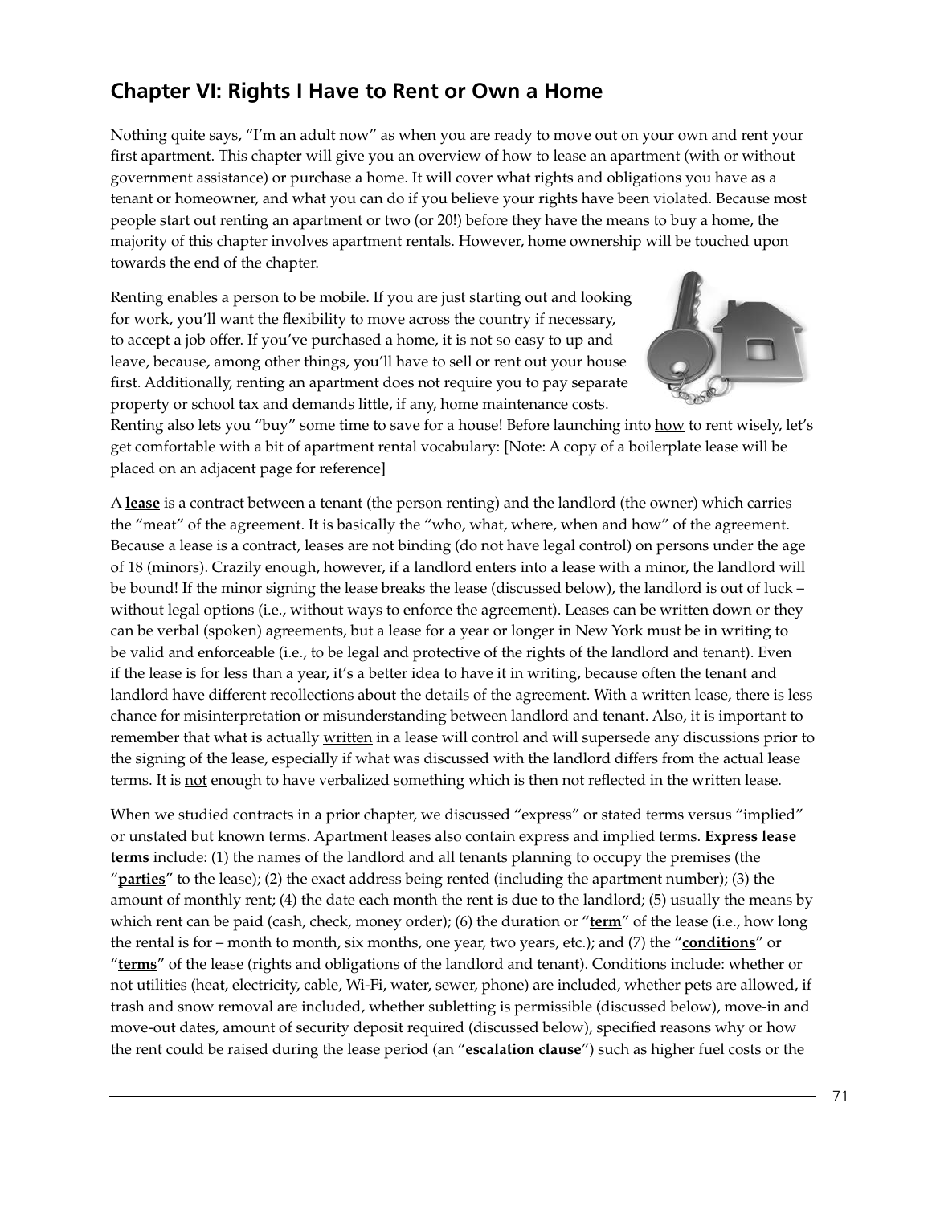## Chapter VI: Rights I Have to Rent or Own a Home

Nothing quite says, "I'm an adult now" as when you are ready to move out on your own and rent your first apartment. This chapter will give you an overview of how to lease an apartment (with or without government assistance) or purchase a home. It will cover what rights and obligations you have as a tenant or homeowner, and what you can do if you believe your rights have been violated. Because most people start out renting an apartment or two (or 20!) before they have the means to buy a home, the majority of this chapter involves apartment rentals. However, home ownership will be touched upon towards the end of the chapter.

Renting enables a person to be mobile. If you are just starting out and looking for work, you'll want the flexibility to move across the country if necessary, to accept a job offer. If you've purchased a home, it is not so easy to up and leave, because, among other things, you'll have to sell or rent out your house first. Additionally, renting an apartment does not require you to pay separate property or school tax and demands little, if any, home maintenance costs. Renting also lets you "buy" some time to save for a house! Before launching into <u>how</u> to rent wisely, let's get comfortable with a bit of apartment rental vocabulary: [Note: A copy of a boilerplate lease will be placed on an adjacent page for reference]

A **<u>lease</u>** is a contract between a tenant (the person renting) and the landlord (the owner) which carries the "meat" of the agreement. It is basically the "who, what, where, when and how" of the agreement. Because a lease is a contract, leases are not binding (do not have legal control) on persons under the age of 18 (minors). Crazily enough, however, if a landlord enters into a lease with a minor, the landlord will be bound! If the minor signing the lease breaks the lease (discussed below), the landlord is out of luck – without legal options (i.e., without ways to enforce the agreement). Leases can be written down or they can be verbal (spoken) agreements, but a lease for a year or longer in New York must be in writing to be valid and enforceable (i.e., to be legal and protective of the rights of the landlord and tenant). Even if the lease is for less than a year, it's a better idea to have it in writing, because often the tenant and landlord have different recollections about the details of the agreement. With a written lease, there is less chance for misinterpretation or misunderstanding between landlord and tenant. Also, it is important to remember that what is actually <u>written</u> in a lease will control and will supersede any discussions prior to the signing of the lease, especially if what was discussed with the landlord differs from the actual lease terms. It is <u>not</u> enough to have verbalized something which is then not reflected in the written lease.

When we studied contracts in a prior chapter, we discussed "express" or stated terms versus "implied" or unstated but known terms. Apartment leases also contain express and implied terms. **<u>Express lease terms</u>** include: (1) the names of the landlord and all tenants planning to occupy the premises (the "**<u>parties</u>**" to the lease); (2) the exact address being rented (including the apartment number); (3) the amount of monthly rent; (4) the date each month the rent is due to the landlord; (5) usually the means by which rent can be paid (cash, check, money order); (6) the duration or "**<u>term</u>**" of the lease (i.e., how long the rental is for – month to month, six months, one year, two years, etc.); and (7) the "**<u>conditions</u>**" or "**<u>terms</u>**" of the lease (rights and obligations of the landlord and tenant). Conditions include: whether or not utilities (heat, electricity, cable, Wi-Fi, water, sewer, phone) are included, whether pets are allowed, if trash and snow removal are included, whether subletting is permissible (discussed below), move-in and move-out dates, amount of security deposit required (discussed below), specified reasons why or how the rent could be raised during the lease period (an "**<u>escalation clause</u>**") such as higher fuel costs or the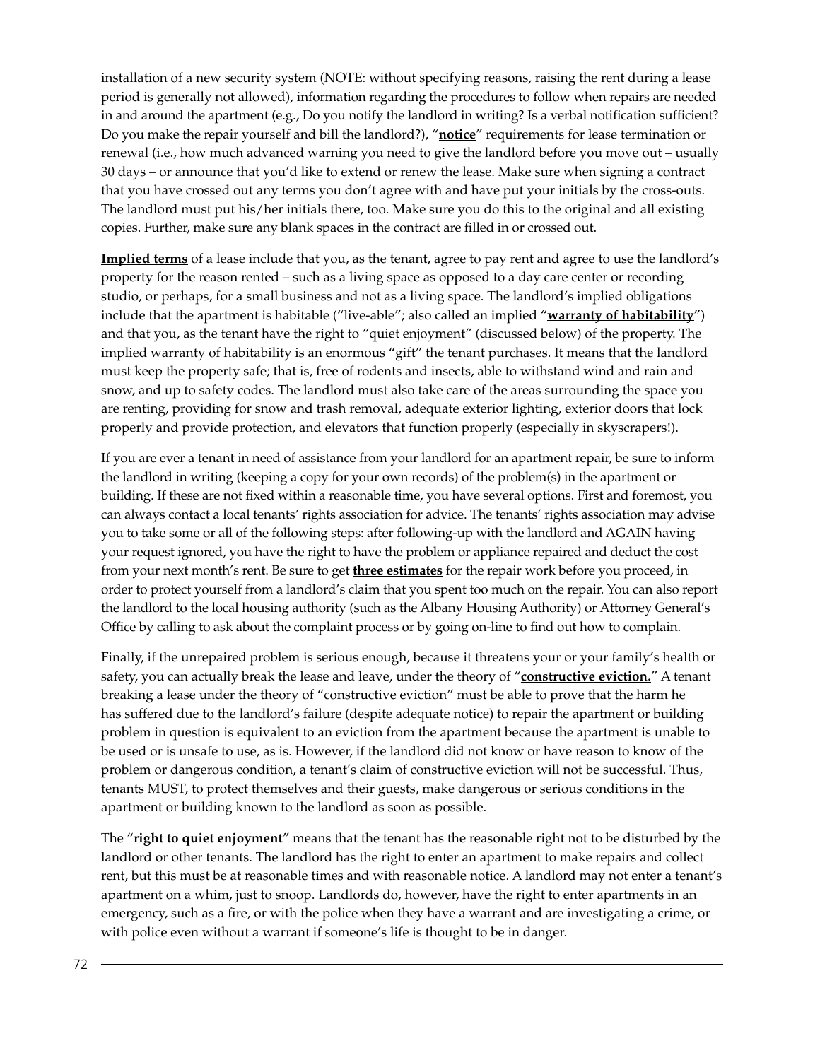installation of a new security system (NOTE: without specifying reasons, raising the rent during a lease period is generally not allowed), information regarding the procedures to follow when repairs are needed in and around the apartment (e.g., Do you notify the landlord in writing? Is a verbal notification sufficient? Do you make the repair yourself and bill the landlord?), "**notice**" requirements for lease termination or renewal (i.e., how much advanced warning you need to give the landlord before you move out – usually 30 days – or announce that you'd like to extend or renew the lease. Make sure when signing a contract that you have crossed out any terms you don't agree with and have put your initials by the cross-outs. The landlord must put his/her initials there, too. Make sure you do this to the original and all existing copies. Further, make sure any blank spaces in the contract are filled in or crossed out.

**Implied terms** of a lease include that you, as the tenant, agree to pay rent and agree to use the landlord's property for the reason rented – such as a living space as opposed to a day care center or recording studio, or perhaps, for a small business and not as a living space. The landlord's implied obligations include that the apartment is habitable ("live-able"; also called an implied "**warranty of habitability**") and that you, as the tenant have the right to "quiet enjoyment" (discussed below) of the property. The implied warranty of habitability is an enormous "gift" the tenant purchases. It means that the landlord must keep the property safe; that is, free of rodents and insects, able to withstand wind and rain and snow, and up to safety codes. The landlord must also take care of the areas surrounding the space you are renting, providing for snow and trash removal, adequate exterior lighting, exterior doors that lock properly and provide protection, and elevators that function properly (especially in skyscrapers!).

If you are ever a tenant in need of assistance from your landlord for an apartment repair, be sure to inform the landlord in writing (keeping a copy for your own records) of the problem(s) in the apartment or building. If these are not fixed within a reasonable time, you have several options. First and foremost, you can always contact a local tenants' rights association for advice. The tenants' rights association may advise you to take some or all of the following steps: after following-up with the landlord and AGAIN having your request ignored, you have the right to have the problem or appliance repaired and deduct the cost from your next month's rent. Be sure to get **three estimates** for the repair work before you proceed, in order to protect yourself from a landlord's claim that you spent too much on the repair. You can also report the landlord to the local housing authority (such as the Albany Housing Authority) or Attorney General's Office by calling to ask about the complaint process or by going on-line to find out how to complain.

Finally, if the unrepaired problem is serious enough, because it threatens your or your family's health or safety, you can actually break the lease and leave, under the theory of "**constructive eviction.**" A tenant breaking a lease under the theory of "constructive eviction" must be able to prove that the harm he has suffered due to the landlord's failure (despite adequate notice) to repair the apartment or building problem in question is equivalent to an eviction from the apartment because the apartment is unable to be used or is unsafe to use, as is. However, if the landlord did not know or have reason to know of the problem or dangerous condition, a tenant's claim of constructive eviction will not be successful. Thus, tenants MUST, to protect themselves and their guests, make dangerous or serious conditions in the apartment or building known to the landlord as soon as possible.

The "**right to quiet enjoyment**" means that the tenant has the reasonable right not to be disturbed by the landlord or other tenants. The landlord has the right to enter an apartment to make repairs and collect rent, but this must be at reasonable times and with reasonable notice. A landlord may not enter a tenant's apartment on a whim, just to snoop. Landlords do, however, have the right to enter apartments in an emergency, such as a fire, or with the police when they have a warrant and are investigating a crime, or with police even without a warrant if someone's life is thought to be in danger.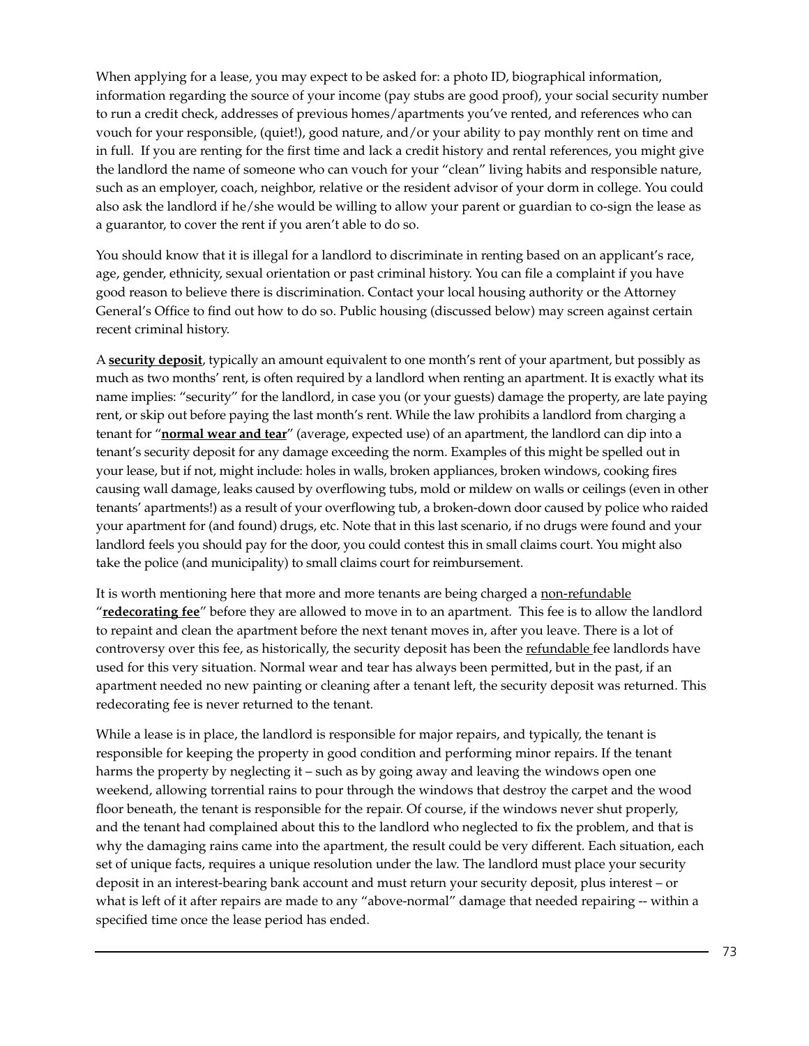When applying for a lease, you may expect to be asked for: a photo ID, biographical information, information regarding the source of your income (pay stubs are good proof), your social security number to run a credit check, addresses of previous homes/apartments you've rented, and references who can vouch for your responsible, (quiet!), good nature, and/or your ability to pay monthly rent on time and in full. If you are renting for the first time and lack a credit history and rental references, you might give the landlord the name of someone who can vouch for your "clean" living habits and responsible nature, such as an employer, coach, neighbor, relative or the resident advisor of your dorm in college. You could also ask the landlord if he/she would be willing to allow your parent or guardian to co-sign the lease as a guarantor, to cover the rent if you aren't able to do so.

You should know that it is illegal for a landlord to discriminate in renting based on an applicant's race, age, gender, ethnicity, sexual orientation or past criminal history. You can file a complaint if you have good reason to believe there is discrimination. Contact your local housing authority or the Attorney General's Office to find out how to do so. Public housing (discussed below) may screen against certain recent criminal history.

A **security deposit**, typically an amount equivalent to one month's rent of your apartment, but possibly as much as two months' rent, is often required by a landlord when renting an apartment. It is exactly what its name implies: "security" for the landlord, in case you (or your guests) damage the property, are late paying rent, or skip out before paying the last month's rent. While the law prohibits a landlord from charging a tenant for "**normal wear and tear**" (average, expected use) of an apartment, the landlord can dip into a tenant's security deposit for any damage exceeding the norm. Examples of this might be spelled out in your lease, but if not, might include: holes in walls, broken appliances, broken windows, cooking fires causing wall damage, leaks caused by overflowing tubs, mold or mildew on walls or ceilings (even in other tenants' apartments!) as a result of your overflowing tub, a broken-down door caused by police who raided your apartment for (and found) drugs, etc. Note that in this last scenario, if no drugs were found and your landlord feels you should pay for the door, you could contest this in small claims court. You might also take the police (and municipality) to small claims court for reimbursement.

It is worth mentioning here that more and more tenants are being charged a non-refundable "**redecorating fee**" before they are allowed to move in to an apartment. This fee is to allow the landlord to repaint and clean the apartment before the next tenant moves in, after you leave. There is a lot of controversy over this fee, as historically, the security deposit has been the refundable fee landlords have used for this very situation. Normal wear and tear has always been permitted, but in the past, if an apartment needed no new painting or cleaning after a tenant left, the security deposit was returned. This redecorating fee is never returned to the tenant.

While a lease is in place, the landlord is responsible for major repairs, and typically, the tenant is responsible for keeping the property in good condition and performing minor repairs. If the tenant harms the property by neglecting it – such as by going away and leaving the windows open one weekend, allowing torrential rains to pour through the windows that destroy the carpet and the wood floor beneath, the tenant is responsible for the repair. Of course, if the windows never shut properly, and the tenant had complained about this to the landlord who neglected to fix the problem, and that is why the damaging rains came into the apartment, the result could be very different. Each situation, each set of unique facts, requires a unique resolution under the law. The landlord must place your security deposit in an interest-bearing bank account and must return your security deposit, plus interest – or what is left of it after repairs are made to any "above-normal" damage that needed repairing -- within a specified time once the lease period has ended.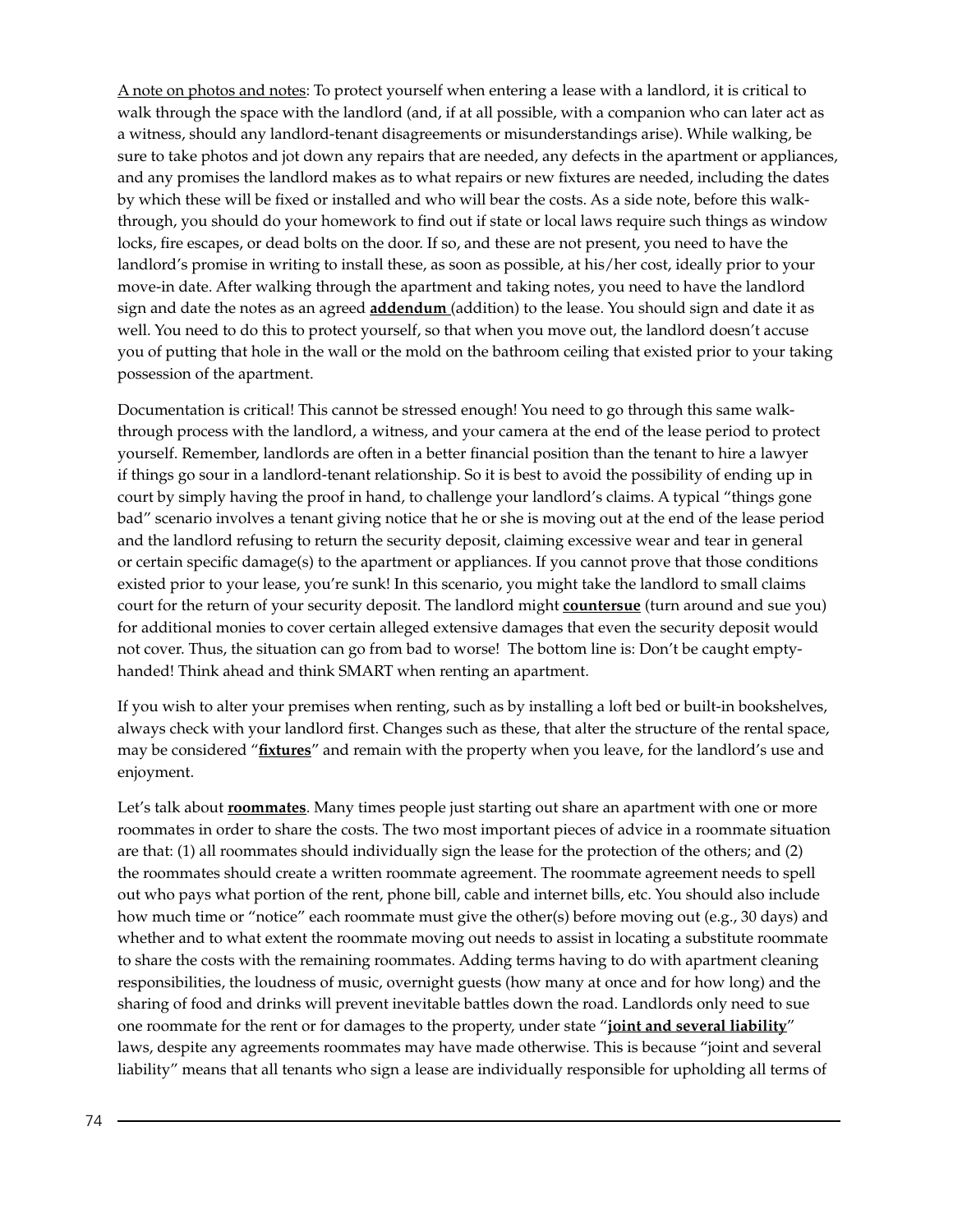<u>A note on photos and notes</u>: To protect yourself when entering a lease with a landlord, it is critical to walk through the space with the landlord (and, if at all possible, with a companion who can later act as a witness, should any landlord-tenant disagreements or misunderstandings arise). While walking, be sure to take photos and jot down any repairs that are needed, any defects in the apartment or appliances, and any promises the landlord makes as to what repairs or new fixtures are needed, including the dates by which these will be fixed or installed and who will bear the costs. As a side note, before this walk-through, you should do your homework to find out if state or local laws require such things as window locks, fire escapes, or dead bolts on the door. If so, and these are not present, you need to have the landlord's promise in writing to install these, as soon as possible, at his/her cost, ideally prior to your move-in date. After walking through the apartment and taking notes, you need to have the landlord sign and date the notes as an agreed **<u>addendum</u>** (addition) to the lease. You should sign and date it as well. You need to do this to protect yourself, so that when you move out, the landlord doesn't accuse you of putting that hole in the wall or the mold on the bathroom ceiling that existed prior to your taking possession of the apartment.

Documentation is critical! This cannot be stressed enough! You need to go through this same walk-through process with the landlord, a witness, and your camera at the end of the lease period to protect yourself. Remember, landlords are often in a better financial position than the tenant to hire a lawyer if things go sour in a landlord-tenant relationship. So it is best to avoid the possibility of ending up in court by simply having the proof in hand, to challenge your landlord's claims. A typical "things gone bad" scenario involves a tenant giving notice that he or she is moving out at the end of the lease period and the landlord refusing to return the security deposit, claiming excessive wear and tear in general or certain specific damage(s) to the apartment or appliances. If you cannot prove that those conditions existed prior to your lease, you're sunk! In this scenario, you might take the landlord to small claims court for the return of your security deposit. The landlord might **<u>countersue</u>** (turn around and sue you) for additional monies to cover certain alleged extensive damages that even the security deposit would not cover. Thus, the situation can go from bad to worse! The bottom line is: Don't be caught empty-handed! Think ahead and think SMART when renting an apartment.

If you wish to alter your premises when renting, such as by installing a loft bed or built-in bookshelves, always check with your landlord first. Changes such as these, that alter the structure of the rental space, may be considered "**<u>fixtures</u>**" and remain with the property when you leave, for the landlord's use and enjoyment.

Let's talk about **<u>roommates</u>**. Many times people just starting out share an apartment with one or more roommates in order to share the costs. The two most important pieces of advice in a roommate situation are that: (1) all roommates should individually sign the lease for the protection of the others; and (2) the roommates should create a written roommate agreement. The roommate agreement needs to spell out who pays what portion of the rent, phone bill, cable and internet bills, etc. You should also include how much time or "notice" each roommate must give the other(s) before moving out (e.g., 30 days) and whether and to what extent the roommate moving out needs to assist in locating a substitute roommate to share the costs with the remaining roommates. Adding terms having to do with apartment cleaning responsibilities, the loudness of music, overnight guests (how many at once and for how long) and the sharing of food and drinks will prevent inevitable battles down the road. Landlords only need to sue one roommate for the rent or for damages to the property, under state "**<u>joint and several liability</u>**" laws, despite any agreements roommates may have made otherwise. This is because "joint and several liability" means that all tenants who sign a lease are individually responsible for upholding all terms of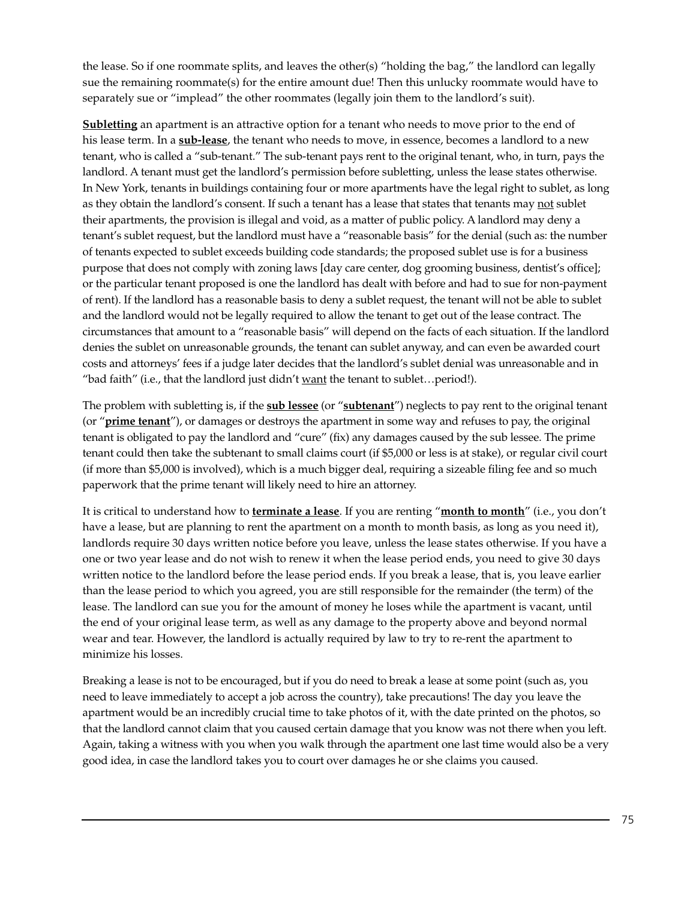the lease. So if one roommate splits, and leaves the other(s) "holding the bag," the landlord can legally sue the remaining roommate(s) for the entire amount due! Then this unlucky roommate would have to separately sue or "implead" the other roommates (legally join them to the landlord's suit).

**<u>Subletting</u>** an apartment is an attractive option for a tenant who needs to move prior to the end of his lease term. In a **<u>sub-lease</u>**, the tenant who needs to move, in essence, becomes a landlord to a new tenant, who is called a "sub-tenant." The sub-tenant pays rent to the original tenant, who, in turn, pays the landlord. A tenant must get the landlord's permission before subletting, unless the lease states otherwise. In New York, tenants in buildings containing four or more apartments have the legal right to sublet, as long as they obtain the landlord's consent. If such a tenant has a lease that states that tenants may <u>not</u> sublet their apartments, the provision is illegal and void, as a matter of public policy. A landlord may deny a tenant's sublet request, but the landlord must have a "reasonable basis" for the denial (such as: the number of tenants expected to sublet exceeds building code standards; the proposed sublet use is for a business purpose that does not comply with zoning laws [day care center, dog grooming business, dentist's office]; or the particular tenant proposed is one the landlord has dealt with before and had to sue for non-payment of rent). If the landlord has a reasonable basis to deny a sublet request, the tenant will not be able to sublet and the landlord would not be legally required to allow the tenant to get out of the lease contract. The circumstances that amount to a "reasonable basis" will depend on the facts of each situation. If the landlord denies the sublet on unreasonable grounds, the tenant can sublet anyway, and can even be awarded court costs and attorneys' fees if a judge later decides that the landlord's sublet denial was unreasonable and in "bad faith" (i.e., that the landlord just didn't <u>want</u> the tenant to sublet…period!).

The problem with subletting is, if the **<u>sub lessee</u>** (or "**<u>subtenant</u>**") neglects to pay rent to the original tenant (or "**<u>prime tenant</u>**"), or damages or destroys the apartment in some way and refuses to pay, the original tenant is obligated to pay the landlord and "cure" (fix) any damages caused by the sub lessee. The prime tenant could then take the subtenant to small claims court (if $5,000 or less is at stake), or regular civil court (if more than $5,000 is involved), which is a much bigger deal, requiring a sizeable filing fee and so much paperwork that the prime tenant will likely need to hire an attorney.

It is critical to understand how to **<u>terminate a lease</u>**. If you are renting "**<u>month to month</u>**" (i.e., you don't have a lease, but are planning to rent the apartment on a month to month basis, as long as you need it), landlords require 30 days written notice before you leave, unless the lease states otherwise. If you have a one or two year lease and do not wish to renew it when the lease period ends, you need to give 30 days written notice to the landlord before the lease period ends. If you break a lease, that is, you leave earlier than the lease period to which you agreed, you are still responsible for the remainder (the term) of the lease. The landlord can sue you for the amount of money he loses while the apartment is vacant, until the end of your original lease term, as well as any damage to the property above and beyond normal wear and tear. However, the landlord is actually required by law to try to re-rent the apartment to minimize his losses.

Breaking a lease is not to be encouraged, but if you do need to break a lease at some point (such as, you need to leave immediately to accept a job across the country), take precautions! The day you leave the apartment would be an incredibly crucial time to take photos of it, with the date printed on the photos, so that the landlord cannot claim that you caused certain damage that you know was not there when you left. Again, taking a witness with you when you walk through the apartment one last time would also be a very good idea, in case the landlord takes you to court over damages he or she claims you caused.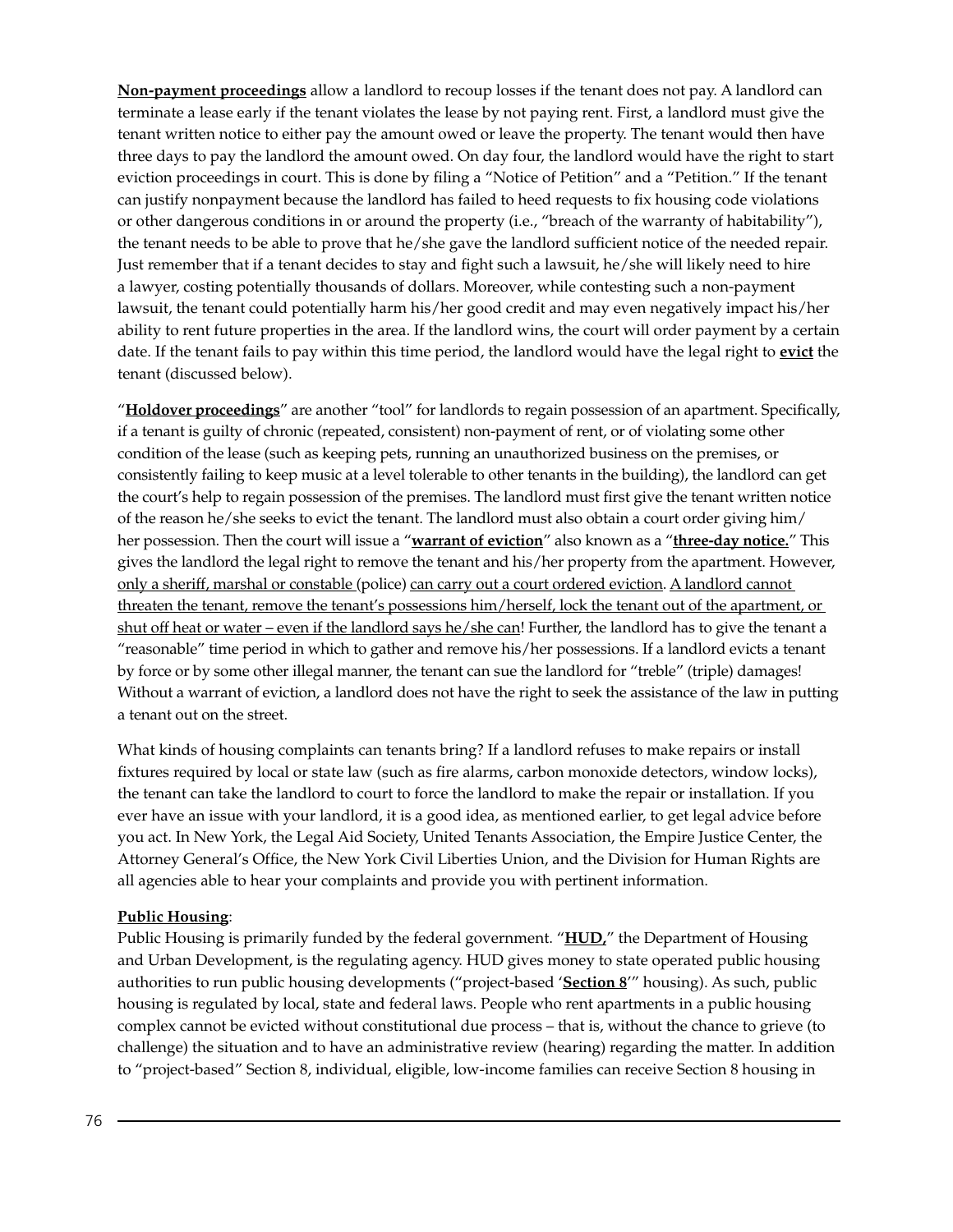**Non-payment proceedings** allow a landlord to recoup losses if the tenant does not pay. A landlord can terminate a lease early if the tenant violates the lease by not paying rent. First, a landlord must give the tenant written notice to either pay the amount owed or leave the property. The tenant would then have three days to pay the landlord the amount owed. On day four, the landlord would have the right to start eviction proceedings in court. This is done by filing a "Notice of Petition" and a "Petition." If the tenant can justify nonpayment because the landlord has failed to heed requests to fix housing code violations or other dangerous conditions in or around the property (i.e., "breach of the warranty of habitability"), the tenant needs to be able to prove that he/she gave the landlord sufficient notice of the needed repair. Just remember that if a tenant decides to stay and fight such a lawsuit, he/she will likely need to hire a lawyer, costing potentially thousands of dollars. Moreover, while contesting such a non-payment lawsuit, the tenant could potentially harm his/her good credit and may even negatively impact his/her ability to rent future properties in the area. If the landlord wins, the court will order payment by a certain date. If the tenant fails to pay within this time period, the landlord would have the legal right to **evict** the tenant (discussed below).

"**Holdover proceedings**" are another "tool" for landlords to regain possession of an apartment. Specifically, if a tenant is guilty of chronic (repeated, consistent) non-payment of rent, or of violating some other condition of the lease (such as keeping pets, running an unauthorized business on the premises, or consistently failing to keep music at a level tolerable to other tenants in the building), the landlord can get the court's help to regain possession of the premises. The landlord must first give the tenant written notice of the reason he/she seeks to evict the tenant. The landlord must also obtain a court order giving him/her possession. Then the court will issue a "**warrant of eviction**" also known as a "**three-day notice.**" This gives the landlord the legal right to remove the tenant and his/her property from the apartment. However, only a sheriff, marshal or constable (police) can carry out a court ordered eviction. A landlord cannot threaten the tenant, remove the tenant's possessions him/herself, lock the tenant out of the apartment, or shut off heat or water – even if the landlord says he/she can! Further, the landlord has to give the tenant a "reasonable" time period in which to gather and remove his/her possessions. If a landlord evicts a tenant by force or by some other illegal manner, the tenant can sue the landlord for "treble" (triple) damages! Without a warrant of eviction, a landlord does not have the right to seek the assistance of the law in putting a tenant out on the street.

What kinds of housing complaints can tenants bring? If a landlord refuses to make repairs or install fixtures required by local or state law (such as fire alarms, carbon monoxide detectors, window locks), the tenant can take the landlord to court to force the landlord to make the repair or installation. If you ever have an issue with your landlord, it is a good idea, as mentioned earlier, to get legal advice before you act. In New York, the Legal Aid Society, United Tenants Association, the Empire Justice Center, the Attorney General's Office, the New York Civil Liberties Union, and the Division for Human Rights are all agencies able to hear your complaints and provide you with pertinent information.

**Public Housing**:
Public Housing is primarily funded by the federal government. "**HUD**," the Department of Housing and Urban Development, is the regulating agency. HUD gives money to state operated public housing authorities to run public housing developments ("project-based '**Section 8**'" housing). As such, public housing is regulated by local, state and federal laws. People who rent apartments in a public housing complex cannot be evicted without constitutional due process – that is, without the chance to grieve (to challenge) the situation and to have an administrative review (hearing) regarding the matter. In addition to "project-based" Section 8, individual, eligible, low-income families can receive Section 8 housing in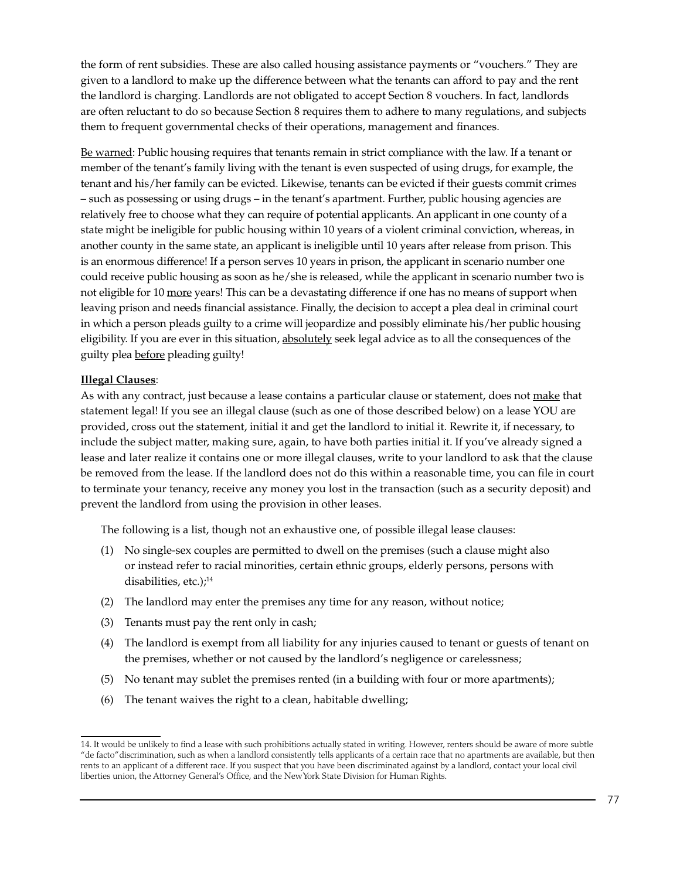the form of rent subsidies. These are also called housing assistance payments or "vouchers." They are given to a landlord to make up the difference between what the tenants can afford to pay and the rent the landlord is charging. Landlords are not obligated to accept Section 8 vouchers. In fact, landlords are often reluctant to do so because Section 8 requires them to adhere to many regulations, and subjects them to frequent governmental checks of their operations, management and finances.

Be warned: Public housing requires that tenants remain in strict compliance with the law. If a tenant or member of the tenant's family living with the tenant is even suspected of using drugs, for example, the tenant and his/her family can be evicted. Likewise, tenants can be evicted if their guests commit crimes – such as possessing or using drugs – in the tenant's apartment. Further, public housing agencies are relatively free to choose what they can require of potential applicants. An applicant in one county of a state might be ineligible for public housing within 10 years of a violent criminal conviction, whereas, in another county in the same state, an applicant is ineligible until 10 years after release from prison. This is an enormous difference! If a person serves 10 years in prison, the applicant in scenario number one could receive public housing as soon as he/she is released, while the applicant in scenario number two is not eligible for 10 more years! This can be a devastating difference if one has no means of support when leaving prison and needs financial assistance. Finally, the decision to accept a plea deal in criminal court in which a person pleads guilty to a crime will jeopardize and possibly eliminate his/her public housing eligibility. If you are ever in this situation, absolutely seek legal advice as to all the consequences of the guilty plea before pleading guilty!

**Illegal Clauses**:

As with any contract, just because a lease contains a particular clause or statement, does not make that statement legal! If you see an illegal clause (such as one of those described below) on a lease YOU are provided, cross out the statement, initial it and get the landlord to initial it. Rewrite it, if necessary, to include the subject matter, making sure, again, to have both parties initial it. If you've already signed a lease and later realize it contains one or more illegal clauses, write to your landlord to ask that the clause be removed from the lease. If the landlord does not do this within a reasonable time, you can file in court to terminate your tenancy, receive any money you lost in the transaction (such as a security deposit) and prevent the landlord from using the provision in other leases.

The following is a list, though not an exhaustive one, of possible illegal lease clauses:

(1) No single-sex couples are permitted to dwell on the premises (such a clause might also or instead refer to racial minorities, certain ethnic groups, elderly persons, persons with disabilities, etc.);[14]

(2) The landlord may enter the premises any time for any reason, without notice;

(3) Tenants must pay the rent only in cash;

(4) The landlord is exempt from all liability for any injuries caused to tenant or guests of tenant on the premises, whether or not caused by the landlord's negligence or carelessness;

(5) No tenant may sublet the premises rented (in a building with four or more apartments);

(6) The tenant waives the right to a clean, habitable dwelling;

14. It would be unlikely to find a lease with such prohibitions actually stated in writing. However, renters should be aware of more subtle "de facto" discrimination, such as when a landlord consistently tells applicants of a certain race that no apartments are available, but then rents to an applicant of a different race. If you suspect that you have been discriminated against by a landlord, contact your local civil liberties union, the Attorney General's Office, and the New York State Division for Human Rights.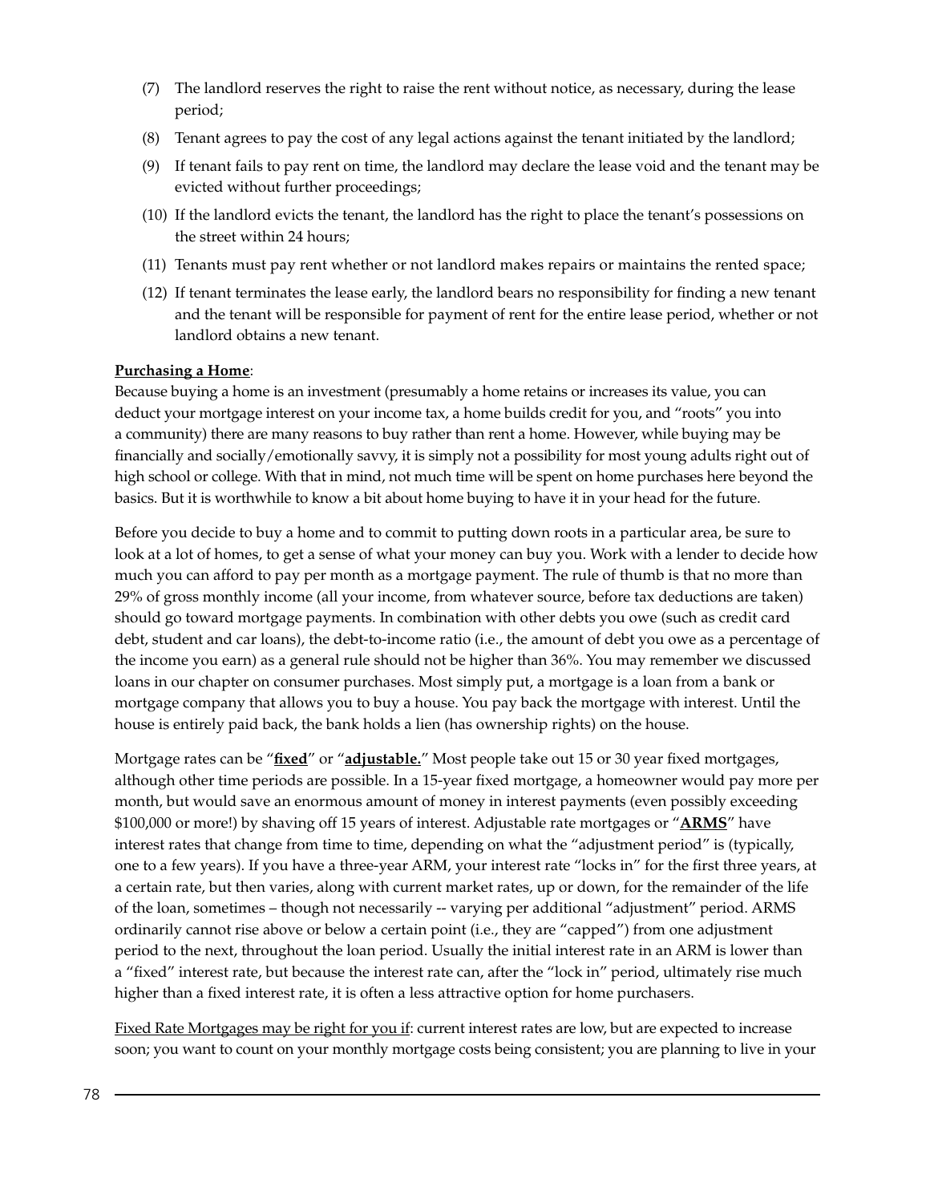(7) The landlord reserves the right to raise the rent without notice, as necessary, during the lease period;

(8) Tenant agrees to pay the cost of any legal actions against the tenant initiated by the landlord;

(9) If tenant fails to pay rent on time, the landlord may declare the lease void and the tenant may be evicted without further proceedings;

(10) If the landlord evicts the tenant, the landlord has the right to place the tenant's possessions on the street within 24 hours;

(11) Tenants must pay rent whether or not landlord makes repairs or maintains the rented space;

(12) If tenant terminates the lease early, the landlord bears no responsibility for finding a new tenant and the tenant will be responsible for payment of rent for the entire lease period, whether or not landlord obtains a new tenant.

**Purchasing a Home**:

Because buying a home is an investment (presumably a home retains or increases its value, you can deduct your mortgage interest on your income tax, a home builds credit for you, and "roots" you into a community) there are many reasons to buy rather than rent a home. However, while buying may be financially and socially/emotionally savvy, it is simply not a possibility for most young adults right out of high school or college. With that in mind, not much time will be spent on home purchases here beyond the basics. But it is worthwhile to know a bit about home buying to have it in your head for the future.

Before you decide to buy a home and to commit to putting down roots in a particular area, be sure to look at a lot of homes, to get a sense of what your money can buy you. Work with a lender to decide how much you can afford to pay per month as a mortgage payment. The rule of thumb is that no more than 29% of gross monthly income (all your income, from whatever source, before tax deductions are taken) should go toward mortgage payments. In combination with other debts you owe (such as credit card debt, student and car loans), the debt-to-income ratio (i.e., the amount of debt you owe as a percentage of the income you earn) as a general rule should not be higher than 36%. You may remember we discussed loans in our chapter on consumer purchases. Most simply put, a mortgage is a loan from a bank or mortgage company that allows you to buy a house. You pay back the mortgage with interest. Until the house is entirely paid back, the bank holds a lien (has ownership rights) on the house.

Mortgage rates can be "**fixed**" or "**adjustable.**" Most people take out 15 or 30 year fixed mortgages, although other time periods are possible. In a 15-year fixed mortgage, a homeowner would pay more per month, but would save an enormous amount of money in interest payments (even possibly exceeding $100,000 or more!) by shaving off 15 years of interest. Adjustable rate mortgages or "**ARMS**" have interest rates that change from time to time, depending on what the "adjustment period" is (typically, one to a few years). If you have a three-year ARM, your interest rate "locks in" for the first three years, at a certain rate, but then varies, along with current market rates, up or down, for the remainder of the life of the loan, sometimes – though not necessarily -- varying per additional "adjustment" period. ARMS ordinarily cannot rise above or below a certain point (i.e., they are "capped") from one adjustment period to the next, throughout the loan period. Usually the initial interest rate in an ARM is lower than a "fixed" interest rate, but because the interest rate can, after the "lock in" period, ultimately rise much higher than a fixed interest rate, it is often a less attractive option for home purchasers.

Fixed Rate Mortgages may be right for you if: current interest rates are low, but are expected to increase soon; you want to count on your monthly mortgage costs being consistent; you are planning to live in your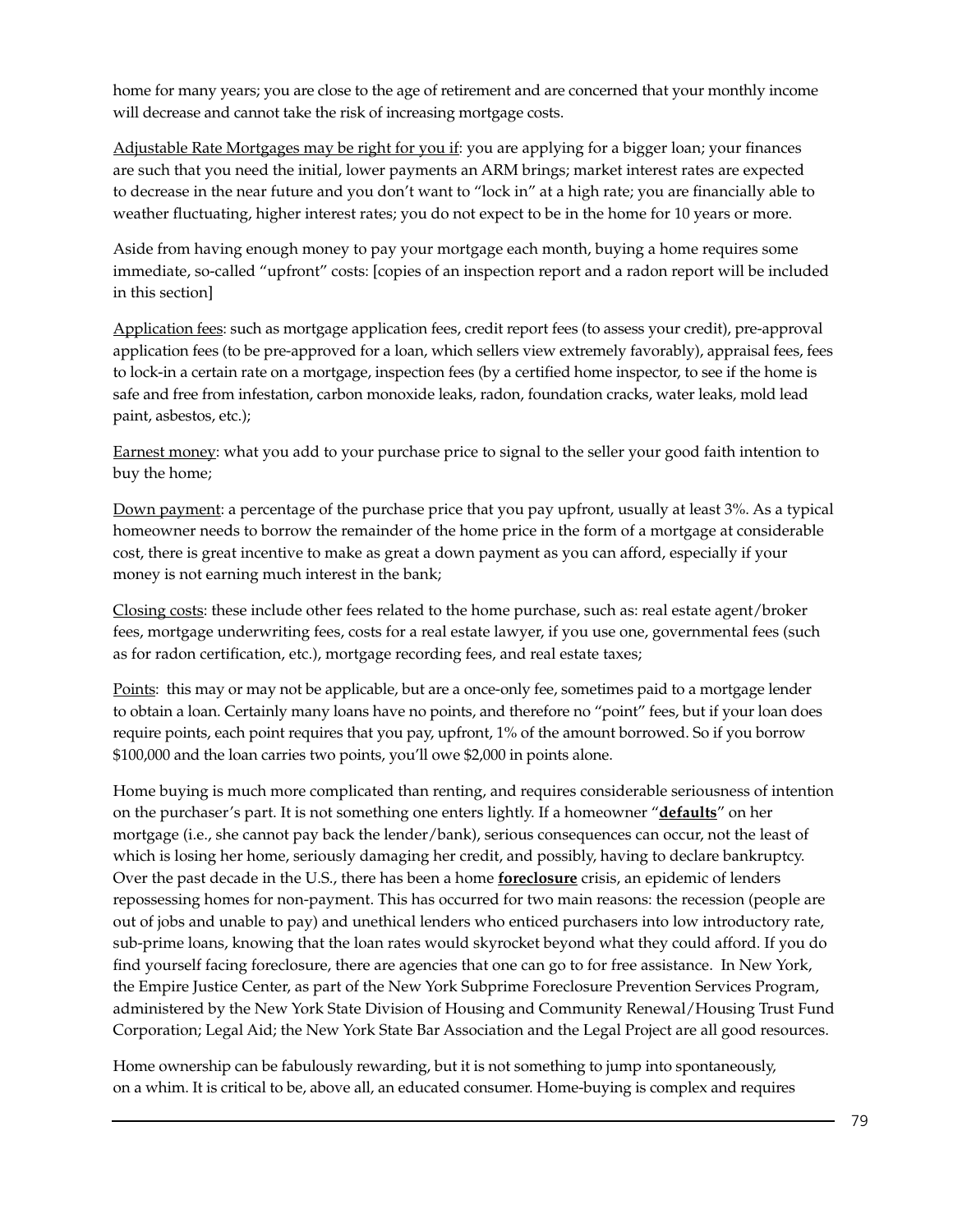home for many years; you are close to the age of retirement and are concerned that your monthly income will decrease and cannot take the risk of increasing mortgage costs.

<u>Adjustable Rate Mortgages may be right for you if</u>: you are applying for a bigger loan; your finances are such that you need the initial, lower payments an ARM brings; market interest rates are expected to decrease in the near future and you don't want to "lock in" at a high rate; you are financially able to weather fluctuating, higher interest rates; you do not expect to be in the home for 10 years or more.

Aside from having enough money to pay your mortgage each month, buying a home requires some immediate, so-called "upfront" costs: [copies of an inspection report and a radon report will be included in this section]

<u>Application fees</u>: such as mortgage application fees, credit report fees (to assess your credit), pre-approval application fees (to be pre-approved for a loan, which sellers view extremely favorably), appraisal fees, fees to lock-in a certain rate on a mortgage, inspection fees (by a certified home inspector, to see if the home is safe and free from infestation, carbon monoxide leaks, radon, foundation cracks, water leaks, mold lead paint, asbestos, etc.);

<u>Earnest money</u>: what you add to your purchase price to signal to the seller your good faith intention to buy the home;

<u>Down payment</u>: a percentage of the purchase price that you pay upfront, usually at least 3%. As a typical homeowner needs to borrow the remainder of the home price in the form of a mortgage at considerable cost, there is great incentive to make as great a down payment as you can afford, especially if your money is not earning much interest in the bank;

<u>Closing costs</u>: these include other fees related to the home purchase, such as: real estate agent/broker fees, mortgage underwriting fees, costs for a real estate lawyer, if you use one, governmental fees (such as for radon certification, etc.), mortgage recording fees, and real estate taxes;

<u>Points</u>: this may or may not be applicable, but are a once-only fee, sometimes paid to a mortgage lender to obtain a loan. Certainly many loans have no points, and therefore no "point" fees, but if your loan does require points, each point requires that you pay, upfront, 1% of the amount borrowed. So if you borrow $100,000 and the loan carries two points, you'll owe $2,000 in points alone.

Home buying is much more complicated than renting, and requires considerable seriousness of intention on the purchaser's part. It is not something one enters lightly. If a homeowner "**<u>defaults</u>**" on her mortgage (i.e., she cannot pay back the lender/bank), serious consequences can occur, not the least of which is losing her home, seriously damaging her credit, and possibly, having to declare bankruptcy. Over the past decade in the U.S., there has been a home **<u>foreclosure</u>** crisis, an epidemic of lenders repossessing homes for non-payment. This has occurred for two main reasons: the recession (people are out of jobs and unable to pay) and unethical lenders who enticed purchasers into low introductory rate, sub-prime loans, knowing that the loan rates would skyrocket beyond what they could afford. If you do find yourself facing foreclosure, there are agencies that one can go to for free assistance. In New York, the Empire Justice Center, as part of the New York Subprime Foreclosure Prevention Services Program, administered by the New York State Division of Housing and Community Renewal/Housing Trust Fund Corporation; Legal Aid; the New York State Bar Association and the Legal Project are all good resources.

Home ownership can be fabulously rewarding, but it is not something to jump into spontaneously, on a whim. It is critical to be, above all, an educated consumer. Home-buying is complex and requires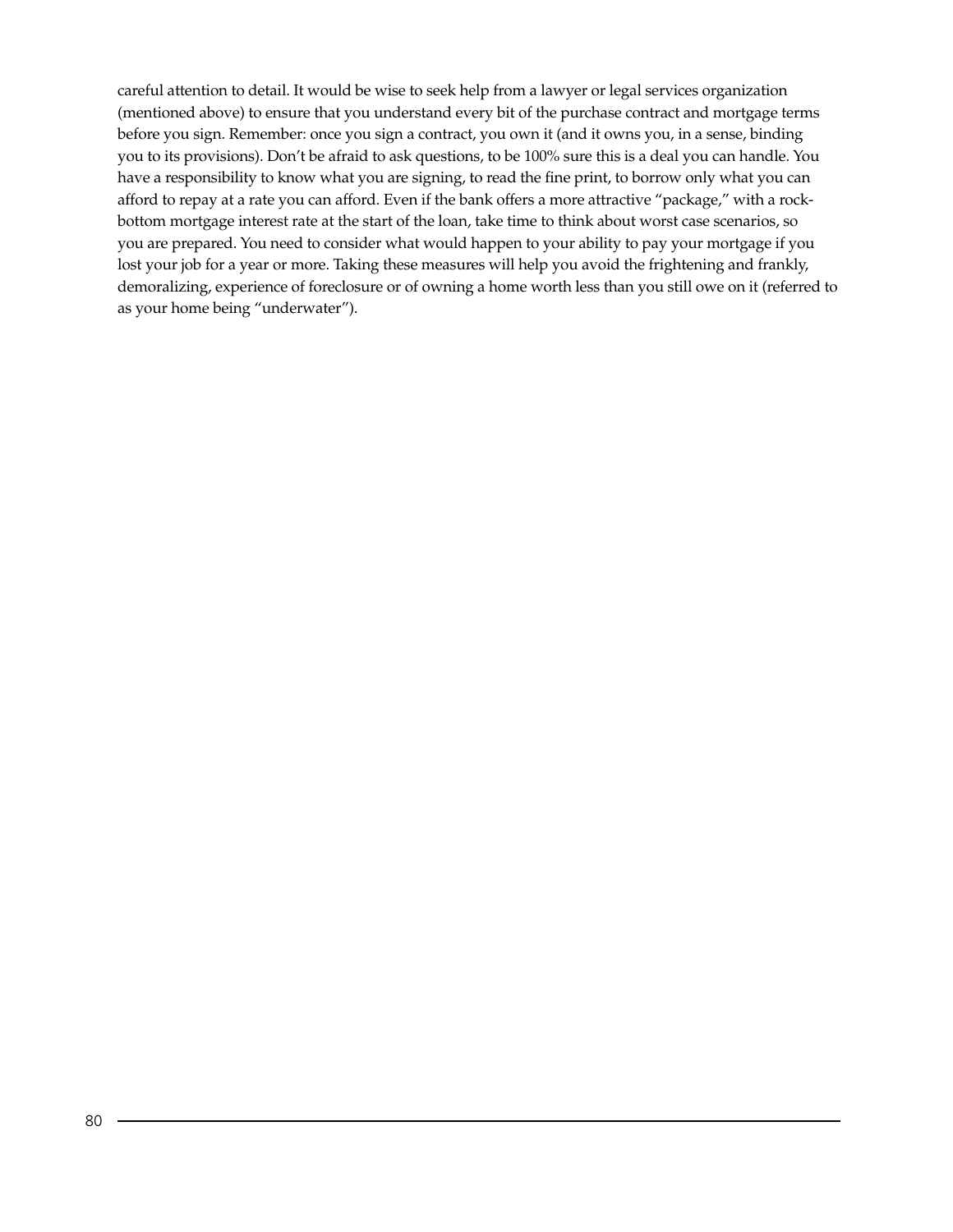careful attention to detail. It would be wise to seek help from a lawyer or legal services organization (mentioned above) to ensure that you understand every bit of the purchase contract and mortgage terms before you sign. Remember: once you sign a contract, you own it (and it owns you, in a sense, binding you to its provisions). Don't be afraid to ask questions, to be 100% sure this is a deal you can handle. You have a responsibility to know what you are signing, to read the fine print, to borrow only what you can afford to repay at a rate you can afford. Even if the bank offers a more attractive "package," with a rock-bottom mortgage interest rate at the start of the loan, take time to think about worst case scenarios, so you are prepared. You need to consider what would happen to your ability to pay your mortgage if you lost your job for a year or more. Taking these measures will help you avoid the frightening and frankly, demoralizing, experience of foreclosure or of owning a home worth less than you still owe on it (referred to as your home being "underwater").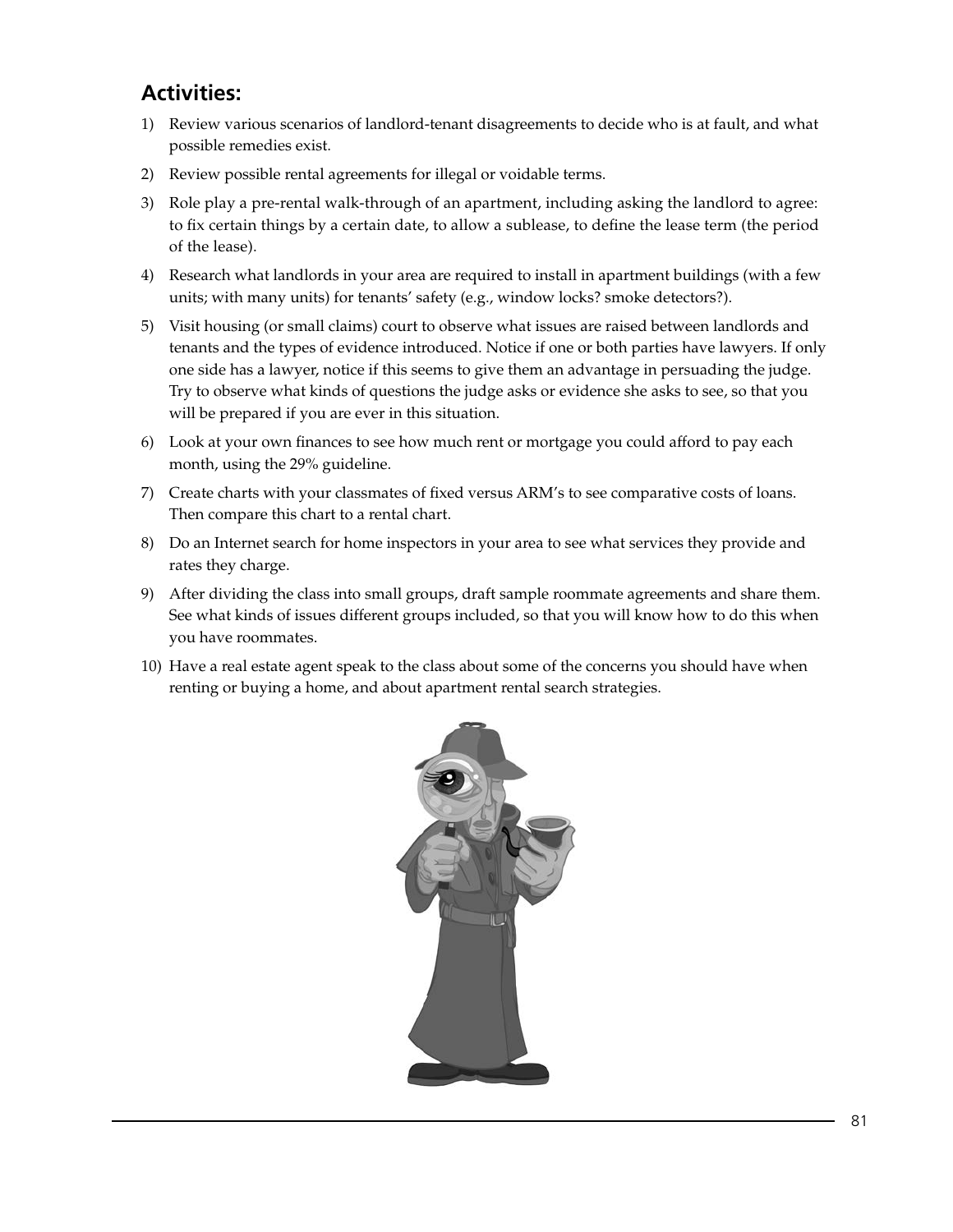## Activities:

1) Review various scenarios of landlord-tenant disagreements to decide who is at fault, and what possible remedies exist.
2) Review possible rental agreements for illegal or voidable terms.
3) Role play a pre-rental walk-through of an apartment, including asking the landlord to agree: to fix certain things by a certain date, to allow a sublease, to define the lease term (the period of the lease).
4) Research what landlords in your area are required to install in apartment buildings (with a few units; with many units) for tenants' safety (e.g., window locks? smoke detectors?).
5) Visit housing (or small claims) court to observe what issues are raised between landlords and tenants and the types of evidence introduced. Notice if one or both parties have lawyers. If only one side has a lawyer, notice if this seems to give them an advantage in persuading the judge. Try to observe what kinds of questions the judge asks or evidence she asks to see, so that you will be prepared if you are ever in this situation.
6) Look at your own finances to see how much rent or mortgage you could afford to pay each month, using the 29% guideline.
7) Create charts with your classmates of fixed versus ARM's to see comparative costs of loans. Then compare this chart to a rental chart.
8) Do an Internet search for home inspectors in your area to see what services they provide and rates they charge.
9) After dividing the class into small groups, draft sample roommate agreements and share them. See what kinds of issues different groups included, so that you will know how to do this when you have roommates.
10) Have a real estate agent speak to the class about some of the concerns you should have when renting or buying a home, and about apartment rental search strategies.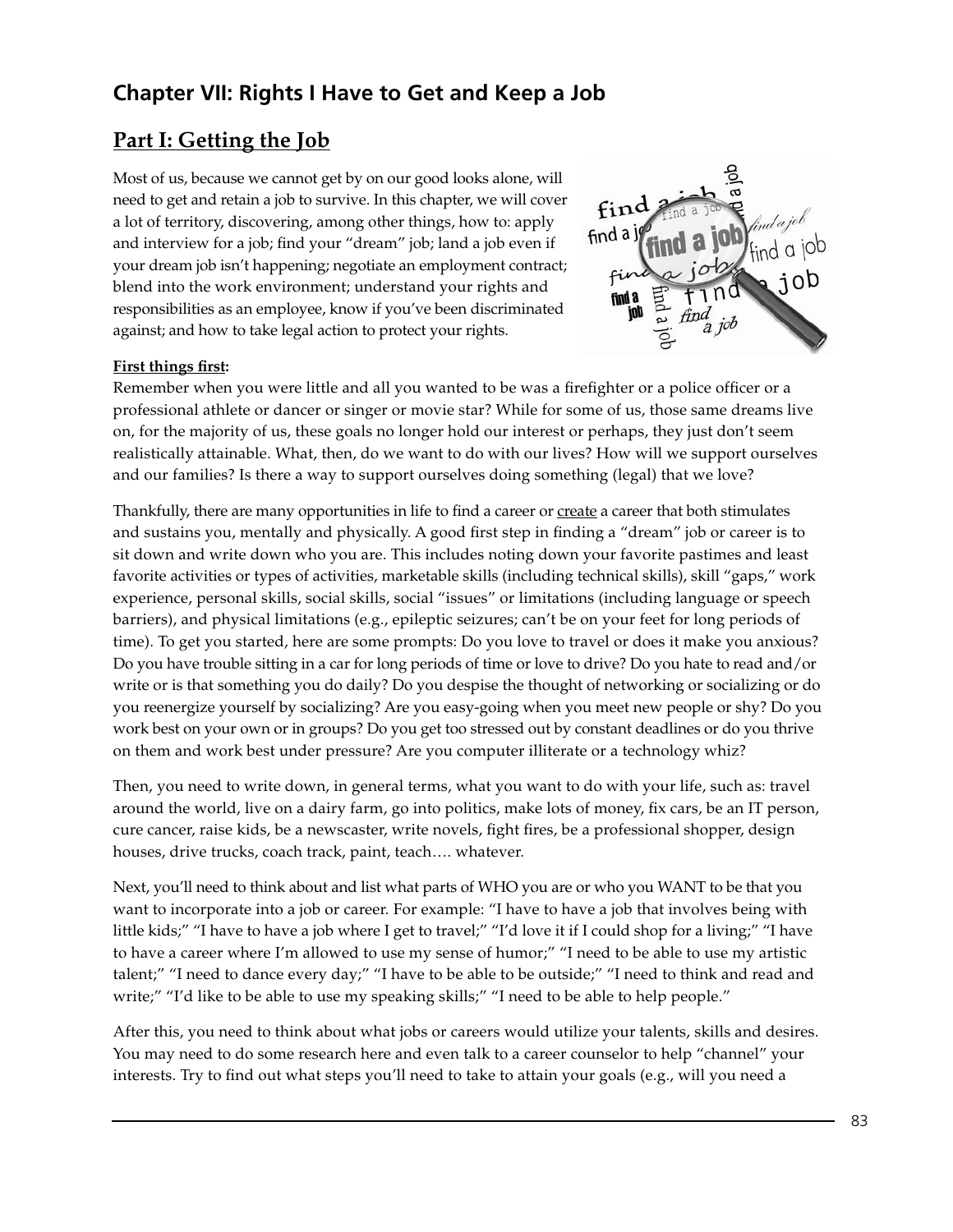## Chapter VII: Rights I Have to Get and Keep a Job

### Part I: Getting the Job

Most of us, because we cannot get by on our good looks alone, will need to get and retain a job to survive. In this chapter, we will cover a lot of territory, discovering, among other things, how to: apply and interview for a job; find your "dream" job; land a job even if your dream job isn't happening; negotiate an employment contract; blend into the work environment; understand your rights and responsibilities as an employee, know if you've been discriminated against; and how to take legal action to protect your rights.

**First things first:**

Remember when you were little and all you wanted to be was a firefighter or a police officer or a professional athlete or dancer or singer or movie star? While for some of us, those same dreams live on, for the majority of us, these goals no longer hold our interest or perhaps, they just don't seem realistically attainable. What, then, do we want to do with our lives? How will we support ourselves and our families? Is there a way to support ourselves doing something (legal) that we love?

Thankfully, there are many opportunities in life to find a career or create a career that both stimulates and sustains you, mentally and physically. A good first step in finding a "dream" job or career is to sit down and write down who you are. This includes noting down your favorite pastimes and least favorite activities or types of activities, marketable skills (including technical skills), skill "gaps," work experience, personal skills, social skills, social "issues" or limitations (including language or speech barriers), and physical limitations (e.g., epileptic seizures; can't be on your feet for long periods of time). To get you started, here are some prompts: Do you love to travel or does it make you anxious? Do you have trouble sitting in a car for long periods of time or love to drive? Do you hate to read and/or write or is that something you do daily? Do you despise the thought of networking or socializing or do you reenergize yourself by socializing? Are you easy-going when you meet new people or shy? Do you work best on your own or in groups? Do you get too stressed out by constant deadlines or do you thrive on them and work best under pressure? Are you computer illiterate or a technology whiz?

Then, you need to write down, in general terms, what you want to do with your life, such as: travel around the world, live on a dairy farm, go into politics, make lots of money, fix cars, be an IT person, cure cancer, raise kids, be a newscaster, write novels, fight fires, be a professional shopper, design houses, drive trucks, coach track, paint, teach…. whatever.

Next, you'll need to think about and list what parts of WHO you are or who you WANT to be that you want to incorporate into a job or career. For example: "I have to have a job that involves being with little kids;" "I have to have a job where I get to travel;" "I'd love it if I could shop for a living;" "I have to have a career where I'm allowed to use my sense of humor;" "I need to be able to use my artistic talent;" "I need to dance every day;" "I have to be able to be outside;" "I need to think and read and write;" "I'd like to be able to use my speaking skills;" "I need to be able to help people."

After this, you need to think about what jobs or careers would utilize your talents, skills and desires. You may need to do some research here and even talk to a career counselor to help "channel" your interests. Try to find out what steps you'll need to take to attain your goals (e.g., will you need a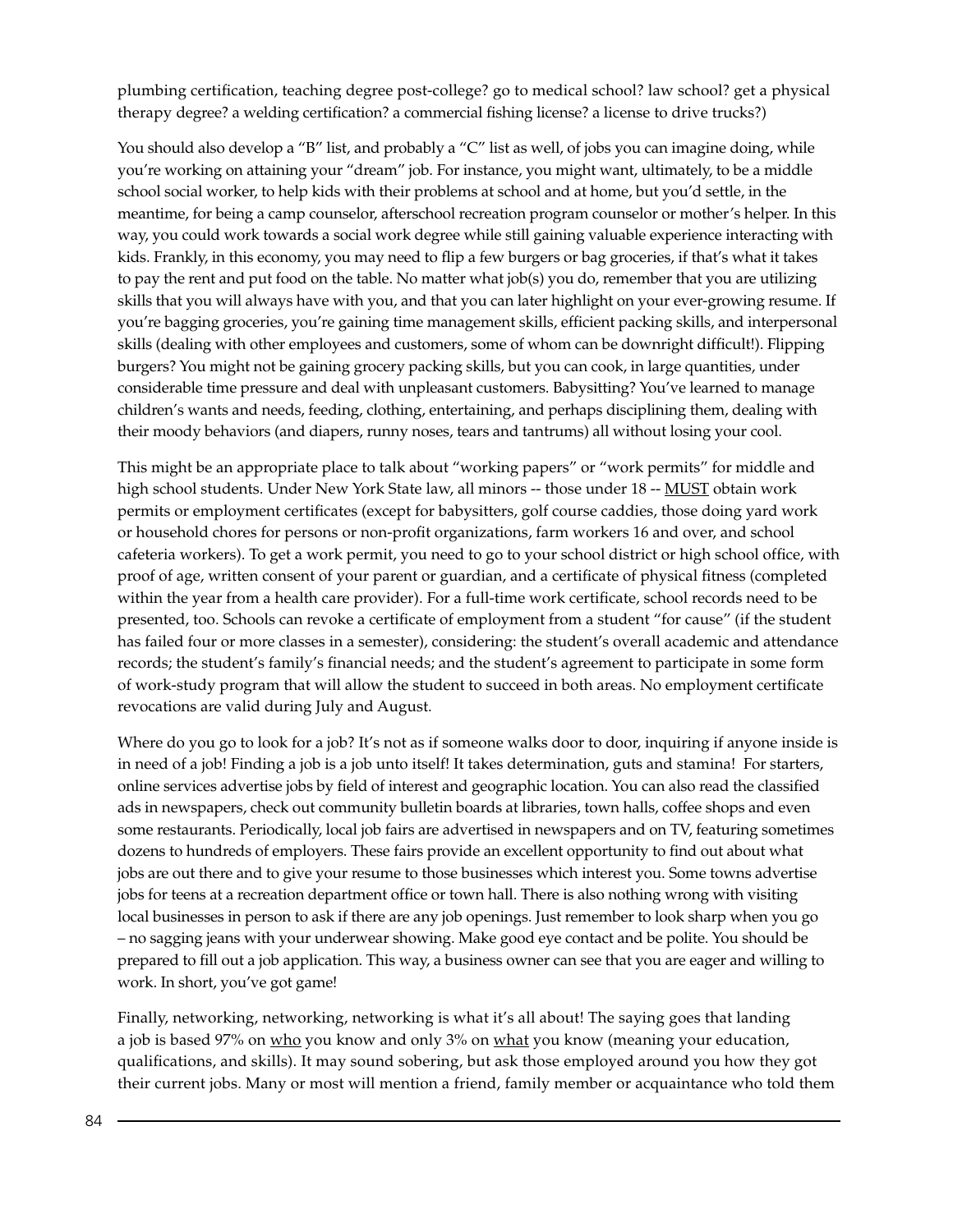plumbing certification, teaching degree post-college? go to medical school? law school? get a physical therapy degree? a welding certification? a commercial fishing license? a license to drive trucks?)

You should also develop a "B" list, and probably a "C" list as well, of jobs you can imagine doing, while you're working on attaining your "dream" job. For instance, you might want, ultimately, to be a middle school social worker, to help kids with their problems at school and at home, but you'd settle, in the meantime, for being a camp counselor, afterschool recreation program counselor or mother's helper. In this way, you could work towards a social work degree while still gaining valuable experience interacting with kids. Frankly, in this economy, you may need to flip a few burgers or bag groceries, if that's what it takes to pay the rent and put food on the table. No matter what job(s) you do, remember that you are utilizing skills that you will always have with you, and that you can later highlight on your ever-growing resume. If you're bagging groceries, you're gaining time management skills, efficient packing skills, and interpersonal skills (dealing with other employees and customers, some of whom can be downright difficult!). Flipping burgers? You might not be gaining grocery packing skills, but you can cook, in large quantities, under considerable time pressure and deal with unpleasant customers. Babysitting? You've learned to manage children's wants and needs, feeding, clothing, entertaining, and perhaps disciplining them, dealing with their moody behaviors (and diapers, runny noses, tears and tantrums) all without losing your cool.

This might be an appropriate place to talk about "working papers" or "work permits" for middle and high school students. Under New York State law, all minors -- those under 18 -- <u>MUST</u> obtain work permits or employment certificates (except for babysitters, golf course caddies, those doing yard work or household chores for persons or non-profit organizations, farm workers 16 and over, and school cafeteria workers). To get a work permit, you need to go to your school district or high school office, with proof of age, written consent of your parent or guardian, and a certificate of physical fitness (completed within the year from a health care provider). For a full-time work certificate, school records need to be presented, too. Schools can revoke a certificate of employment from a student "for cause" (if the student has failed four or more classes in a semester), considering: the student's overall academic and attendance records; the student's family's financial needs; and the student's agreement to participate in some form of work-study program that will allow the student to succeed in both areas. No employment certificate revocations are valid during July and August.

Where do you go to look for a job? It's not as if someone walks door to door, inquiring if anyone inside is in need of a job! Finding a job is a job unto itself! It takes determination, guts and stamina! For starters, online services advertise jobs by field of interest and geographic location. You can also read the classified ads in newspapers, check out community bulletin boards at libraries, town halls, coffee shops and even some restaurants. Periodically, local job fairs are advertised in newspapers and on TV, featuring sometimes dozens to hundreds of employers. These fairs provide an excellent opportunity to find out about what jobs are out there and to give your resume to those businesses which interest you. Some towns advertise jobs for teens at a recreation department office or town hall. There is also nothing wrong with visiting local businesses in person to ask if there are any job openings. Just remember to look sharp when you go – no sagging jeans with your underwear showing. Make good eye contact and be polite. You should be prepared to fill out a job application. This way, a business owner can see that you are eager and willing to work. In short, you've got game!

Finally, networking, networking, networking is what it's all about! The saying goes that landing a job is based 97% on <u>who</u> you know and only 3% on <u>what</u> you know (meaning your education, qualifications, and skills). It may sound sobering, but ask those employed around you how they got their current jobs. Many or most will mention a friend, family member or acquaintance who told them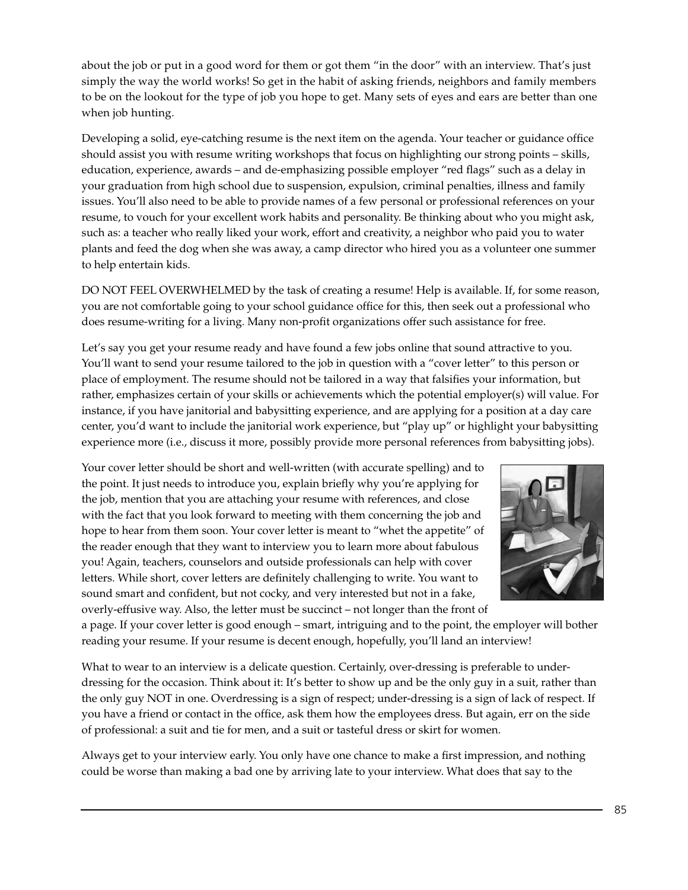about the job or put in a good word for them or got them "in the door" with an interview. That's just simply the way the world works! So get in the habit of asking friends, neighbors and family members to be on the lookout for the type of job you hope to get. Many sets of eyes and ears are better than one when job hunting.

Developing a solid, eye-catching resume is the next item on the agenda. Your teacher or guidance office should assist you with resume writing workshops that focus on highlighting our strong points – skills, education, experience, awards – and de-emphasizing possible employer "red flags" such as a delay in your graduation from high school due to suspension, expulsion, criminal penalties, illness and family issues. You'll also need to be able to provide names of a few personal or professional references on your resume, to vouch for your excellent work habits and personality. Be thinking about who you might ask, such as: a teacher who really liked your work, effort and creativity, a neighbor who paid you to water plants and feed the dog when she was away, a camp director who hired you as a volunteer one summer to help entertain kids.

DO NOT FEEL OVERWHELMED by the task of creating a resume! Help is available. If, for some reason, you are not comfortable going to your school guidance office for this, then seek out a professional who does resume-writing for a living. Many non-profit organizations offer such assistance for free.

Let's say you get your resume ready and have found a few jobs online that sound attractive to you. You'll want to send your resume tailored to the job in question with a "cover letter" to this person or place of employment. The resume should not be tailored in a way that falsifies your information, but rather, emphasizes certain of your skills or achievements which the potential employer(s) will value. For instance, if you have janitorial and babysitting experience, and are applying for a position at a day care center, you'd want to include the janitorial work experience, but "play up" or highlight your babysitting experience more (i.e., discuss it more, possibly provide more personal references from babysitting jobs).

Your cover letter should be short and well-written (with accurate spelling) and to the point. It just needs to introduce you, explain briefly why you're applying for the job, mention that you are attaching your resume with references, and close with the fact that you look forward to meeting with them concerning the job and hope to hear from them soon. Your cover letter is meant to "whet the appetite" of the reader enough that they want to interview you to learn more about fabulous you! Again, teachers, counselors and outside professionals can help with cover letters. While short, cover letters are definitely challenging to write. You want to sound smart and confident, but not cocky, and very interested but not in a fake, overly-effusive way. Also, the letter must be succinct – not longer than the front of a page. If your cover letter is good enough – smart, intriguing and to the point, the employer will bother reading your resume. If your resume is decent enough, hopefully, you'll land an interview!

What to wear to an interview is a delicate question. Certainly, over-dressing is preferable to under-dressing for the occasion. Think about it: It's better to show up and be the only guy in a suit, rather than the only guy NOT in one. Overdressing is a sign of respect; under-dressing is a sign of lack of respect. If you have a friend or contact in the office, ask them how the employees dress. But again, err on the side of professional: a suit and tie for men, and a suit or tasteful dress or skirt for women.

Always get to your interview early. You only have one chance to make a first impression, and nothing could be worse than making a bad one by arriving late to your interview. What does that say to the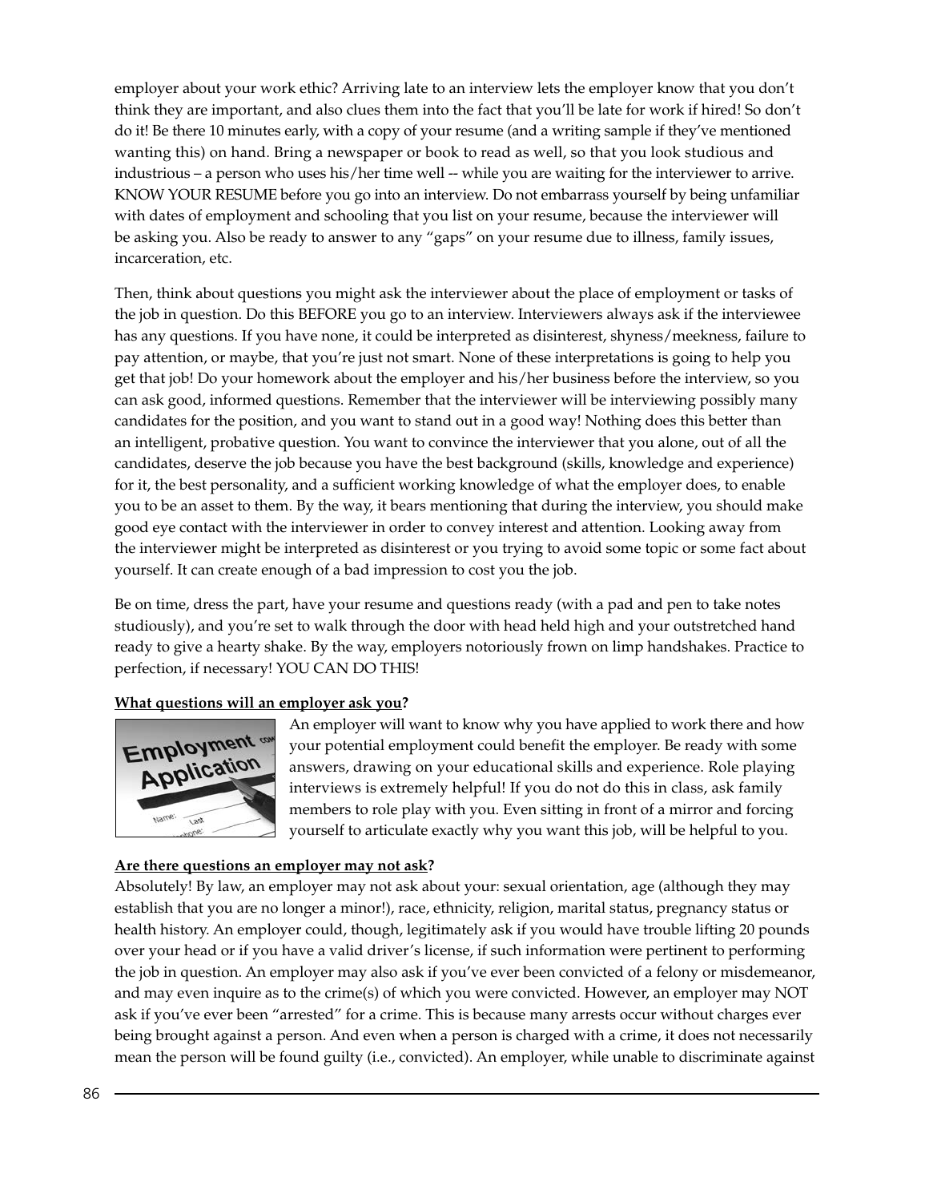employer about your work ethic? Arriving late to an interview lets the employer know that you don't think they are important, and also clues them into the fact that you'll be late for work if hired! So don't do it! Be there 10 minutes early, with a copy of your resume (and a writing sample if they've mentioned wanting this) on hand. Bring a newspaper or book to read as well, so that you look studious and industrious – a person who uses his/her time well -- while you are waiting for the interviewer to arrive. KNOW YOUR RESUME before you go into an interview. Do not embarrass yourself by being unfamiliar with dates of employment and schooling that you list on your resume, because the interviewer will be asking you. Also be ready to answer to any "gaps" on your resume due to illness, family issues, incarceration, etc.

Then, think about questions you might ask the interviewer about the place of employment or tasks of the job in question. Do this BEFORE you go to an interview. Interviewers always ask if the interviewee has any questions. If you have none, it could be interpreted as disinterest, shyness/meekness, failure to pay attention, or maybe, that you're just not smart. None of these interpretations is going to help you get that job! Do your homework about the employer and his/her business before the interview, so you can ask good, informed questions. Remember that the interviewer will be interviewing possibly many candidates for the position, and you want to stand out in a good way! Nothing does this better than an intelligent, probative question. You want to convince the interviewer that you alone, out of all the candidates, deserve the job because you have the best background (skills, knowledge and experience) for it, the best personality, and a sufficient working knowledge of what the employer does, to enable you to be an asset to them. By the way, it bears mentioning that during the interview, you should make good eye contact with the interviewer in order to convey interest and attention. Looking away from the interviewer might be interpreted as disinterest or you trying to avoid some topic or some fact about yourself. It can create enough of a bad impression to cost you the job.

Be on time, dress the part, have your resume and questions ready (with a pad and pen to take notes studiously), and you're set to walk through the door with head held high and your outstretched hand ready to give a hearty shake. By the way, employers notoriously frown on limp handshakes. Practice to perfection, if necessary! YOU CAN DO THIS!

**What questions will an employer ask you?**

An employer will want to know why you have applied to work there and how your potential employment could benefit the employer. Be ready with some answers, drawing on your educational skills and experience. Role playing interviews is extremely helpful! If you do not do this in class, ask family members to role play with you. Even sitting in front of a mirror and forcing yourself to articulate exactly why you want this job, will be helpful to you.

**Are there questions an employer may not ask?**

Absolutely! By law, an employer may not ask about your: sexual orientation, age (although they may establish that you are no longer a minor!), race, ethnicity, religion, marital status, pregnancy status or health history. An employer could, though, legitimately ask if you would have trouble lifting 20 pounds over your head or if you have a valid driver's license, if such information were pertinent to performing the job in question. An employer may also ask if you've ever been convicted of a felony or misdemeanor, and may even inquire as to the crime(s) of which you were convicted. However, an employer may NOT ask if you've ever been "arrested" for a crime. This is because many arrests occur without charges ever being brought against a person. And even when a person is charged with a crime, it does not necessarily mean the person will be found guilty (i.e., convicted). An employer, while unable to discriminate against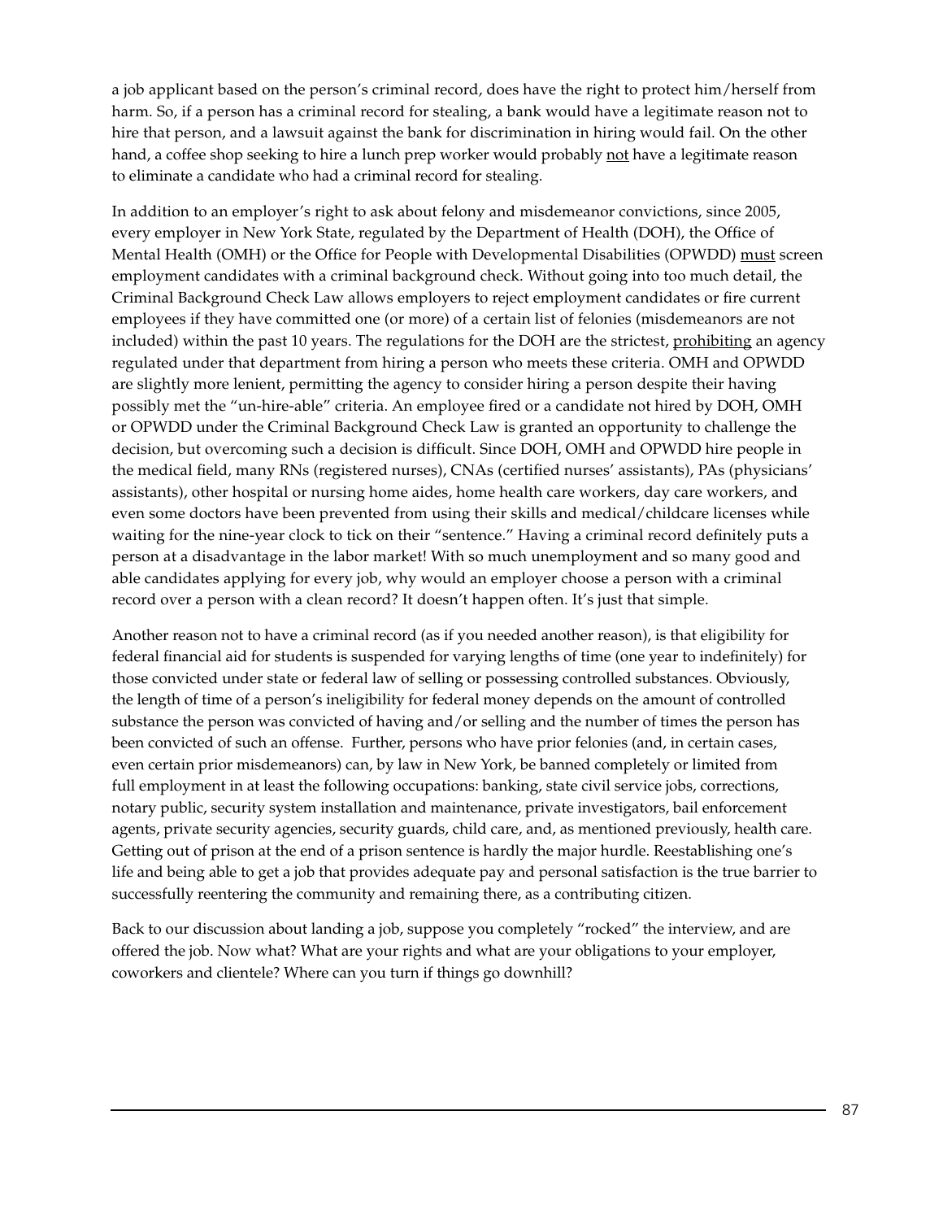a job applicant based on the person's criminal record, does have the right to protect him/herself from harm. So, if a person has a criminal record for stealing, a bank would have a legitimate reason not to hire that person, and a lawsuit against the bank for discrimination in hiring would fail. On the other hand, a coffee shop seeking to hire a lunch prep worker would probably <u>not</u> have a legitimate reason to eliminate a candidate who had a criminal record for stealing.

In addition to an employer's right to ask about felony and misdemeanor convictions, since 2005, every employer in New York State, regulated by the Department of Health (DOH), the Office of Mental Health (OMH) or the Office for People with Developmental Disabilities (OPWDD) <u>must</u> screen employment candidates with a criminal background check. Without going into too much detail, the Criminal Background Check Law allows employers to reject employment candidates or fire current employees if they have committed one (or more) of a certain list of felonies (misdemeanors are not included) within the past 10 years. The regulations for the DOH are the strictest, <u>prohibiting</u> an agency regulated under that department from hiring a person who meets these criteria. OMH and OPWDD are slightly more lenient, permitting the agency to consider hiring a person despite their having possibly met the "un-hire-able" criteria. An employee fired or a candidate not hired by DOH, OMH or OPWDD under the Criminal Background Check Law is granted an opportunity to challenge the decision, but overcoming such a decision is difficult. Since DOH, OMH and OPWDD hire people in the medical field, many RNs (registered nurses), CNAs (certified nurses' assistants), PAs (physicians' assistants), other hospital or nursing home aides, home health care workers, day care workers, and even some doctors have been prevented from using their skills and medical/childcare licenses while waiting for the nine-year clock to tick on their "sentence." Having a criminal record definitely puts a person at a disadvantage in the labor market! With so much unemployment and so many good and able candidates applying for every job, why would an employer choose a person with a criminal record over a person with a clean record? It doesn't happen often. It's just that simple.

Another reason not to have a criminal record (as if you needed another reason), is that eligibility for federal financial aid for students is suspended for varying lengths of time (one year to indefinitely) for those convicted under state or federal law of selling or possessing controlled substances. Obviously, the length of time of a person's ineligibility for federal money depends on the amount of controlled substance the person was convicted of having and/or selling and the number of times the person has been convicted of such an offense. Further, persons who have prior felonies (and, in certain cases, even certain prior misdemeanors) can, by law in New York, be banned completely or limited from full employment in at least the following occupations: banking, state civil service jobs, corrections, notary public, security system installation and maintenance, private investigators, bail enforcement agents, private security agencies, security guards, child care, and, as mentioned previously, health care. Getting out of prison at the end of a prison sentence is hardly the major hurdle. Reestablishing one's life and being able to get a job that provides adequate pay and personal satisfaction is the true barrier to successfully reentering the community and remaining there, as a contributing citizen.

Back to our discussion about landing a job, suppose you completely "rocked" the interview, and are offered the job. Now what? What are your rights and what are your obligations to your employer, coworkers and clientele? Where can you turn if things go downhill?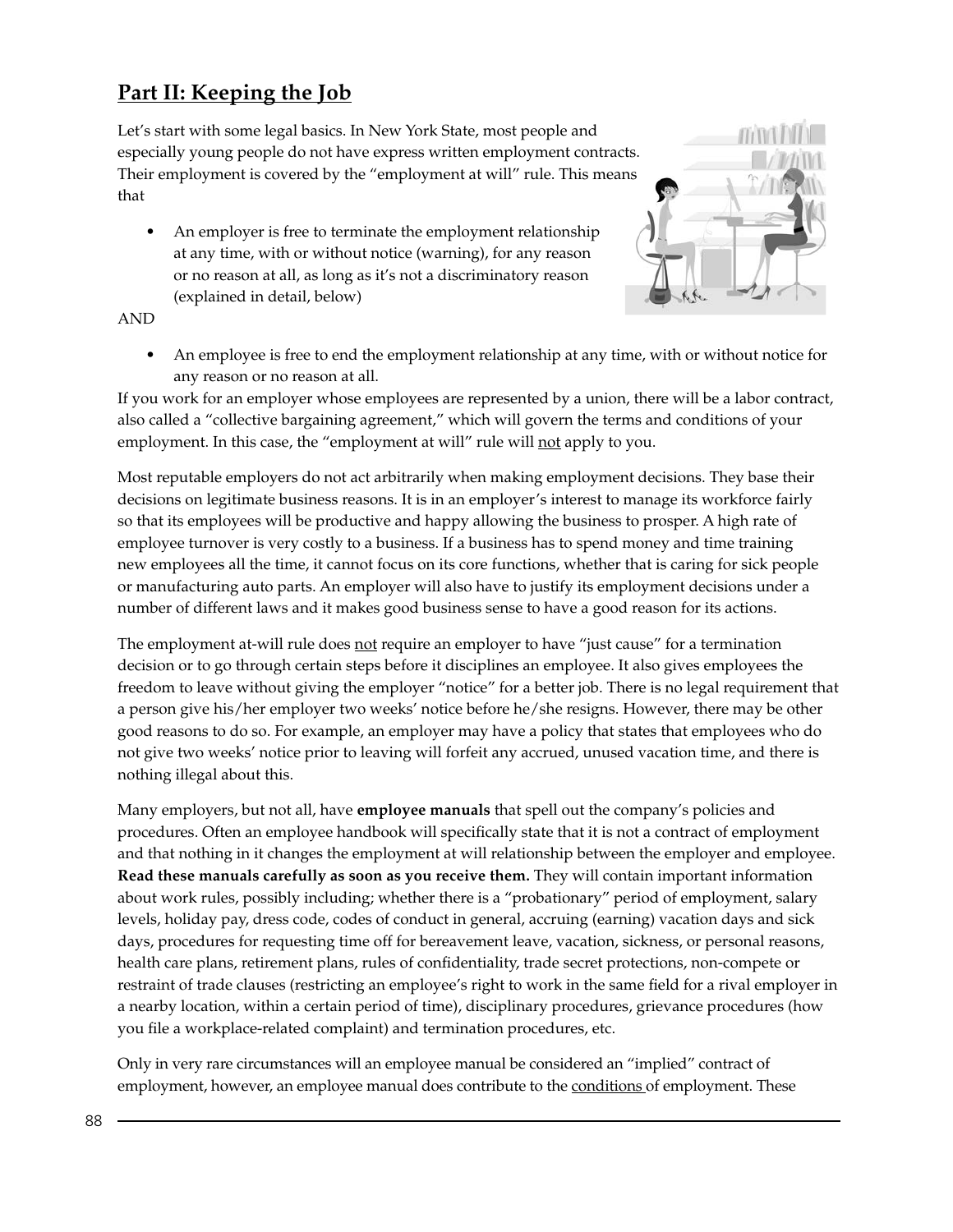## Part II: Keeping the Job

Let's start with some legal basics. In New York State, most people and especially young people do not have express written employment contracts. Their employment is covered by the "employment at will" rule. This means that

- An employer is free to terminate the employment relationship at any time, with or without notice (warning), for any reason or no reason at all, as long as it's not a discriminatory reason (explained in detail, below)

AND

- An employee is free to end the employment relationship at any time, with or without notice for any reason or no reason at all.

If you work for an employer whose employees are represented by a union, there will be a labor contract, also called a "collective bargaining agreement," which will govern the terms and conditions of your employment. In this case, the "employment at will" rule will not apply to you.

Most reputable employers do not act arbitrarily when making employment decisions. They base their decisions on legitimate business reasons. It is in an employer's interest to manage its workforce fairly so that its employees will be productive and happy allowing the business to prosper. A high rate of employee turnover is very costly to a business. If a business has to spend money and time training new employees all the time, it cannot focus on its core functions, whether that is caring for sick people or manufacturing auto parts. An employer will also have to justify its employment decisions under a number of different laws and it makes good business sense to have a good reason for its actions.

The employment at-will rule does not require an employer to have "just cause" for a termination decision or to go through certain steps before it disciplines an employee. It also gives employees the freedom to leave without giving the employer "notice" for a better job. There is no legal requirement that a person give his/her employer two weeks' notice before he/she resigns. However, there may be other good reasons to do so. For example, an employer may have a policy that states that employees who do not give two weeks' notice prior to leaving will forfeit any accrued, unused vacation time, and there is nothing illegal about this.

Many employers, but not all, have **employee manuals** that spell out the company's policies and procedures. Often an employee handbook will specifically state that it is not a contract of employment and that nothing in it changes the employment at will relationship between the employer and employee. **Read these manuals carefully as soon as you receive them.** They will contain important information about work rules, possibly including; whether there is a "probationary" period of employment, salary levels, holiday pay, dress code, codes of conduct in general, accruing (earning) vacation days and sick days, procedures for requesting time off for bereavement leave, vacation, sickness, or personal reasons, health care plans, retirement plans, rules of confidentiality, trade secret protections, non-compete or restraint of trade clauses (restricting an employee's right to work in the same field for a rival employer in a nearby location, within a certain period of time), disciplinary procedures, grievance procedures (how you file a workplace-related complaint) and termination procedures, etc.

Only in very rare circumstances will an employee manual be considered an "implied" contract of employment, however, an employee manual does contribute to the conditions of employment. These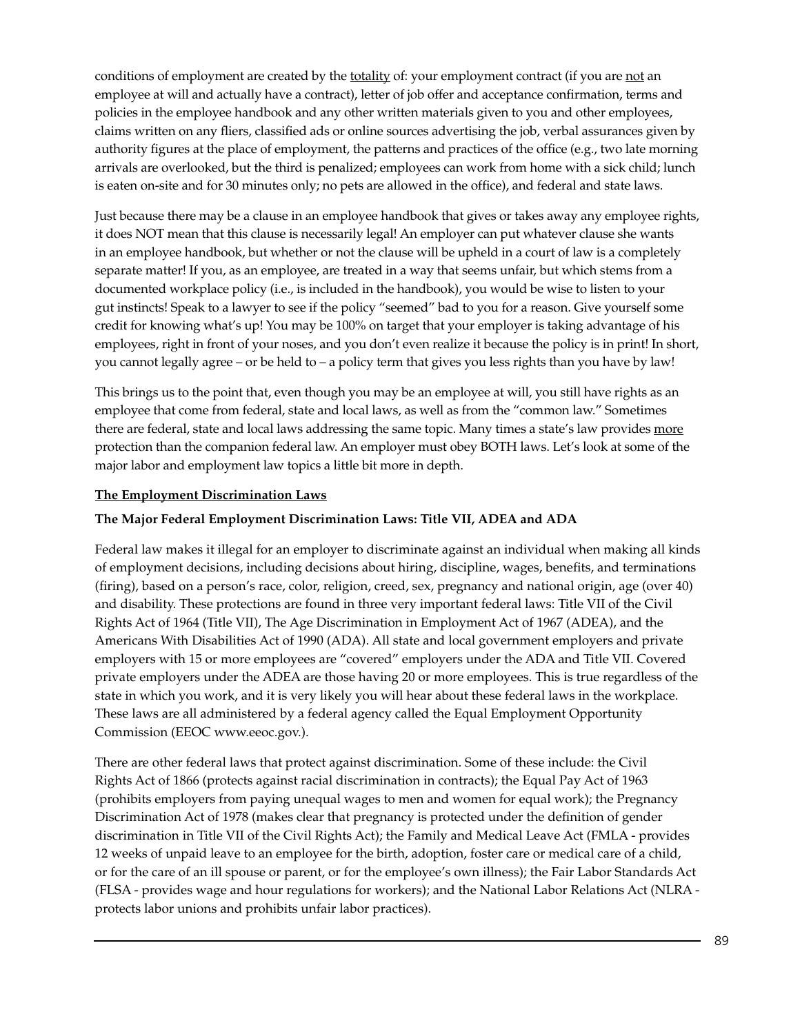conditions of employment are created by the <u>totality</u> of: your employment contract (if you are <u>not</u> an employee at will and actually have a contract), letter of job offer and acceptance confirmation, terms and policies in the employee handbook and any other written materials given to you and other employees, claims written on any fliers, classified ads or online sources advertising the job, verbal assurances given by authority figures at the place of employment, the patterns and practices of the office (e.g., two late morning arrivals are overlooked, but the third is penalized; employees can work from home with a sick child; lunch is eaten on-site and for 30 minutes only; no pets are allowed in the office), and federal and state laws.

Just because there may be a clause in an employee handbook that gives or takes away any employee rights, it does NOT mean that this clause is necessarily legal! An employer can put whatever clause she wants in an employee handbook, but whether or not the clause will be upheld in a court of law is a completely separate matter! If you, as an employee, are treated in a way that seems unfair, but which stems from a documented workplace policy (i.e., is included in the handbook), you would be wise to listen to your gut instincts! Speak to a lawyer to see if the policy "seemed" bad to you for a reason. Give yourself some credit for knowing what's up! You may be 100% on target that your employer is taking advantage of his employees, right in front of your noses, and you don't even realize it because the policy is in print! In short, you cannot legally agree – or be held to – a policy term that gives you less rights than you have by law!

This brings us to the point that, even though you may be an employee at will, you still have rights as an employee that come from federal, state and local laws, as well as from the "common law." Sometimes there are federal, state and local laws addressing the same topic. Many times a state's law provides <u>more</u> protection than the companion federal law. An employer must obey BOTH laws. Let's look at some of the major labor and employment law topics a little bit more in depth.

## <u>The Employment Discrimination Laws</u>

### The Major Federal Employment Discrimination Laws: Title VII, ADEA and ADA

Federal law makes it illegal for an employer to discriminate against an individual when making all kinds of employment decisions, including decisions about hiring, discipline, wages, benefits, and terminations (firing), based on a person's race, color, religion, creed, sex, pregnancy and national origin, age (over 40) and disability. These protections are found in three very important federal laws: Title VII of the Civil Rights Act of 1964 (Title VII), The Age Discrimination in Employment Act of 1967 (ADEA), and the Americans With Disabilities Act of 1990 (ADA). All state and local government employers and private employers with 15 or more employees are "covered" employers under the ADA and Title VII. Covered private employers under the ADEA are those having 20 or more employees. This is true regardless of the state in which you work, and it is very likely you will hear about these federal laws in the workplace. These laws are all administered by a federal agency called the Equal Employment Opportunity Commission (EEOC www.eeoc.gov.).

There are other federal laws that protect against discrimination. Some of these include: the Civil Rights Act of 1866 (protects against racial discrimination in contracts); the Equal Pay Act of 1963 (prohibits employers from paying unequal wages to men and women for equal work); the Pregnancy Discrimination Act of 1978 (makes clear that pregnancy is protected under the definition of gender discrimination in Title VII of the Civil Rights Act); the Family and Medical Leave Act (FMLA - provides 12 weeks of unpaid leave to an employee for the birth, adoption, foster care or medical care of a child, or for the care of an ill spouse or parent, or for the employee's own illness); the Fair Labor Standards Act (FLSA - provides wage and hour regulations for workers); and the National Labor Relations Act (NLRA - protects labor unions and prohibits unfair labor practices).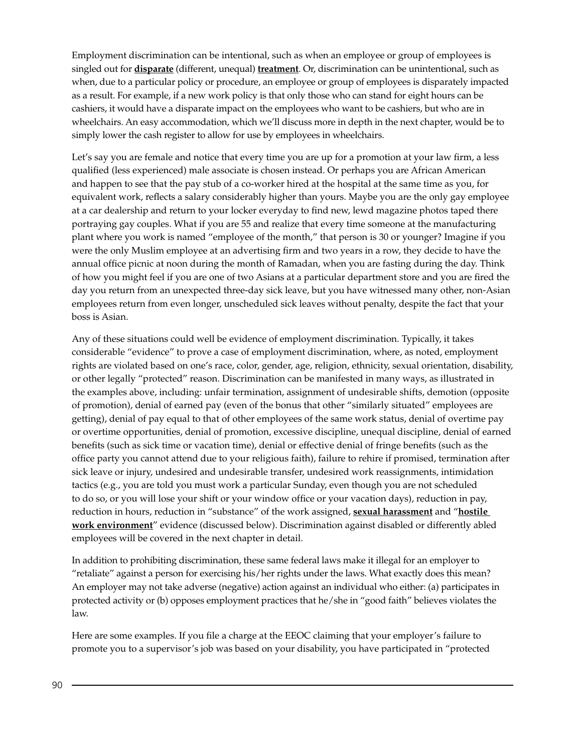Employment discrimination can be intentional, such as when an employee or group of employees is singled out for **disparate** (different, unequal) **treatment**. Or, discrimination can be unintentional, such as when, due to a particular policy or procedure, an employee or group of employees is disparately impacted as a result. For example, if a new work policy is that only those who can stand for eight hours can be cashiers, it would have a disparate impact on the employees who want to be cashiers, but who are in wheelchairs. An easy accommodation, which we'll discuss more in depth in the next chapter, would be to simply lower the cash register to allow for use by employees in wheelchairs.

Let's say you are female and notice that every time you are up for a promotion at your law firm, a less qualified (less experienced) male associate is chosen instead. Or perhaps you are African American and happen to see that the pay stub of a co-worker hired at the hospital at the same time as you, for equivalent work, reflects a salary considerably higher than yours. Maybe you are the only gay employee at a car dealership and return to your locker everyday to find new, lewd magazine photos taped there portraying gay couples. What if you are 55 and realize that every time someone at the manufacturing plant where you work is named "employee of the month," that person is 30 or younger? Imagine if you were the only Muslim employee at an advertising firm and two years in a row, they decide to have the annual office picnic at noon during the month of Ramadan, when you are fasting during the day. Think of how you might feel if you are one of two Asians at a particular department store and you are fired the day you return from an unexpected three-day sick leave, but you have witnessed many other, non-Asian employees return from even longer, unscheduled sick leaves without penalty, despite the fact that your boss is Asian.

Any of these situations could well be evidence of employment discrimination. Typically, it takes considerable "evidence" to prove a case of employment discrimination, where, as noted, employment rights are violated based on one's race, color, gender, age, religion, ethnicity, sexual orientation, disability, or other legally "protected" reason. Discrimination can be manifested in many ways, as illustrated in the examples above, including: unfair termination, assignment of undesirable shifts, demotion (opposite of promotion), denial of earned pay (even of the bonus that other "similarly situated" employees are getting), denial of pay equal to that of other employees of the same work status, denial of overtime pay or overtime opportunities, denial of promotion, excessive discipline, unequal discipline, denial of earned benefits (such as sick time or vacation time), denial or effective denial of fringe benefits (such as the office party you cannot attend due to your religious faith), failure to rehire if promised, termination after sick leave or injury, undesired and undesirable transfer, undesired work reassignments, intimidation tactics (e.g., you are told you must work a particular Sunday, even though you are not scheduled to do so, or you will lose your shift or your window office or your vacation days), reduction in pay, reduction in hours, reduction in "substance" of the work assigned, **sexual harassment** and "**hostile work environment**" evidence (discussed below). Discrimination against disabled or differently abled employees will be covered in the next chapter in detail.

In addition to prohibiting discrimination, these same federal laws make it illegal for an employer to "retaliate" against a person for exercising his/her rights under the laws. What exactly does this mean? An employer may not take adverse (negative) action against an individual who either: (a) participates in protected activity or (b) opposes employment practices that he/she in "good faith" believes violates the law.

Here are some examples. If you file a charge at the EEOC claiming that your employer's failure to promote you to a supervisor's job was based on your disability, you have participated in "protected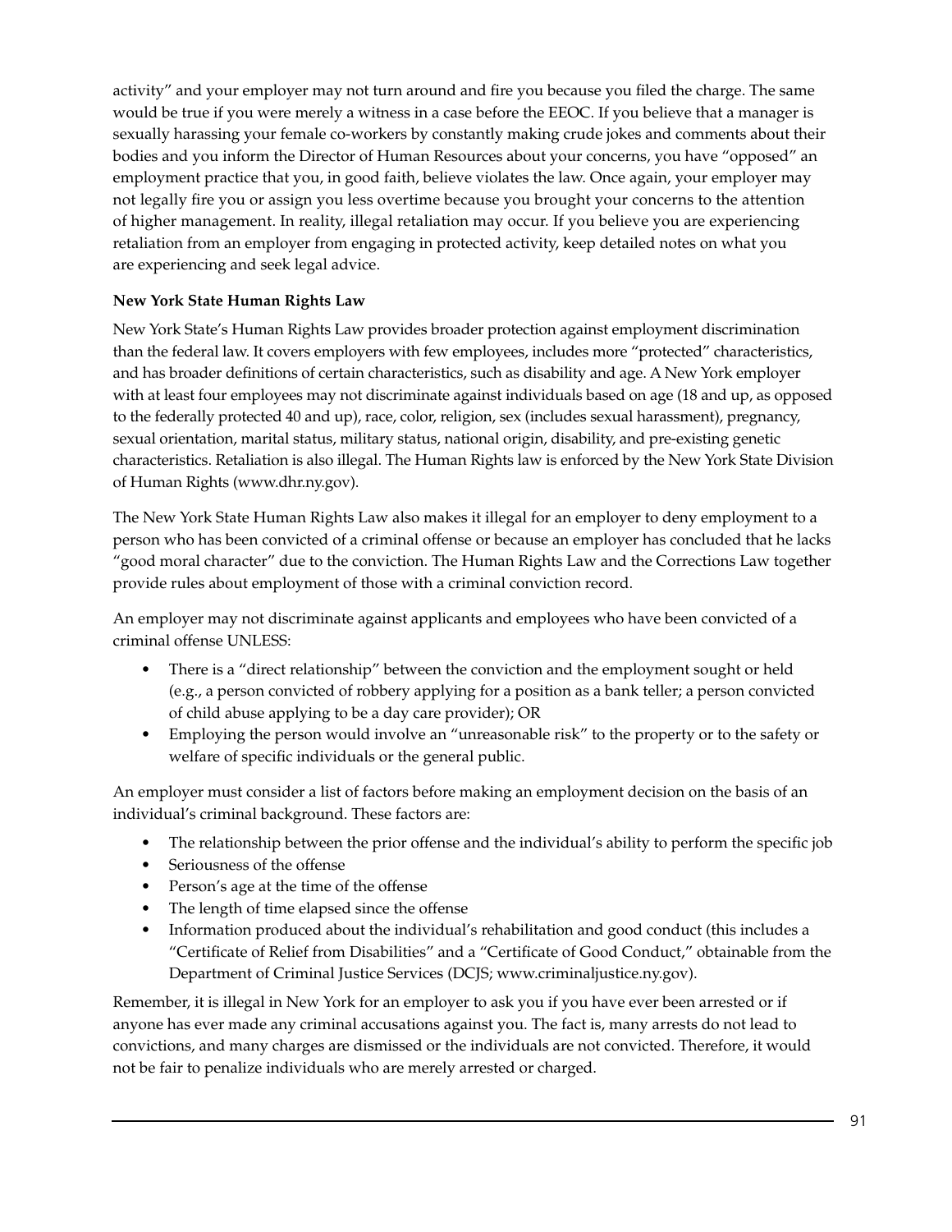activity" and your employer may not turn around and fire you because you filed the charge. The same would be true if you were merely a witness in a case before the EEOC. If you believe that a manager is sexually harassing your female co-workers by constantly making crude jokes and comments about their bodies and you inform the Director of Human Resources about your concerns, you have "opposed" an employment practice that you, in good faith, believe violates the law. Once again, your employer may not legally fire you or assign you less overtime because you brought your concerns to the attention of higher management. In reality, illegal retaliation may occur. If you believe you are experiencing retaliation from an employer from engaging in protected activity, keep detailed notes on what you are experiencing and seek legal advice.

**New York State Human Rights Law**

New York State's Human Rights Law provides broader protection against employment discrimination than the federal law. It covers employers with few employees, includes more "protected" characteristics, and has broader definitions of certain characteristics, such as disability and age. A New York employer with at least four employees may not discriminate against individuals based on age (18 and up, as opposed to the federally protected 40 and up), race, color, religion, sex (includes sexual harassment), pregnancy, sexual orientation, marital status, military status, national origin, disability, and pre-existing genetic characteristics. Retaliation is also illegal. The Human Rights law is enforced by the New York State Division of Human Rights (www.dhr.ny.gov).

The New York State Human Rights Law also makes it illegal for an employer to deny employment to a person who has been convicted of a criminal offense or because an employer has concluded that he lacks "good moral character" due to the conviction. The Human Rights Law and the Corrections Law together provide rules about employment of those with a criminal conviction record.

An employer may not discriminate against applicants and employees who have been convicted of a criminal offense UNLESS:

- There is a "direct relationship" between the conviction and the employment sought or held (e.g., a person convicted of robbery applying for a position as a bank teller; a person convicted of child abuse applying to be a day care provider); OR
- Employing the person would involve an "unreasonable risk" to the property or to the safety or welfare of specific individuals or the general public.

An employer must consider a list of factors before making an employment decision on the basis of an individual's criminal background. These factors are:

- The relationship between the prior offense and the individual's ability to perform the specific job
- Seriousness of the offense
- Person's age at the time of the offense
- The length of time elapsed since the offense
- Information produced about the individual's rehabilitation and good conduct (this includes a "Certificate of Relief from Disabilities" and a "Certificate of Good Conduct," obtainable from the Department of Criminal Justice Services (DCJS; www.criminaljustice.ny.gov).

Remember, it is illegal in New York for an employer to ask you if you have ever been arrested or if anyone has ever made any criminal accusations against you. The fact is, many arrests do not lead to convictions, and many charges are dismissed or the individuals are not convicted. Therefore, it would not be fair to penalize individuals who are merely arrested or charged.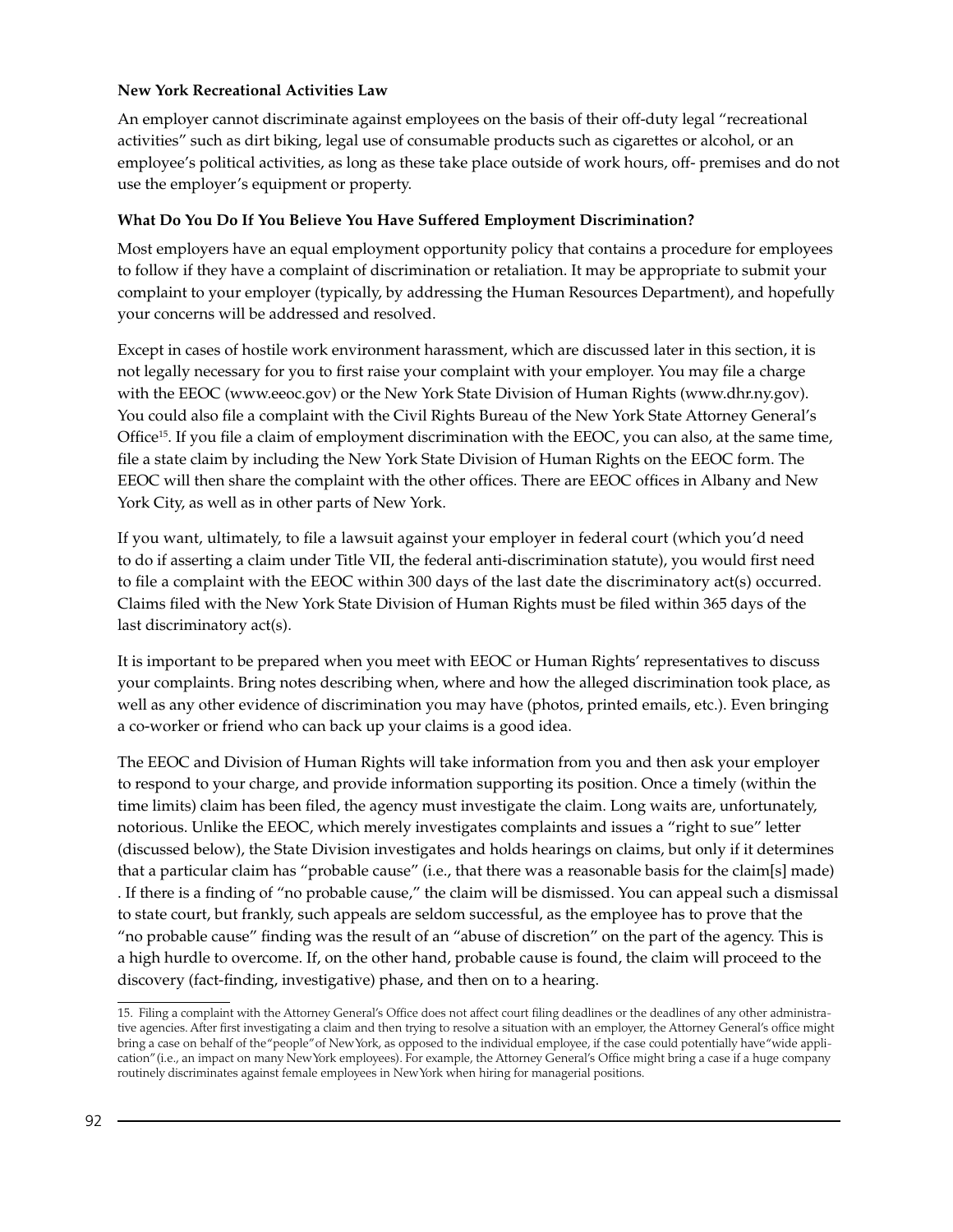**New York Recreational Activities Law**

An employer cannot discriminate against employees on the basis of their off-duty legal "recreational activities" such as dirt biking, legal use of consumable products such as cigarettes or alcohol, or an employee's political activities, as long as these take place outside of work hours, off- premises and do not use the employer's equipment or property.

**What Do You Do If You Believe You Have Suffered Employment Discrimination?**

Most employers have an equal employment opportunity policy that contains a procedure for employees to follow if they have a complaint of discrimination or retaliation. It may be appropriate to submit your complaint to your employer (typically, by addressing the Human Resources Department), and hopefully your concerns will be addressed and resolved.

Except in cases of hostile work environment harassment, which are discussed later in this section, it is not legally necessary for you to first raise your complaint with your employer. You may file a charge with the EEOC (www.eeoc.gov) or the New York State Division of Human Rights (www.dhr.ny.gov). You could also file a complaint with the Civil Rights Bureau of the New York State Attorney General's Office[15]. If you file a claim of employment discrimination with the EEOC, you can also, at the same time, file a state claim by including the New York State Division of Human Rights on the EEOC form. The EEOC will then share the complaint with the other offices. There are EEOC offices in Albany and New York City, as well as in other parts of New York.

If you want, ultimately, to file a lawsuit against your employer in federal court (which you'd need to do if asserting a claim under Title VII, the federal anti-discrimination statute), you would first need to file a complaint with the EEOC within 300 days of the last date the discriminatory act(s) occurred. Claims filed with the New York State Division of Human Rights must be filed within 365 days of the last discriminatory act(s).

It is important to be prepared when you meet with EEOC or Human Rights' representatives to discuss your complaints. Bring notes describing when, where and how the alleged discrimination took place, as well as any other evidence of discrimination you may have (photos, printed emails, etc.). Even bringing a co-worker or friend who can back up your claims is a good idea.

The EEOC and Division of Human Rights will take information from you and then ask your employer to respond to your charge, and provide information supporting its position. Once a timely (within the time limits) claim has been filed, the agency must investigate the claim. Long waits are, unfortunately, notorious. Unlike the EEOC, which merely investigates complaints and issues a "right to sue" letter (discussed below), the State Division investigates and holds hearings on claims, but only if it determines that a particular claim has "probable cause" (i.e., that there was a reasonable basis for the claim[s] made) . If there is a finding of "no probable cause," the claim will be dismissed. You can appeal such a dismissal to state court, but frankly, such appeals are seldom successful, as the employee has to prove that the "no probable cause" finding was the result of an "abuse of discretion" on the part of the agency. This is a high hurdle to overcome. If, on the other hand, probable cause is found, the claim will proceed to the discovery (fact-finding, investigative) phase, and then on to a hearing.

---

15. Filing a complaint with the Attorney General's Office does not affect court filing deadlines or the deadlines of any other administrative agencies. After first investigating a claim and then trying to resolve a situation with an employer, the Attorney General's office might bring a case on behalf of the "people" of New York, as opposed to the individual employee, if the case could potentially have "wide application" (i.e., an impact on many New York employees). For example, the Attorney General's Office might bring a case if a huge company routinely discriminates against female employees in New York when hiring for managerial positions.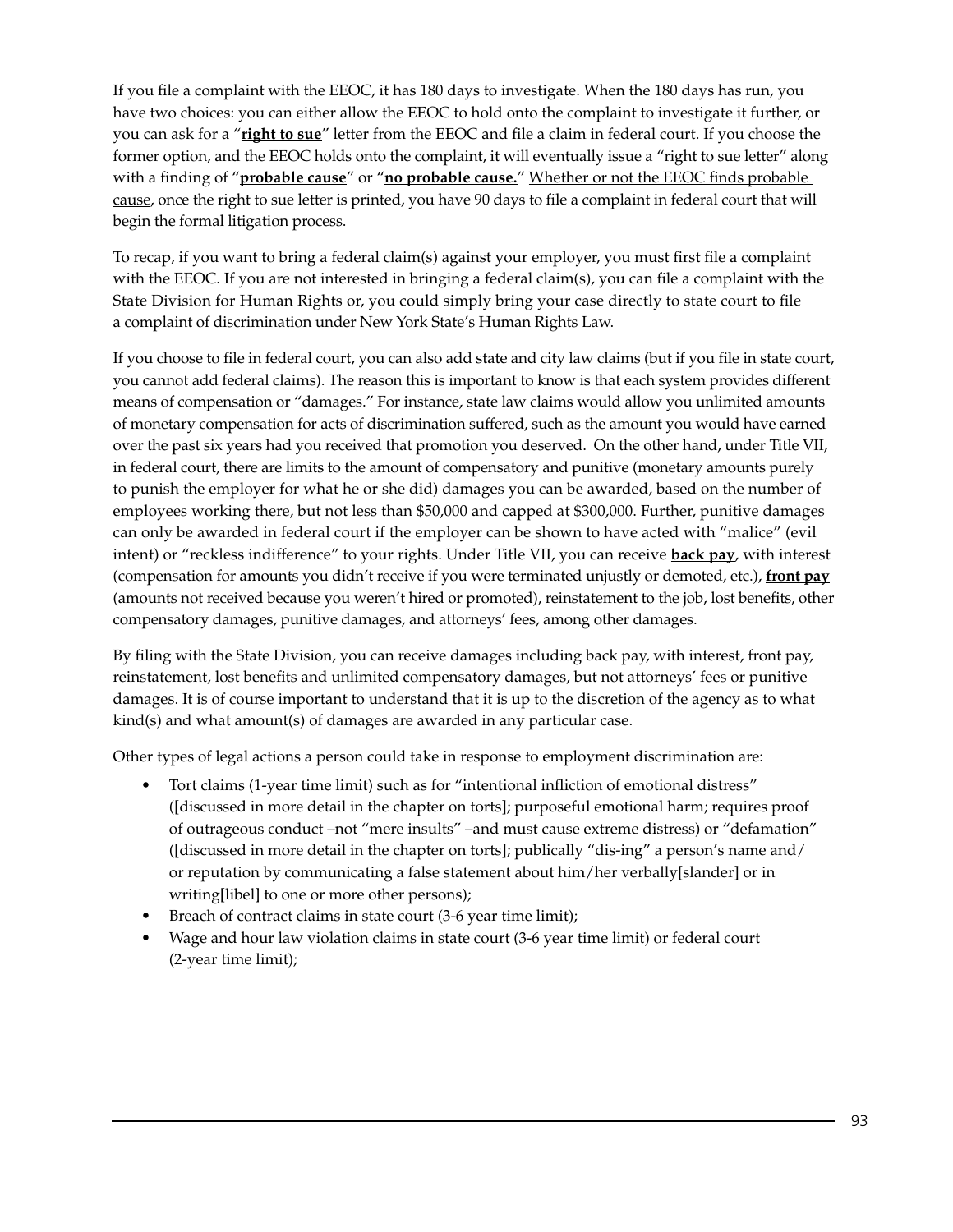If you file a complaint with the EEOC, it has 180 days to investigate. When the 180 days has run, you have two choices: you can either allow the EEOC to hold onto the complaint to investigate it further, or you can ask for a "**right to sue**" letter from the EEOC and file a claim in federal court. If you choose the former option, and the EEOC holds onto the complaint, it will eventually issue a "right to sue letter" along with a finding of "**probable cause**" or "**no probable cause.**" Whether or not the EEOC finds probable cause, once the right to sue letter is printed, you have 90 days to file a complaint in federal court that will begin the formal litigation process.

To recap, if you want to bring a federal claim(s) against your employer, you must first file a complaint with the EEOC. If you are not interested in bringing a federal claim(s), you can file a complaint with the State Division for Human Rights or, you could simply bring your case directly to state court to file a complaint of discrimination under New York State's Human Rights Law.

If you choose to file in federal court, you can also add state and city law claims (but if you file in state court, you cannot add federal claims). The reason this is important to know is that each system provides different means of compensation or "damages." For instance, state law claims would allow you unlimited amounts of monetary compensation for acts of discrimination suffered, such as the amount you would have earned over the past six years had you received that promotion you deserved. On the other hand, under Title VII, in federal court, there are limits to the amount of compensatory and punitive (monetary amounts purely to punish the employer for what he or she did) damages you can be awarded, based on the number of employees working there, but not less than $50,000 and capped at $300,000. Further, punitive damages can only be awarded in federal court if the employer can be shown to have acted with "malice" (evil intent) or "reckless indifference" to your rights. Under Title VII, you can receive **back pay**, with interest (compensation for amounts you didn't receive if you were terminated unjustly or demoted, etc.), **front pay** (amounts not received because you weren't hired or promoted), reinstatement to the job, lost benefits, other compensatory damages, punitive damages, and attorneys' fees, among other damages.

By filing with the State Division, you can receive damages including back pay, with interest, front pay, reinstatement, lost benefits and unlimited compensatory damages, but not attorneys' fees or punitive damages. It is of course important to understand that it is up to the discretion of the agency as to what kind(s) and what amount(s) of damages are awarded in any particular case.

Other types of legal actions a person could take in response to employment discrimination are:

- Tort claims (1-year time limit) such as for "intentional infliction of emotional distress" ([discussed in more detail in the chapter on torts]; purposeful emotional harm; requires proof of outrageous conduct –not "mere insults" –and must cause extreme distress) or "defamation" ([discussed in more detail in the chapter on torts]; publically "dis-ing" a person's name and/or reputation by communicating a false statement about him/her verbally[slander] or in writing[libel] to one or more other persons);
- Breach of contract claims in state court (3-6 year time limit);
- Wage and hour law violation claims in state court (3-6 year time limit) or federal court (2-year time limit);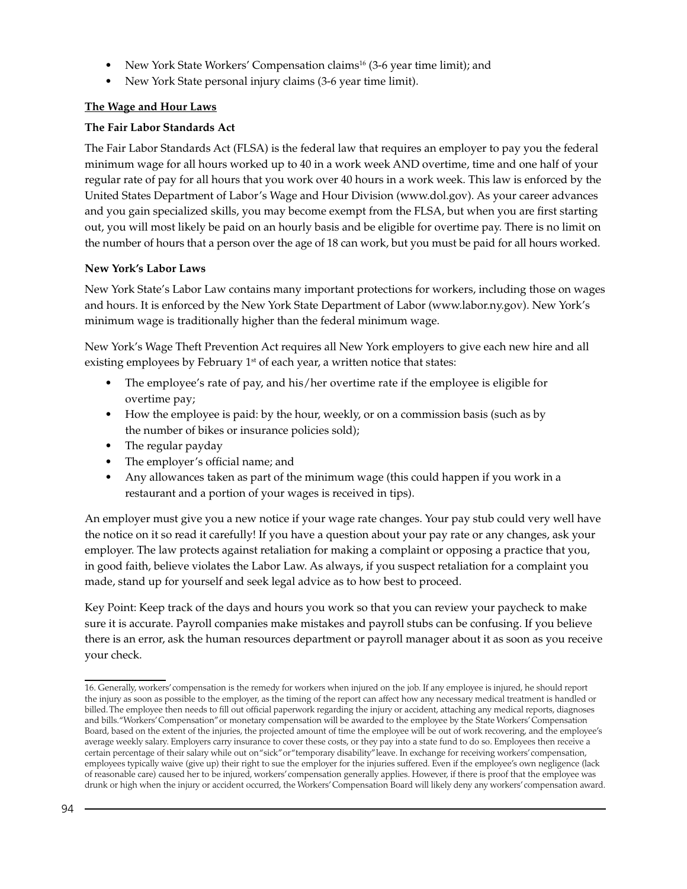- New York State Workers' Compensation claims[16] (3-6 year time limit); and
- New York State personal injury claims (3-6 year time limit).

## The Wage and Hour Laws

### The Fair Labor Standards Act

The Fair Labor Standards Act (FLSA) is the federal law that requires an employer to pay you the federal minimum wage for all hours worked up to 40 in a work week AND overtime, time and one half of your regular rate of pay for all hours that you work over 40 hours in a work week. This law is enforced by the United States Department of Labor's Wage and Hour Division (www.dol.gov). As your career advances and you gain specialized skills, you may become exempt from the FLSA, but when you are first starting out, you will most likely be paid on an hourly basis and be eligible for overtime pay. There is no limit on the number of hours that a person over the age of 18 can work, but you must be paid for all hours worked.

### New York's Labor Laws

New York State's Labor Law contains many important protections for workers, including those on wages and hours. It is enforced by the New York State Department of Labor (www.labor.ny.gov). New York's minimum wage is traditionally higher than the federal minimum wage.

New York's Wage Theft Prevention Act requires all New York employers to give each new hire and all existing employees by February 1st of each year, a written notice that states:

- The employee's rate of pay, and his/her overtime rate if the employee is eligible for overtime pay;
- How the employee is paid: by the hour, weekly, or on a commission basis (such as by the number of bikes or insurance policies sold);
- The regular payday
- The employer's official name; and
- Any allowances taken as part of the minimum wage (this could happen if you work in a restaurant and a portion of your wages is received in tips).

An employer must give you a new notice if your wage rate changes. Your pay stub could very well have the notice on it so read it carefully! If you have a question about your pay rate or any changes, ask your employer. The law protects against retaliation for making a complaint or opposing a practice that you, in good faith, believe violates the Labor Law. As always, if you suspect retaliation for a complaint you made, stand up for yourself and seek legal advice as to how best to proceed.

Key Point: Keep track of the days and hours you work so that you can review your paycheck to make sure it is accurate. Payroll companies make mistakes and payroll stubs can be confusing. If you believe there is an error, ask the human resources department or payroll manager about it as soon as you receive your check.

---

16. Generally, workers' compensation is the remedy for workers when injured on the job. If any employee is injured, he should report the injury as soon as possible to the employer, as the timing of the report can affect how any necessary medical treatment is handled or billed. The employee then needs to fill out official paperwork regarding the injury or accident, attaching any medical reports, diagnoses and bills. "Workers' Compensation" or monetary compensation will be awarded to the employee by the State Workers' Compensation Board, based on the extent of the injuries, the projected amount of time the employee will be out of work recovering, and the employee's average weekly salary. Employers carry insurance to cover these costs, or they pay into a state fund to do so. Employees then receive a certain percentage of their salary while out on "sick" or "temporary disability" leave. In exchange for receiving workers' compensation, employees typically waive (give up) their right to sue the employer for the injuries suffered. Even if the employee's own negligence (lack of reasonable care) caused her to be injured, workers' compensation generally applies. However, if there is proof that the employee was drunk or high when the injury or accident occurred, the Workers' Compensation Board will likely deny any workers' compensation award.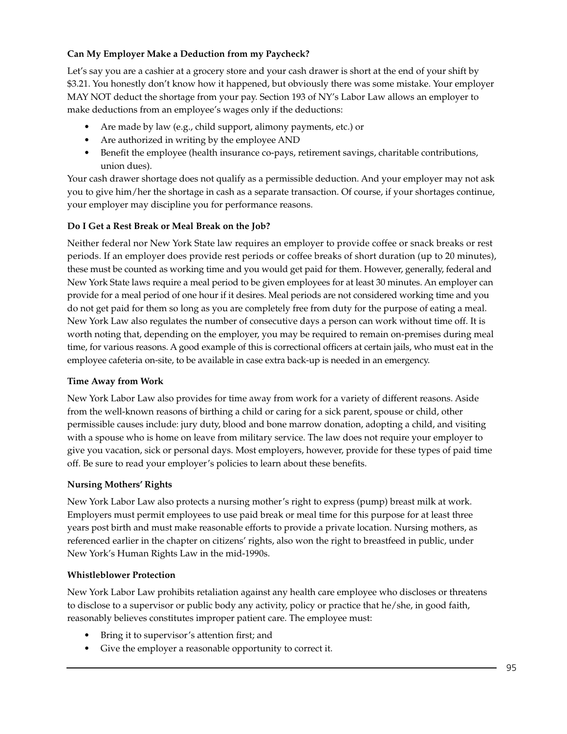**Can My Employer Make a Deduction from my Paycheck?**

Let's say you are a cashier at a grocery store and your cash drawer is short at the end of your shift by $3.21. You honestly don't know how it happened, but obviously there was some mistake. Your employer MAY NOT deduct the shortage from your pay. Section 193 of NY's Labor Law allows an employer to make deductions from an employee's wages only if the deductions:

- Are made by law (e.g., child support, alimony payments, etc.) or
- Are authorized in writing by the employee AND
- Benefit the employee (health insurance co-pays, retirement savings, charitable contributions, union dues).

Your cash drawer shortage does not qualify as a permissible deduction. And your employer may not ask you to give him/her the shortage in cash as a separate transaction. Of course, if your shortages continue, your employer may discipline you for performance reasons.

**Do I Get a Rest Break or Meal Break on the Job?**

Neither federal nor New York State law requires an employer to provide coffee or snack breaks or rest periods. If an employer does provide rest periods or coffee breaks of short duration (up to 20 minutes), these must be counted as working time and you would get paid for them. However, generally, federal and New York State laws require a meal period to be given employees for at least 30 minutes. An employer can provide for a meal period of one hour if it desires. Meal periods are not considered working time and you do not get paid for them so long as you are completely free from duty for the purpose of eating a meal. New York Law also regulates the number of consecutive days a person can work without time off. It is worth noting that, depending on the employer, you may be required to remain on-premises during meal time, for various reasons. A good example of this is correctional officers at certain jails, who must eat in the employee cafeteria on-site, to be available in case extra back-up is needed in an emergency.

**Time Away from Work**

New York Labor Law also provides for time away from work for a variety of different reasons. Aside from the well-known reasons of birthing a child or caring for a sick parent, spouse or child, other permissible causes include: jury duty, blood and bone marrow donation, adopting a child, and visiting with a spouse who is home on leave from military service. The law does not require your employer to give you vacation, sick or personal days. Most employers, however, provide for these types of paid time off. Be sure to read your employer's policies to learn about these benefits.

**Nursing Mothers' Rights**

New York Labor Law also protects a nursing mother's right to express (pump) breast milk at work. Employers must permit employees to use paid break or meal time for this purpose for at least three years post birth and must make reasonable efforts to provide a private location. Nursing mothers, as referenced earlier in the chapter on citizens' rights, also won the right to breastfeed in public, under New York's Human Rights Law in the mid-1990s.

**Whistleblower Protection**

New York Labor Law prohibits retaliation against any health care employee who discloses or threatens to disclose to a supervisor or public body any activity, policy or practice that he/she, in good faith, reasonably believes constitutes improper patient care. The employee must:

- Bring it to supervisor's attention first; and
- Give the employer a reasonable opportunity to correct it.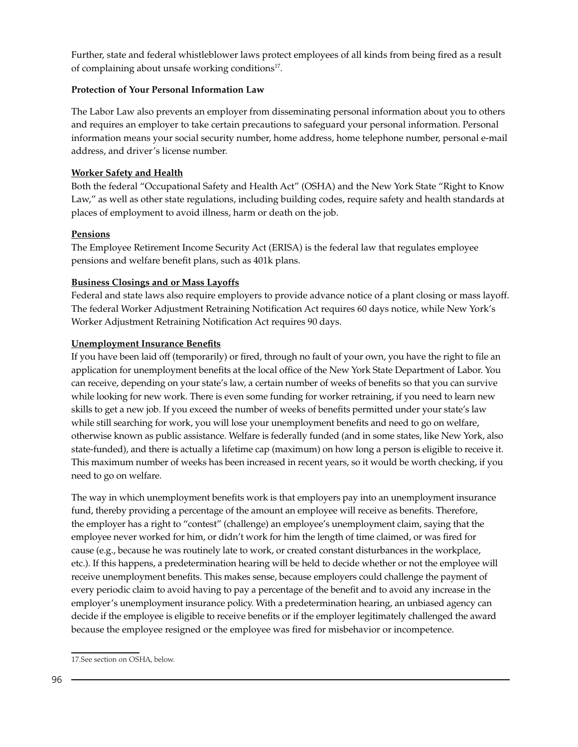Further, state and federal whistleblower laws protect employees of all kinds from being fired as a result of complaining about unsafe working conditions[17].

**Protection of Your Personal Information Law**

The Labor Law also prevents an employer from disseminating personal information about you to others and requires an employer to take certain precautions to safeguard your personal information. Personal information means your social security number, home address, home telephone number, personal e-mail address, and driver's license number.

**Worker Safety and Health**

Both the federal "Occupational Safety and Health Act" (OSHA) and the New York State "Right to Know Law," as well as other state regulations, including building codes, require safety and health standards at places of employment to avoid illness, harm or death on the job.

**Pensions**

The Employee Retirement Income Security Act (ERISA) is the federal law that regulates employee pensions and welfare benefit plans, such as 401k plans.

**Business Closings and or Mass Layoffs**

Federal and state laws also require employers to provide advance notice of a plant closing or mass layoff. The federal Worker Adjustment Retraining Notification Act requires 60 days notice, while New York's Worker Adjustment Retraining Notification Act requires 90 days.

**Unemployment Insurance Benefits**

If you have been laid off (temporarily) or fired, through no fault of your own, you have the right to file an application for unemployment benefits at the local office of the New York State Department of Labor. You can receive, depending on your state's law, a certain number of weeks of benefits so that you can survive while looking for new work. There is even some funding for worker retraining, if you need to learn new skills to get a new job. If you exceed the number of weeks of benefits permitted under your state's law while still searching for work, you will lose your unemployment benefits and need to go on welfare, otherwise known as public assistance. Welfare is federally funded (and in some states, like New York, also state-funded), and there is actually a lifetime cap (maximum) on how long a person is eligible to receive it. This maximum number of weeks has been increased in recent years, so it would be worth checking, if you need to go on welfare.

The way in which unemployment benefits work is that employers pay into an unemployment insurance fund, thereby providing a percentage of the amount an employee will receive as benefits. Therefore, the employer has a right to "contest" (challenge) an employee's unemployment claim, saying that the employee never worked for him, or didn't work for him the length of time claimed, or was fired for cause (e.g., because he was routinely late to work, or created constant disturbances in the workplace, etc.). If this happens, a predetermination hearing will be held to decide whether or not the employee will receive unemployment benefits. This makes sense, because employers could challenge the payment of every periodic claim to avoid having to pay a percentage of the benefit and to avoid any increase in the employer's unemployment insurance policy. With a predetermination hearing, an unbiased agency can decide if the employee is eligible to receive benefits or if the employer legitimately challenged the award because the employee resigned or the employee was fired for misbehavior or incompetence.

---

17.See section on OSHA, below.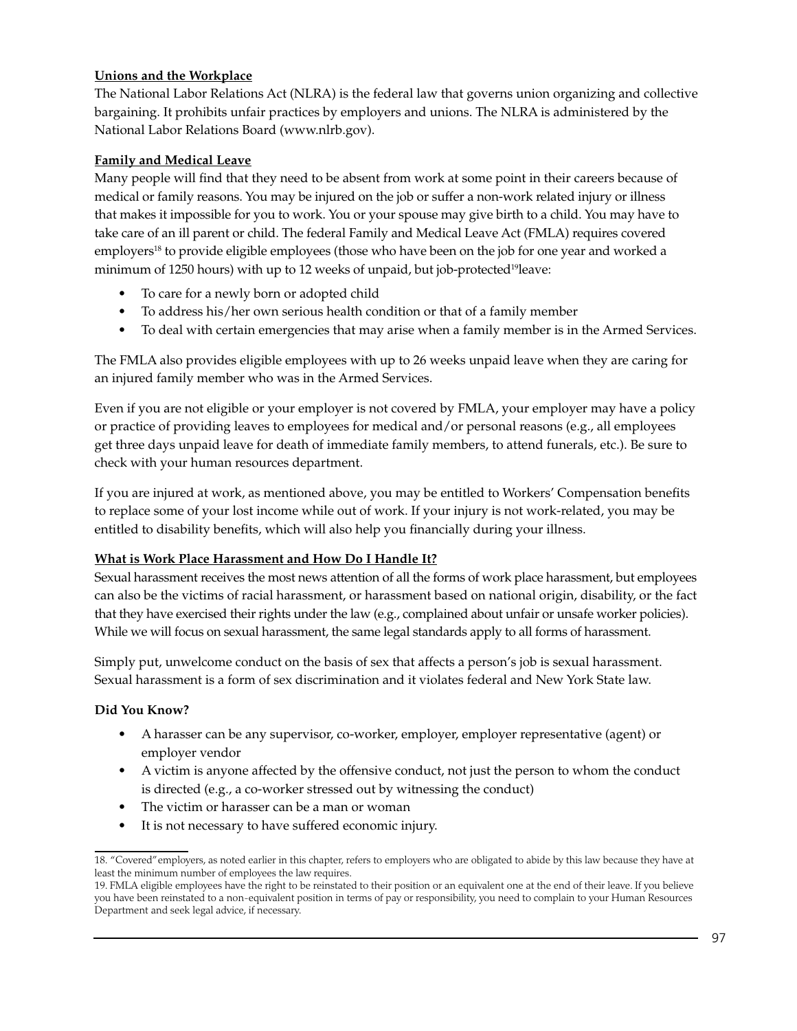**Unions and the Workplace**

The National Labor Relations Act (NLRA) is the federal law that governs union organizing and collective bargaining. It prohibits unfair practices by employers and unions. The NLRA is administered by the National Labor Relations Board (www.nlrb.gov).

**Family and Medical Leave**

Many people will find that they need to be absent from work at some point in their careers because of medical or family reasons. You may be injured on the job or suffer a non-work related injury or illness that makes it impossible for you to work. You or your spouse may give birth to a child. You may have to take care of an ill parent or child. The federal Family and Medical Leave Act (FMLA) requires covered employers[18] to provide eligible employees (those who have been on the job for one year and worked a minimum of 1250 hours) with up to 12 weeks of unpaid, but job-protected[19]leave:

- To care for a newly born or adopted child
- To address his/her own serious health condition or that of a family member
- To deal with certain emergencies that may arise when a family member is in the Armed Services.

The FMLA also provides eligible employees with up to 26 weeks unpaid leave when they are caring for an injured family member who was in the Armed Services.

Even if you are not eligible or your employer is not covered by FMLA, your employer may have a policy or practice of providing leaves to employees for medical and/or personal reasons (e.g., all employees get three days unpaid leave for death of immediate family members, to attend funerals, etc.). Be sure to check with your human resources department.

If you are injured at work, as mentioned above, you may be entitled to Workers' Compensation benefits to replace some of your lost income while out of work. If your injury is not work-related, you may be entitled to disability benefits, which will also help you financially during your illness.

**What is Work Place Harassment and How Do I Handle It?**

Sexual harassment receives the most news attention of all the forms of work place harassment, but employees can also be the victims of racial harassment, or harassment based on national origin, disability, or the fact that they have exercised their rights under the law (e.g., complained about unfair or unsafe worker policies). While we will focus on sexual harassment, the same legal standards apply to all forms of harassment.

Simply put, unwelcome conduct on the basis of sex that affects a person's job is sexual harassment. Sexual harassment is a form of sex discrimination and it violates federal and New York State law.

**Did You Know?**

- A harasser can be any supervisor, co-worker, employer, employer representative (agent) or employer vendor
- A victim is anyone affected by the offensive conduct, not just the person to whom the conduct is directed (e.g., a co-worker stressed out by witnessing the conduct)
- The victim or harasser can be a man or woman
- It is not necessary to have suffered economic injury.

---

18. "Covered"employers, as noted earlier in this chapter, refers to employers who are obligated to abide by this law because they have at least the minimum number of employees the law requires.

19. FMLA eligible employees have the right to be reinstated to their position or an equivalent one at the end of their leave. If you believe you have been reinstated to a non-equivalent position in terms of pay or responsibility, you need to complain to your Human Resources Department and seek legal advice, if necessary.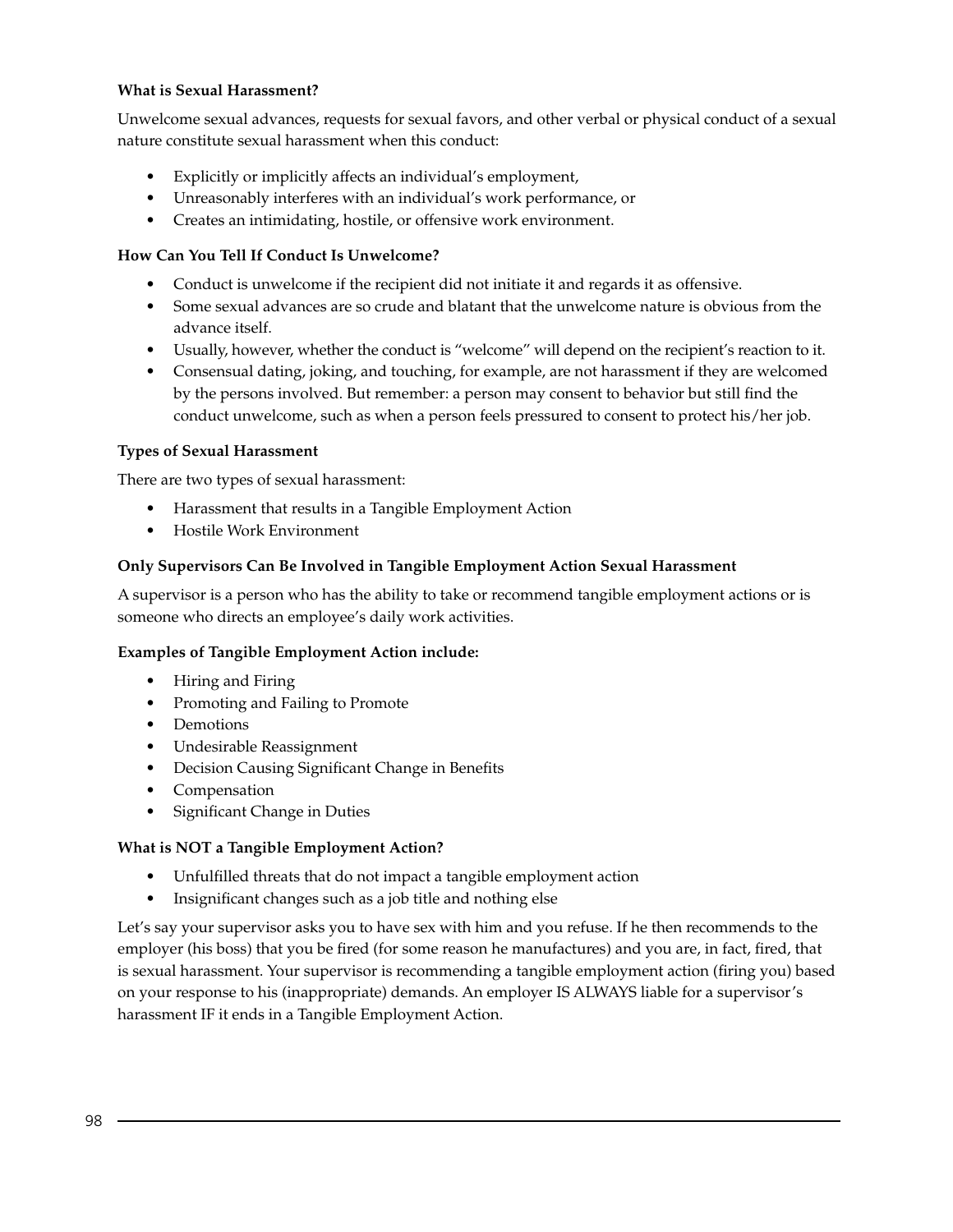**What is Sexual Harassment?**

Unwelcome sexual advances, requests for sexual favors, and other verbal or physical conduct of a sexual nature constitute sexual harassment when this conduct:

- Explicitly or implicitly affects an individual's employment,
- Unreasonably interferes with an individual's work performance, or
- Creates an intimidating, hostile, or offensive work environment.

**How Can You Tell If Conduct Is Unwelcome?**

- Conduct is unwelcome if the recipient did not initiate it and regards it as offensive.
- Some sexual advances are so crude and blatant that the unwelcome nature is obvious from the advance itself.
- Usually, however, whether the conduct is "welcome" will depend on the recipient's reaction to it.
- Consensual dating, joking, and touching, for example, are not harassment if they are welcomed by the persons involved. But remember: a person may consent to behavior but still find the conduct unwelcome, such as when a person feels pressured to consent to protect his/her job.

**Types of Sexual Harassment**

There are two types of sexual harassment:

- Harassment that results in a Tangible Employment Action
- Hostile Work Environment

**Only Supervisors Can Be Involved in Tangible Employment Action Sexual Harassment**

A supervisor is a person who has the ability to take or recommend tangible employment actions or is someone who directs an employee's daily work activities.

**Examples of Tangible Employment Action include:**

- Hiring and Firing
- Promoting and Failing to Promote
- Demotions
- Undesirable Reassignment
- Decision Causing Significant Change in Benefits
- Compensation
- Significant Change in Duties

**What is NOT a Tangible Employment Action?**

- Unfulfilled threats that do not impact a tangible employment action
- Insignificant changes such as a job title and nothing else

Let's say your supervisor asks you to have sex with him and you refuse. If he then recommends to the employer (his boss) that you be fired (for some reason he manufactures) and you are, in fact, fired, that is sexual harassment. Your supervisor is recommending a tangible employment action (firing you) based on your response to his (inappropriate) demands. An employer IS ALWAYS liable for a supervisor's harassment IF it ends in a Tangible Employment Action.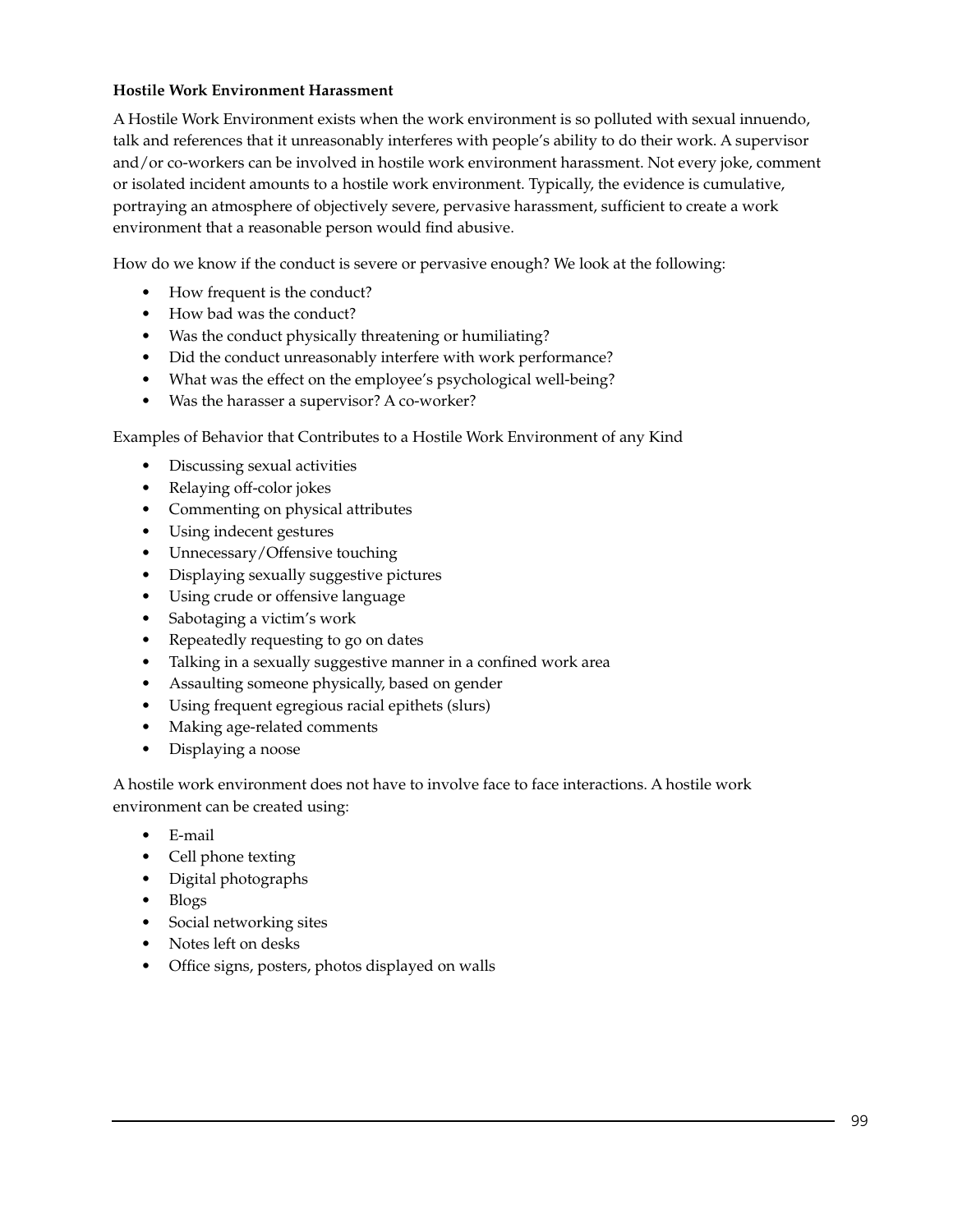**Hostile Work Environment Harassment**

A Hostile Work Environment exists when the work environment is so polluted with sexual innuendo, talk and references that it unreasonably interferes with people's ability to do their work. A supervisor and/or co-workers can be involved in hostile work environment harassment. Not every joke, comment or isolated incident amounts to a hostile work environment. Typically, the evidence is cumulative, portraying an atmosphere of objectively severe, pervasive harassment, sufficient to create a work environment that a reasonable person would find abusive.

How do we know if the conduct is severe or pervasive enough? We look at the following:

- How frequent is the conduct?
- How bad was the conduct?
- Was the conduct physically threatening or humiliating?
- Did the conduct unreasonably interfere with work performance?
- What was the effect on the employee's psychological well-being?
- Was the harasser a supervisor? A co-worker?

Examples of Behavior that Contributes to a Hostile Work Environment of any Kind

- Discussing sexual activities
- Relaying off-color jokes
- Commenting on physical attributes
- Using indecent gestures
- Unnecessary/Offensive touching
- Displaying sexually suggestive pictures
- Using crude or offensive language
- Sabotaging a victim's work
- Repeatedly requesting to go on dates
- Talking in a sexually suggestive manner in a confined work area
- Assaulting someone physically, based on gender
- Using frequent egregious racial epithets (slurs)
- Making age-related comments
- Displaying a noose

A hostile work environment does not have to involve face to face interactions. A hostile work environment can be created using:

- E-mail
- Cell phone texting
- Digital photographs
- Blogs
- Social networking sites
- Notes left on desks
- Office signs, posters, photos displayed on walls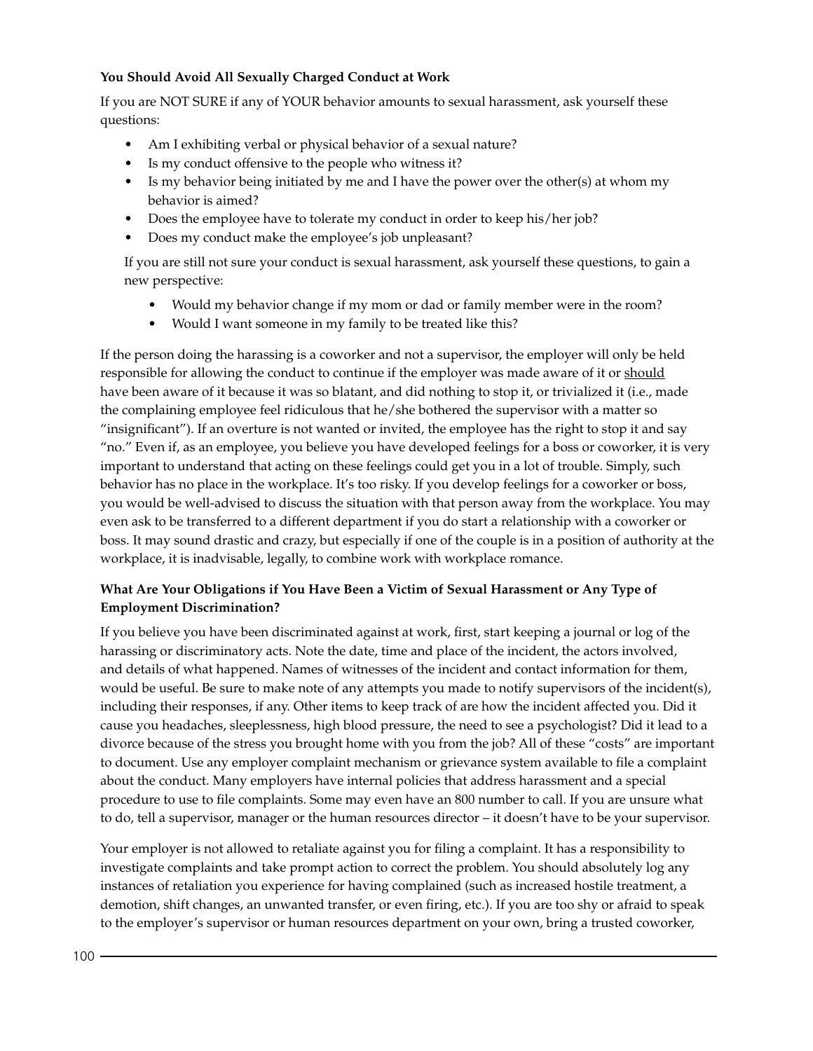**You Should Avoid All Sexually Charged Conduct at Work**

If you are NOT SURE if any of YOUR behavior amounts to sexual harassment, ask yourself these questions:

- Am I exhibiting verbal or physical behavior of a sexual nature?
- Is my conduct offensive to the people who witness it?
- Is my behavior being initiated by me and I have the power over the other(s) at whom my behavior is aimed?
- Does the employee have to tolerate my conduct in order to keep his/her job?
- Does my conduct make the employee's job unpleasant?

If you are still not sure your conduct is sexual harassment, ask yourself these questions, to gain a new perspective:

- Would my behavior change if my mom or dad or family member were in the room?
- Would I want someone in my family to be treated like this?

If the person doing the harassing is a coworker and not a supervisor, the employer will only be held responsible for allowing the conduct to continue if the employer was made aware of it or <u>should</u> have been aware of it because it was so blatant, and did nothing to stop it, or trivialized it (i.e., made the complaining employee feel ridiculous that he/she bothered the supervisor with a matter so "insignificant"). If an overture is not wanted or invited, the employee has the right to stop it and say "no." Even if, as an employee, you believe you have developed feelings for a boss or coworker, it is very important to understand that acting on these feelings could get you in a lot of trouble. Simply, such behavior has no place in the workplace. It's too risky. If you develop feelings for a coworker or boss, you would be well-advised to discuss the situation with that person away from the workplace. You may even ask to be transferred to a different department if you do start a relationship with a coworker or boss. It may sound drastic and crazy, but especially if one of the couple is in a position of authority at the workplace, it is inadvisable, legally, to combine work with workplace romance.

**What Are Your Obligations if You Have Been a Victim of Sexual Harassment or Any Type of Employment Discrimination?**

If you believe you have been discriminated against at work, first, start keeping a journal or log of the harassing or discriminatory acts. Note the date, time and place of the incident, the actors involved, and details of what happened. Names of witnesses of the incident and contact information for them, would be useful. Be sure to make note of any attempts you made to notify supervisors of the incident(s), including their responses, if any. Other items to keep track of are how the incident affected you. Did it cause you headaches, sleeplessness, high blood pressure, the need to see a psychologist? Did it lead to a divorce because of the stress you brought home with you from the job? All of these "costs" are important to document. Use any employer complaint mechanism or grievance system available to file a complaint about the conduct. Many employers have internal policies that address harassment and a special procedure to use to file complaints. Some may even have an 800 number to call. If you are unsure what to do, tell a supervisor, manager or the human resources director – it doesn't have to be your supervisor.

Your employer is not allowed to retaliate against you for filing a complaint. It has a responsibility to investigate complaints and take prompt action to correct the problem. You should absolutely log any instances of retaliation you experience for having complained (such as increased hostile treatment, a demotion, shift changes, an unwanted transfer, or even firing, etc.). If you are too shy or afraid to speak to the employer's supervisor or human resources department on your own, bring a trusted coworker,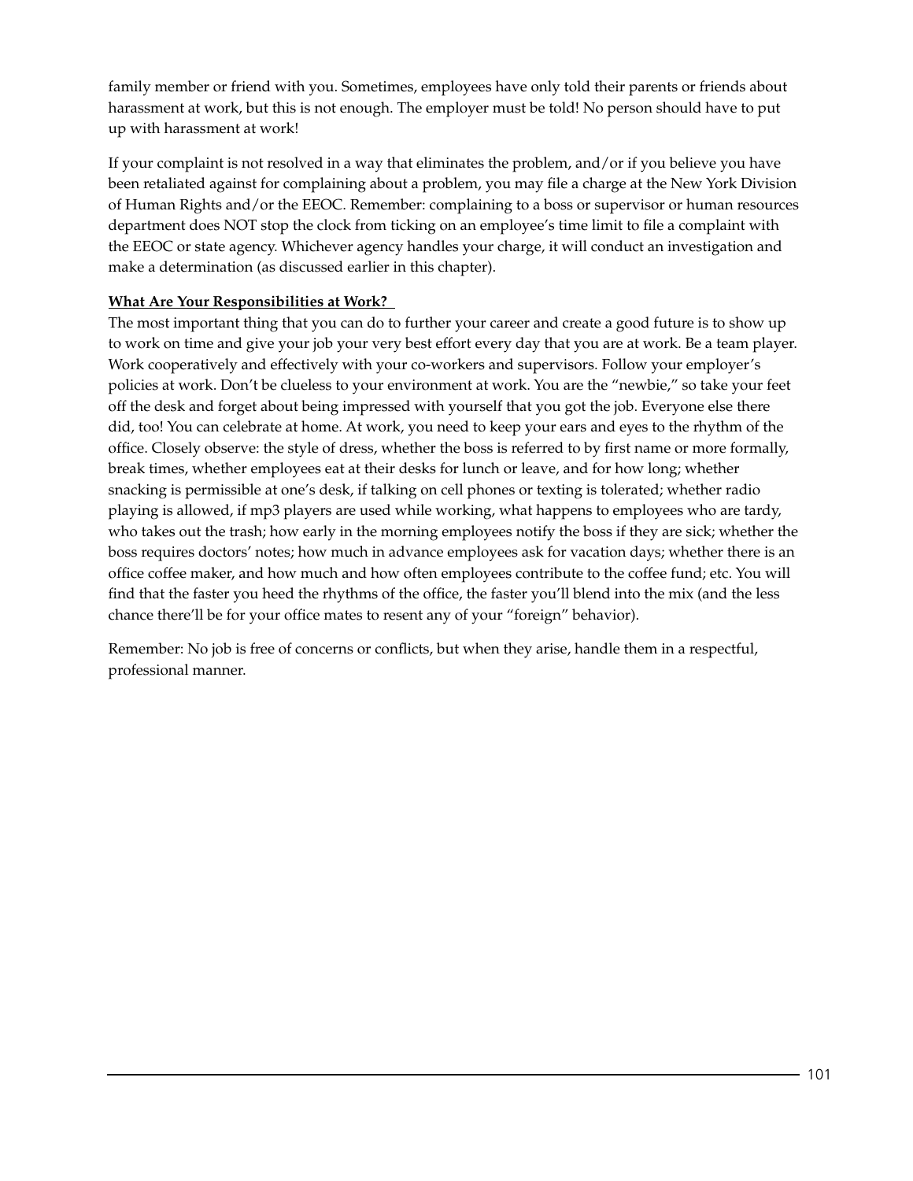family member or friend with you. Sometimes, employees have only told their parents or friends about harassment at work, but this is not enough. The employer must be told! No person should have to put up with harassment at work!

If your complaint is not resolved in a way that eliminates the problem, and/or if you believe you have been retaliated against for complaining about a problem, you may file a charge at the New York Division of Human Rights and/or the EEOC. Remember: complaining to a boss or supervisor or human resources department does NOT stop the clock from ticking on an employee's time limit to file a complaint with the EEOC or state agency. Whichever agency handles your charge, it will conduct an investigation and make a determination (as discussed earlier in this chapter).

**<u>What Are Your Responsibilities at Work?</u>**

The most important thing that you can do to further your career and create a good future is to show up to work on time and give your job your very best effort every day that you are at work. Be a team player. Work cooperatively and effectively with your co-workers and supervisors. Follow your employer's policies at work. Don't be clueless to your environment at work. You are the "newbie," so take your feet off the desk and forget about being impressed with yourself that you got the job. Everyone else there did, too! You can celebrate at home. At work, you need to keep your ears and eyes to the rhythm of the office. Closely observe: the style of dress, whether the boss is referred to by first name or more formally, break times, whether employees eat at their desks for lunch or leave, and for how long; whether snacking is permissible at one's desk, if talking on cell phones or texting is tolerated; whether radio playing is allowed, if mp3 players are used while working, what happens to employees who are tardy, who takes out the trash; how early in the morning employees notify the boss if they are sick; whether the boss requires doctors' notes; how much in advance employees ask for vacation days; whether there is an office coffee maker, and how much and how often employees contribute to the coffee fund; etc. You will find that the faster you heed the rhythms of the office, the faster you'll blend into the mix (and the less chance there'll be for your office mates to resent any of your "foreign" behavior).

Remember: No job is free of concerns or conflicts, but when they arise, handle them in a respectful, professional manner.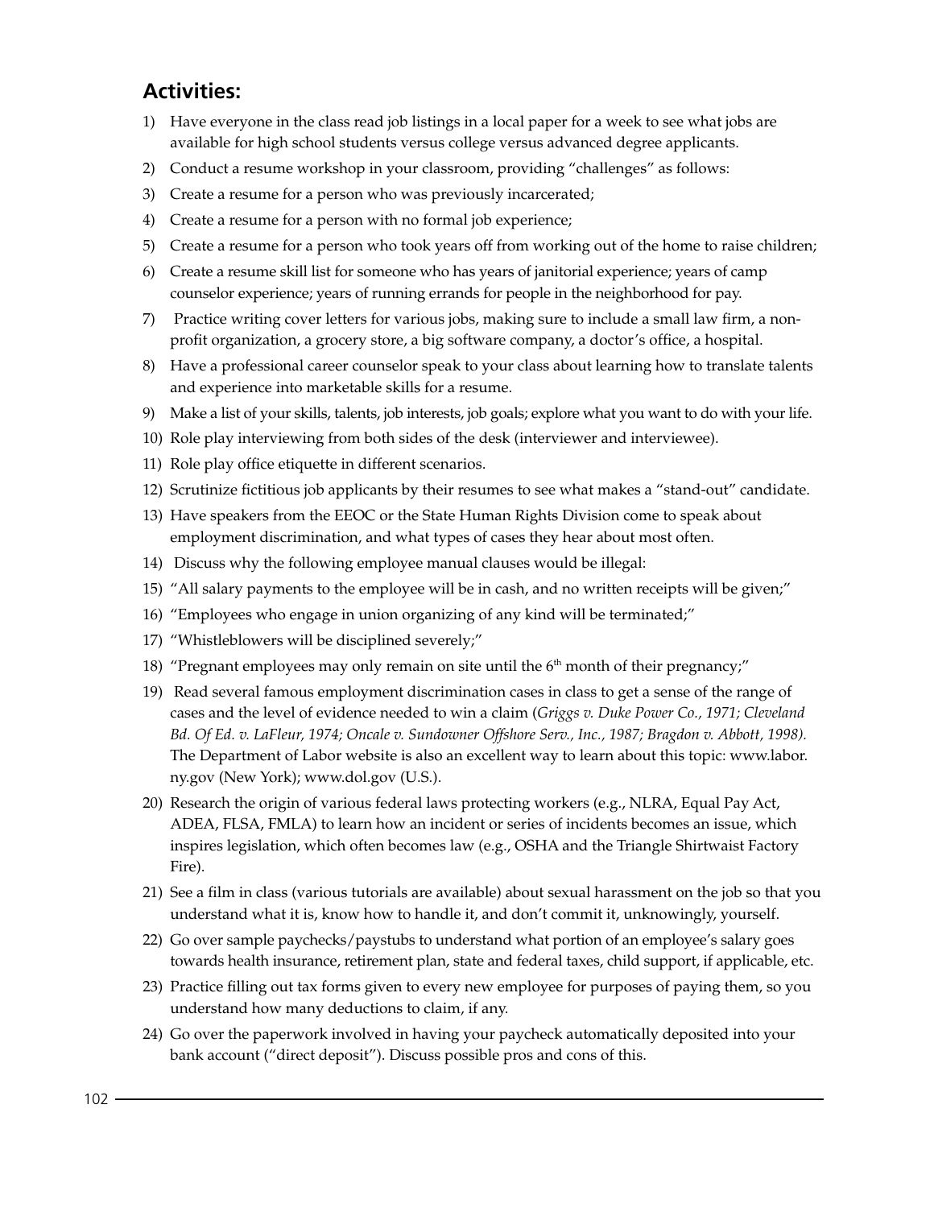## Activities:

1) Have everyone in the class read job listings in a local paper for a week to see what jobs are available for high school students versus college versus advanced degree applicants.
2) Conduct a resume workshop in your classroom, providing "challenges" as follows:
3) Create a resume for a person who was previously incarcerated;
4) Create a resume for a person with no formal job experience;
5) Create a resume for a person who took years off from working out of the home to raise children;
6) Create a resume skill list for someone who has years of janitorial experience; years of camp counselor experience; years of running errands for people in the neighborhood for pay.
7) Practice writing cover letters for various jobs, making sure to include a small law firm, a non-profit organization, a grocery store, a big software company, a doctor's office, a hospital.
8) Have a professional career counselor speak to your class about learning how to translate talents and experience into marketable skills for a resume.
9) Make a list of your skills, talents, job interests, job goals; explore what you want to do with your life.
10) Role play interviewing from both sides of the desk (interviewer and interviewee).
11) Role play office etiquette in different scenarios.
12) Scrutinize fictitious job applicants by their resumes to see what makes a "stand-out" candidate.
13) Have speakers from the EEOC or the State Human Rights Division come to speak about employment discrimination, and what types of cases they hear about most often.
14) Discuss why the following employee manual clauses would be illegal:
15) "All salary payments to the employee will be in cash, and no written receipts will be given;"
16) "Employees who engage in union organizing of any kind will be terminated;"
17) "Whistleblowers will be disciplined severely;"
18) "Pregnant employees may only remain on site until the 6th month of their pregnancy;"
19) Read several famous employment discrimination cases in class to get a sense of the range of cases and the level of evidence needed to win a claim (*Griggs v. Duke Power Co., 1971; Cleveland Bd. Of Ed. v. LaFleur, 1974; Oncale v. Sundowner Offshore Serv., Inc., 1987; Bragdon v. Abbott, 1998).* The Department of Labor website is also an excellent way to learn about this topic: www.labor.ny.gov (New York); www.dol.gov (U.S.).
20) Research the origin of various federal laws protecting workers (e.g., NLRA, Equal Pay Act, ADEA, FLSA, FMLA) to learn how an incident or series of incidents becomes an issue, which inspires legislation, which often becomes law (e.g., OSHA and the Triangle Shirtwaist Factory Fire).
21) See a film in class (various tutorials are available) about sexual harassment on the job so that you understand what it is, know how to handle it, and don't commit it, unknowingly, yourself.
22) Go over sample paychecks/paystubs to understand what portion of an employee's salary goes towards health insurance, retirement plan, state and federal taxes, child support, if applicable, etc.
23) Practice filling out tax forms given to every new employee for purposes of paying them, so you understand how many deductions to claim, if any.
24) Go over the paperwork involved in having your paycheck automatically deposited into your bank account ("direct deposit"). Discuss possible pros and cons of this.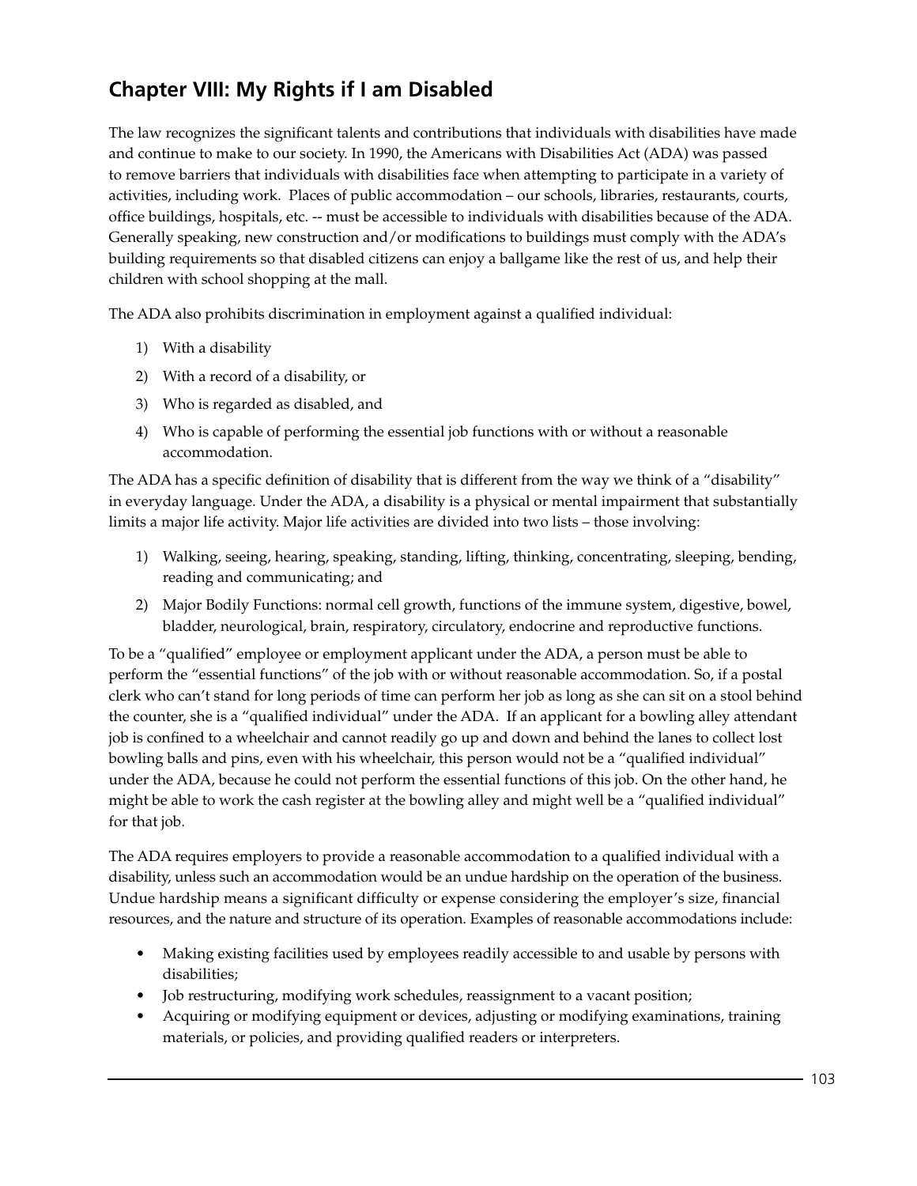## Chapter VIII: My Rights if I am Disabled

The law recognizes the significant talents and contributions that individuals with disabilities have made and continue to make to our society. In 1990, the Americans with Disabilities Act (ADA) was passed to remove barriers that individuals with disabilities face when attempting to participate in a variety of activities, including work. Places of public accommodation – our schools, libraries, restaurants, courts, office buildings, hospitals, etc. -- must be accessible to individuals with disabilities because of the ADA. Generally speaking, new construction and/or modifications to buildings must comply with the ADA's building requirements so that disabled citizens can enjoy a ballgame like the rest of us, and help their children with school shopping at the mall.

The ADA also prohibits discrimination in employment against a qualified individual:

1) With a disability
2) With a record of a disability, or
3) Who is regarded as disabled, and
4) Who is capable of performing the essential job functions with or without a reasonable accommodation.

The ADA has a specific definition of disability that is different from the way we think of a "disability" in everyday language. Under the ADA, a disability is a physical or mental impairment that substantially limits a major life activity. Major life activities are divided into two lists – those involving:

1) Walking, seeing, hearing, speaking, standing, lifting, thinking, concentrating, sleeping, bending, reading and communicating; and
2) Major Bodily Functions: normal cell growth, functions of the immune system, digestive, bowel, bladder, neurological, brain, respiratory, circulatory, endocrine and reproductive functions.

To be a "qualified" employee or employment applicant under the ADA, a person must be able to perform the "essential functions" of the job with or without reasonable accommodation. So, if a postal clerk who can't stand for long periods of time can perform her job as long as she can sit on a stool behind the counter, she is a "qualified individual" under the ADA. If an applicant for a bowling alley attendant job is confined to a wheelchair and cannot readily go up and down and behind the lanes to collect lost bowling balls and pins, even with his wheelchair, this person would not be a "qualified individual" under the ADA, because he could not perform the essential functions of this job. On the other hand, he might be able to work the cash register at the bowling alley and might well be a "qualified individual" for that job.

The ADA requires employers to provide a reasonable accommodation to a qualified individual with a disability, unless such an accommodation would be an undue hardship on the operation of the business. Undue hardship means a significant difficulty or expense considering the employer's size, financial resources, and the nature and structure of its operation. Examples of reasonable accommodations include:

- Making existing facilities used by employees readily accessible to and usable by persons with disabilities;
- Job restructuring, modifying work schedules, reassignment to a vacant position;
- Acquiring or modifying equipment or devices, adjusting or modifying examinations, training materials, or policies, and providing qualified readers or interpreters.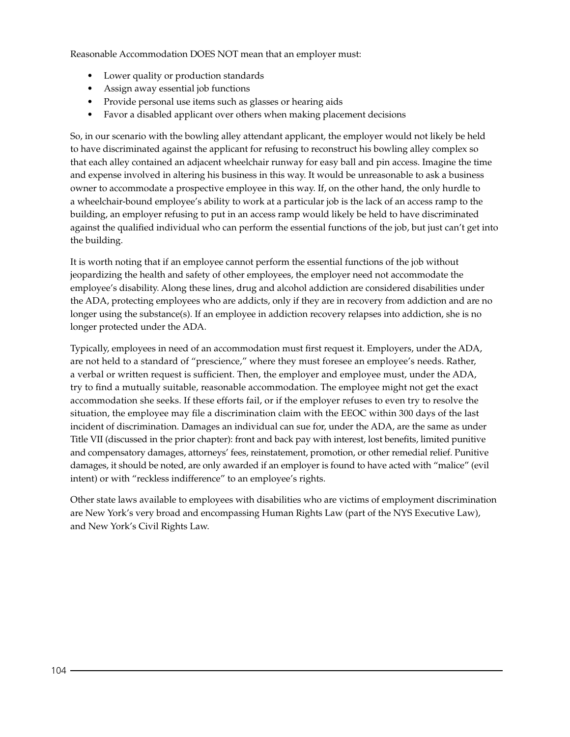Reasonable Accommodation DOES NOT mean that an employer must:

- Lower quality or production standards
- Assign away essential job functions
- Provide personal use items such as glasses or hearing aids
- Favor a disabled applicant over others when making placement decisions

So, in our scenario with the bowling alley attendant applicant, the employer would not likely be held to have discriminated against the applicant for refusing to reconstruct his bowling alley complex so that each alley contained an adjacent wheelchair runway for easy ball and pin access. Imagine the time and expense involved in altering his business in this way. It would be unreasonable to ask a business owner to accommodate a prospective employee in this way. If, on the other hand, the only hurdle to a wheelchair-bound employee's ability to work at a particular job is the lack of an access ramp to the building, an employer refusing to put in an access ramp would likely be held to have discriminated against the qualified individual who can perform the essential functions of the job, but just can't get into the building.

It is worth noting that if an employee cannot perform the essential functions of the job without jeopardizing the health and safety of other employees, the employer need not accommodate the employee's disability. Along these lines, drug and alcohol addiction are considered disabilities under the ADA, protecting employees who are addicts, only if they are in recovery from addiction and are no longer using the substance(s). If an employee in addiction recovery relapses into addiction, she is no longer protected under the ADA.

Typically, employees in need of an accommodation must first request it. Employers, under the ADA, are not held to a standard of "prescience," where they must foresee an employee's needs. Rather, a verbal or written request is sufficient. Then, the employer and employee must, under the ADA, try to find a mutually suitable, reasonable accommodation. The employee might not get the exact accommodation she seeks. If these efforts fail, or if the employer refuses to even try to resolve the situation, the employee may file a discrimination claim with the EEOC within 300 days of the last incident of discrimination. Damages an individual can sue for, under the ADA, are the same as under Title VII (discussed in the prior chapter): front and back pay with interest, lost benefits, limited punitive and compensatory damages, attorneys' fees, reinstatement, promotion, or other remedial relief. Punitive damages, it should be noted, are only awarded if an employer is found to have acted with "malice" (evil intent) or with "reckless indifference" to an employee's rights.

Other state laws available to employees with disabilities who are victims of employment discrimination are New York's very broad and encompassing Human Rights Law (part of the NYS Executive Law), and New York's Civil Rights Law.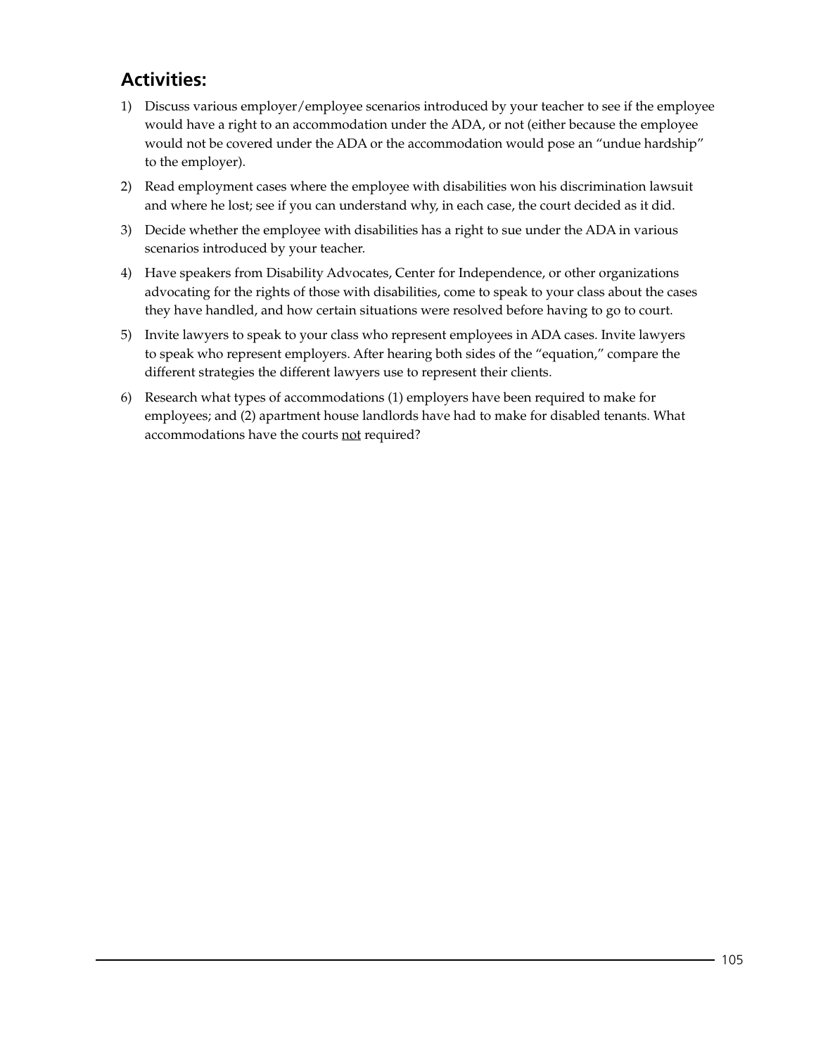## Activities:

1) Discuss various employer/employee scenarios introduced by your teacher to see if the employee would have a right to an accommodation under the ADA, or not (either because the employee would not be covered under the ADA or the accommodation would pose an "undue hardship" to the employer).

2) Read employment cases where the employee with disabilities won his discrimination lawsuit and where he lost; see if you can understand why, in each case, the court decided as it did.

3) Decide whether the employee with disabilities has a right to sue under the ADA in various scenarios introduced by your teacher.

4) Have speakers from Disability Advocates, Center for Independence, or other organizations advocating for the rights of those with disabilities, come to speak to your class about the cases they have handled, and how certain situations were resolved before having to go to court.

5) Invite lawyers to speak to your class who represent employees in ADA cases. Invite lawyers to speak who represent employers. After hearing both sides of the "equation," compare the different strategies the different lawyers use to represent their clients.

6) Research what types of accommodations (1) employers have been required to make for employees; and (2) apartment house landlords have had to make for disabled tenants. What accommodations have the courts <u>not</u> required?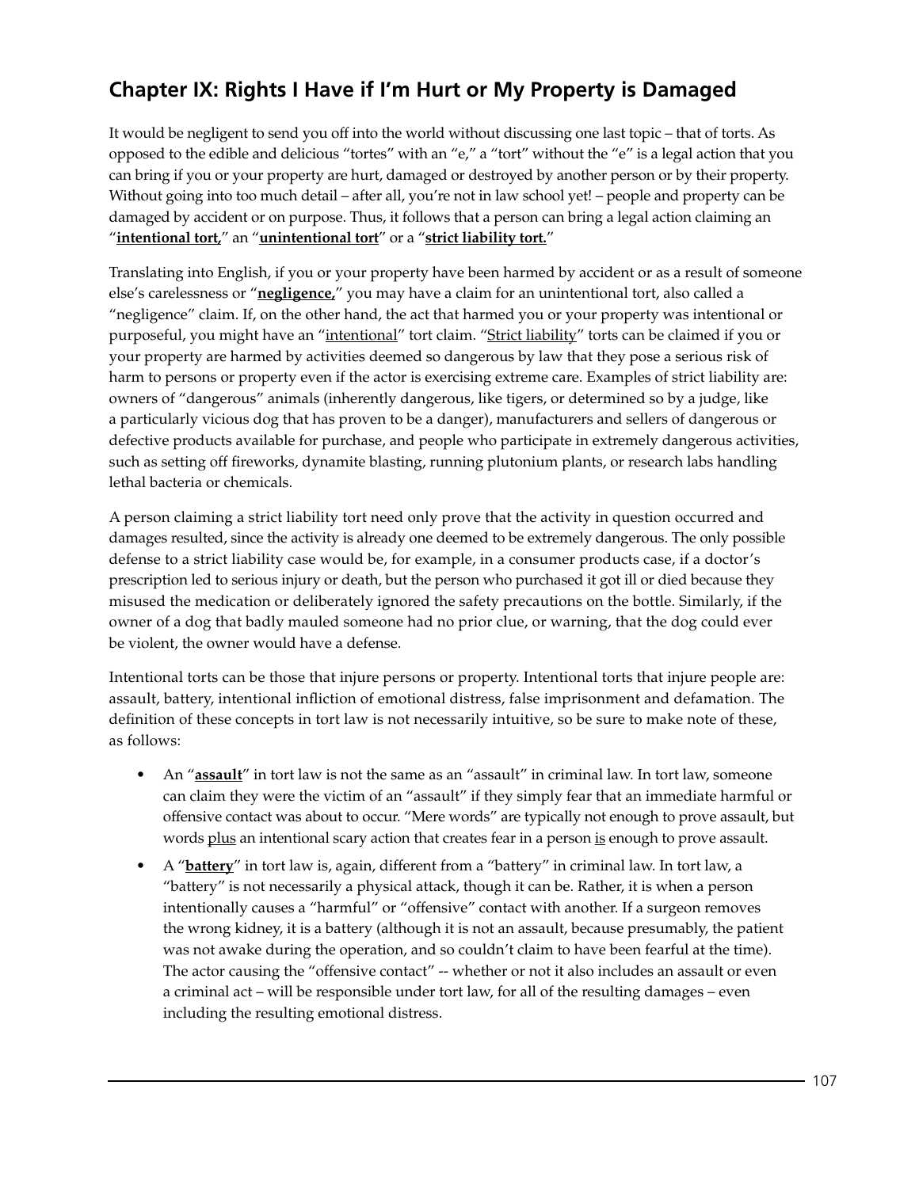## Chapter IX: Rights I Have if I'm Hurt or My Property is Damaged

It would be negligent to send you off into the world without discussing one last topic – that of torts. As opposed to the edible and delicious "tortes" with an "e," a "tort" without the "e" is a legal action that you can bring if you or your property are hurt, damaged or destroyed by another person or by their property. Without going into too much detail – after all, you're not in law school yet! – people and property can be damaged by accident or on purpose. Thus, it follows that a person can bring a legal action claiming an "**<u>intentional tort</u>**," an "**<u>unintentional tort</u>**" or a "**<u>strict liability tort.</u>**"

Translating into English, if you or your property have been harmed by accident or as a result of someone else's carelessness or "**<u>negligence</u>**," you may have a claim for an unintentional tort, also called a "negligence" claim. If, on the other hand, the act that harmed you or your property was intentional or purposeful, you might have an "<u>intentional</u>" tort claim. "<u>Strict liability</u>" torts can be claimed if you or your property are harmed by activities deemed so dangerous by law that they pose a serious risk of harm to persons or property even if the actor is exercising extreme care. Examples of strict liability are: owners of "dangerous" animals (inherently dangerous, like tigers, or determined so by a judge, like a particularly vicious dog that has proven to be a danger), manufacturers and sellers of dangerous or defective products available for purchase, and people who participate in extremely dangerous activities, such as setting off fireworks, dynamite blasting, running plutonium plants, or research labs handling lethal bacteria or chemicals.

A person claiming a strict liability tort need only prove that the activity in question occurred and damages resulted, since the activity is already one deemed to be extremely dangerous. The only possible defense to a strict liability case would be, for example, in a consumer products case, if a doctor's prescription led to serious injury or death, but the person who purchased it got ill or died because they misused the medication or deliberately ignored the safety precautions on the bottle. Similarly, if the owner of a dog that badly mauled someone had no prior clue, or warning, that the dog could ever be violent, the owner would have a defense.

Intentional torts can be those that injure persons or property. Intentional torts that injure people are: assault, battery, intentional infliction of emotional distress, false imprisonment and defamation. The definition of these concepts in tort law is not necessarily intuitive, so be sure to make note of these, as follows:

- An "**<u>assault</u>**" in tort law is not the same as an "assault" in criminal law. In tort law, someone can claim they were the victim of an "assault" if they simply fear that an immediate harmful or offensive contact was about to occur. "Mere words" are typically not enough to prove assault, but words <u>plus</u> an intentional scary action that creates fear in a person <u>is</u> enough to prove assault.
- A "**<u>battery</u>**" in tort law is, again, different from a "battery" in criminal law. In tort law, a "battery" is not necessarily a physical attack, though it can be. Rather, it is when a person intentionally causes a "harmful" or "offensive" contact with another. If a surgeon removes the wrong kidney, it is a battery (although it is not an assault, because presumably, the patient was not awake during the operation, and so couldn't claim to have been fearful at the time). The actor causing the "offensive contact" -- whether or not it also includes an assault or even a criminal act – will be responsible under tort law, for all of the resulting damages – even including the resulting emotional distress.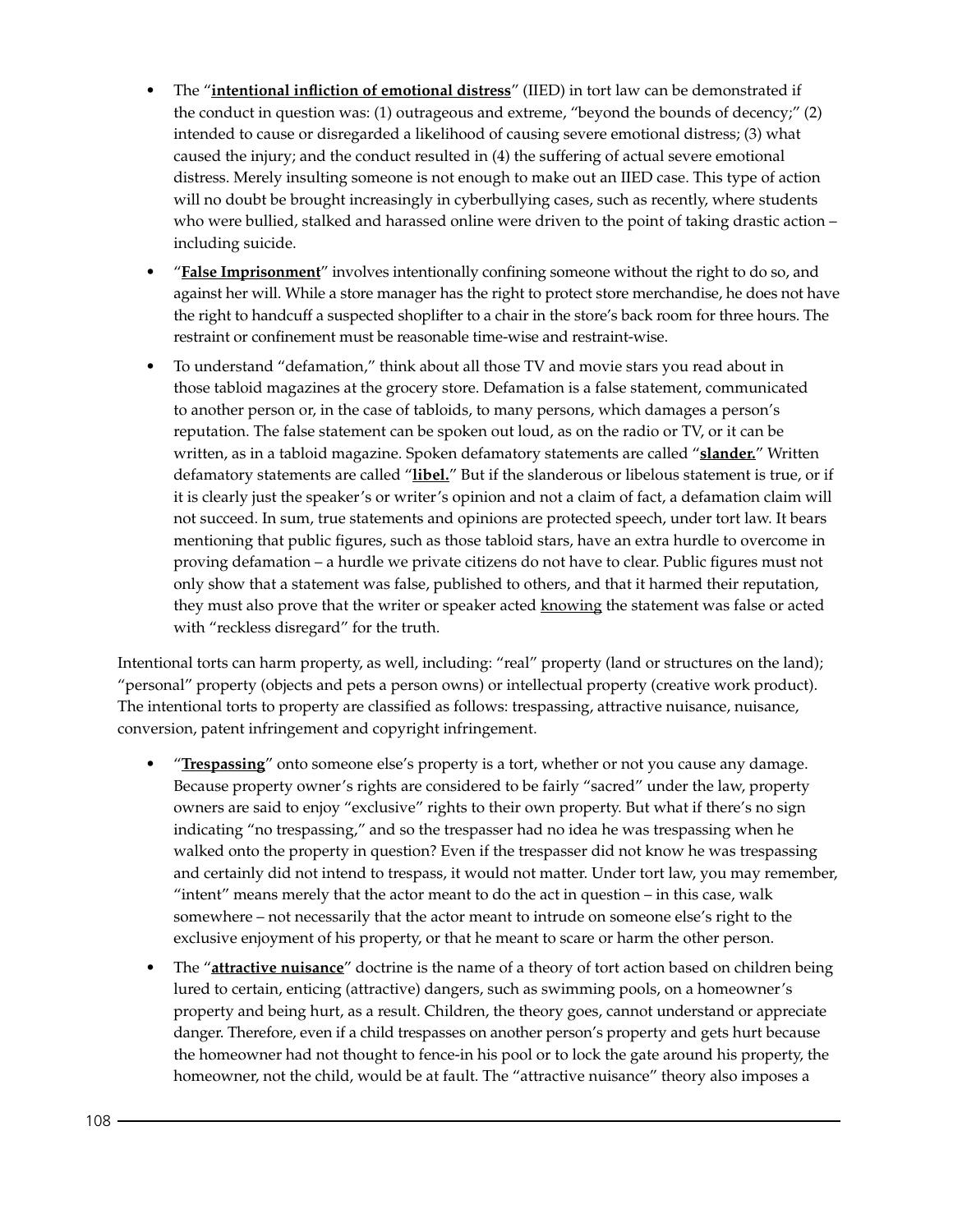- The "**intentional infliction of emotional distress**" (IIED) in tort law can be demonstrated if the conduct in question was: (1) outrageous and extreme, "beyond the bounds of decency;" (2) intended to cause or disregarded a likelihood of causing severe emotional distress; (3) what caused the injury; and the conduct resulted in (4) the suffering of actual severe emotional distress. Merely insulting someone is not enough to make out an IIED case. This type of action will no doubt be brought increasingly in cyberbullying cases, such as recently, where students who were bullied, stalked and harassed online were driven to the point of taking drastic action – including suicide.
- "**False Imprisonment**" involves intentionally confining someone without the right to do so, and against her will. While a store manager has the right to protect store merchandise, he does not have the right to handcuff a suspected shoplifter to a chair in the store's back room for three hours. The restraint or confinement must be reasonable time-wise and restraint-wise.
- To understand "defamation," think about all those TV and movie stars you read about in those tabloid magazines at the grocery store. Defamation is a false statement, communicated to another person or, in the case of tabloids, to many persons, which damages a person's reputation. The false statement can be spoken out loud, as on the radio or TV, or it can be written, as in a tabloid magazine. Spoken defamatory statements are called "**slander.**" Written defamatory statements are called "**libel.**" But if the slanderous or libelous statement is true, or if it is clearly just the speaker's or writer's opinion and not a claim of fact, a defamation claim will not succeed. In sum, true statements and opinions are protected speech, under tort law. It bears mentioning that public figures, such as those tabloid stars, have an extra hurdle to overcome in proving defamation – a hurdle we private citizens do not have to clear. Public figures must not only show that a statement was false, published to others, and that it harmed their reputation, they must also prove that the writer or speaker acted knowing the statement was false or acted with "reckless disregard" for the truth.

Intentional torts can harm property, as well, including: "real" property (land or structures on the land); "personal" property (objects and pets a person owns) or intellectual property (creative work product). The intentional torts to property are classified as follows: trespassing, attractive nuisance, nuisance, conversion, patent infringement and copyright infringement.

- "**Trespassing**" onto someone else's property is a tort, whether or not you cause any damage. Because property owner's rights are considered to be fairly "sacred" under the law, property owners are said to enjoy "exclusive" rights to their own property. But what if there's no sign indicating "no trespassing," and so the trespasser had no idea he was trespassing when he walked onto the property in question? Even if the trespasser did not know he was trespassing and certainly did not intend to trespass, it would not matter. Under tort law, you may remember, "intent" means merely that the actor meant to do the act in question – in this case, walk somewhere – not necessarily that the actor meant to intrude on someone else's right to the exclusive enjoyment of his property, or that he meant to scare or harm the other person.
- The "**attractive nuisance**" doctrine is the name of a theory of tort action based on children being lured to certain, enticing (attractive) dangers, such as swimming pools, on a homeowner's property and being hurt, as a result. Children, the theory goes, cannot understand or appreciate danger. Therefore, even if a child trespasses on another person's property and gets hurt because the homeowner had not thought to fence-in his pool or to lock the gate around his property, the homeowner, not the child, would be at fault. The "attractive nuisance" theory also imposes a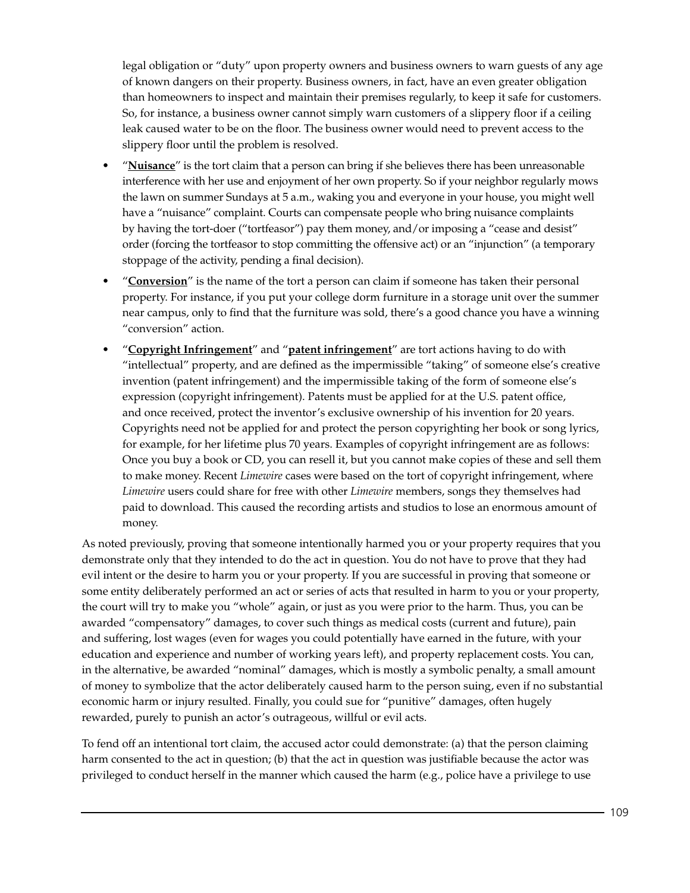legal obligation or "duty" upon property owners and business owners to warn guests of any age of known dangers on their property. Business owners, in fact, have an even greater obligation than homeowners to inspect and maintain their premises regularly, to keep it safe for customers. So, for instance, a business owner cannot simply warn customers of a slippery floor if a ceiling leak caused water to be on the floor. The business owner would need to prevent access to the slippery floor until the problem is resolved.

- "**<u>Nuisance</u>**" is the tort claim that a person can bring if she believes there has been unreasonable interference with her use and enjoyment of her own property. So if your neighbor regularly mows the lawn on summer Sundays at 5 a.m., waking you and everyone in your house, you might well have a "nuisance" complaint. Courts can compensate people who bring nuisance complaints by having the tort-doer ("tortfeasor") pay them money, and/or imposing a "cease and desist" order (forcing the tortfeasor to stop committing the offensive act) or an "injunction" (a temporary stoppage of the activity, pending a final decision).
- "**<u>Conversion</u>**" is the name of the tort a person can claim if someone has taken their personal property. For instance, if you put your college dorm furniture in a storage unit over the summer near campus, only to find that the furniture was sold, there's a good chance you have a winning "conversion" action.
- "**<u>Copyright Infringement</u>**" and "**<u>patent infringement</u>**" are tort actions having to do with "intellectual" property, and are defined as the impermissible "taking" of someone else's creative invention (patent infringement) and the impermissible taking of the form of someone else's expression (copyright infringement). Patents must be applied for at the U.S. patent office, and once received, protect the inventor's exclusive ownership of his invention for 20 years. Copyrights need not be applied for and protect the person copyrighting her book or song lyrics, for example, for her lifetime plus 70 years. Examples of copyright infringement are as follows: Once you buy a book or CD, you can resell it, but you cannot make copies of these and sell them to make money. Recent *Limewire* cases were based on the tort of copyright infringement, where *Limewire* users could share for free with other *Limewire* members, songs they themselves had paid to download. This caused the recording artists and studios to lose an enormous amount of money.

As noted previously, proving that someone intentionally harmed you or your property requires that you demonstrate only that they intended to do the act in question. You do not have to prove that they had evil intent or the desire to harm you or your property. If you are successful in proving that someone or some entity deliberately performed an act or series of acts that resulted in harm to you or your property, the court will try to make you "whole" again, or just as you were prior to the harm. Thus, you can be awarded "compensatory" damages, to cover such things as medical costs (current and future), pain and suffering, lost wages (even for wages you could potentially have earned in the future, with your education and experience and number of working years left), and property replacement costs. You can, in the alternative, be awarded "nominal" damages, which is mostly a symbolic penalty, a small amount of money to symbolize that the actor deliberately caused harm to the person suing, even if no substantial economic harm or injury resulted. Finally, you could sue for "punitive" damages, often hugely rewarded, purely to punish an actor's outrageous, willful or evil acts.

To fend off an intentional tort claim, the accused actor could demonstrate: (a) that the person claiming harm consented to the act in question; (b) that the act in question was justifiable because the actor was privileged to conduct herself in the manner which caused the harm (e.g., police have a privilege to use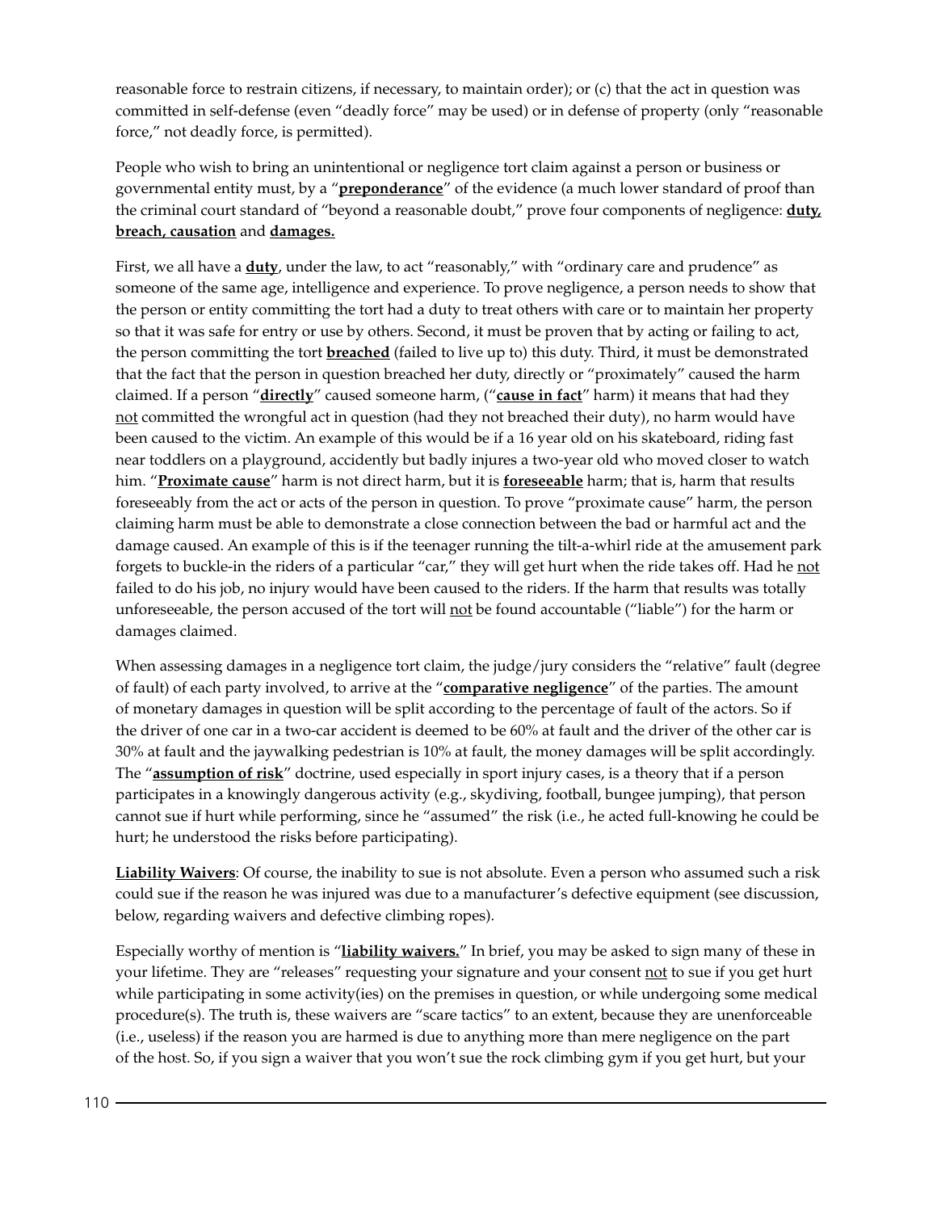reasonable force to restrain citizens, if necessary, to maintain order); or (c) that the act in question was committed in self-defense (even "deadly force" may be used) or in defense of property (only "reasonable force," not deadly force, is permitted).

People who wish to bring an unintentional or negligence tort claim against a person or business or governmental entity must, by a "**preponderance**" of the evidence (a much lower standard of proof than the criminal court standard of "beyond a reasonable doubt," prove four components of negligence: **duty, breach, causation** and **damages.**

First, we all have a **duty**, under the law, to act "reasonably," with "ordinary care and prudence" as someone of the same age, intelligence and experience. To prove negligence, a person needs to show that the person or entity committing the tort had a duty to treat others with care or to maintain her property so that it was safe for entry or use by others. Second, it must be proven that by acting or failing to act, the person committing the tort **breached** (failed to live up to) this duty. Third, it must be demonstrated that the fact that the person in question breached her duty, directly or "proximately" caused the harm claimed. If a person "**directly**" caused someone harm, ("**cause in fact**" harm) it means that had they not committed the wrongful act in question (had they not breached their duty), no harm would have been caused to the victim. An example of this would be if a 16 year old on his skateboard, riding fast near toddlers on a playground, accidently but badly injures a two-year old who moved closer to watch him. "**Proximate cause**" harm is not direct harm, but it is **foreseeable** harm; that is, harm that results foreseeably from the act or acts of the person in question. To prove "proximate cause" harm, the person claiming harm must be able to demonstrate a close connection between the bad or harmful act and the damage caused. An example of this is if the teenager running the tilt-a-whirl ride at the amusement park forgets to buckle-in the riders of a particular "car," they will get hurt when the ride takes off. Had he not failed to do his job, no injury would have been caused to the riders. If the harm that results was totally unforeseeable, the person accused of the tort will not be found accountable ("liable") for the harm or damages claimed.

When assessing damages in a negligence tort claim, the judge/jury considers the "relative" fault (degree of fault) of each party involved, to arrive at the "**comparative negligence**" of the parties. The amount of monetary damages in question will be split according to the percentage of fault of the actors. So if the driver of one car in a two-car accident is deemed to be 60% at fault and the driver of the other car is 30% at fault and the jaywalking pedestrian is 10% at fault, the money damages will be split accordingly. The "**assumption of risk**" doctrine, used especially in sport injury cases, is a theory that if a person participates in a knowingly dangerous activity (e.g., skydiving, football, bungee jumping), that person cannot sue if hurt while performing, since he "assumed" the risk (i.e., he acted full-knowing he could be hurt; he understood the risks before participating).

**Liability Waivers**: Of course, the inability to sue is not absolute. Even a person who assumed such a risk could sue if the reason he was injured was due to a manufacturer's defective equipment (see discussion, below, regarding waivers and defective climbing ropes).

Especially worthy of mention is "**liability waivers.**" In brief, you may be asked to sign many of these in your lifetime. They are "releases" requesting your signature and your consent not to sue if you get hurt while participating in some activity(ies) on the premises in question, or while undergoing some medical procedure(s). The truth is, these waivers are "scare tactics" to an extent, because they are unenforceable (i.e., useless) if the reason you are harmed is due to anything more than mere negligence on the part of the host. So, if you sign a waiver that you won't sue the rock climbing gym if you get hurt, but your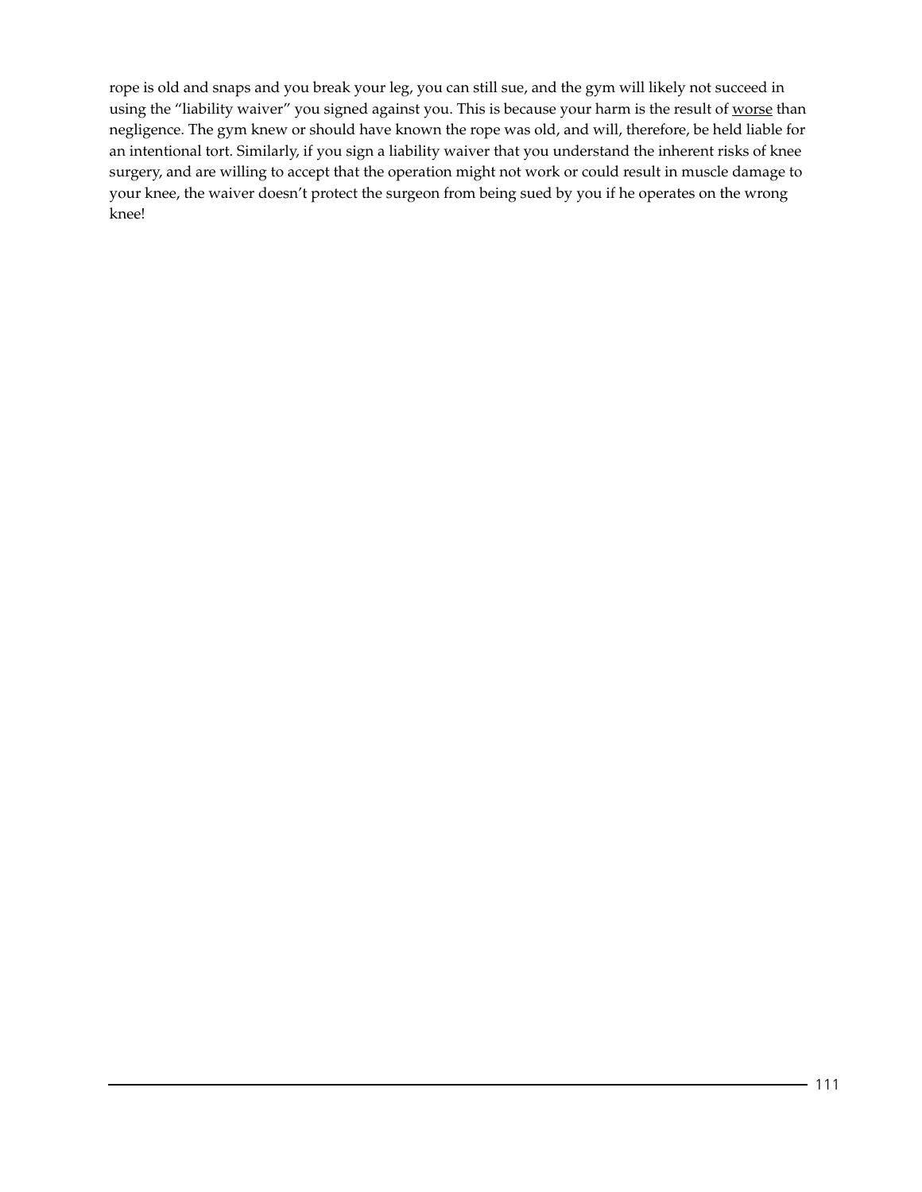rope is old and snaps and you break your leg, you can still sue, and the gym will likely not succeed in using the "liability waiver" you signed against you. This is because your harm is the result of <u>worse</u> than negligence. The gym knew or should have known the rope was old, and will, therefore, be held liable for an intentional tort. Similarly, if you sign a liability waiver that you understand the inherent risks of knee surgery, and are willing to accept that the operation might not work or could result in muscle damage to your knee, the waiver doesn't protect the surgeon from being sued by you if he operates on the wrong knee!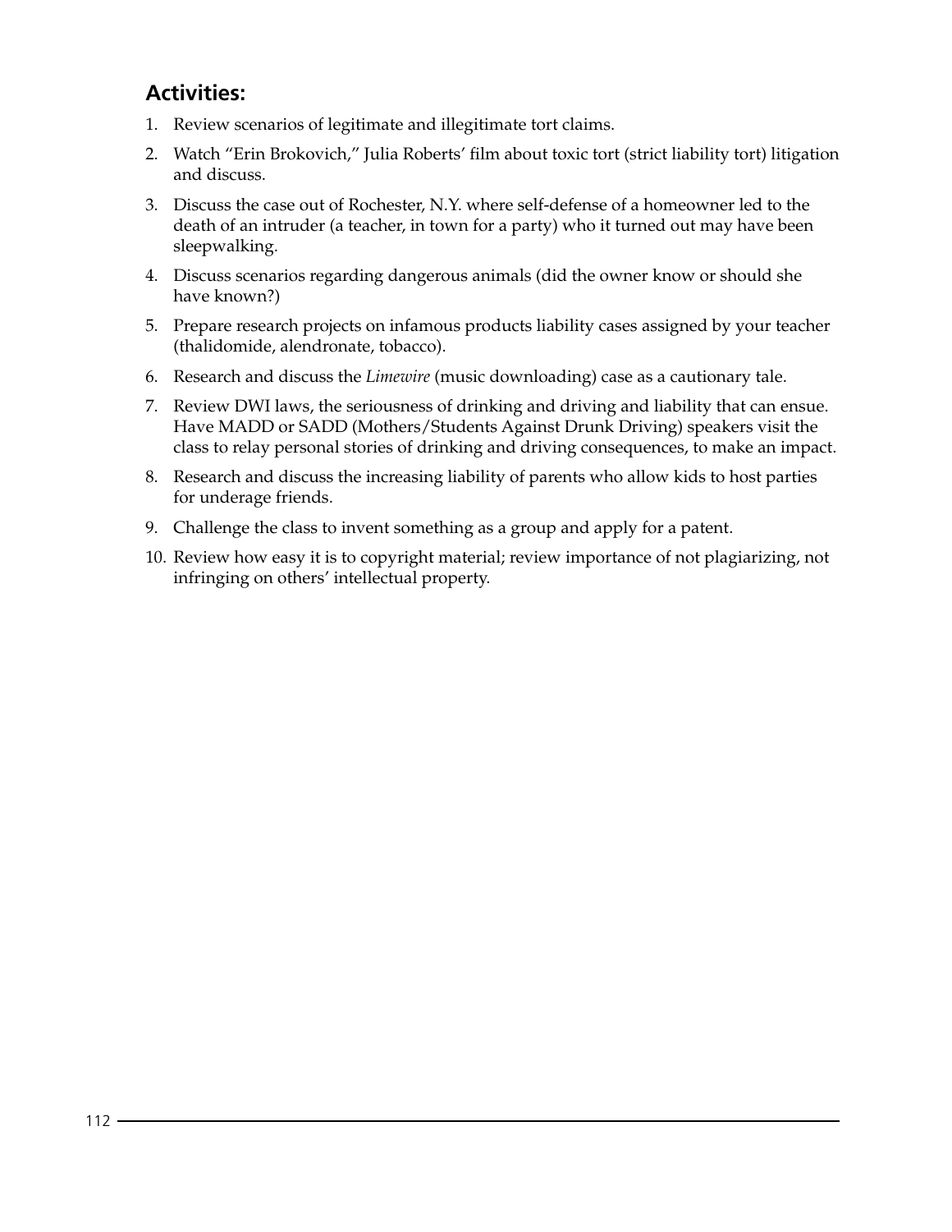## Activities:

1. Review scenarios of legitimate and illegitimate tort claims.
2. Watch "Erin Brokovich," Julia Roberts' film about toxic tort (strict liability tort) litigation and discuss.
3. Discuss the case out of Rochester, N.Y. where self-defense of a homeowner led to the death of an intruder (a teacher, in town for a party) who it turned out may have been sleepwalking.
4. Discuss scenarios regarding dangerous animals (did the owner know or should she have known?)
5. Prepare research projects on infamous products liability cases assigned by your teacher (thalidomide, alendronate, tobacco).
6. Research and discuss the *Limewire* (music downloading) case as a cautionary tale.
7. Review DWI laws, the seriousness of drinking and driving and liability that can ensue. Have MADD or SADD (Mothers/Students Against Drunk Driving) speakers visit the class to relay personal stories of drinking and driving consequences, to make an impact.
8. Research and discuss the increasing liability of parents who allow kids to host parties for underage friends.
9. Challenge the class to invent something as a group and apply for a patent.
10. Review how easy it is to copyright material; review importance of not plagiarizing, not infringing on others' intellectual property.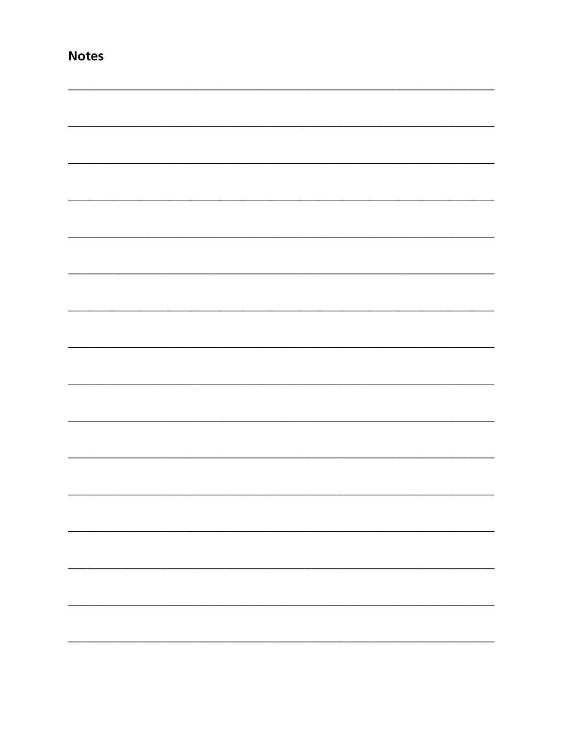**Notes**

________________________________________________________________________

________________________________________________________________________

________________________________________________________________________

________________________________________________________________________

________________________________________________________________________

________________________________________________________________________

________________________________________________________________________

________________________________________________________________________

________________________________________________________________________

________________________________________________________________________

________________________________________________________________________

________________________________________________________________________

________________________________________________________________________

________________________________________________________________________

________________________________________________________________________

________________________________________________________________________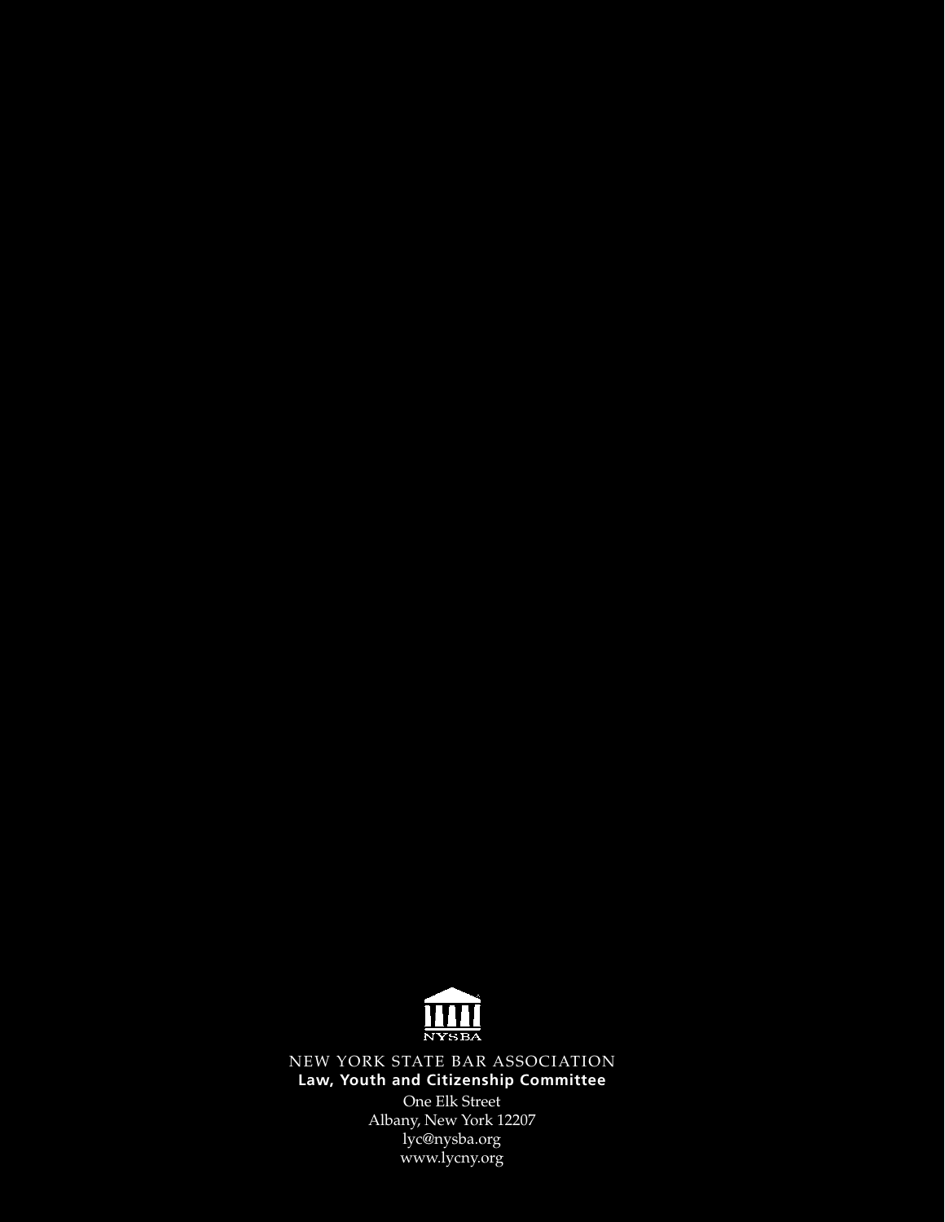NYSBA

NEW YORK STATE BAR ASSOCIATION

**Law, Youth and Citizenship Committee**

One Elk Street
Albany, New York 12207
lyc@nysba.org
www.lycny.org